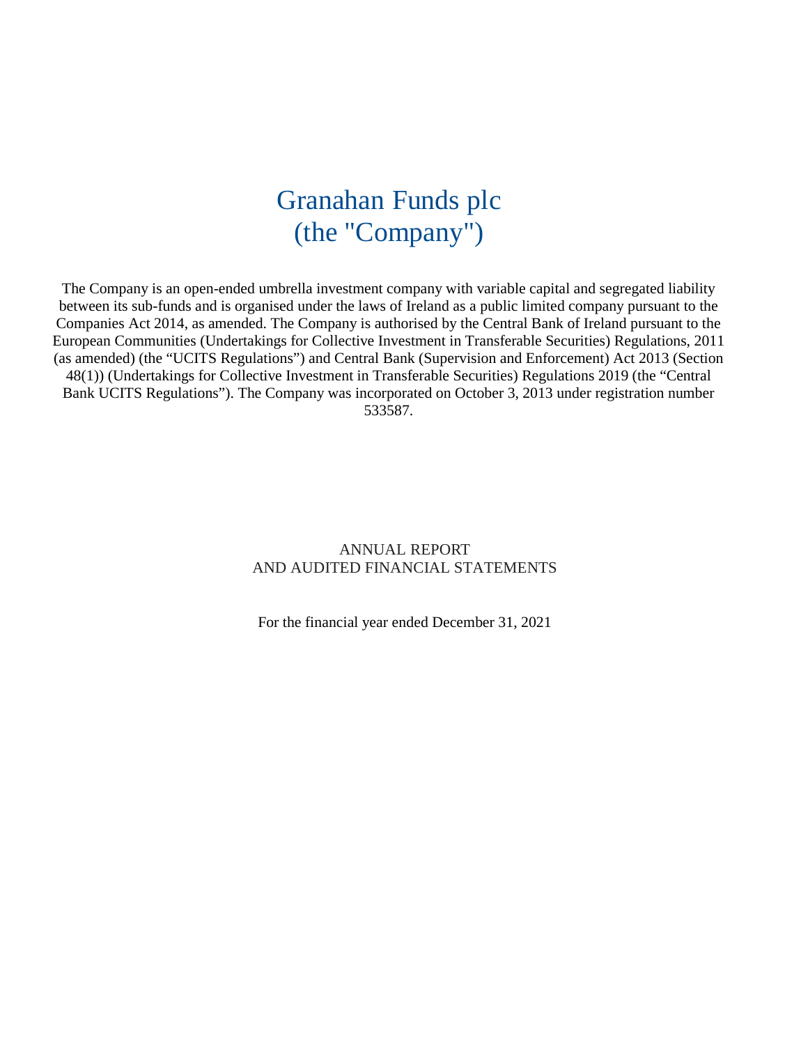# Granahan Funds plc
# (the "Company")

The Company is an open-ended umbrella investment company with variable capital and segregated liability between its sub-funds and is organised under the laws of Ireland as a public limited company pursuant to the Companies Act 2014, as amended. The Company is authorised by the Central Bank of Ireland pursuant to the European Communities (Undertakings for Collective Investment in Transferable Securities) Regulations, 2011 (as amended) (the "UCITS Regulations") and Central Bank (Supervision and Enforcement) Act 2013 (Section 48(1)) (Undertakings for Collective Investment in Transferable Securities) Regulations 2019 (the "Central Bank UCITS Regulations"). The Company was incorporated on October 3, 2013 under registration number 533587.

ANNUAL REPORT
AND AUDITED FINANCIAL STATEMENTS

For the financial year ended December 31, 2021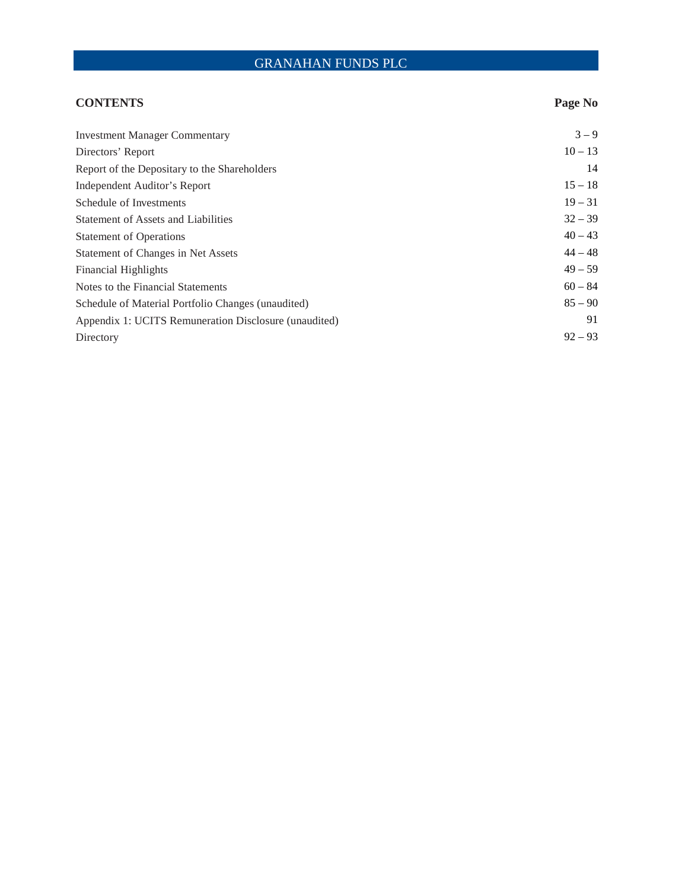# GRANAHAN FUNDS PLC

| CONTENTS | Page No |
| --- | --- |
| Investment Manager Commentary | 3 – 9 |
| Directors' Report | 10 – 13 |
| Report of the Depositary to the Shareholders | 14 |
| Independent Auditor's Report | 15 – 18 |
| Schedule of Investments | 19 – 31 |
| Statement of Assets and Liabilities | 32 – 39 |
| Statement of Operations | 40 – 43 |
| Statement of Changes in Net Assets | 44 – 48 |
| Financial Highlights | 49 – 59 |
| Notes to the Financial Statements | 60 – 84 |
| Schedule of Material Portfolio Changes (unaudited) | 85 – 90 |
| Appendix 1: UCITS Remuneration Disclosure (unaudited) | 91 |
| Directory | 92 – 93 |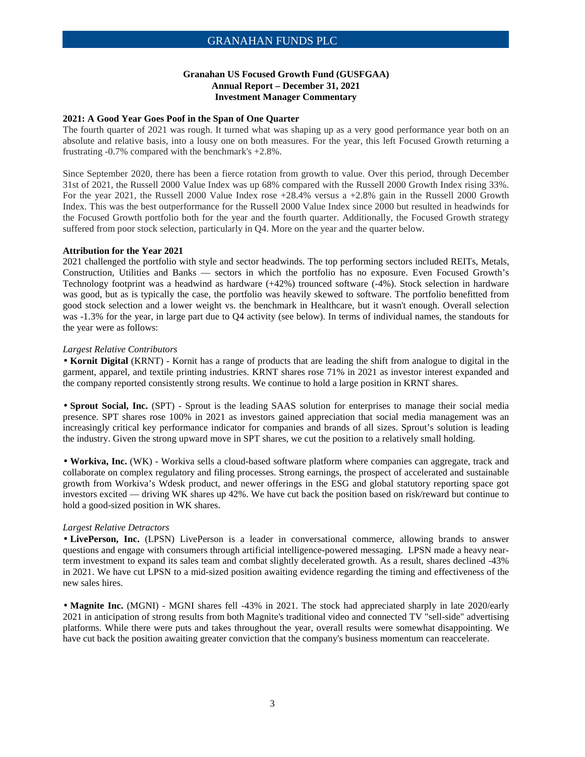**Granahan US Focused Growth Fund (GUSFGAA)**
**Annual Report – December 31, 2021**
**Investment Manager Commentary**

**2021: A Good Year Goes Poof in the Span of One Quarter**

The fourth quarter of 2021 was rough. It turned what was shaping up as a very good performance year both on an absolute and relative basis, into a lousy one on both measures. For the year, this left Focused Growth returning a frustrating -0.7% compared with the benchmark's +2.8%.

Since September 2020, there has been a fierce rotation from growth to value. Over this period, through December 31st of 2021, the Russell 2000 Value Index was up 68% compared with the Russell 2000 Growth Index rising 33%. For the year 2021, the Russell 2000 Value Index rose +28.4% versus a +2.8% gain in the Russell 2000 Growth Index. This was the best outperformance for the Russell 2000 Value Index since 2000 but resulted in headwinds for the Focused Growth portfolio both for the year and the fourth quarter. Additionally, the Focused Growth strategy suffered from poor stock selection, particularly in Q4. More on the year and the quarter below.

**Attribution for the Year 2021**

2021 challenged the portfolio with style and sector headwinds. The top performing sectors included REITs, Metals, Construction, Utilities and Banks — sectors in which the portfolio has no exposure. Even Focused Growth's Technology footprint was a headwind as hardware (+42%) trounced software (-4%). Stock selection in hardware was good, but as is typically the case, the portfolio was heavily skewed to software. The portfolio benefitted from good stock selection and a lower weight vs. the benchmark in Healthcare, but it wasn't enough. Overall selection was -1.3% for the year, in large part due to Q4 activity (see below). In terms of individual names, the standouts for the year were as follows:

*Largest Relative Contributors*

- **Kornit Digital** (KRNT) - Kornit has a range of products that are leading the shift from analogue to digital in the garment, apparel, and textile printing industries. KRNT shares rose 71% in 2021 as investor interest expanded and the company reported consistently strong results. We continue to hold a large position in KRNT shares.

- **Sprout Social, Inc.** (SPT) - Sprout is the leading SAAS solution for enterprises to manage their social media presence. SPT shares rose 100% in 2021 as investors gained appreciation that social media management was an increasingly critical key performance indicator for companies and brands of all sizes. Sprout's solution is leading the industry. Given the strong upward move in SPT shares, we cut the position to a relatively small holding.

- **Workiva, Inc.** (WK) - Workiva sells a cloud-based software platform where companies can aggregate, track and collaborate on complex regulatory and filing processes. Strong earnings, the prospect of accelerated and sustainable growth from Workiva's Wdesk product, and newer offerings in the ESG and global statutory reporting space got investors excited — driving WK shares up 42%. We have cut back the position based on risk/reward but continue to hold a good-sized position in WK shares.

*Largest Relative Detractors*

- **LivePerson, Inc.** (LPSN) LivePerson is a leader in conversational commerce, allowing brands to answer questions and engage with consumers through artificial intelligence-powered messaging. LPSN made a heavy near-term investment to expand its sales team and combat slightly decelerated growth. As a result, shares declined -43% in 2021. We have cut LPSN to a mid-sized position awaiting evidence regarding the timing and effectiveness of the new sales hires.

- **Magnite Inc.** (MGNI) - MGNI shares fell -43% in 2021. The stock had appreciated sharply in late 2020/early 2021 in anticipation of strong results from both Magnite's traditional video and connected TV "sell-side" advertising platforms. While there were puts and takes throughout the year, overall results were somewhat disappointing. We have cut back the position awaiting greater conviction that the company's business momentum can reaccelerate.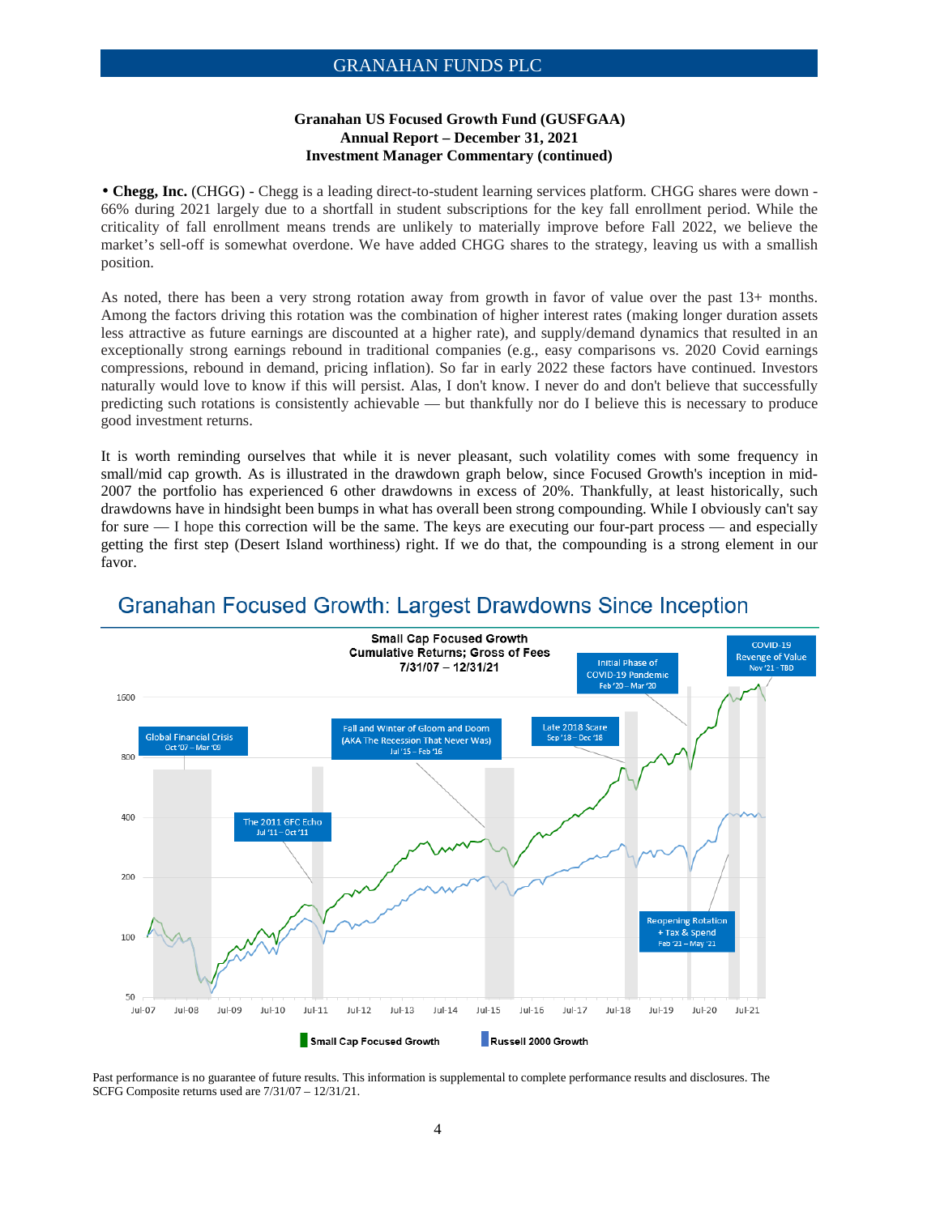**Granahan US Focused Growth Fund (GUSFGAA)**
**Annual Report – December 31, 2021**
**Investment Manager Commentary (continued)**

- **Chegg, Inc.** (CHGG) - Chegg is a leading direct-to-student learning services platform. CHGG shares were down -66% during 2021 largely due to a shortfall in student subscriptions for the key fall enrollment period. While the criticality of fall enrollment means trends are unlikely to materially improve before Fall 2022, we believe the market's sell-off is somewhat overdone. We have added CHGG shares to the strategy, leaving us with a smallish position.

As noted, there has been a very strong rotation away from growth in favor of value over the past 13+ months. Among the factors driving this rotation was the combination of higher interest rates (making longer duration assets less attractive as future earnings are discounted at a higher rate), and supply/demand dynamics that resulted in an exceptionally strong earnings rebound in traditional companies (e.g., easy comparisons vs. 2020 Covid earnings compressions, rebound in demand, pricing inflation). So far in early 2022 these factors have continued. Investors naturally would love to know if this will persist. Alas, I don't know. I never do and don't believe that successfully predicting such rotations is consistently achievable — but thankfully nor do I believe this is necessary to produce good investment returns.

It is worth reminding ourselves that while it is never pleasant, such volatility comes with some frequency in small/mid cap growth. As is illustrated in the drawdown graph below, since Focused Growth's inception in mid-2007 the portfolio has experienced 6 other drawdowns in excess of 20%. Thankfully, at least historically, such drawdowns have in hindsight been bumps in what has overall been strong compounding. While I obviously can't say for sure — I *hope* this correction will be the same. The keys are executing our four-part process — and especially getting the first step (Desert Island worthiness) right. If we do that, the compounding is a strong element in our favor.

## Granahan Focused Growth: Largest Drawdowns Since Inception

**Small Cap Focused Growth**
**Cumulative Returns; Gross of Fees**
**7/31/07 – 12/31/21**

- Global Financial Crisis (Oct '07 – Mar '09)
- The 2011 GFC Echo (Jul '11 – Oct '11)
- Fall and Winter of Gloom and Doom (AKA The Recession That Never Was) (Jul '15 – Feb '16)
- Late 2018 Scare (Sep '18 – Dec '18)
- Initial Phase of COVID-19 Pandemic (Feb '20 – Mar '20)
- Reopening Rotation + Tax & Spend (Feb '21 – May '21)
- COVID-19 Revenge of Value (Nov '21 - TBD)

Legend: Small Cap Focused Growth; Russell 2000 Growth

Past performance is no guarantee of future results. This information is supplemental to complete performance results and disclosures. The SCFG Composite returns used are 7/31/07 – 12/31/21.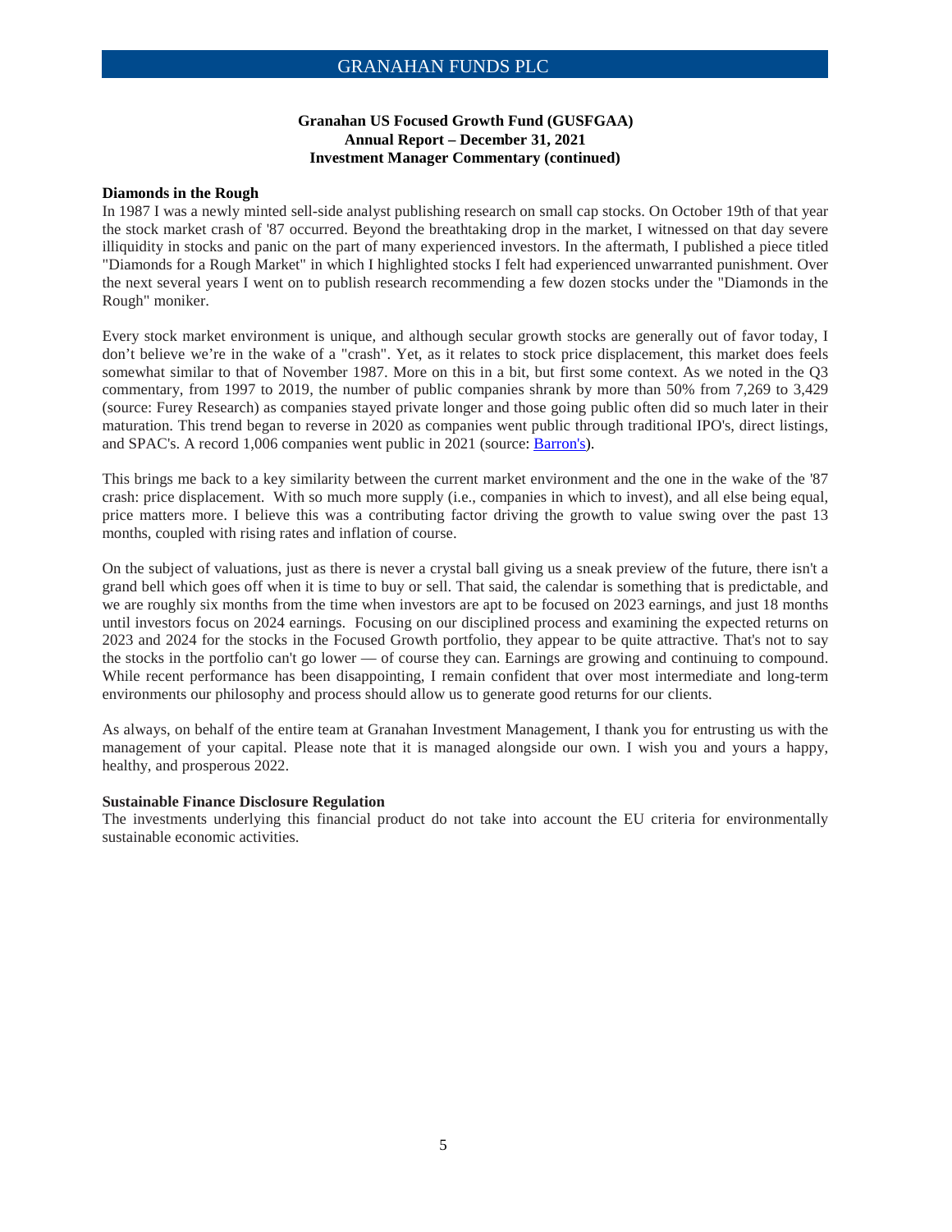**Granahan US Focused Growth Fund (GUSFGAA)**
**Annual Report – December 31, 2021**
**Investment Manager Commentary (continued)**

**Diamonds in the Rough**

In 1987 I was a newly minted sell-side analyst publishing research on small cap stocks. On October 19th of that year the stock market crash of '87 occurred. Beyond the breathtaking drop in the market, I witnessed on that day severe illiquidity in stocks and panic on the part of many experienced investors. In the aftermath, I published a piece titled "Diamonds for a Rough Market" in which I highlighted stocks I felt had experienced unwarranted punishment. Over the next several years I went on to publish research recommending a few dozen stocks under the "Diamonds in the Rough" moniker.

Every stock market environment is unique, and although secular growth stocks are generally out of favor today, I don't believe we're in the wake of a "crash". Yet, as it relates to stock price displacement, this market does feels somewhat similar to that of November 1987. More on this in a bit, but first some context. As we noted in the Q3 commentary, from 1997 to 2019, the number of public companies shrank by more than 50% from 7,269 to 3,429 (source: Furey Research) as companies stayed private longer and those going public often did so much later in their maturation. This trend began to reverse in 2020 as companies went public through traditional IPO's, direct listings, and SPAC's. A record 1,006 companies went public in 2021 (source: Barron's).

This brings me back to a key similarity between the current market environment and the one in the wake of the '87 crash: price displacement. With so much more supply (i.e., companies in which to invest), and all else being equal, price matters more. I believe this was a contributing factor driving the growth to value swing over the past 13 months, coupled with rising rates and inflation of course.

On the subject of valuations, just as there is never a crystal ball giving us a sneak preview of the future, there isn't a grand bell which goes off when it is time to buy or sell. That said, the calendar is something that is predictable, and we are roughly six months from the time when investors are apt to be focused on 2023 earnings, and just 18 months until investors focus on 2024 earnings. Focusing on our disciplined process and examining the expected returns on 2023 and 2024 for the stocks in the Focused Growth portfolio, they appear to be quite attractive. That's not to say the stocks in the portfolio can't go lower — of course they can. Earnings are growing and continuing to compound. While recent performance has been disappointing, I remain confident that over most intermediate and long-term environments our philosophy and process should allow us to generate good returns for our clients.

As always, on behalf of the entire team at Granahan Investment Management, I thank you for entrusting us with the management of your capital. Please note that it is managed alongside our own. I wish you and yours a happy, healthy, and prosperous 2022.

**Sustainable Finance Disclosure Regulation**

The investments underlying this financial product do not take into account the EU criteria for environmentally sustainable economic activities.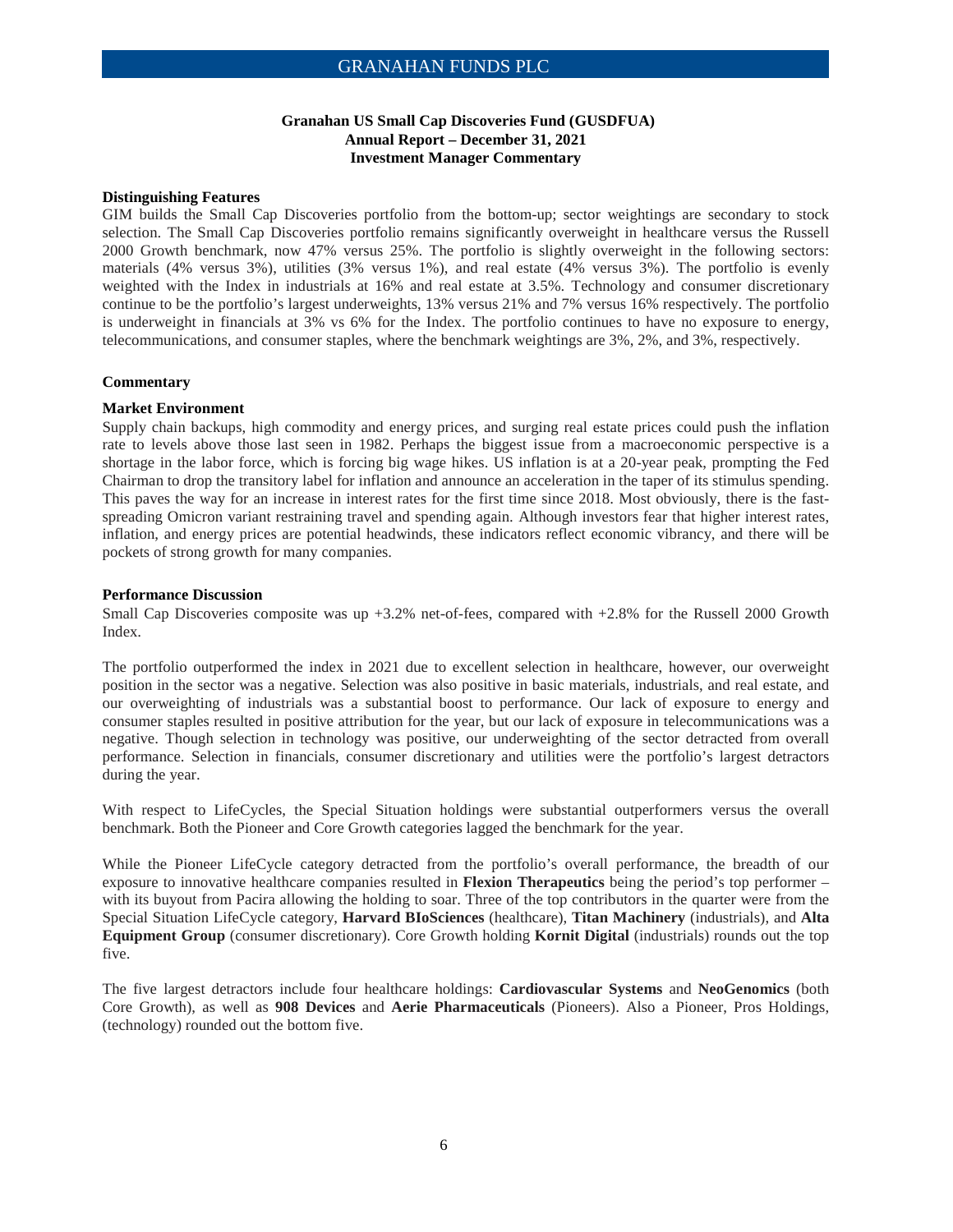### Granahan US Small Cap Discoveries Fund (GUSDFUA)
### Annual Report – December 31, 2021
### Investment Manager Commentary

**Distinguishing Features**

GIM builds the Small Cap Discoveries portfolio from the bottom-up; sector weightings are secondary to stock selection. The Small Cap Discoveries portfolio remains significantly overweight in healthcare versus the Russell 2000 Growth benchmark, now 47% versus 25%. The portfolio is slightly overweight in the following sectors: materials (4% versus 3%), utilities (3% versus 1%), and real estate (4% versus 3%). The portfolio is evenly weighted with the Index in industrials at 16% and real estate at 3.5%. Technology and consumer discretionary continue to be the portfolio's largest underweights, 13% versus 21% and 7% versus 16% respectively. The portfolio is underweight in financials at 3% vs 6% for the Index. The portfolio continues to have no exposure to energy, telecommunications, and consumer staples, where the benchmark weightings are 3%, 2%, and 3%, respectively.

**Commentary**

**Market Environment**

Supply chain backups, high commodity and energy prices, and surging real estate prices could push the inflation rate to levels above those last seen in 1982. Perhaps the biggest issue from a macroeconomic perspective is a shortage in the labor force, which is forcing big wage hikes. US inflation is at a 20-year peak, prompting the Fed Chairman to drop the transitory label for inflation and announce an acceleration in the taper of its stimulus spending. This paves the way for an increase in interest rates for the first time since 2018. Most obviously, there is the fast-spreading Omicron variant restraining travel and spending again. Although investors fear that higher interest rates, inflation, and energy prices are potential headwinds, these indicators reflect economic vibrancy, and there will be pockets of strong growth for many companies.

**Performance Discussion**

Small Cap Discoveries composite was up +3.2% net-of-fees, compared with +2.8% for the Russell 2000 Growth Index.

The portfolio outperformed the index in 2021 due to excellent selection in healthcare, however, our overweight position in the sector was a negative. Selection was also positive in basic materials, industrials, and real estate, and our overweighting of industrials was a substantial boost to performance. Our lack of exposure to energy and consumer staples resulted in positive attribution for the year, but our lack of exposure in telecommunications was a negative. Though selection in technology was positive, our underweighting of the sector detracted from overall performance. Selection in financials, consumer discretionary and utilities were the portfolio's largest detractors during the year.

With respect to LifeCycles, the Special Situation holdings were substantial outperformers versus the overall benchmark. Both the Pioneer and Core Growth categories lagged the benchmark for the year.

While the Pioneer LifeCycle category detracted from the portfolio's overall performance, the breadth of our exposure to innovative healthcare companies resulted in **Flexion Therapeutics** being the period's top performer – with its buyout from Pacira allowing the holding to soar. Three of the top contributors in the quarter were from the Special Situation LifeCycle category, **Harvard BIoSciences** (healthcare), **Titan Machinery** (industrials), and **Alta Equipment Group** (consumer discretionary). Core Growth holding **Kornit Digital** (industrials) rounds out the top five.

The five largest detractors include four healthcare holdings: **Cardiovascular Systems** and **NeoGenomics** (both Core Growth), as well as **908 Devices** and **Aerie Pharmaceuticals** (Pioneers). Also a Pioneer, Pros Holdings, (technology) rounded out the bottom five.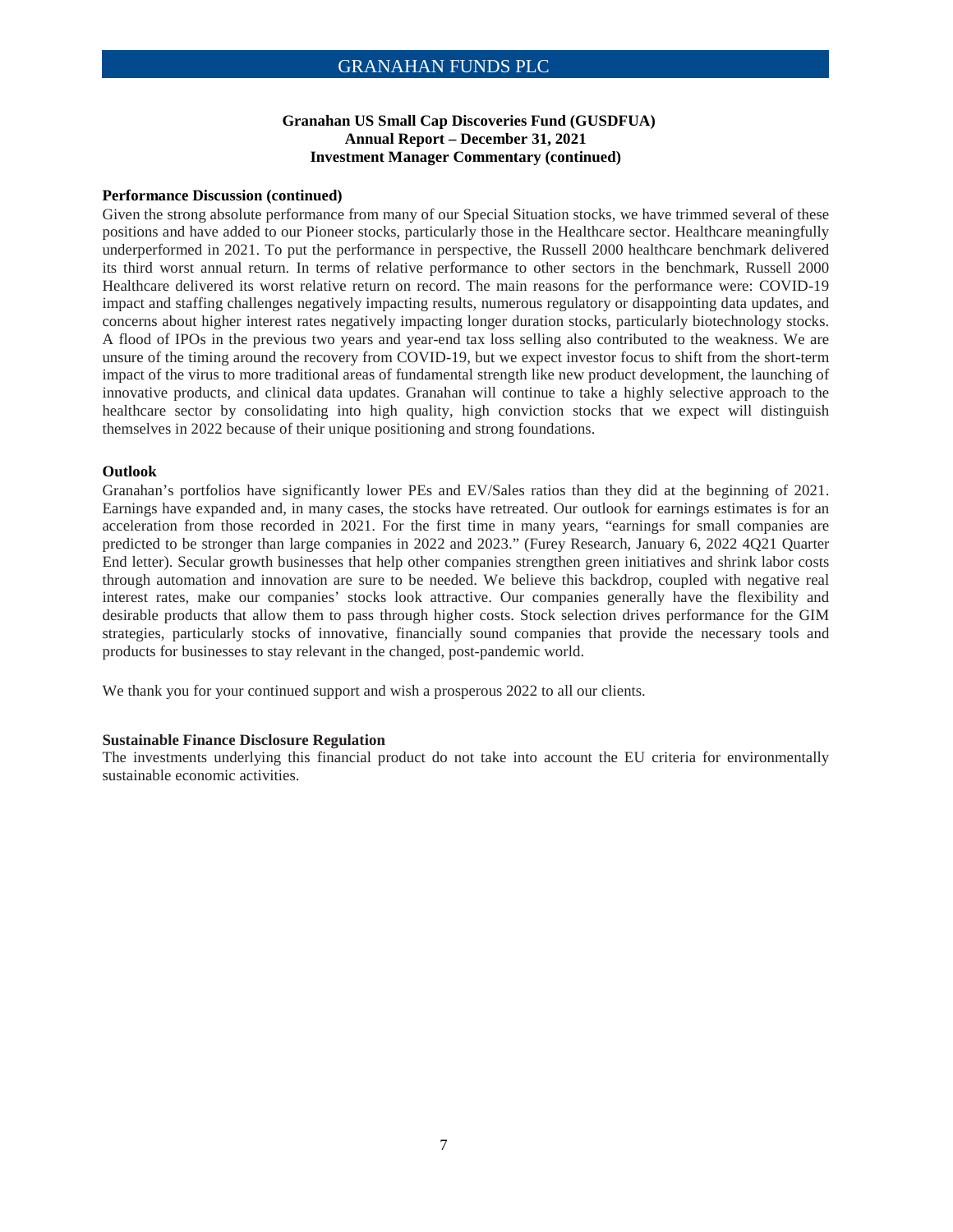**Granahan US Small Cap Discoveries Fund (GUSDFUA)**
**Annual Report – December 31, 2021**
**Investment Manager Commentary (continued)**

**Performance Discussion (continued)**

Given the strong absolute performance from many of our Special Situation stocks, we have trimmed several of these positions and have added to our Pioneer stocks, particularly those in the Healthcare sector. Healthcare meaningfully underperformed in 2021. To put the performance in perspective, the Russell 2000 healthcare benchmark delivered its third worst annual return. In terms of relative performance to other sectors in the benchmark, Russell 2000 Healthcare delivered its worst relative return on record. The main reasons for the performance were: COVID-19 impact and staffing challenges negatively impacting results, numerous regulatory or disappointing data updates, and concerns about higher interest rates negatively impacting longer duration stocks, particularly biotechnology stocks. A flood of IPOs in the previous two years and year-end tax loss selling also contributed to the weakness. We are unsure of the timing around the recovery from COVID-19, but we expect investor focus to shift from the short-term impact of the virus to more traditional areas of fundamental strength like new product development, the launching of innovative products, and clinical data updates. Granahan will continue to take a highly selective approach to the healthcare sector by consolidating into high quality, high conviction stocks that we expect will distinguish themselves in 2022 because of their unique positioning and strong foundations.

**Outlook**

Granahan's portfolios have significantly lower PEs and EV/Sales ratios than they did at the beginning of 2021. Earnings have expanded and, in many cases, the stocks have retreated. Our outlook for earnings estimates is for an acceleration from those recorded in 2021. For the first time in many years, "earnings for small companies are predicted to be stronger than large companies in 2022 and 2023." (Furey Research, January 6, 2022 4Q21 Quarter End letter). Secular growth businesses that help other companies strengthen green initiatives and shrink labor costs through automation and innovation are sure to be needed. We believe this backdrop, coupled with negative real interest rates, make our companies' stocks look attractive. Our companies generally have the flexibility and desirable products that allow them to pass through higher costs. Stock selection drives performance for the GIM strategies, particularly stocks of innovative, financially sound companies that provide the necessary tools and products for businesses to stay relevant in the changed, post-pandemic world.

We thank you for your continued support and wish a prosperous 2022 to all our clients.

**Sustainable Finance Disclosure Regulation**

The investments underlying this financial product do not take into account the EU criteria for environmentally sustainable economic activities.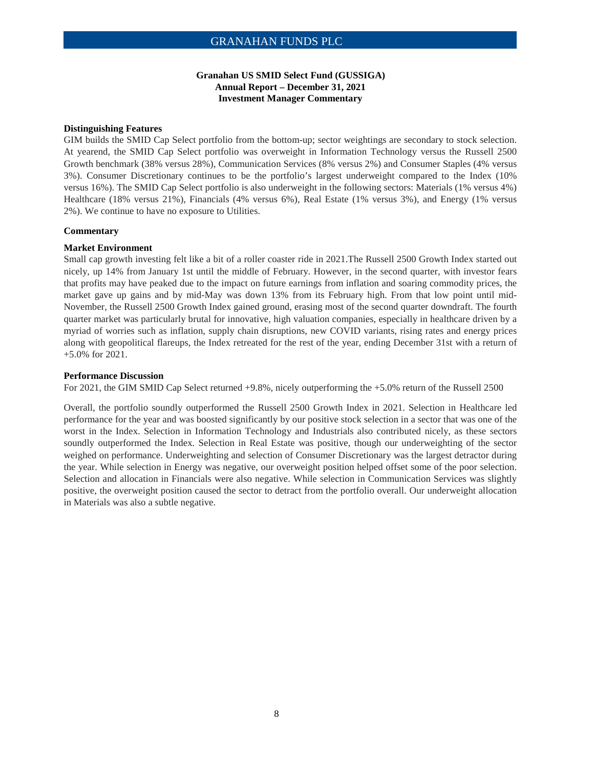## Granahan US SMID Select Fund (GUSSIGA)
## Annual Report – December 31, 2021
## Investment Manager Commentary

**Distinguishing Features**

GIM builds the SMID Cap Select portfolio from the bottom-up; sector weightings are secondary to stock selection. At yearend, the SMID Cap Select portfolio was overweight in Information Technology versus the Russell 2500 Growth benchmark (38% versus 28%), Communication Services (8% versus 2%) and Consumer Staples (4% versus 3%). Consumer Discretionary continues to be the portfolio's largest underweight compared to the Index (10% versus 16%). The SMID Cap Select portfolio is also underweight in the following sectors: Materials (1% versus 4%) Healthcare (18% versus 21%), Financials (4% versus 6%), Real Estate (1% versus 3%), and Energy (1% versus 2%). We continue to have no exposure to Utilities.

**Commentary**

**Market Environment**

Small cap growth investing felt like a bit of a roller coaster ride in 2021.The Russell 2500 Growth Index started out nicely, up 14% from January 1st until the middle of February. However, in the second quarter, with investor fears that profits may have peaked due to the impact on future earnings from inflation and soaring commodity prices, the market gave up gains and by mid-May was down 13% from its February high. From that low point until mid-November, the Russell 2500 Growth Index gained ground, erasing most of the second quarter downdraft. The fourth quarter market was particularly brutal for innovative, high valuation companies, especially in healthcare driven by a myriad of worries such as inflation, supply chain disruptions, new COVID variants, rising rates and energy prices along with geopolitical flareups, the Index retreated for the rest of the year, ending December 31st with a return of +5.0% for 2021.

**Performance Discussion**

For 2021, the GIM SMID Cap Select returned +9.8%, nicely outperforming the +5.0% return of the Russell 2500

Overall, the portfolio soundly outperformed the Russell 2500 Growth Index in 2021. Selection in Healthcare led performance for the year and was boosted significantly by our positive stock selection in a sector that was one of the worst in the Index. Selection in Information Technology and Industrials also contributed nicely, as these sectors soundly outperformed the Index. Selection in Real Estate was positive, though our underweighting of the sector weighed on performance. Underweighting and selection of Consumer Discretionary was the largest detractor during the year. While selection in Energy was negative, our overweight position helped offset some of the poor selection. Selection and allocation in Financials were also negative. While selection in Communication Services was slightly positive, the overweight position caused the sector to detract from the portfolio overall. Our underweight allocation in Materials was also a subtle negative.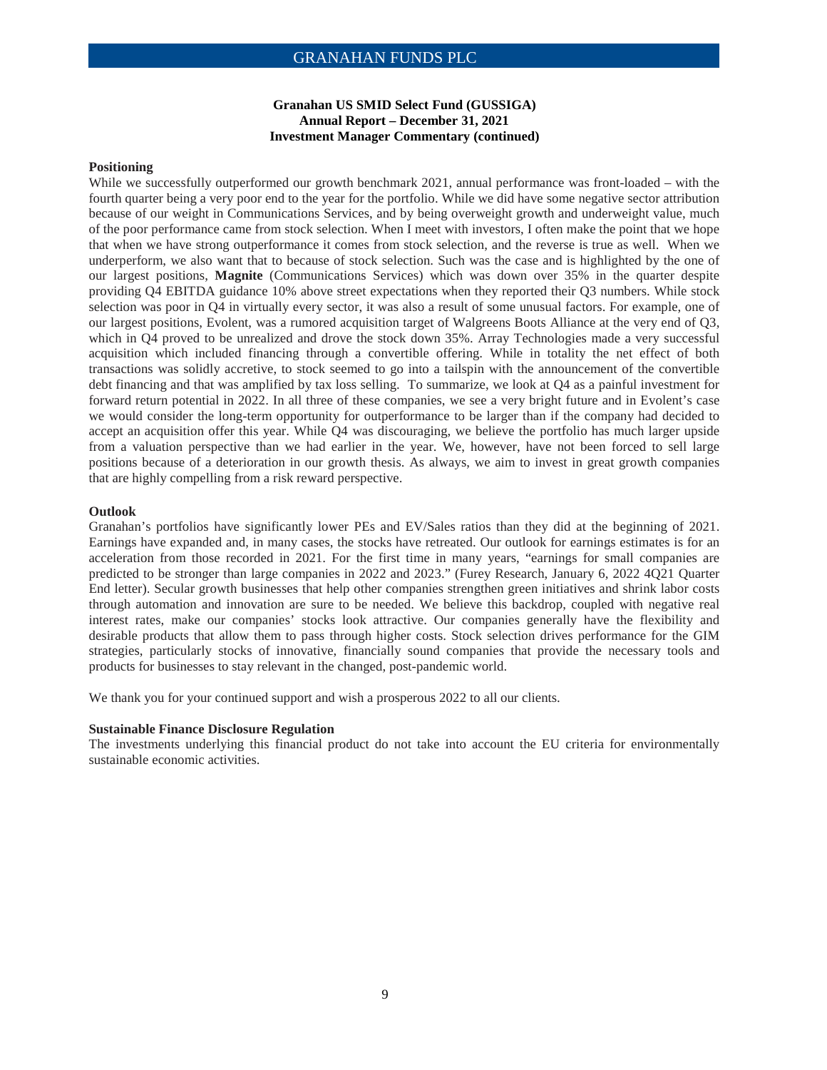**Granahan US SMID Select Fund (GUSSIGA)**
**Annual Report – December 31, 2021**
**Investment Manager Commentary (continued)**

**Positioning**

While we successfully outperformed our growth benchmark 2021, annual performance was front-loaded – with the fourth quarter being a very poor end to the year for the portfolio. While we did have some negative sector attribution because of our weight in Communications Services, and by being overweight growth and underweight value, much of the poor performance came from stock selection. When I meet with investors, I often make the point that we hope that when we have strong outperformance it comes from stock selection, and the reverse is true as well. When we underperform, we also want that to because of stock selection. Such was the case and is highlighted by the one of our largest positions, **Magnite** (Communications Services) which was down over 35% in the quarter despite providing Q4 EBITDA guidance 10% above street expectations when they reported their Q3 numbers. While stock selection was poor in Q4 in virtually every sector, it was also a result of some unusual factors. For example, one of our largest positions, Evolent, was a rumored acquisition target of Walgreens Boots Alliance at the very end of Q3, which in Q4 proved to be unrealized and drove the stock down 35%. Array Technologies made a very successful acquisition which included financing through a convertible offering. While in totality the net effect of both transactions was solidly accretive, to stock seemed to go into a tailspin with the announcement of the convertible debt financing and that was amplified by tax loss selling. To summarize, we look at Q4 as a painful investment for forward return potential in 2022. In all three of these companies, we see a very bright future and in Evolent's case we would consider the long-term opportunity for outperformance to be larger than if the company had decided to accept an acquisition offer this year. While Q4 was discouraging, we believe the portfolio has much larger upside from a valuation perspective than we had earlier in the year. We, however, have not been forced to sell large positions because of a deterioration in our growth thesis. As always, we aim to invest in great growth companies that are highly compelling from a risk reward perspective.

**Outlook**

Granahan's portfolios have significantly lower PEs and EV/Sales ratios than they did at the beginning of 2021. Earnings have expanded and, in many cases, the stocks have retreated. Our outlook for earnings estimates is for an acceleration from those recorded in 2021. For the first time in many years, "earnings for small companies are predicted to be stronger than large companies in 2022 and 2023." (Furey Research, January 6, 2022 4Q21 Quarter End letter). Secular growth businesses that help other companies strengthen green initiatives and shrink labor costs through automation and innovation are sure to be needed. We believe this backdrop, coupled with negative real interest rates, make our companies' stocks look attractive. Our companies generally have the flexibility and desirable products that allow them to pass through higher costs. Stock selection drives performance for the GIM strategies, particularly stocks of innovative, financially sound companies that provide the necessary tools and products for businesses to stay relevant in the changed, post-pandemic world.

We thank you for your continued support and wish a prosperous 2022 to all our clients.

**Sustainable Finance Disclosure Regulation**

The investments underlying this financial product do not take into account the EU criteria for environmentally sustainable economic activities.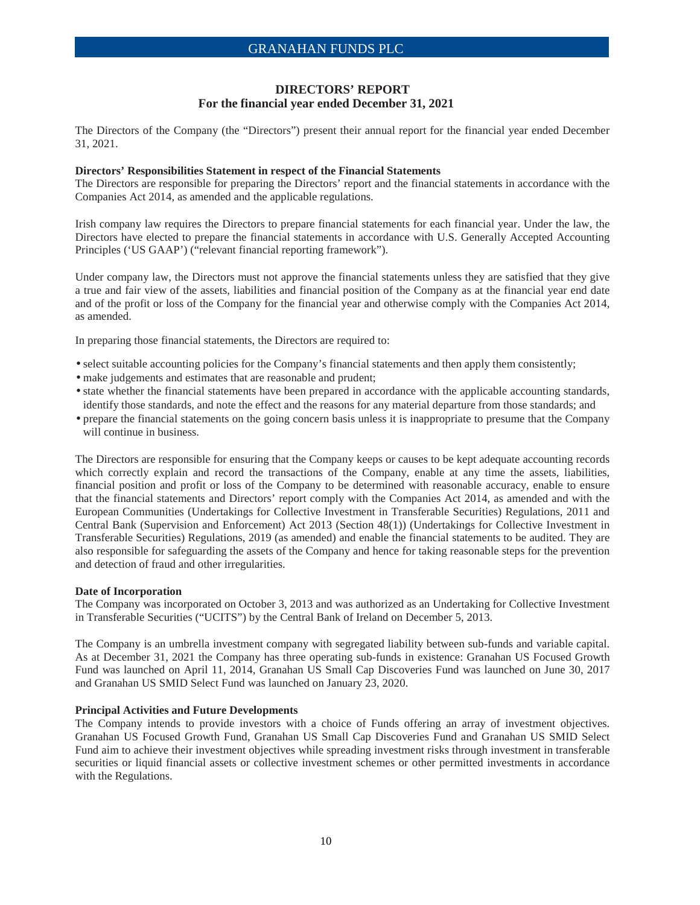# DIRECTORS' REPORT
## For the financial year ended December 31, 2021

The Directors of the Company (the "Directors") present their annual report for the financial year ended December 31, 2021.

**Directors' Responsibilities Statement in respect of the Financial Statements**

The Directors are responsible for preparing the Directors' report and the financial statements in accordance with the Companies Act 2014, as amended and the applicable regulations.

Irish company law requires the Directors to prepare financial statements for each financial year. Under the law, the Directors have elected to prepare the financial statements in accordance with U.S. Generally Accepted Accounting Principles ('US GAAP') ("relevant financial reporting framework").

Under company law, the Directors must not approve the financial statements unless they are satisfied that they give a true and fair view of the assets, liabilities and financial position of the Company as at the financial year end date and of the profit or loss of the Company for the financial year and otherwise comply with the Companies Act 2014, as amended.

In preparing those financial statements, the Directors are required to:

- select suitable accounting policies for the Company's financial statements and then apply them consistently;
- make judgements and estimates that are reasonable and prudent;
- state whether the financial statements have been prepared in accordance with the applicable accounting standards, identify those standards, and note the effect and the reasons for any material departure from those standards; and
- prepare the financial statements on the going concern basis unless it is inappropriate to presume that the Company will continue in business.

The Directors are responsible for ensuring that the Company keeps or causes to be kept adequate accounting records which correctly explain and record the transactions of the Company, enable at any time the assets, liabilities, financial position and profit or loss of the Company to be determined with reasonable accuracy, enable to ensure that the financial statements and Directors' report comply with the Companies Act 2014, as amended and with the European Communities (Undertakings for Collective Investment in Transferable Securities) Regulations, 2011 and Central Bank (Supervision and Enforcement) Act 2013 (Section 48(1)) (Undertakings for Collective Investment in Transferable Securities) Regulations, 2019 (as amended) and enable the financial statements to be audited. They are also responsible for safeguarding the assets of the Company and hence for taking reasonable steps for the prevention and detection of fraud and other irregularities.

**Date of Incorporation**

The Company was incorporated on October 3, 2013 and was authorized as an Undertaking for Collective Investment in Transferable Securities ("UCITS") by the Central Bank of Ireland on December 5, 2013.

The Company is an umbrella investment company with segregated liability between sub-funds and variable capital. As at December 31, 2021 the Company has three operating sub-funds in existence: Granahan US Focused Growth Fund was launched on April 11, 2014, Granahan US Small Cap Discoveries Fund was launched on June 30, 2017 and Granahan US SMID Select Fund was launched on January 23, 2020.

**Principal Activities and Future Developments**

The Company intends to provide investors with a choice of Funds offering an array of investment objectives. Granahan US Focused Growth Fund, Granahan US Small Cap Discoveries Fund and Granahan US SMID Select Fund aim to achieve their investment objectives while spreading investment risks through investment in transferable securities or liquid financial assets or collective investment schemes or other permitted investments in accordance with the Regulations.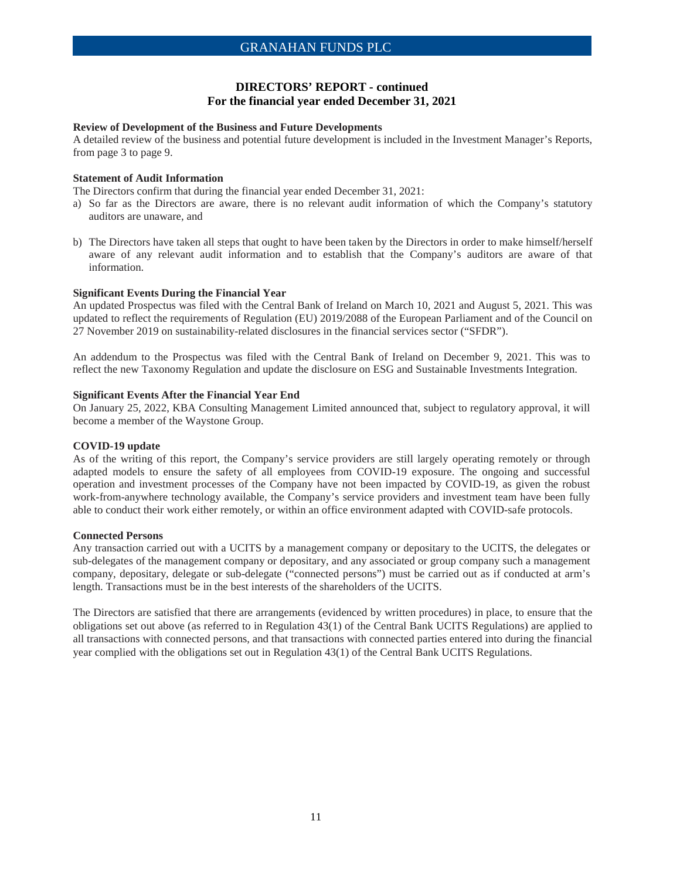## DIRECTORS' REPORT - continued
## For the financial year ended December 31, 2021

**Review of Development of the Business and Future Developments**

A detailed review of the business and potential future development is included in the Investment Manager's Reports, from page 3 to page 9.

**Statement of Audit Information**

The Directors confirm that during the financial year ended December 31, 2021:

a) So far as the Directors are aware, there is no relevant audit information of which the Company's statutory auditors are unaware, and

b) The Directors have taken all steps that ought to have been taken by the Directors in order to make himself/herself aware of any relevant audit information and to establish that the Company's auditors are aware of that information.

**Significant Events During the Financial Year**

An updated Prospectus was filed with the Central Bank of Ireland on March 10, 2021 and August 5, 2021. This was updated to reflect the requirements of Regulation (EU) 2019/2088 of the European Parliament and of the Council on 27 November 2019 on sustainability-related disclosures in the financial services sector ("SFDR").

An addendum to the Prospectus was filed with the Central Bank of Ireland on December 9, 2021. This was to reflect the new Taxonomy Regulation and update the disclosure on ESG and Sustainable Investments Integration.

**Significant Events After the Financial Year End**

On January 25, 2022, KBA Consulting Management Limited announced that, subject to regulatory approval, it will become a member of the Waystone Group.

**COVID-19 update**

As of the writing of this report, the Company's service providers are still largely operating remotely or through adapted models to ensure the safety of all employees from COVID-19 exposure. The ongoing and successful operation and investment processes of the Company have not been impacted by COVID-19, as given the robust work-from-anywhere technology available, the Company's service providers and investment team have been fully able to conduct their work either remotely, or within an office environment adapted with COVID-safe protocols.

**Connected Persons**

Any transaction carried out with a UCITS by a management company or depositary to the UCITS, the delegates or sub-delegates of the management company or depositary, and any associated or group company such a management company, depositary, delegate or sub-delegate ("connected persons") must be carried out as if conducted at arm's length. Transactions must be in the best interests of the shareholders of the UCITS.

The Directors are satisfied that there are arrangements (evidenced by written procedures) in place, to ensure that the obligations set out above (as referred to in Regulation 43(1) of the Central Bank UCITS Regulations) are applied to all transactions with connected persons, and that transactions with connected parties entered into during the financial year complied with the obligations set out in Regulation 43(1) of the Central Bank UCITS Regulations.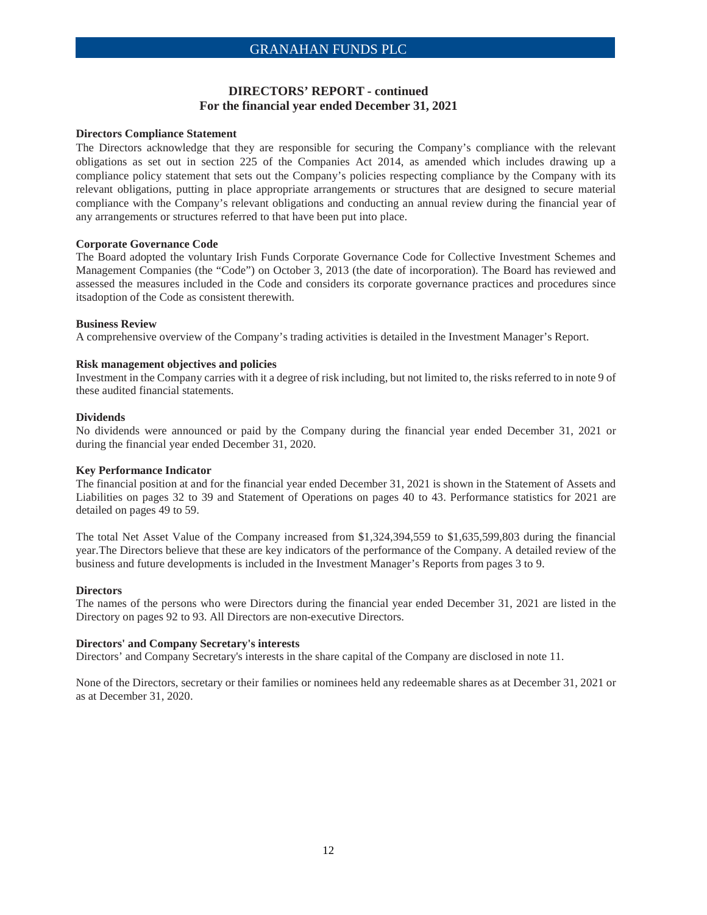## DIRECTORS' REPORT - continued
## For the financial year ended December 31, 2021

**Directors Compliance Statement**

The Directors acknowledge that they are responsible for securing the Company's compliance with the relevant obligations as set out in section 225 of the Companies Act 2014, as amended which includes drawing up a compliance policy statement that sets out the Company's policies respecting compliance by the Company with its relevant obligations, putting in place appropriate arrangements or structures that are designed to secure material compliance with the Company's relevant obligations and conducting an annual review during the financial year of any arrangements or structures referred to that have been put into place.

**Corporate Governance Code**

The Board adopted the voluntary Irish Funds Corporate Governance Code for Collective Investment Schemes and Management Companies (the "Code") on October 3, 2013 (the date of incorporation). The Board has reviewed and assessed the measures included in the Code and considers its corporate governance practices and procedures since itsadoption of the Code as consistent therewith.

**Business Review**

A comprehensive overview of the Company's trading activities is detailed in the Investment Manager's Report.

**Risk management objectives and policies**

Investment in the Company carries with it a degree of risk including, but not limited to, the risks referred to in note 9 of these audited financial statements.

**Dividends**

No dividends were announced or paid by the Company during the financial year ended December 31, 2021 or during the financial year ended December 31, 2020.

**Key Performance Indicator**

The financial position at and for the financial year ended December 31, 2021 is shown in the Statement of Assets and Liabilities on pages 32 to 39 and Statement of Operations on pages 40 to 43. Performance statistics for 2021 are detailed on pages 49 to 59.

The total Net Asset Value of the Company increased from $1,324,394,559 to $1,635,599,803 during the financial year.The Directors believe that these are key indicators of the performance of the Company. A detailed review of the business and future developments is included in the Investment Manager's Reports from pages 3 to 9.

**Directors**

The names of the persons who were Directors during the financial year ended December 31, 2021 are listed in the Directory on pages 92 to 93. All Directors are non-executive Directors.

**Directors' and Company Secretary's interests**

Directors' and Company Secretary's interests in the share capital of the Company are disclosed in note 11.

None of the Directors, secretary or their families or nominees held any redeemable shares as at December 31, 2021 or as at December 31, 2020.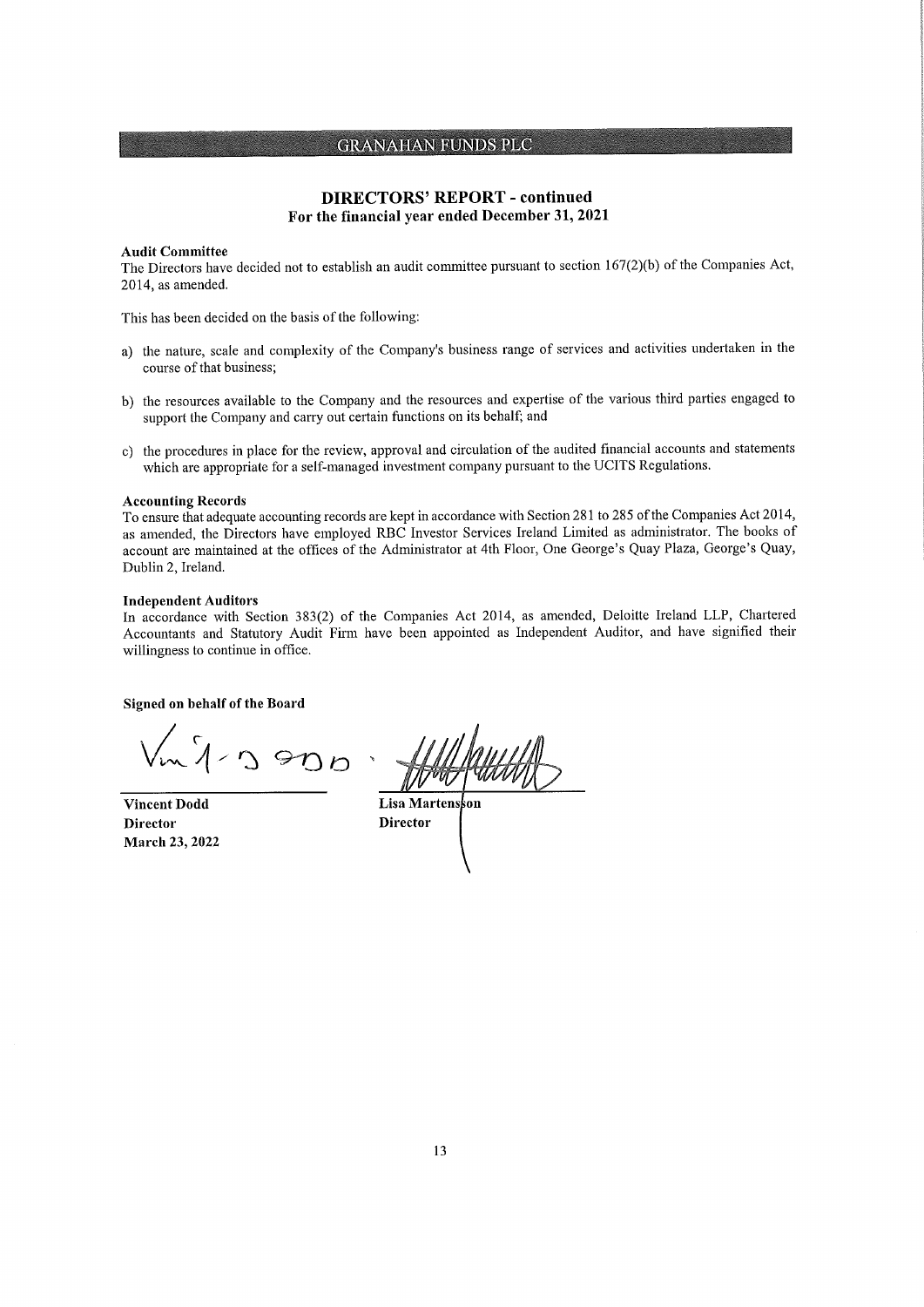# DIRECTORS' REPORT - continued
## For the financial year ended December 31, 2021

**Audit Committee**
The Directors have decided not to establish an audit committee pursuant to section 167(2)(b) of the Companies Act, 2014, as amended.

This has been decided on the basis of the following:

a) the nature, scale and complexity of the Company's business range of services and activities undertaken in the course of that business;

b) the resources available to the Company and the resources and expertise of the various third parties engaged to support the Company and carry out certain functions on its behalf; and

c) the procedures in place for the review, approval and circulation of the audited financial accounts and statements which are appropriate for a self-managed investment company pursuant to the UCITS Regulations.

**Accounting Records**
To ensure that adequate accounting records are kept in accordance with Section 281 to 285 of the Companies Act 2014, as amended, the Directors have employed RBC Investor Services Ireland Limited as administrator. The books of account are maintained at the offices of the Administrator at 4th Floor, One George's Quay Plaza, George's Quay, Dublin 2, Ireland.

**Independent Auditors**
In accordance with Section 383(2) of the Companies Act 2014, as amended, Deloitte Ireland LLP, Chartered Accountants and Statutory Audit Firm have been appointed as Independent Auditor, and have signified their willingness to continue in office.

**Signed on behalf of the Board**

**Vincent Dodd**
**Director**
**March 23, 2022**

**Lisa Martensson**
**Director**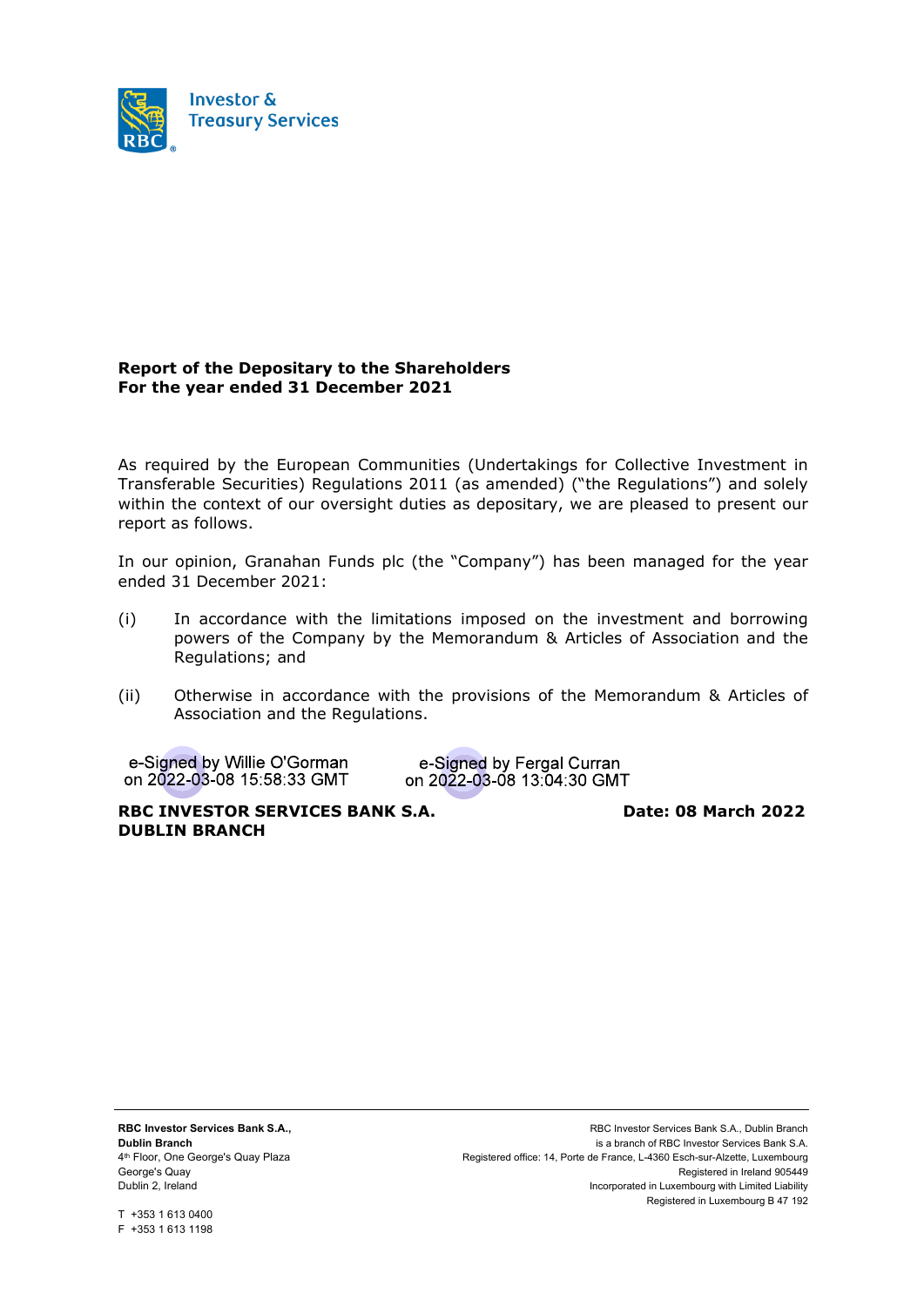Investor & Treasury Services

**Report of the Depositary to the Shareholders**
**For the year ended 31 December 2021**

As required by the European Communities (Undertakings for Collective Investment in Transferable Securities) Regulations 2011 (as amended) ("the Regulations") and solely within the context of our oversight duties as depositary, we are pleased to present our report as follows.

In our opinion, Granahan Funds plc (the "Company") has been managed for the year ended 31 December 2021:

(i) In accordance with the limitations imposed on the investment and borrowing powers of the Company by the Memorandum & Articles of Association and the Regulations; and

(ii) Otherwise in accordance with the provisions of the Memorandum & Articles of Association and the Regulations.

e-Signed by Willie O'Gorman on 2022-03-08 15:58:33 GMT

e-Signed by Fergal Curran on 2022-03-08 13:04:30 GMT

**RBC INVESTOR SERVICES BANK S.A.**
**DUBLIN BRANCH**

**Date: 08 March 2022**

**RBC Investor Services Bank S.A.,**
**Dublin Branch**
4th Floor, One George's Quay Plaza
George's Quay
Dublin 2, Ireland

T +353 1 613 0400
F +353 1 613 1198

RBC Investor Services Bank S.A., Dublin Branch
is a branch of RBC Investor Services Bank S.A.
Registered office: 14, Porte de France, L-4360 Esch-sur-Alzette, Luxembourg
Registered in Ireland 905449
Incorporated in Luxembourg with Limited Liability
Registered in Luxembourg B 47 192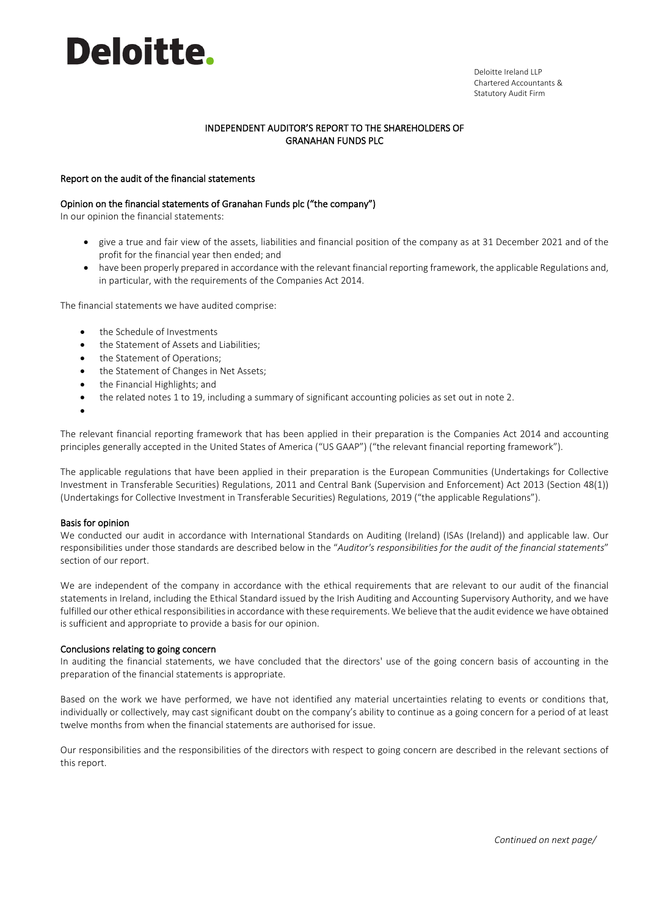Deloitte.

Deloitte Ireland LLP
Chartered Accountants &
Statutory Audit Firm

# INDEPENDENT AUDITOR'S REPORT TO THE SHAREHOLDERS OF GRANAHAN FUNDS PLC

## Report on the audit of the financial statements

### Opinion on the financial statements of Granahan Funds plc ("the company")

In our opinion the financial statements:

- give a true and fair view of the assets, liabilities and financial position of the company as at 31 December 2021 and of the profit for the financial year then ended; and
- have been properly prepared in accordance with the relevant financial reporting framework, the applicable Regulations and, in particular, with the requirements of the Companies Act 2014.

The financial statements we have audited comprise:

- the Schedule of Investments
- the Statement of Assets and Liabilities;
- the Statement of Operations;
- the Statement of Changes in Net Assets;
- the Financial Highlights; and
- the related notes 1 to 19, including a summary of significant accounting policies as set out in note 2.

The relevant financial reporting framework that has been applied in their preparation is the Companies Act 2014 and accounting principles generally accepted in the United States of America ("US GAAP") ("the relevant financial reporting framework").

The applicable regulations that have been applied in their preparation is the European Communities (Undertakings for Collective Investment in Transferable Securities) Regulations, 2011 and Central Bank (Supervision and Enforcement) Act 2013 (Section 48(1)) (Undertakings for Collective Investment in Transferable Securities) Regulations, 2019 ("the applicable Regulations").

### Basis for opinion

We conducted our audit in accordance with International Standards on Auditing (Ireland) (ISAs (Ireland)) and applicable law. Our responsibilities under those standards are described below in the "*Auditor's responsibilities for the audit of the financial statements*" section of our report.

We are independent of the company in accordance with the ethical requirements that are relevant to our audit of the financial statements in Ireland, including the Ethical Standard issued by the Irish Auditing and Accounting Supervisory Authority, and we have fulfilled our other ethical responsibilities in accordance with these requirements. We believe that the audit evidence we have obtained is sufficient and appropriate to provide a basis for our opinion.

### Conclusions relating to going concern

In auditing the financial statements, we have concluded that the directors' use of the going concern basis of accounting in the preparation of the financial statements is appropriate.

Based on the work we have performed, we have not identified any material uncertainties relating to events or conditions that, individually or collectively, may cast significant doubt on the company's ability to continue as a going concern for a period of at least twelve months from when the financial statements are authorised for issue.

Our responsibilities and the responsibilities of the directors with respect to going concern are described in the relevant sections of this report.

*Continued on next page/*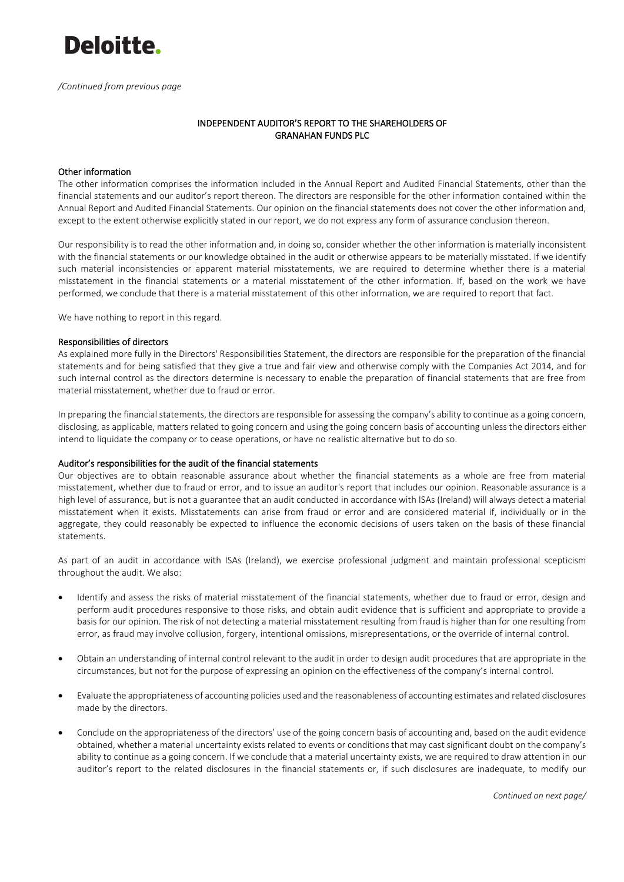*/Continued from previous page*

## INDEPENDENT AUDITOR'S REPORT TO THE SHAREHOLDERS OF GRANAHAN FUNDS PLC

### Other information

The other information comprises the information included in the Annual Report and Audited Financial Statements, other than the financial statements and our auditor's report thereon. The directors are responsible for the other information contained within the Annual Report and Audited Financial Statements. Our opinion on the financial statements does not cover the other information and, except to the extent otherwise explicitly stated in our report, we do not express any form of assurance conclusion thereon.

Our responsibility is to read the other information and, in doing so, consider whether the other information is materially inconsistent with the financial statements or our knowledge obtained in the audit or otherwise appears to be materially misstated. If we identify such material inconsistencies or apparent material misstatements, we are required to determine whether there is a material misstatement in the financial statements or a material misstatement of the other information. If, based on the work we have performed, we conclude that there is a material misstatement of this other information, we are required to report that fact.

We have nothing to report in this regard.

### Responsibilities of directors

As explained more fully in the Directors' Responsibilities Statement, the directors are responsible for the preparation of the financial statements and for being satisfied that they give a true and fair view and otherwise comply with the Companies Act 2014, and for such internal control as the directors determine is necessary to enable the preparation of financial statements that are free from material misstatement, whether due to fraud or error.

In preparing the financial statements, the directors are responsible for assessing the company's ability to continue as a going concern, disclosing, as applicable, matters related to going concern and using the going concern basis of accounting unless the directors either intend to liquidate the company or to cease operations, or have no realistic alternative but to do so.

### Auditor's responsibilities for the audit of the financial statements

Our objectives are to obtain reasonable assurance about whether the financial statements as a whole are free from material misstatement, whether due to fraud or error, and to issue an auditor's report that includes our opinion. Reasonable assurance is a high level of assurance, but is not a guarantee that an audit conducted in accordance with ISAs (Ireland) will always detect a material misstatement when it exists. Misstatements can arise from fraud or error and are considered material if, individually or in the aggregate, they could reasonably be expected to influence the economic decisions of users taken on the basis of these financial statements.

As part of an audit in accordance with ISAs (Ireland), we exercise professional judgment and maintain professional scepticism throughout the audit. We also:

- Identify and assess the risks of material misstatement of the financial statements, whether due to fraud or error, design and perform audit procedures responsive to those risks, and obtain audit evidence that is sufficient and appropriate to provide a basis for our opinion. The risk of not detecting a material misstatement resulting from fraud is higher than for one resulting from error, as fraud may involve collusion, forgery, intentional omissions, misrepresentations, or the override of internal control.

- Obtain an understanding of internal control relevant to the audit in order to design audit procedures that are appropriate in the circumstances, but not for the purpose of expressing an opinion on the effectiveness of the company's internal control.

- Evaluate the appropriateness of accounting policies used and the reasonableness of accounting estimates and related disclosures made by the directors.

- Conclude on the appropriateness of the directors' use of the going concern basis of accounting and, based on the audit evidence obtained, whether a material uncertainty exists related to events or conditions that may cast significant doubt on the company's ability to continue as a going concern. If we conclude that a material uncertainty exists, we are required to draw attention in our auditor's report to the related disclosures in the financial statements or, if such disclosures are inadequate, to modify our

*Continued on next page/*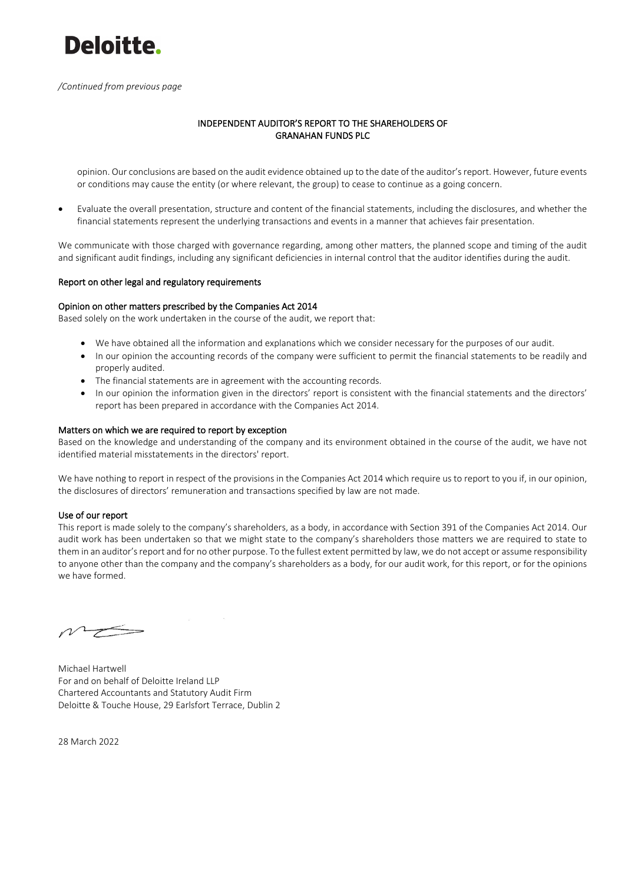/Continued from previous page

# INDEPENDENT AUDITOR'S REPORT TO THE SHAREHOLDERS OF GRANAHAN FUNDS PLC

opinion. Our conclusions are based on the audit evidence obtained up to the date of the auditor's report. However, future events or conditions may cause the entity (or where relevant, the group) to cease to continue as a going concern.

- Evaluate the overall presentation, structure and content of the financial statements, including the disclosures, and whether the financial statements represent the underlying transactions and events in a manner that achieves fair presentation.

We communicate with those charged with governance regarding, among other matters, the planned scope and timing of the audit and significant audit findings, including any significant deficiencies in internal control that the auditor identifies during the audit.

## Report on other legal and regulatory requirements

### Opinion on other matters prescribed by the Companies Act 2014

Based solely on the work undertaken in the course of the audit, we report that:

- We have obtained all the information and explanations which we consider necessary for the purposes of our audit.
- In our opinion the accounting records of the company were sufficient to permit the financial statements to be readily and properly audited.
- The financial statements are in agreement with the accounting records.
- In our opinion the information given in the directors' report is consistent with the financial statements and the directors' report has been prepared in accordance with the Companies Act 2014.

### Matters on which we are required to report by exception

Based on the knowledge and understanding of the company and its environment obtained in the course of the audit, we have not identified material misstatements in the directors' report.

We have nothing to report in respect of the provisions in the Companies Act 2014 which require us to report to you if, in our opinion, the disclosures of directors' remuneration and transactions specified by law are not made.

### Use of our report

This report is made solely to the company's shareholders, as a body, in accordance with Section 391 of the Companies Act 2014. Our audit work has been undertaken so that we might state to the company's shareholders those matters we are required to state to them in an auditor's report and for no other purpose. To the fullest extent permitted by law, we do not accept or assume responsibility to anyone other than the company and the company's shareholders as a body, for our audit work, for this report, or for the opinions we have formed.

Michael Hartwell
For and on behalf of Deloitte Ireland LLP
Chartered Accountants and Statutory Audit Firm
Deloitte & Touche House, 29 Earlsfort Terrace, Dublin 2

28 March 2022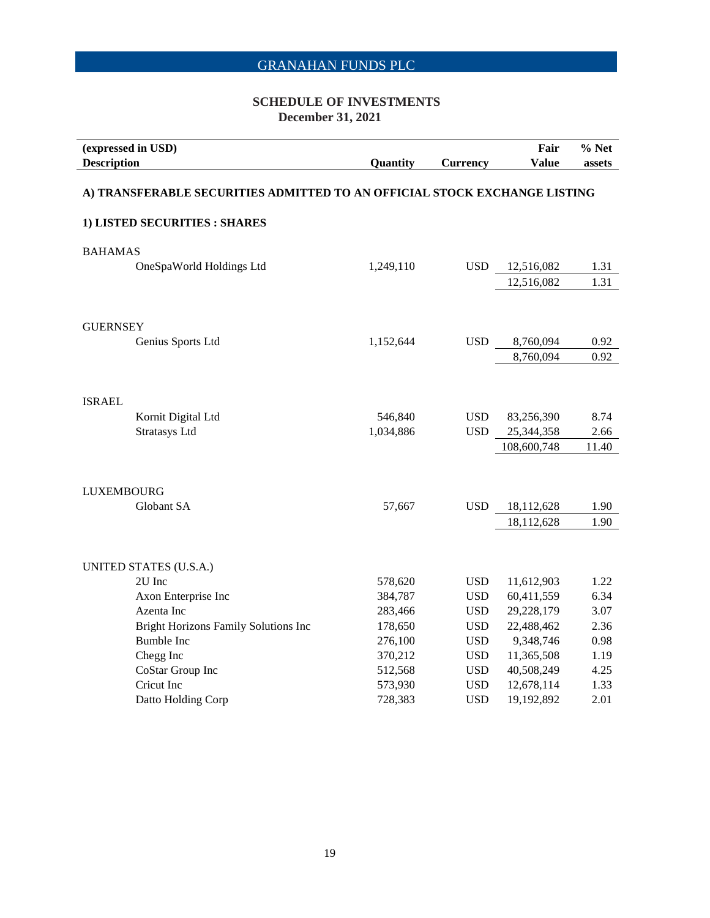## GRANAHAN FUNDS PLC

### SCHEDULE OF INVESTMENTS
**December 31, 2021**

| (expressed in USD) Description | Quantity | Currency | Fair Value | % Net assets |
|---|---|---|---|---|
| **A) TRANSFERABLE SECURITIES ADMITTED TO AN OFFICIAL STOCK EXCHANGE LISTING** | | | | |
| **1) LISTED SECURITIES : SHARES** | | | | |
| BAHAMAS | | | | |
| OneSpaWorld Holdings Ltd | 1,249,110 | USD | 12,516,082 | 1.31 |
| | | | 12,516,082 | 1.31 |
| GUERNSEY | | | | |
| Genius Sports Ltd | 1,152,644 | USD | 8,760,094 | 0.92 |
| | | | 8,760,094 | 0.92 |
| ISRAEL | | | | |
| Kornit Digital Ltd | 546,840 | USD | 83,256,390 | 8.74 |
| Stratasys Ltd | 1,034,886 | USD | 25,344,358 | 2.66 |
| | | | 108,600,748 | 11.40 |
| LUXEMBOURG | | | | |
| Globant SA | 57,667 | USD | 18,112,628 | 1.90 |
| | | | 18,112,628 | 1.90 |
| UNITED STATES (U.S.A.) | | | | |
| 2U Inc | 578,620 | USD | 11,612,903 | 1.22 |
| Axon Enterprise Inc | 384,787 | USD | 60,411,559 | 6.34 |
| Azenta Inc | 283,466 | USD | 29,228,179 | 3.07 |
| Bright Horizons Family Solutions Inc | 178,650 | USD | 22,488,462 | 2.36 |
| Bumble Inc | 276,100 | USD | 9,348,746 | 0.98 |
| Chegg Inc | 370,212 | USD | 11,365,508 | 1.19 |
| CoStar Group Inc | 512,568 | USD | 40,508,249 | 4.25 |
| Cricut Inc | 573,930 | USD | 12,678,114 | 1.33 |
| Datto Holding Corp | 728,383 | USD | 19,192,892 | 2.01 |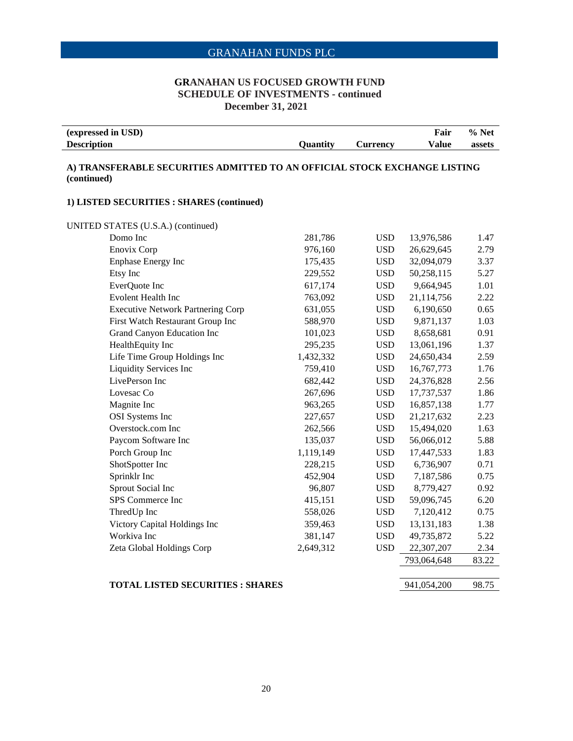GRANAHAN FUNDS PLC

## GRANAHAN US FOCUSED GROWTH FUND
## SCHEDULE OF INVESTMENTS - continued
## December 31, 2021

| (expressed in USD) Description | Quantity | Currency | Fair Value | % Net assets |
|---|---|---|---|---|
| **A) TRANSFERABLE SECURITIES ADMITTED TO AN OFFICIAL STOCK EXCHANGE LISTING (continued)** | | | | |
| **1) LISTED SECURITIES : SHARES (continued)** | | | | |
| UNITED STATES (U.S.A.) (continued) | | | | |
| Domo Inc | 281,786 | USD | 13,976,586 | 1.47 |
| Enovix Corp | 976,160 | USD | 26,629,645 | 2.79 |
| Enphase Energy Inc | 175,435 | USD | 32,094,079 | 3.37 |
| Etsy Inc | 229,552 | USD | 50,258,115 | 5.27 |
| EverQuote Inc | 617,174 | USD | 9,664,945 | 1.01 |
| Evolent Health Inc | 763,092 | USD | 21,114,756 | 2.22 |
| Executive Network Partnering Corp | 631,055 | USD | 6,190,650 | 0.65 |
| First Watch Restaurant Group Inc | 588,970 | USD | 9,871,137 | 1.03 |
| Grand Canyon Education Inc | 101,023 | USD | 8,658,681 | 0.91 |
| HealthEquity Inc | 295,235 | USD | 13,061,196 | 1.37 |
| Life Time Group Holdings Inc | 1,432,332 | USD | 24,650,434 | 2.59 |
| Liquidity Services Inc | 759,410 | USD | 16,767,773 | 1.76 |
| LivePerson Inc | 682,442 | USD | 24,376,828 | 2.56 |
| Lovesac Co | 267,696 | USD | 17,737,537 | 1.86 |
| Magnite Inc | 963,265 | USD | 16,857,138 | 1.77 |
| OSI Systems Inc | 227,657 | USD | 21,217,632 | 2.23 |
| Overstock.com Inc | 262,566 | USD | 15,494,020 | 1.63 |
| Paycom Software Inc | 135,037 | USD | 56,066,012 | 5.88 |
| Porch Group Inc | 1,119,149 | USD | 17,447,533 | 1.83 |
| ShotSpotter Inc | 228,215 | USD | 6,736,907 | 0.71 |
| Sprinklr Inc | 452,904 | USD | 7,187,586 | 0.75 |
| Sprout Social Inc | 96,807 | USD | 8,779,427 | 0.92 |
| SPS Commerce Inc | 415,151 | USD | 59,096,745 | 6.20 |
| ThredUp Inc | 558,026 | USD | 7,120,412 | 0.75 |
| Victory Capital Holdings Inc | 359,463 | USD | 13,131,183 | 1.38 |
| Workiva Inc | 381,147 | USD | 49,735,872 | 5.22 |
| Zeta Global Holdings Corp | 2,649,312 | USD | 22,307,207 | 2.34 |
| | | | 793,064,648 | 83.22 |
| **TOTAL LISTED SECURITIES : SHARES** | | | 941,054,200 | 98.75 |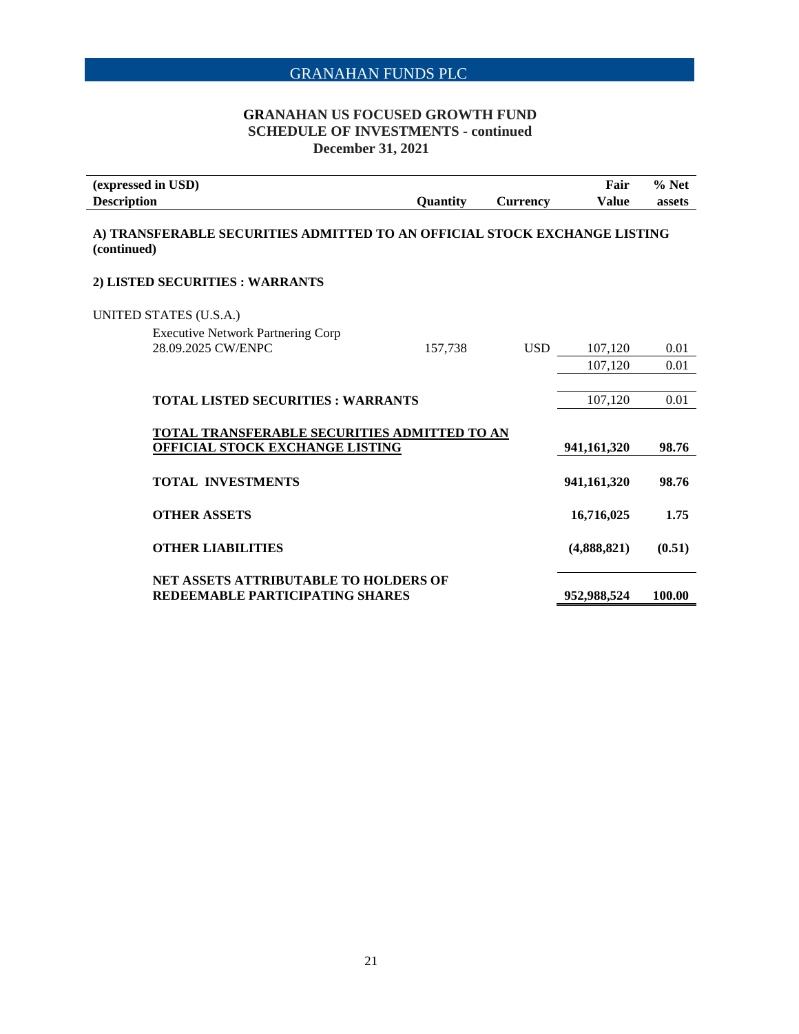GRANAHAN FUNDS PLC

## GRANAHAN US FOCUSED GROWTH FUND
## SCHEDULE OF INVESTMENTS - continued
## December 31, 2021

| (expressed in USD)<br>Description | Quantity | Currency | Fair Value | % Net assets |
|---|---|---|---|---|
| **A) TRANSFERABLE SECURITIES ADMITTED TO AN OFFICIAL STOCK EXCHANGE LISTING (continued)** | | | | |
| **2) LISTED SECURITIES : WARRANTS** | | | | |
| UNITED STATES (U.S.A.) | | | | |
| Executive Network Partnering Corp 28.09.2025 CW/ENPC | 157,738 | USD | 107,120 | 0.01 |
| | | | 107,120 | 0.01 |
| **TOTAL LISTED SECURITIES : WARRANTS** | | | 107,120 | 0.01 |
| **TOTAL TRANSFERABLE SECURITIES ADMITTED TO AN OFFICIAL STOCK EXCHANGE LISTING** | | | **941,161,320** | **98.76** |
| **TOTAL INVESTMENTS** | | | **941,161,320** | **98.76** |
| **OTHER ASSETS** | | | **16,716,025** | **1.75** |
| **OTHER LIABILITIES** | | | **(4,888,821)** | **(0.51)** |
| **NET ASSETS ATTRIBUTABLE TO HOLDERS OF REDEEMABLE PARTICIPATING SHARES** | | | **952,988,524** | **100.00** |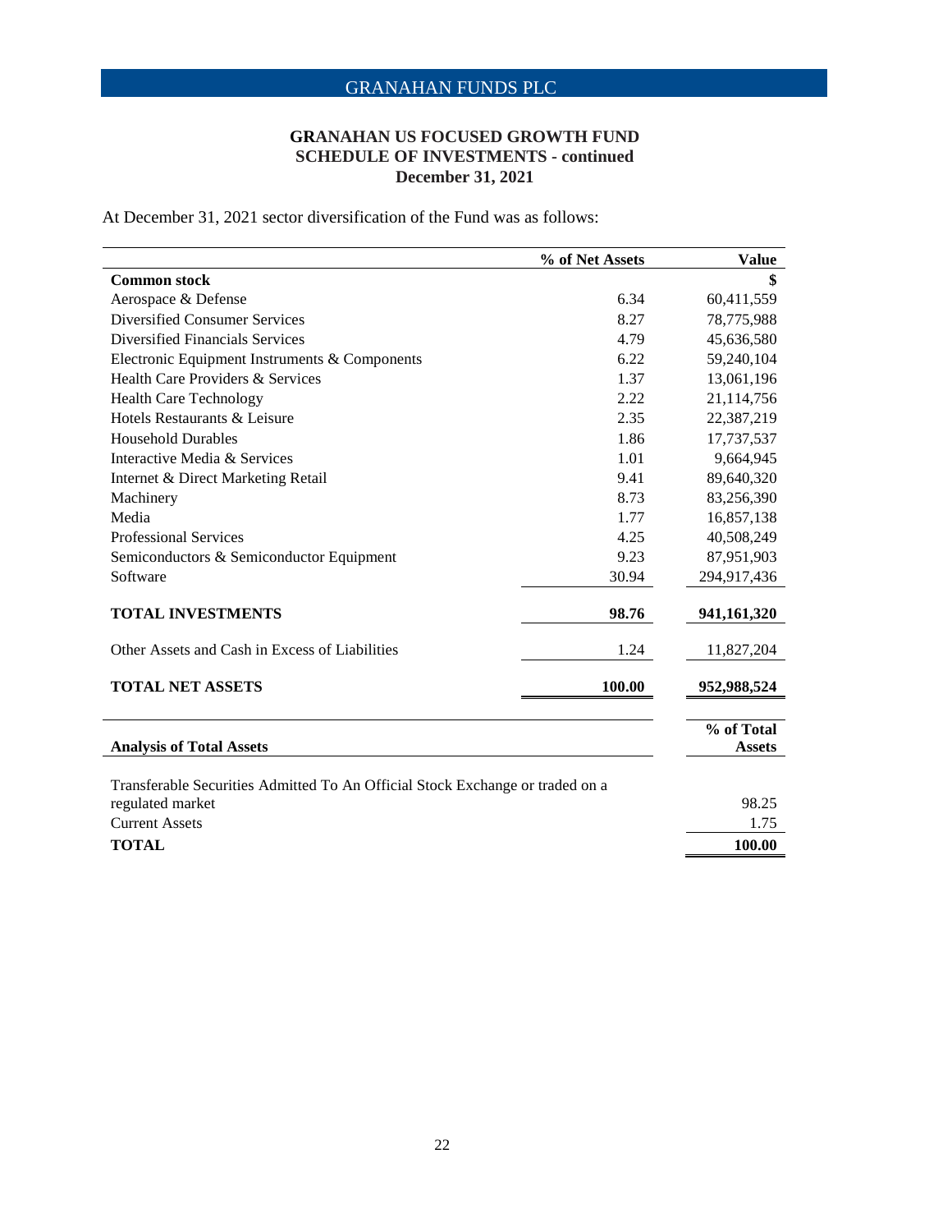## GRANAHAN US FOCUSED GROWTH FUND
## SCHEDULE OF INVESTMENTS - continued
## December 31, 2021

At December 31, 2021 sector diversification of the Fund was as follows:

| | % of Net Assets | Value |
|---|---|---|
| **Common stock** | | **$** |
| Aerospace & Defense | 6.34 | 60,411,559 |
| Diversified Consumer Services | 8.27 | 78,775,988 |
| Diversified Financials Services | 4.79 | 45,636,580 |
| Electronic Equipment Instruments & Components | 6.22 | 59,240,104 |
| Health Care Providers & Services | 1.37 | 13,061,196 |
| Health Care Technology | 2.22 | 21,114,756 |
| Hotels Restaurants & Leisure | 2.35 | 22,387,219 |
| Household Durables | 1.86 | 17,737,537 |
| Interactive Media & Services | 1.01 | 9,664,945 |
| Internet & Direct Marketing Retail | 9.41 | 89,640,320 |
| Machinery | 8.73 | 83,256,390 |
| Media | 1.77 | 16,857,138 |
| Professional Services | 4.25 | 40,508,249 |
| Semiconductors & Semiconductor Equipment | 9.23 | 87,951,903 |
| Software | 30.94 | 294,917,436 |
| **TOTAL INVESTMENTS** | **98.76** | **941,161,320** |
| Other Assets and Cash in Excess of Liabilities | 1.24 | 11,827,204 |
| **TOTAL NET ASSETS** | **100.00** | **952,988,524** |

| **Analysis of Total Assets** | **% of Total Assets** |
|---|---|
| Transferable Securities Admitted To An Official Stock Exchange or traded on a regulated market | 98.25 |
| Current Assets | 1.75 |
| **TOTAL** | **100.00** |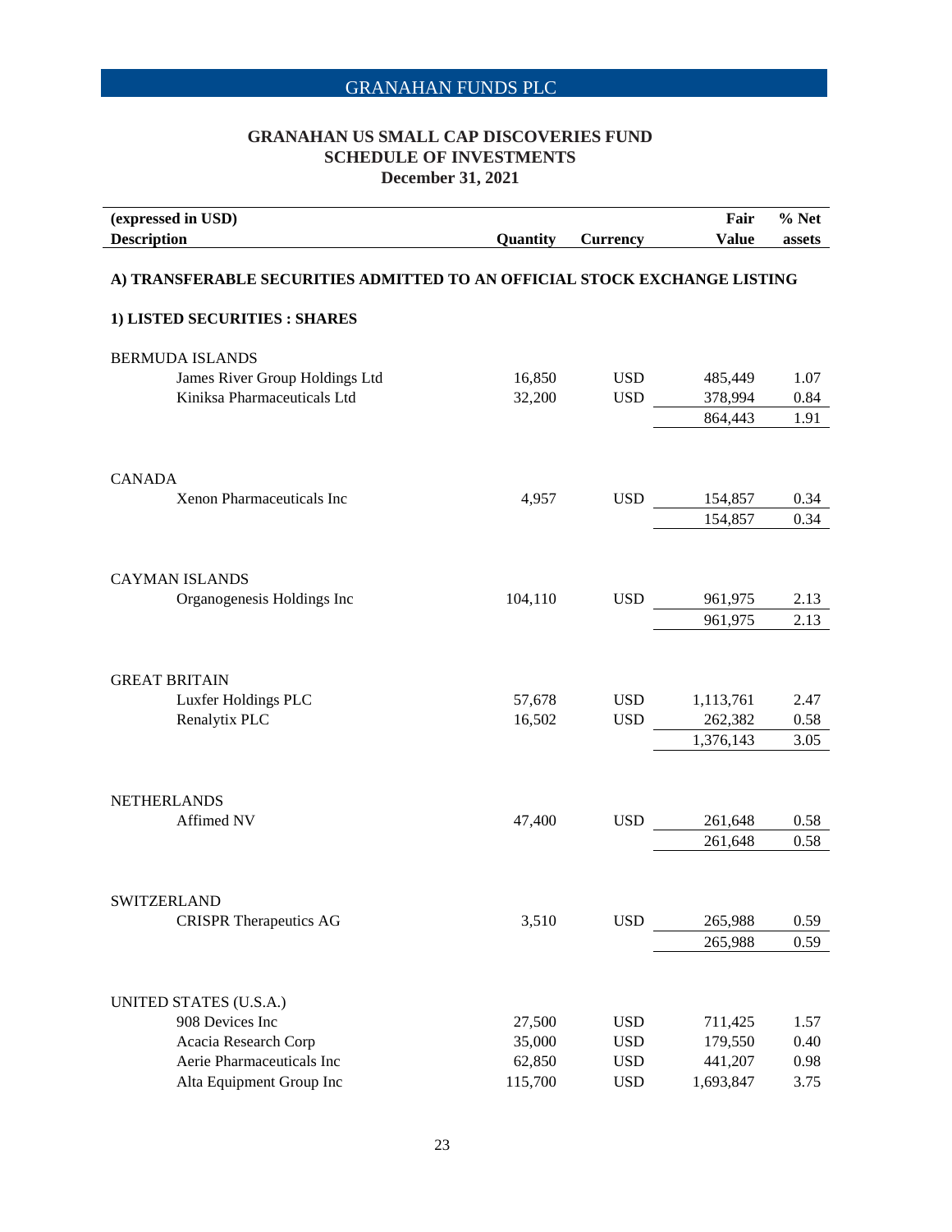## GRANAHAN FUNDS PLC

### GRANAHAN US SMALL CAP DISCOVERIES FUND
### SCHEDULE OF INVESTMENTS
### December 31, 2021

| (expressed in USD) Description | Quantity | Currency | Fair Value | % Net assets |
|---|---|---|---|---|
| **A) TRANSFERABLE SECURITIES ADMITTED TO AN OFFICIAL STOCK EXCHANGE LISTING** | | | | |
| **1) LISTED SECURITIES : SHARES** | | | | |
| BERMUDA ISLANDS | | | | |
| James River Group Holdings Ltd | 16,850 | USD | 485,449 | 1.07 |
| Kiniksa Pharmaceuticals Ltd | 32,200 | USD | 378,994 | 0.84 |
| | | | 864,443 | 1.91 |
| CANADA | | | | |
| Xenon Pharmaceuticals Inc | 4,957 | USD | 154,857 | 0.34 |
| | | | 154,857 | 0.34 |
| CAYMAN ISLANDS | | | | |
| Organogenesis Holdings Inc | 104,110 | USD | 961,975 | 2.13 |
| | | | 961,975 | 2.13 |
| GREAT BRITAIN | | | | |
| Luxfer Holdings PLC | 57,678 | USD | 1,113,761 | 2.47 |
| Renalytix PLC | 16,502 | USD | 262,382 | 0.58 |
| | | | 1,376,143 | 3.05 |
| NETHERLANDS | | | | |
| Affimed NV | 47,400 | USD | 261,648 | 0.58 |
| | | | 261,648 | 0.58 |
| SWITZERLAND | | | | |
| CRISPR Therapeutics AG | 3,510 | USD | 265,988 | 0.59 |
| | | | 265,988 | 0.59 |
| UNITED STATES (U.S.A.) | | | | |
| 908 Devices Inc | 27,500 | USD | 711,425 | 1.57 |
| Acacia Research Corp | 35,000 | USD | 179,550 | 0.40 |
| Aerie Pharmaceuticals Inc | 62,850 | USD | 441,207 | 0.98 |
| Alta Equipment Group Inc | 115,700 | USD | 1,693,847 | 3.75 |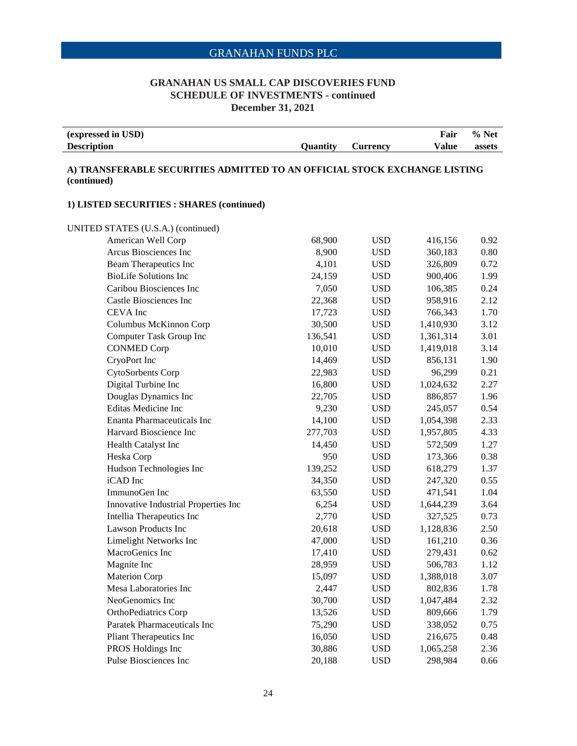GRANAHAN FUNDS PLC

## GRANAHAN US SMALL CAP DISCOVERIES FUND
## SCHEDULE OF INVESTMENTS - continued
## December 31, 2021

| (expressed in USD) Description | Quantity | Currency | Fair Value | % Net assets |
|---|---|---|---|---|

**A) TRANSFERABLE SECURITIES ADMITTED TO AN OFFICIAL STOCK EXCHANGE LISTING (continued)**

**1) LISTED SECURITIES : SHARES (continued)**

| Description | Quantity | Currency | Fair Value | % Net assets |
|---|---|---|---|---|
| UNITED STATES (U.S.A.) (continued) | | | | |
| American Well Corp | 68,900 | USD | 416,156 | 0.92 |
| Arcus Biosciences Inc | 8,900 | USD | 360,183 | 0.80 |
| Beam Therapeutics Inc | 4,101 | USD | 326,809 | 0.72 |
| BioLife Solutions Inc | 24,159 | USD | 900,406 | 1.99 |
| Caribou Biosciences Inc | 7,050 | USD | 106,385 | 0.24 |
| Castle Biosciences Inc | 22,368 | USD | 958,916 | 2.12 |
| CEVA Inc | 17,723 | USD | 766,343 | 1.70 |
| Columbus McKinnon Corp | 30,500 | USD | 1,410,930 | 3.12 |
| Computer Task Group Inc | 136,541 | USD | 1,361,314 | 3.01 |
| CONMED Corp | 10,010 | USD | 1,419,018 | 3.14 |
| CryoPort Inc | 14,469 | USD | 856,131 | 1.90 |
| CytoSorbents Corp | 22,983 | USD | 96,299 | 0.21 |
| Digital Turbine Inc | 16,800 | USD | 1,024,632 | 2.27 |
| Douglas Dynamics Inc | 22,705 | USD | 886,857 | 1.96 |
| Editas Medicine Inc | 9,230 | USD | 245,057 | 0.54 |
| Enanta Pharmaceuticals Inc | 14,100 | USD | 1,054,398 | 2.33 |
| Harvard Bioscience Inc | 277,703 | USD | 1,957,805 | 4.33 |
| Health Catalyst Inc | 14,450 | USD | 572,509 | 1.27 |
| Heska Corp | 950 | USD | 173,366 | 0.38 |
| Hudson Technologies Inc | 139,252 | USD | 618,279 | 1.37 |
| iCAD Inc | 34,350 | USD | 247,320 | 0.55 |
| ImmunoGen Inc | 63,550 | USD | 471,541 | 1.04 |
| Innovative Industrial Properties Inc | 6,254 | USD | 1,644,239 | 3.64 |
| Intellia Therapeutics Inc | 2,770 | USD | 327,525 | 0.73 |
| Lawson Products Inc | 20,618 | USD | 1,128,836 | 2.50 |
| Limelight Networks Inc | 47,000 | USD | 161,210 | 0.36 |
| MacroGenics Inc | 17,410 | USD | 279,431 | 0.62 |
| Magnite Inc | 28,959 | USD | 506,783 | 1.12 |
| Materion Corp | 15,097 | USD | 1,388,018 | 3.07 |
| Mesa Laboratories Inc | 2,447 | USD | 802,836 | 1.78 |
| NeoGenomics Inc | 30,700 | USD | 1,047,484 | 2.32 |
| OrthoPediatrics Corp | 13,526 | USD | 809,666 | 1.79 |
| Paratek Pharmaceuticals Inc | 75,290 | USD | 338,052 | 0.75 |
| Pliant Therapeutics Inc | 16,050 | USD | 216,675 | 0.48 |
| PROS Holdings Inc | 30,886 | USD | 1,065,258 | 2.36 |
| Pulse Biosciences Inc | 20,188 | USD | 298,984 | 0.66 |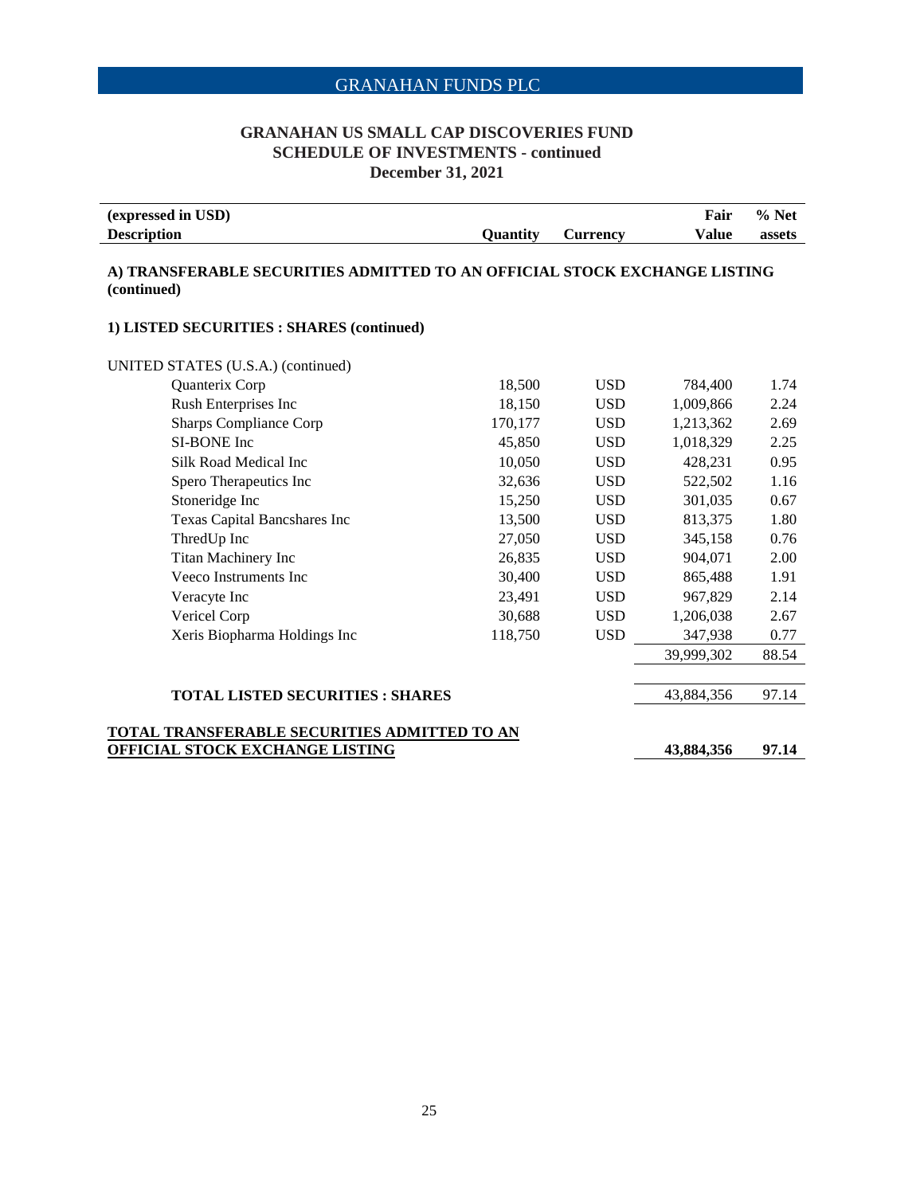## GRANAHAN FUNDS PLC

### GRANAHAN US SMALL CAP DISCOVERIES FUND
### SCHEDULE OF INVESTMENTS - continued
### December 31, 2021

| (expressed in USD) Description | Quantity | Currency | Fair Value | % Net assets |
|---|---|---|---|---|
| **A) TRANSFERABLE SECURITIES ADMITTED TO AN OFFICIAL STOCK EXCHANGE LISTING (continued)** | | | | |
| **1) LISTED SECURITIES : SHARES (continued)** | | | | |
| UNITED STATES (U.S.A.) (continued) | | | | |
| Quanterix Corp | 18,500 | USD | 784,400 | 1.74 |
| Rush Enterprises Inc | 18,150 | USD | 1,009,866 | 2.24 |
| Sharps Compliance Corp | 170,177 | USD | 1,213,362 | 2.69 |
| SI-BONE Inc | 45,850 | USD | 1,018,329 | 2.25 |
| Silk Road Medical Inc | 10,050 | USD | 428,231 | 0.95 |
| Spero Therapeutics Inc | 32,636 | USD | 522,502 | 1.16 |
| Stoneridge Inc | 15,250 | USD | 301,035 | 0.67 |
| Texas Capital Bancshares Inc | 13,500 | USD | 813,375 | 1.80 |
| ThredUp Inc | 27,050 | USD | 345,158 | 0.76 |
| Titan Machinery Inc | 26,835 | USD | 904,071 | 2.00 |
| Veeco Instruments Inc | 30,400 | USD | 865,488 | 1.91 |
| Veracyte Inc | 23,491 | USD | 967,829 | 2.14 |
| Vericel Corp | 30,688 | USD | 1,206,038 | 2.67 |
| Xeris Biopharma Holdings Inc | 118,750 | USD | 347,938 | 0.77 |
| | | | 39,999,302 | 88.54 |
| **TOTAL LISTED SECURITIES : SHARES** | | | 43,884,356 | 97.14 |
| **TOTAL TRANSFERABLE SECURITIES ADMITTED TO AN OFFICIAL STOCK EXCHANGE LISTING** | | | **43,884,356** | **97.14** |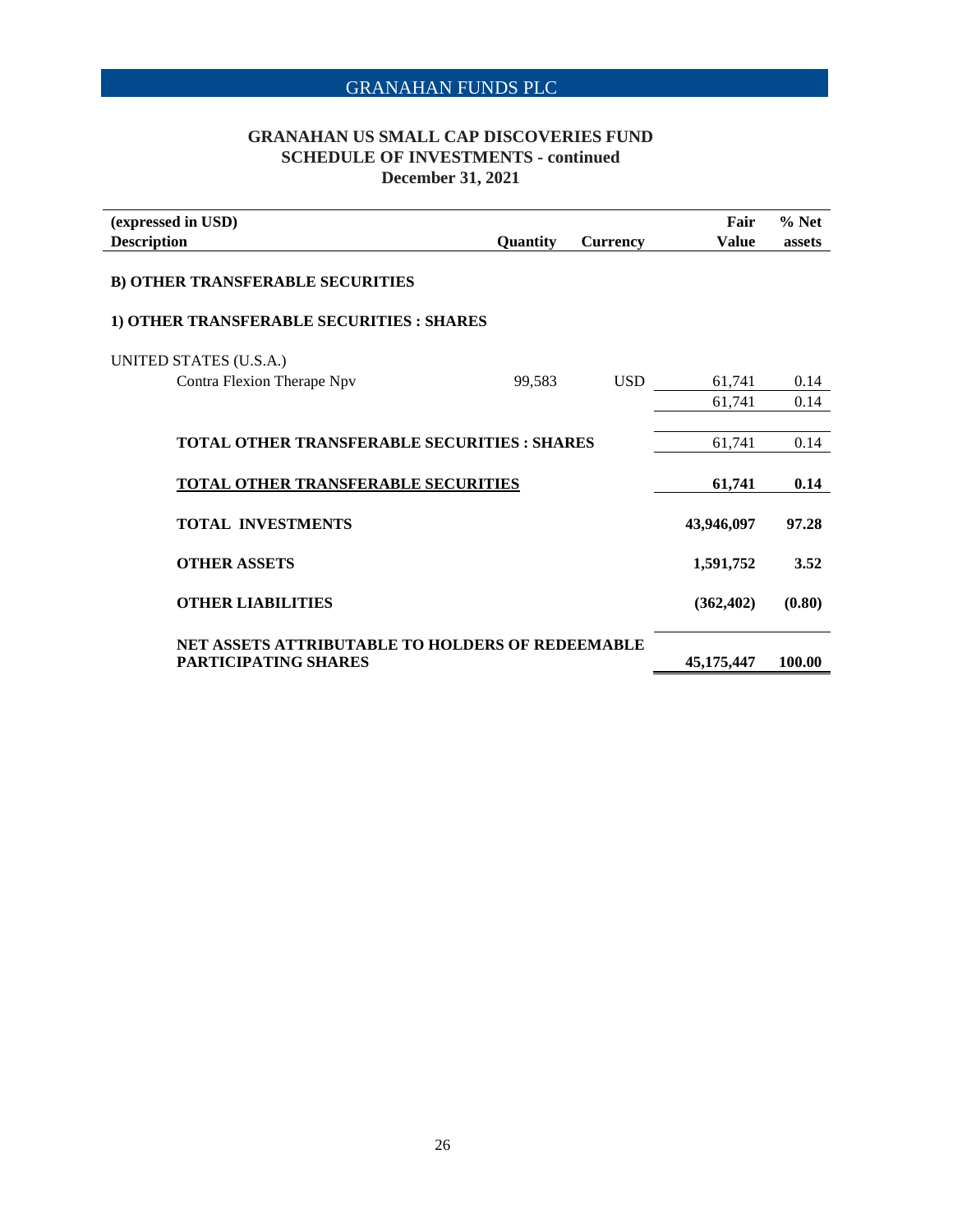# GRANAHAN FUNDS PLC

## GRANAHAN US SMALL CAP DISCOVERIES FUND
## SCHEDULE OF INVESTMENTS - continued
## December 31, 2021

| (expressed in USD) Description | Quantity | Currency | Fair Value | % Net assets |
|---|---|---|---|---|
| **B) OTHER TRANSFERABLE SECURITIES** | | | | |
| **1) OTHER TRANSFERABLE SECURITIES : SHARES** | | | | |
| UNITED STATES (U.S.A.) | | | | |
| Contra Flexion Therape Npv | 99,583 | USD | 61,741 | 0.14 |
| | | | 61,741 | 0.14 |
| **TOTAL OTHER TRANSFERABLE SECURITIES : SHARES** | | | 61,741 | 0.14 |
| **TOTAL OTHER TRANSFERABLE SECURITIES** | | | **61,741** | **0.14** |
| **TOTAL INVESTMENTS** | | | **43,946,097** | **97.28** |
| **OTHER ASSETS** | | | **1,591,752** | **3.52** |
| **OTHER LIABILITIES** | | | **(362,402)** | **(0.80)** |
| **NET ASSETS ATTRIBUTABLE TO HOLDERS OF REDEEMABLE PARTICIPATING SHARES** | | | **45,175,447** | **100.00** |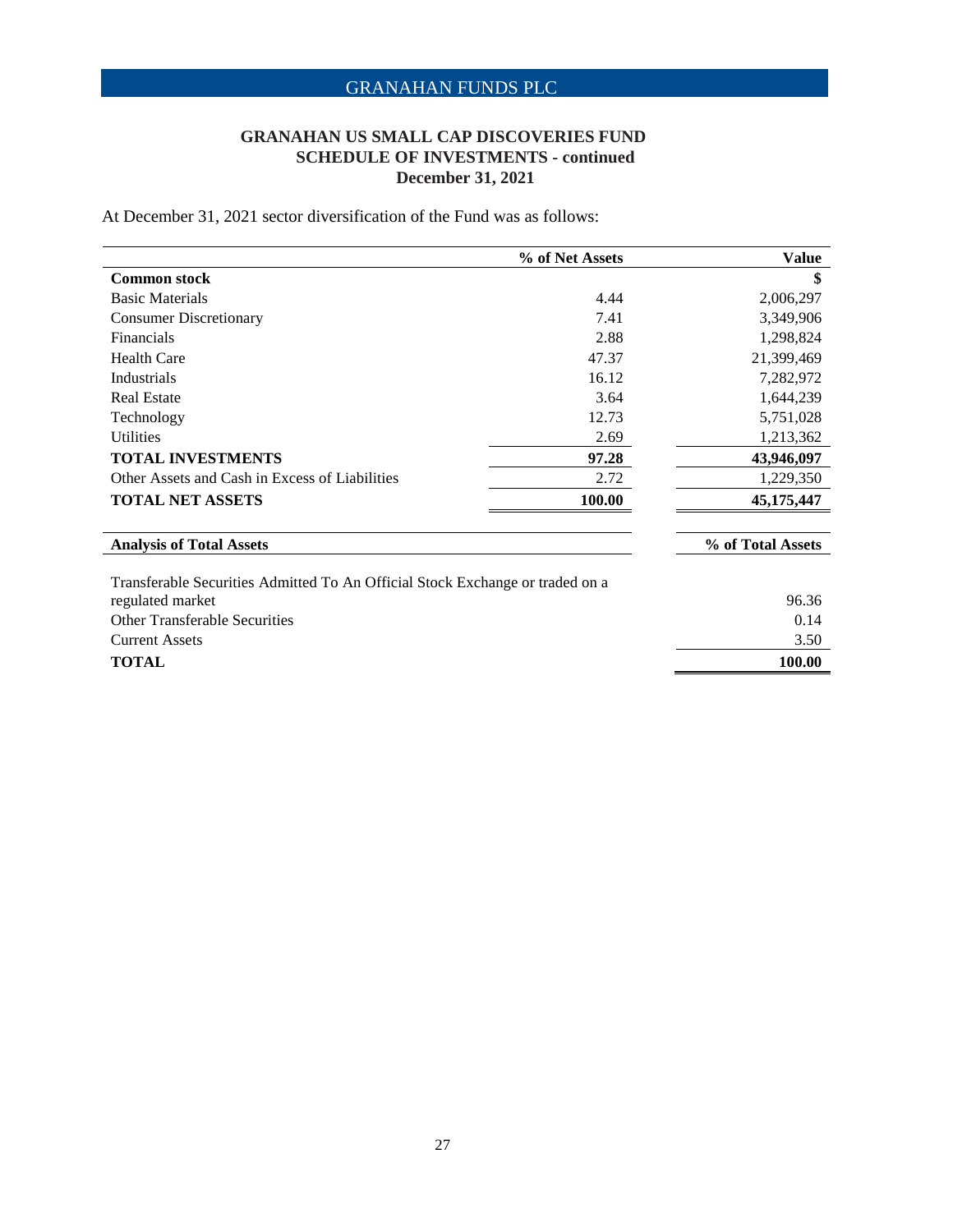## GRANAHAN US SMALL CAP DISCOVERIES FUND
### SCHEDULE OF INVESTMENTS - continued
### December 31, 2021

At December 31, 2021 sector diversification of the Fund was as follows:

| | % of Net Assets | Value |
|---|---|---|
| **Common stock** | | **$** |
| Basic Materials | 4.44 | 2,006,297 |
| Consumer Discretionary | 7.41 | 3,349,906 |
| Financials | 2.88 | 1,298,824 |
| Health Care | 47.37 | 21,399,469 |
| Industrials | 16.12 | 7,282,972 |
| Real Estate | 3.64 | 1,644,239 |
| Technology | 12.73 | 5,751,028 |
| Utilities | 2.69 | 1,213,362 |
| **TOTAL INVESTMENTS** | **97.28** | **43,946,097** |
| Other Assets and Cash in Excess of Liabilities | 2.72 | 1,229,350 |
| **TOTAL NET ASSETS** | **100.00** | **45,175,447** |

| **Analysis of Total Assets** | **% of Total Assets** |
|---|---|
| Transferable Securities Admitted To An Official Stock Exchange or traded on a regulated market | 96.36 |
| Other Transferable Securities | 0.14 |
| Current Assets | 3.50 |
| **TOTAL** | **100.00** |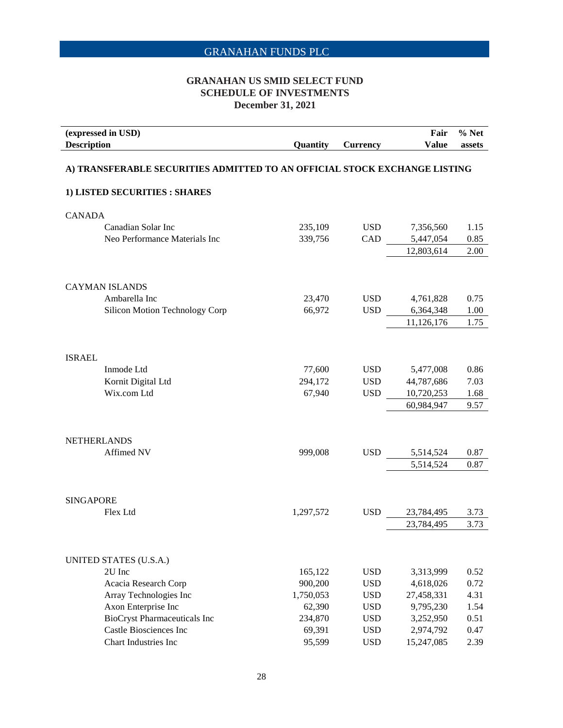## GRANAHAN FUNDS PLC

### GRANAHAN US SMID SELECT FUND
### SCHEDULE OF INVESTMENTS
### December 31, 2021

| (expressed in USD) Description | Quantity | Currency | Fair Value | % Net assets |
|---|---|---|---|---|
| **A) TRANSFERABLE SECURITIES ADMITTED TO AN OFFICIAL STOCK EXCHANGE LISTING** | | | | |
| **1) LISTED SECURITIES : SHARES** | | | | |
| CANADA | | | | |
| Canadian Solar Inc | 235,109 | USD | 7,356,560 | 1.15 |
| Neo Performance Materials Inc | 339,756 | CAD | 5,447,054 | 0.85 |
| | | | 12,803,614 | 2.00 |
| CAYMAN ISLANDS | | | | |
| Ambarella Inc | 23,470 | USD | 4,761,828 | 0.75 |
| Silicon Motion Technology Corp | 66,972 | USD | 6,364,348 | 1.00 |
| | | | 11,126,176 | 1.75 |
| ISRAEL | | | | |
| Inmode Ltd | 77,600 | USD | 5,477,008 | 0.86 |
| Kornit Digital Ltd | 294,172 | USD | 44,787,686 | 7.03 |
| Wix.com Ltd | 67,940 | USD | 10,720,253 | 1.68 |
| | | | 60,984,947 | 9.57 |
| NETHERLANDS | | | | |
| Affimed NV | 999,008 | USD | 5,514,524 | 0.87 |
| | | | 5,514,524 | 0.87 |
| SINGAPORE | | | | |
| Flex Ltd | 1,297,572 | USD | 23,784,495 | 3.73 |
| | | | 23,784,495 | 3.73 |
| UNITED STATES (U.S.A.) | | | | |
| 2U Inc | 165,122 | USD | 3,313,999 | 0.52 |
| Acacia Research Corp | 900,200 | USD | 4,618,026 | 0.72 |
| Array Technologies Inc | 1,750,053 | USD | 27,458,331 | 4.31 |
| Axon Enterprise Inc | 62,390 | USD | 9,795,230 | 1.54 |
| BioCryst Pharmaceuticals Inc | 234,870 | USD | 3,252,950 | 0.51 |
| Castle Biosciences Inc | 69,391 | USD | 2,974,792 | 0.47 |
| Chart Industries Inc | 95,599 | USD | 15,247,085 | 2.39 |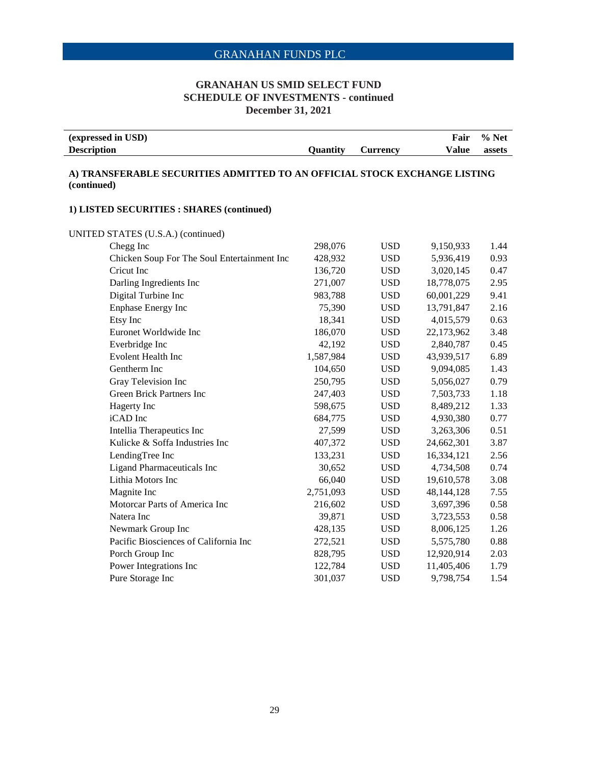## GRANAHAN US SMID SELECT FUND
## SCHEDULE OF INVESTMENTS - continued
### December 31, 2021

| (expressed in USD) Description | Quantity | Currency | Fair Value | % Net assets |
|---|---|---|---|---|
| **A) TRANSFERABLE SECURITIES ADMITTED TO AN OFFICIAL STOCK EXCHANGE LISTING (continued)** | | | | |
| **1) LISTED SECURITIES : SHARES (continued)** | | | | |
| UNITED STATES (U.S.A.) (continued) | | | | |
| Chegg Inc | 298,076 | USD | 9,150,933 | 1.44 |
| Chicken Soup For The Soul Entertainment Inc | 428,932 | USD | 5,936,419 | 0.93 |
| Cricut Inc | 136,720 | USD | 3,020,145 | 0.47 |
| Darling Ingredients Inc | 271,007 | USD | 18,778,075 | 2.95 |
| Digital Turbine Inc | 983,788 | USD | 60,001,229 | 9.41 |
| Enphase Energy Inc | 75,390 | USD | 13,791,847 | 2.16 |
| Etsy Inc | 18,341 | USD | 4,015,579 | 0.63 |
| Euronet Worldwide Inc | 186,070 | USD | 22,173,962 | 3.48 |
| Everbridge Inc | 42,192 | USD | 2,840,787 | 0.45 |
| Evolent Health Inc | 1,587,984 | USD | 43,939,517 | 6.89 |
| Gentherm Inc | 104,650 | USD | 9,094,085 | 1.43 |
| Gray Television Inc | 250,795 | USD | 5,056,027 | 0.79 |
| Green Brick Partners Inc | 247,403 | USD | 7,503,733 | 1.18 |
| Hagerty Inc | 598,675 | USD | 8,489,212 | 1.33 |
| iCAD Inc | 684,775 | USD | 4,930,380 | 0.77 |
| Intellia Therapeutics Inc | 27,599 | USD | 3,263,306 | 0.51 |
| Kulicke & Soffa Industries Inc | 407,372 | USD | 24,662,301 | 3.87 |
| LendingTree Inc | 133,231 | USD | 16,334,121 | 2.56 |
| Ligand Pharmaceuticals Inc | 30,652 | USD | 4,734,508 | 0.74 |
| Lithia Motors Inc | 66,040 | USD | 19,610,578 | 3.08 |
| Magnite Inc | 2,751,093 | USD | 48,144,128 | 7.55 |
| Motorcar Parts of America Inc | 216,602 | USD | 3,697,396 | 0.58 |
| Natera Inc | 39,871 | USD | 3,723,553 | 0.58 |
| Newmark Group Inc | 428,135 | USD | 8,006,125 | 1.26 |
| Pacific Biosciences of California Inc | 272,521 | USD | 5,575,780 | 0.88 |
| Porch Group Inc | 828,795 | USD | 12,920,914 | 2.03 |
| Power Integrations Inc | 122,784 | USD | 11,405,406 | 1.79 |
| Pure Storage Inc | 301,037 | USD | 9,798,754 | 1.54 |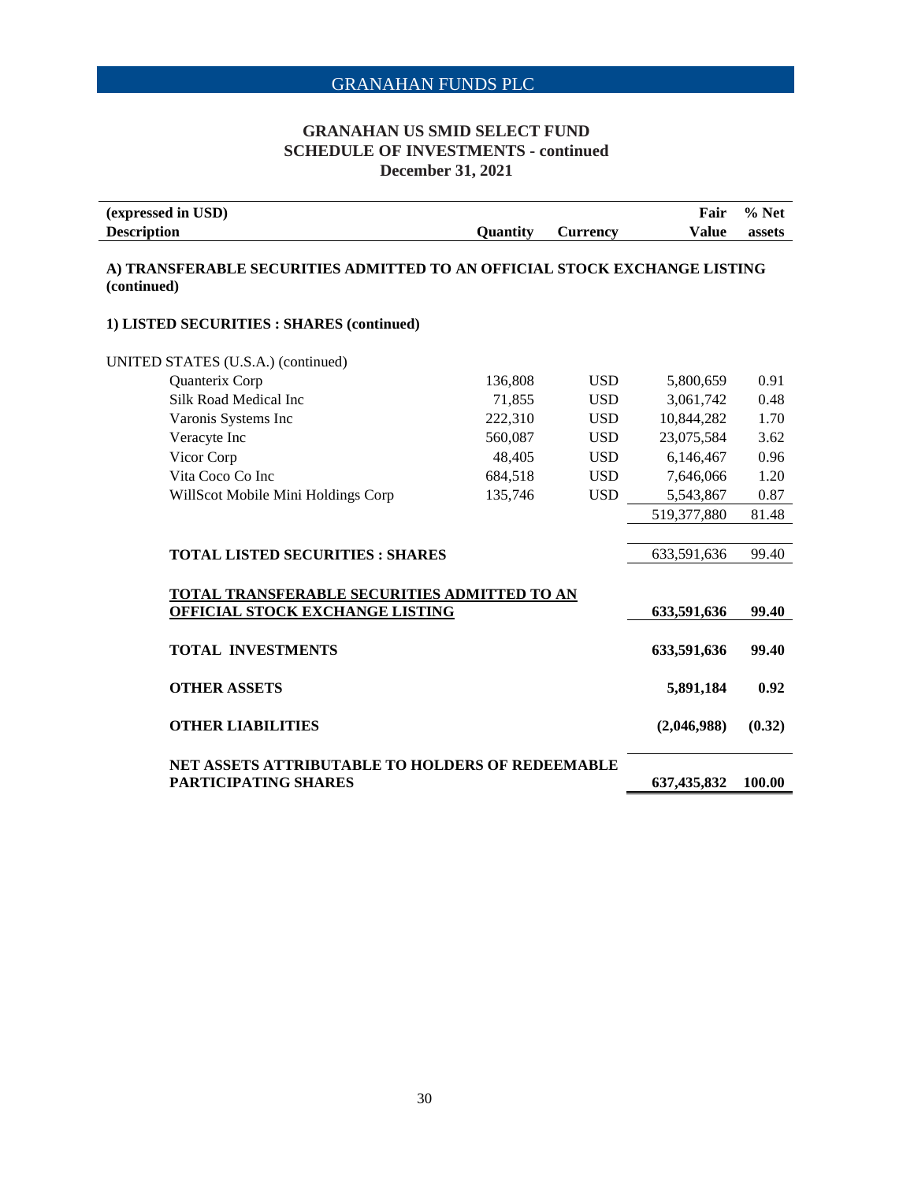# GRANAHAN FUNDS PLC

## GRANAHAN US SMID SELECT FUND
## SCHEDULE OF INVESTMENTS - continued
## December 31, 2021

| (expressed in USD) Description | Quantity | Currency | Fair Value | % Net assets |
|---|---|---|---|---|
| **A) TRANSFERABLE SECURITIES ADMITTED TO AN OFFICIAL STOCK EXCHANGE LISTING (continued)** | | | | |
| **1) LISTED SECURITIES : SHARES (continued)** | | | | |
| UNITED STATES (U.S.A.) (continued) | | | | |
| Quanterix Corp | 136,808 | USD | 5,800,659 | 0.91 |
| Silk Road Medical Inc | 71,855 | USD | 3,061,742 | 0.48 |
| Varonis Systems Inc | 222,310 | USD | 10,844,282 | 1.70 |
| Veracyte Inc | 560,087 | USD | 23,075,584 | 3.62 |
| Vicor Corp | 48,405 | USD | 6,146,467 | 0.96 |
| Vita Coco Co Inc | 684,518 | USD | 7,646,066 | 1.20 |
| WillScot Mobile Mini Holdings Corp | 135,746 | USD | 5,543,867 | 0.87 |
| | | | 519,377,880 | 81.48 |
| **TOTAL LISTED SECURITIES : SHARES** | | | 633,591,636 | 99.40 |
| **TOTAL TRANSFERABLE SECURITIES ADMITTED TO AN OFFICIAL STOCK EXCHANGE LISTING** | | | **633,591,636** | **99.40** |
| **TOTAL INVESTMENTS** | | | **633,591,636** | **99.40** |
| **OTHER ASSETS** | | | **5,891,184** | **0.92** |
| **OTHER LIABILITIES** | | | **(2,046,988)** | **(0.32)** |
| **NET ASSETS ATTRIBUTABLE TO HOLDERS OF REDEEMABLE PARTICIPATING SHARES** | | | **637,435,832** | **100.00** |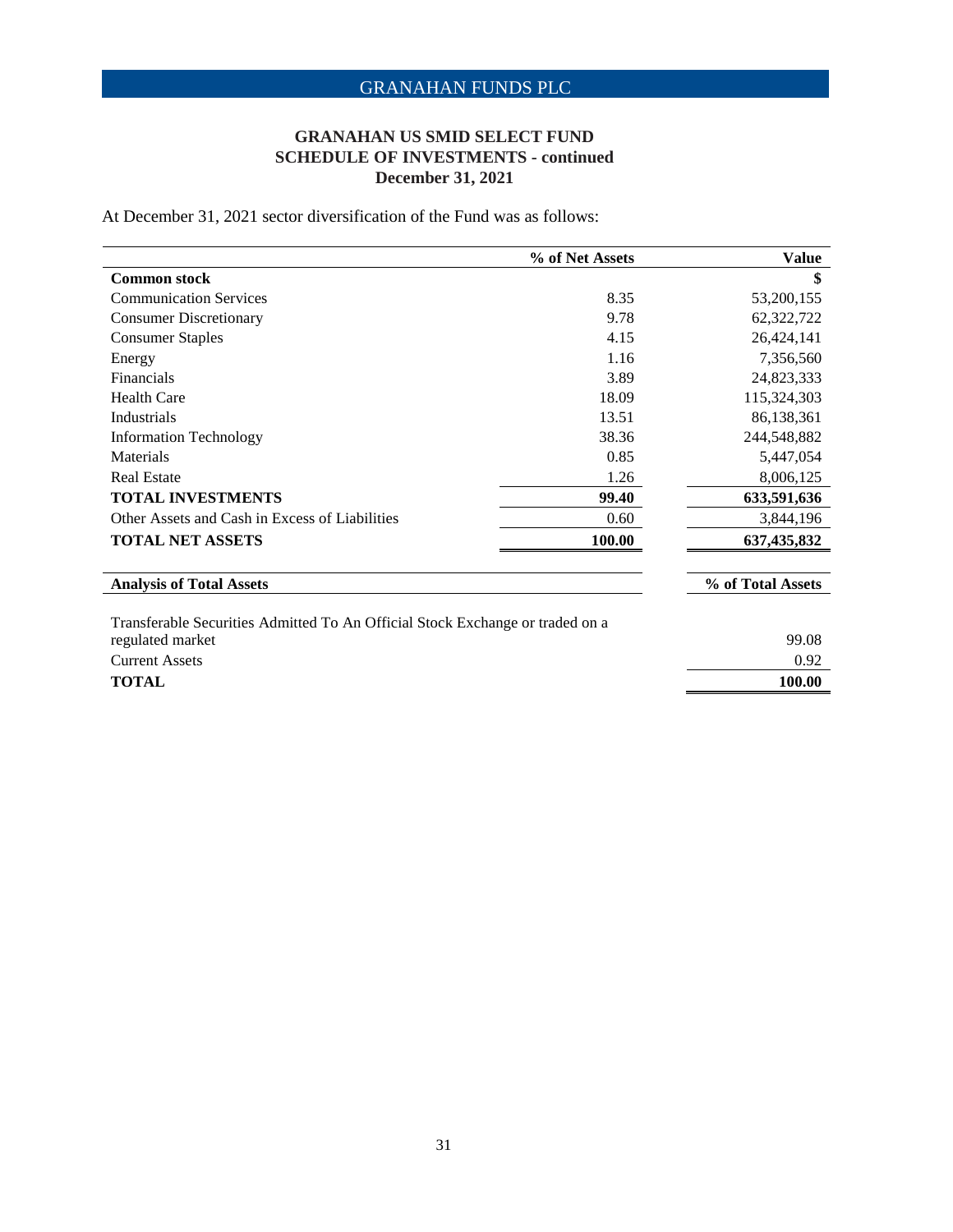## GRANAHAN US SMID SELECT FUND
## SCHEDULE OF INVESTMENTS - continued
## December 31, 2021

At December 31, 2021 sector diversification of the Fund was as follows:

| | % of Net Assets | Value |
|---|---|---|
| **Common stock** | | **$** |
| Communication Services | 8.35 | 53,200,155 |
| Consumer Discretionary | 9.78 | 62,322,722 |
| Consumer Staples | 4.15 | 26,424,141 |
| Energy | 1.16 | 7,356,560 |
| Financials | 3.89 | 24,823,333 |
| Health Care | 18.09 | 115,324,303 |
| Industrials | 13.51 | 86,138,361 |
| Information Technology | 38.36 | 244,548,882 |
| Materials | 0.85 | 5,447,054 |
| Real Estate | 1.26 | 8,006,125 |
| **TOTAL INVESTMENTS** | **99.40** | **633,591,636** |
| Other Assets and Cash in Excess of Liabilities | 0.60 | 3,844,196 |
| **TOTAL NET ASSETS** | **100.00** | **637,435,832** |

| Analysis of Total Assets | % of Total Assets |
|---|---|
| Transferable Securities Admitted To An Official Stock Exchange or traded on a regulated market | 99.08 |
| Current Assets | 0.92 |
| **TOTAL** | **100.00** |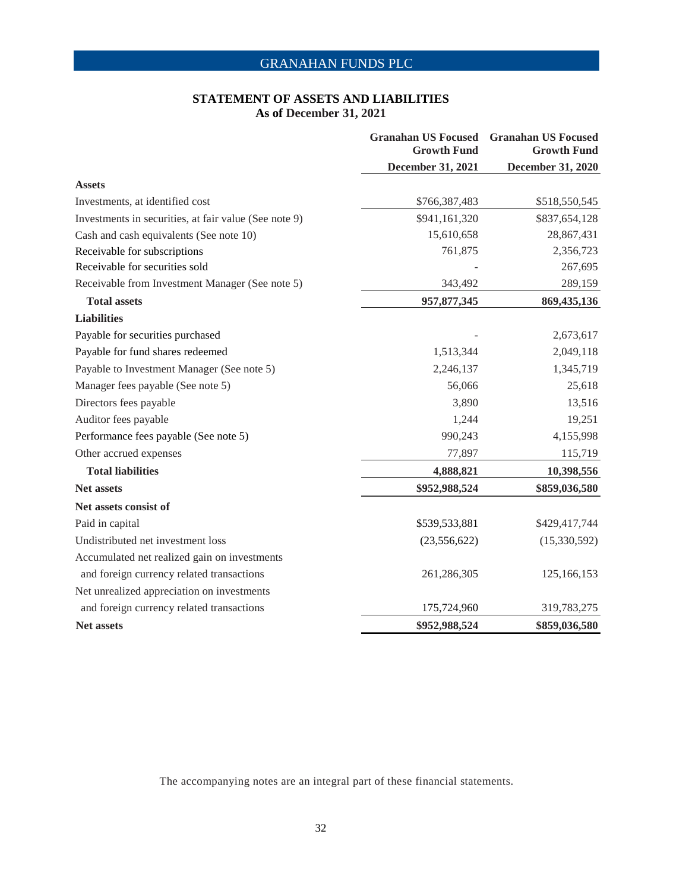GRANAHAN FUNDS PLC

## STATEMENT OF ASSETS AND LIABILITIES
### As of December 31, 2021

| | Granahan US Focused Growth Fund | Granahan US Focused Growth Fund |
|---|---|---|
| | December 31, 2021 | December 31, 2020 |
| **Assets** | | |
| Investments, at identified cost | $766,387,483 | $518,550,545 |
| Investments in securities, at fair value (See note 9) | $941,161,320 | $837,654,128 |
| Cash and cash equivalents (See note 10) | 15,610,658 | 28,867,431 |
| Receivable for subscriptions | 761,875 | 2,356,723 |
| Receivable for securities sold | - | 267,695 |
| Receivable from Investment Manager (See note 5) | 343,492 | 289,159 |
| **Total assets** | **957,877,345** | **869,435,136** |
| **Liabilities** | | |
| Payable for securities purchased | - | 2,673,617 |
| Payable for fund shares redeemed | 1,513,344 | 2,049,118 |
| Payable to Investment Manager (See note 5) | 2,246,137 | 1,345,719 |
| Manager fees payable (See note 5) | 56,066 | 25,618 |
| Directors fees payable | 3,890 | 13,516 |
| Auditor fees payable | 1,244 | 19,251 |
| Performance fees payable (See note 5) | 990,243 | 4,155,998 |
| Other accrued expenses | 77,897 | 115,719 |
| **Total liabilities** | **4,888,821** | **10,398,556** |
| **Net assets** | **$952,988,524** | **$859,036,580** |
| **Net assets consist of** | | |
| Paid in capital | $539,533,881 | $429,417,744 |
| Undistributed net investment loss | (23,556,622) | (15,330,592) |
| Accumulated net realized gain on investments and foreign currency related transactions | 261,286,305 | 125,166,153 |
| Net unrealized appreciation on investments and foreign currency related transactions | 175,724,960 | 319,783,275 |
| **Net assets** | **$952,988,524** | **$859,036,580** |

The accompanying notes are an integral part of these financial statements.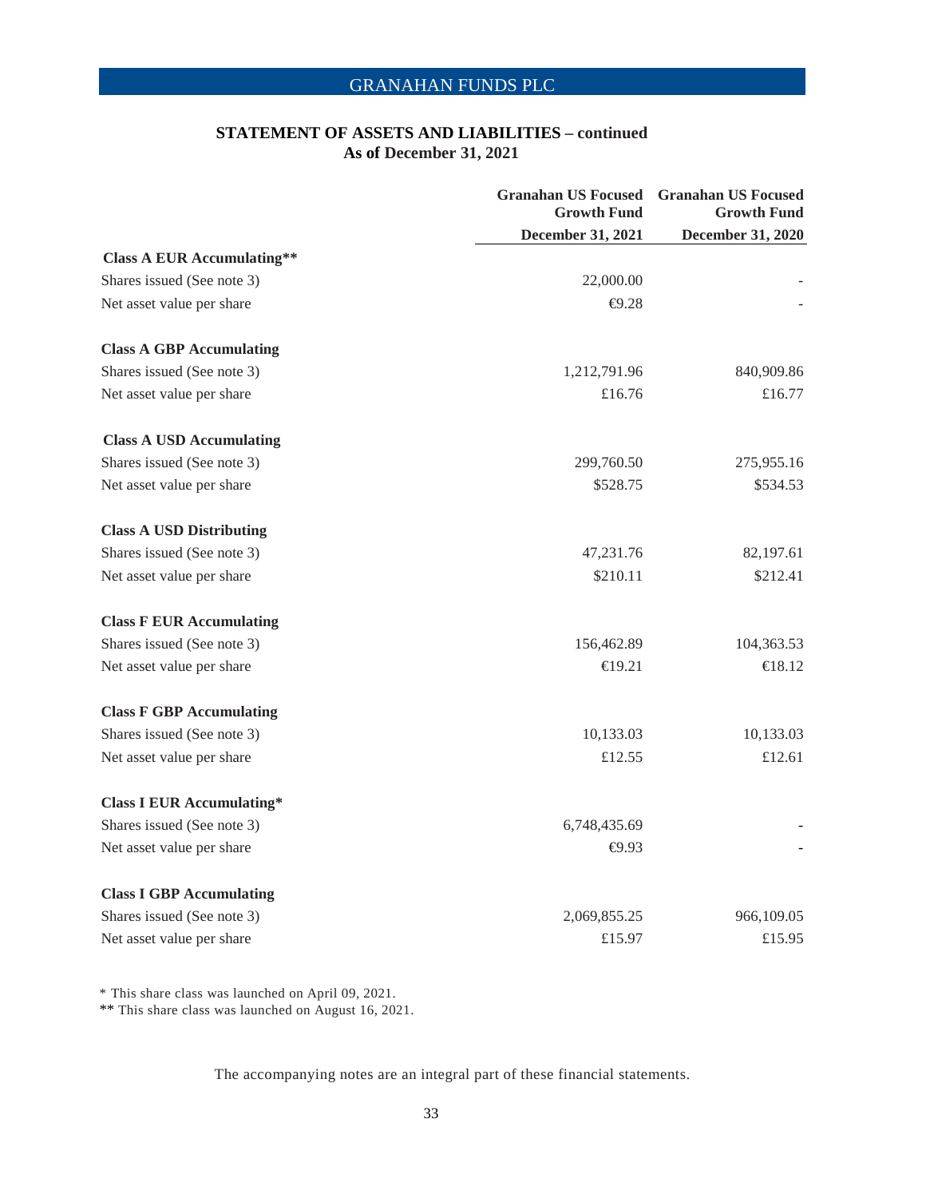## STATEMENT OF ASSETS AND LIABILITIES – continued
### As of December 31, 2021

| | Granahan US Focused Growth Fund | Granahan US Focused Growth Fund |
|---|---|---|
| | December 31, 2021 | December 31, 2020 |
| **Class A EUR Accumulating**** | | |
| Shares issued (See note 3) | 22,000.00 | - |
| Net asset value per share | €9.28 | - |
| **Class A GBP Accumulating** | | |
| Shares issued (See note 3) | 1,212,791.96 | 840,909.86 |
| Net asset value per share | £16.76 | £16.77 |
| **Class A USD Accumulating** | | |
| Shares issued (See note 3) | 299,760.50 | 275,955.16 |
| Net asset value per share | $528.75 | $534.53 |
| **Class A USD Distributing** | | |
| Shares issued (See note 3) | 47,231.76 | 82,197.61 |
| Net asset value per share | $210.11 | $212.41 |
| **Class F EUR Accumulating** | | |
| Shares issued (See note 3) | 156,462.89 | 104,363.53 |
| Net asset value per share | €19.21 | €18.12 |
| **Class F GBP Accumulating** | | |
| Shares issued (See note 3) | 10,133.03 | 10,133.03 |
| Net asset value per share | £12.55 | £12.61 |
| **Class I EUR Accumulating*** | | |
| Shares issued (See note 3) | 6,748,435.69 | - |
| Net asset value per share | €9.93 | - |
| **Class I GBP Accumulating** | | |
| Shares issued (See note 3) | 2,069,855.25 | 966,109.05 |
| Net asset value per share | £15.97 | £15.95 |

* This share class was launched on April 09, 2021.
** This share class was launched on August 16, 2021.

The accompanying notes are an integral part of these financial statements.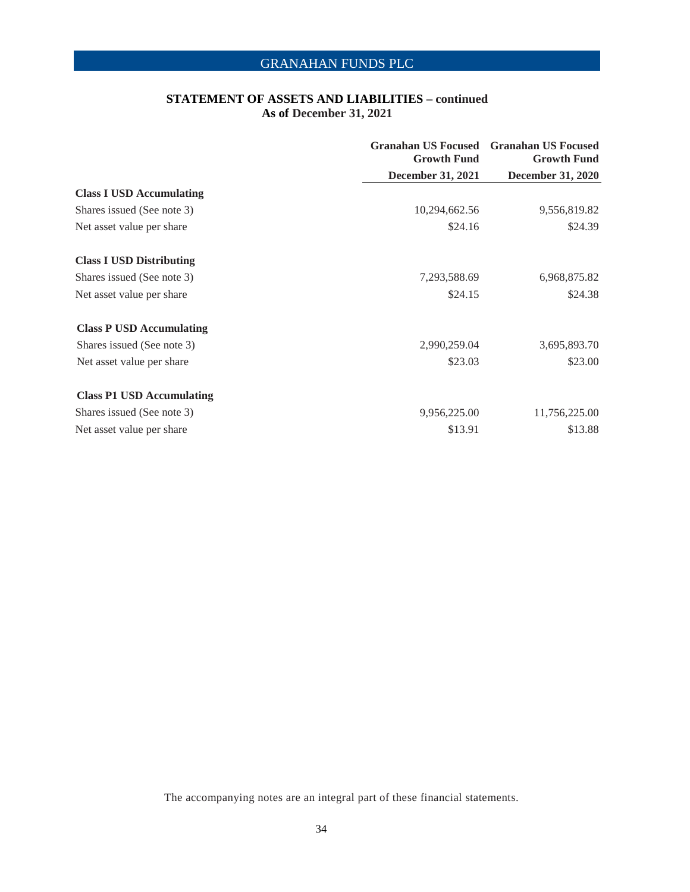## STATEMENT OF ASSETS AND LIABILITIES – continued
### As of December 31, 2021

| | Granahan US Focused Growth Fund December 31, 2021 | Granahan US Focused Growth Fund December 31, 2020 |
|---|---|---|
| **Class I USD Accumulating** | | |
| Shares issued (See note 3) | 10,294,662.56 | 9,556,819.82 |
| Net asset value per share | $24.16 | $24.39 |
| **Class I USD Distributing** | | |
| Shares issued (See note 3) | 7,293,588.69 | 6,968,875.82 |
| Net asset value per share | $24.15 | $24.38 |
| **Class P USD Accumulating** | | |
| Shares issued (See note 3) | 2,990,259.04 | 3,695,893.70 |
| Net asset value per share | $23.03 | $23.00 |
| **Class P1 USD Accumulating** | | |
| Shares issued (See note 3) | 9,956,225.00 | 11,756,225.00 |
| Net asset value per share | $13.91 | $13.88 |

The accompanying notes are an integral part of these financial statements.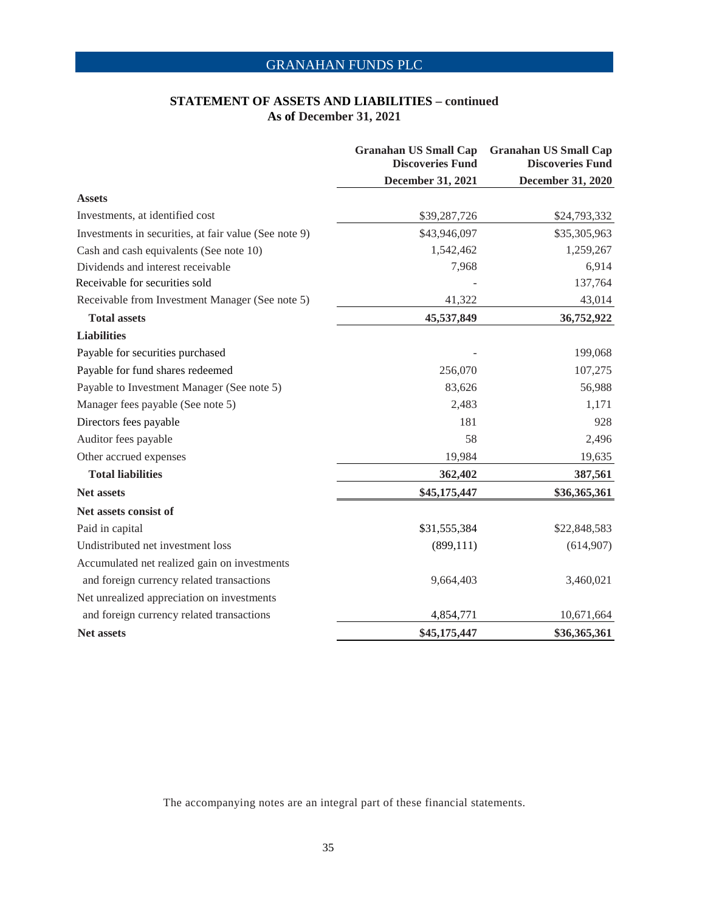GRANAHAN FUNDS PLC

## STATEMENT OF ASSETS AND LIABILITIES – continued
**As of December 31, 2021**

| | Granahan US Small Cap Discoveries Fund | Granahan US Small Cap Discoveries Fund |
|---|---|---|
| | **December 31, 2021** | **December 31, 2020** |
| **Assets** | | |
| Investments, at identified cost | $39,287,726 | $24,793,332 |
| Investments in securities, at fair value (See note 9) | $43,946,097 | $35,305,963 |
| Cash and cash equivalents (See note 10) | 1,542,462 | 1,259,267 |
| Dividends and interest receivable | 7,968 | 6,914 |
| Receivable for securities sold | - | 137,764 |
| Receivable from Investment Manager (See note 5) | 41,322 | 43,014 |
| **Total assets** | **45,537,849** | **36,752,922** |
| **Liabilities** | | |
| Payable for securities purchased | - | 199,068 |
| Payable for fund shares redeemed | 256,070 | 107,275 |
| Payable to Investment Manager (See note 5) | 83,626 | 56,988 |
| Manager fees payable (See note 5) | 2,483 | 1,171 |
| Directors fees payable | 181 | 928 |
| Auditor fees payable | 58 | 2,496 |
| Other accrued expenses | 19,984 | 19,635 |
| **Total liabilities** | **362,402** | **387,561** |
| **Net assets** | **$45,175,447** | **$36,365,361** |
| **Net assets consist of** | | |
| Paid in capital | $31,555,384 | $22,848,583 |
| Undistributed net investment loss | (899,111) | (614,907) |
| Accumulated net realized gain on investments and foreign currency related transactions | 9,664,403 | 3,460,021 |
| Net unrealized appreciation on investments and foreign currency related transactions | 4,854,771 | 10,671,664 |
| **Net assets** | **$45,175,447** | **$36,365,361** |

The accompanying notes are an integral part of these financial statements.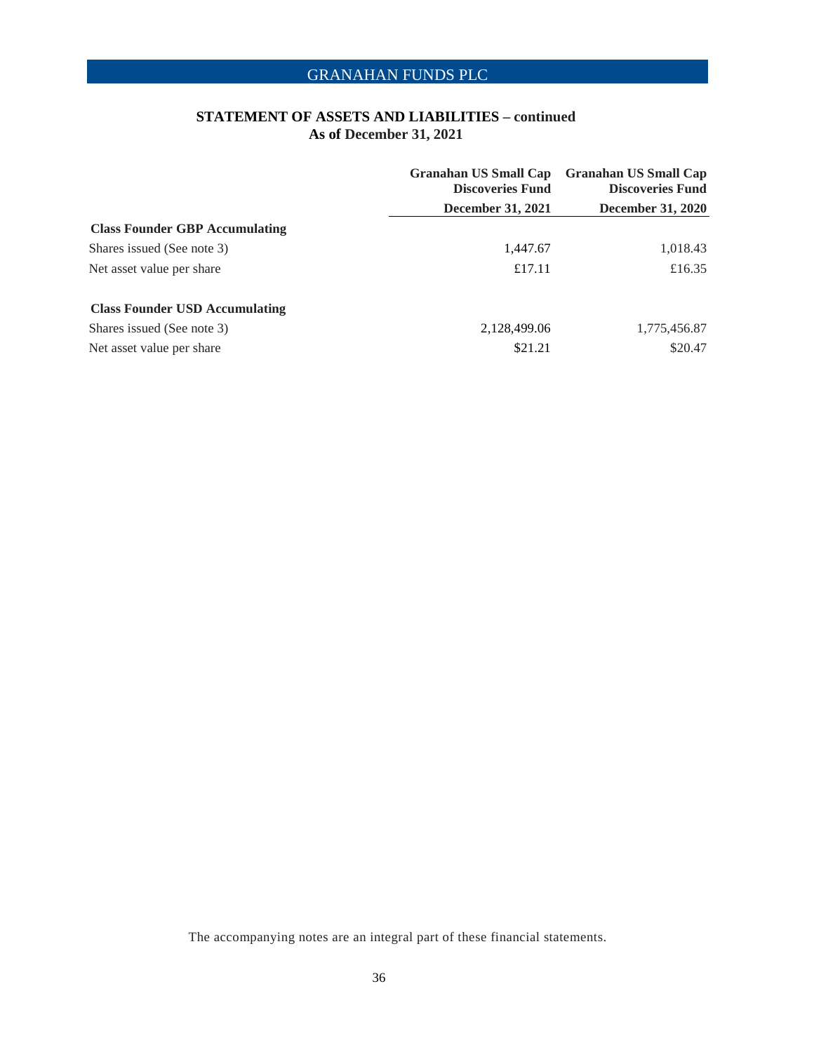## STATEMENT OF ASSETS AND LIABILITIES – continued
### As of December 31, 2021

| | Granahan US Small Cap Discoveries Fund | Granahan US Small Cap Discoveries Fund |
|---|---|---|
| | December 31, 2021 | December 31, 2020 |
| **Class Founder GBP Accumulating** | | |
| Shares issued (See note 3) | 1,447.67 | 1,018.43 |
| Net asset value per share | £17.11 | £16.35 |
| **Class Founder USD Accumulating** | | |
| Shares issued (See note 3) | 2,128,499.06 | 1,775,456.87 |
| Net asset value per share | $21.21 | $20.47 |

The accompanying notes are an integral part of these financial statements.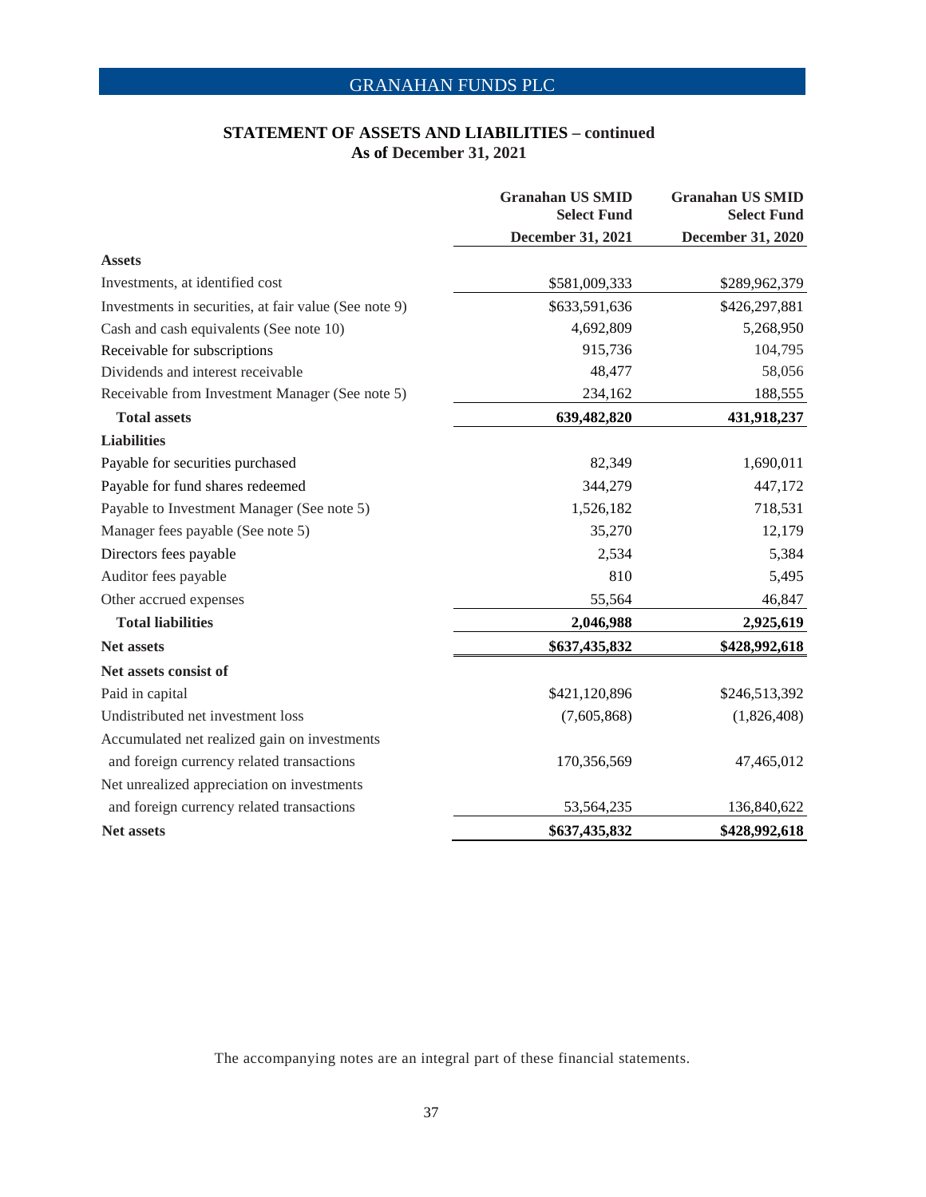## STATEMENT OF ASSETS AND LIABILITIES – continued
**As of December 31, 2021**

| | Granahan US SMID Select Fund | Granahan US SMID Select Fund |
|---|---|---|
| | **December 31, 2021** | **December 31, 2020** |
| **Assets** | | |
| Investments, at identified cost | $581,009,333 | $289,962,379 |
| Investments in securities, at fair value (See note 9) | $633,591,636 | $426,297,881 |
| Cash and cash equivalents (See note 10) | 4,692,809 | 5,268,950 |
| Receivable for subscriptions | 915,736 | 104,795 |
| Dividends and interest receivable | 48,477 | 58,056 |
| Receivable from Investment Manager (See note 5) | 234,162 | 188,555 |
| **Total assets** | **639,482,820** | **431,918,237** |
| **Liabilities** | | |
| Payable for securities purchased | 82,349 | 1,690,011 |
| Payable for fund shares redeemed | 344,279 | 447,172 |
| Payable to Investment Manager (See note 5) | 1,526,182 | 718,531 |
| Manager fees payable (See note 5) | 35,270 | 12,179 |
| Directors fees payable | 2,534 | 5,384 |
| Auditor fees payable | 810 | 5,495 |
| Other accrued expenses | 55,564 | 46,847 |
| **Total liabilities** | **2,046,988** | **2,925,619** |
| **Net assets** | **$637,435,832** | **$428,992,618** |
| **Net assets consist of** | | |
| Paid in capital | $421,120,896 | $246,513,392 |
| Undistributed net investment loss | (7,605,868) | (1,826,408) |
| Accumulated net realized gain on investments and foreign currency related transactions | 170,356,569 | 47,465,012 |
| Net unrealized appreciation on investments and foreign currency related transactions | 53,564,235 | 136,840,622 |
| **Net assets** | **$637,435,832** | **$428,992,618** |

The accompanying notes are an integral part of these financial statements.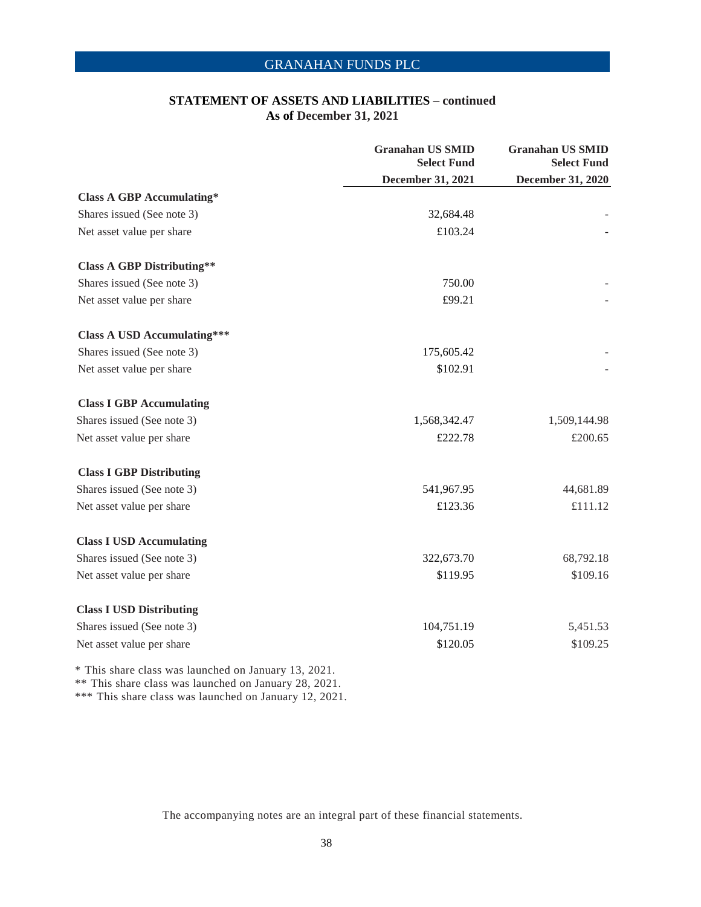## STATEMENT OF ASSETS AND LIABILITIES – continued
### As of December 31, 2021

| | Granahan US SMID Select Fund December 31, 2021 | Granahan US SMID Select Fund December 31, 2020 |
|---|---|---|
| **Class A GBP Accumulating*** | | |
| Shares issued (See note 3) | 32,684.48 | - |
| Net asset value per share | £103.24 | - |
| **Class A GBP Distributing**** | | |
| Shares issued (See note 3) | 750.00 | - |
| Net asset value per share | £99.21 | - |
| **Class A USD Accumulating***** | | |
| Shares issued (See note 3) | 175,605.42 | - |
| Net asset value per share | $102.91 | - |
| **Class I GBP Accumulating** | | |
| Shares issued (See note 3) | 1,568,342.47 | 1,509,144.98 |
| Net asset value per share | £222.78 | £200.65 |
| **Class I GBP Distributing** | | |
| Shares issued (See note 3) | 541,967.95 | 44,681.89 |
| Net asset value per share | £123.36 | £111.12 |
| **Class I USD Accumulating** | | |
| Shares issued (See note 3) | 322,673.70 | 68,792.18 |
| Net asset value per share | $119.95 | $109.16 |
| **Class I USD Distributing** | | |
| Shares issued (See note 3) | 104,751.19 | 5,451.53 |
| Net asset value per share | $120.05 | $109.25 |

\* This share class was launched on January 13, 2021.
** This share class was launched on January 28, 2021.
*** This share class was launched on January 12, 2021.

The accompanying notes are an integral part of these financial statements.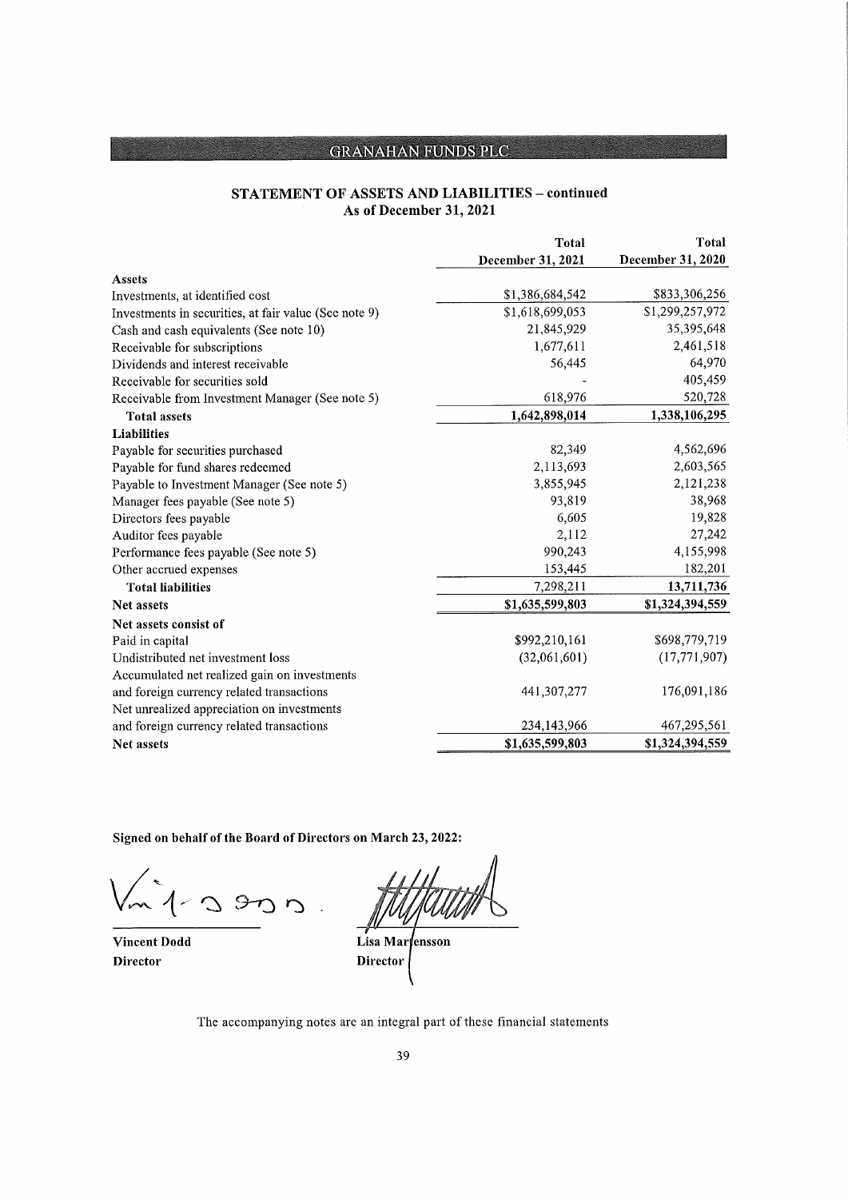## STATEMENT OF ASSETS AND LIABILITIES – continued
### As of December 31, 2021

| | Total December 31, 2021 | Total December 31, 2020 |
|---|---|---|
| **Assets** | | |
| Investments, at identified cost | $1,386,684,542 | $833,306,256 |
| Investments in securities, at fair value (See note 9) | $1,618,699,053 | $1,299,257,972 |
| Cash and cash equivalents (See note 10) | 21,845,929 | 35,395,648 |
| Receivable for subscriptions | 1,677,611 | 2,461,518 |
| Dividends and interest receivable | 56,445 | 64,970 |
| Receivable for securities sold | - | 405,459 |
| Receivable from Investment Manager (See note 5) | 618,976 | 520,728 |
| **Total assets** | **1,642,898,014** | **1,338,106,295** |
| **Liabilities** | | |
| Payable for securities purchased | 82,349 | 4,562,696 |
| Payable for fund shares redeemed | 2,113,693 | 2,603,565 |
| Payable to Investment Manager (See note 5) | 3,855,945 | 2,121,238 |
| Manager fees payable (See note 5) | 93,819 | 38,968 |
| Directors fees payable | 6,605 | 19,828 |
| Auditor fees payable | 2,112 | 27,242 |
| Performance fees payable (See note 5) | 990,243 | 4,155,998 |
| Other accrued expenses | 153,445 | 182,201 |
| **Total liabilities** | 7,298,211 | **13,711,736** |
| **Net assets** | **$1,635,599,803** | **$1,324,394,559** |
| **Net assets consist of** | | |
| Paid in capital | $992,210,161 | $698,779,719 |
| Undistributed net investment loss | (32,061,601) | (17,771,907) |
| Accumulated net realized gain on investments and foreign currency related transactions | 441,307,277 | 176,091,186 |
| Net unrealized appreciation on investments and foreign currency related transactions | 234,143,966 | 467,295,561 |
| **Net assets** | **$1,635,599,803** | **$1,324,394,559** |

**Signed on behalf of the Board of Directors on March 23, 2022:**

**Vincent Dodd**
**Director**

**Lisa Martensson**
**Director**

The accompanying notes are an integral part of these financial statements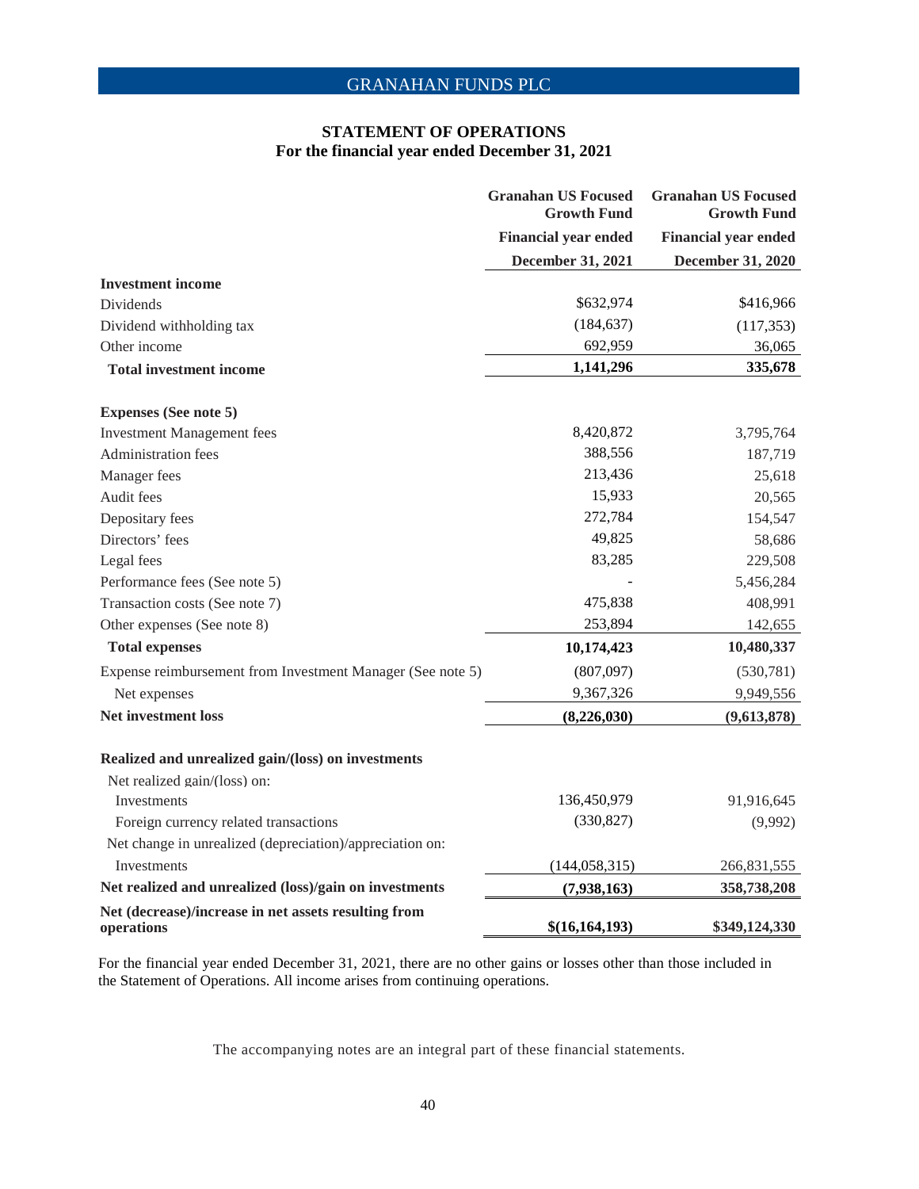GRANAHAN FUNDS PLC

## STATEMENT OF OPERATIONS
### For the financial year ended December 31, 2021

| | Granahan US Focused Growth Fund<br>Financial year ended<br>December 31, 2021 | Granahan US Focused Growth Fund<br>Financial year ended<br>December 31, 2020 |
|---|---|---|
| **Investment income** | | |
| Dividends | $632,974 | $416,966 |
| Dividend withholding tax | (184,637) | (117,353) |
| Other income | 692,959 | 36,065 |
| **Total investment income** | **1,141,296** | **335,678** |
| | | |
| **Expenses (See note 5)** | | |
| Investment Management fees | 8,420,872 | 3,795,764 |
| Administration fees | 388,556 | 187,719 |
| Manager fees | 213,436 | 25,618 |
| Audit fees | 15,933 | 20,565 |
| Depositary fees | 272,784 | 154,547 |
| Directors' fees | 49,825 | 58,686 |
| Legal fees | 83,285 | 229,508 |
| Performance fees (See note 5) | - | 5,456,284 |
| Transaction costs (See note 7) | 475,838 | 408,991 |
| Other expenses (See note 8) | 253,894 | 142,655 |
| **Total expenses** | **10,174,423** | **10,480,337** |
| Expense reimbursement from Investment Manager (See note 5) | (807,097) | (530,781) |
| Net expenses | 9,367,326 | 9,949,556 |
| **Net investment loss** | **(8,226,030)** | **(9,613,878)** |
| | | |
| **Realized and unrealized gain/(loss) on investments** | | |
| Net realized gain/(loss) on: | | |
| Investments | 136,450,979 | 91,916,645 |
| Foreign currency related transactions | (330,827) | (9,992) |
| Net change in unrealized (depreciation)/appreciation on: | | |
| Investments | (144,058,315) | 266,831,555 |
| **Net realized and unrealized (loss)/gain on investments** | **(7,938,163)** | **358,738,208** |
| **Net (decrease)/increase in net assets resulting from operations** | **$(16,164,193)** | **$349,124,330** |

For the financial year ended December 31, 2021, there are no other gains or losses other than those included in the Statement of Operations. All income arises from continuing operations.

The accompanying notes are an integral part of these financial statements.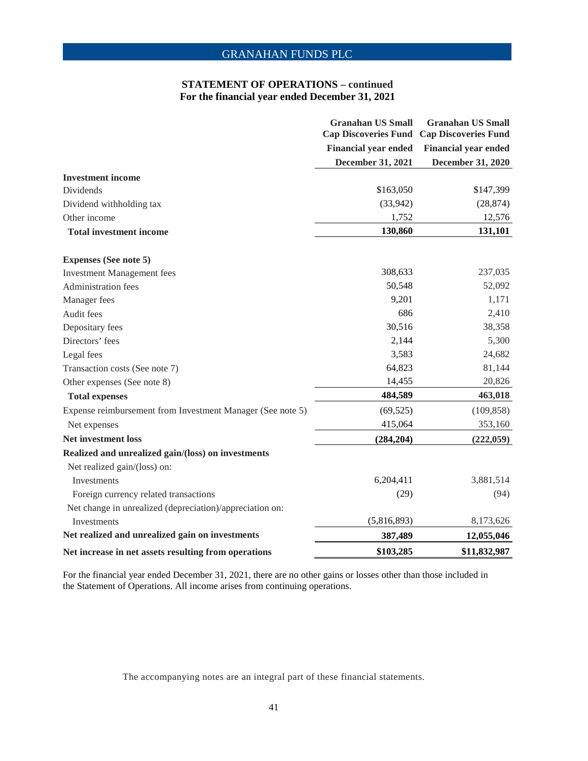## STATEMENT OF OPERATIONS – continued
### For the financial year ended December 31, 2021

| | Granahan US Small Cap Discoveries Fund Financial year ended December 31, 2021 | Granahan US Small Cap Discoveries Fund Financial year ended December 31, 2020 |
|---|---|---|
| **Investment income** | | |
| Dividends | $163,050 | $147,399 |
| Dividend withholding tax | (33,942) | (28,874) |
| Other income | 1,752 | 12,576 |
| **Total investment income** | **130,860** | **131,101** |
| | | |
| **Expenses (See note 5)** | | |
| Investment Management fees | 308,633 | 237,035 |
| Administration fees | 50,548 | 52,092 |
| Manager fees | 9,201 | 1,171 |
| Audit fees | 686 | 2,410 |
| Depositary fees | 30,516 | 38,358 |
| Directors' fees | 2,144 | 5,300 |
| Legal fees | 3,583 | 24,682 |
| Transaction costs (See note 7) | 64,823 | 81,144 |
| Other expenses (See note 8) | 14,455 | 20,826 |
| **Total expenses** | **484,589** | **463,018** |
| Expense reimbursement from Investment Manager (See note 5) | (69,525) | (109,858) |
| Net expenses | 415,064 | 353,160 |
| **Net investment loss** | **(284,204)** | **(222,059)** |
| **Realized and unrealized gain/(loss) on investments** | | |
| Net realized gain/(loss) on: | | |
| Investments | 6,204,411 | 3,881,514 |
| Foreign currency related transactions | (29) | (94) |
| Net change in unrealized (depreciation)/appreciation on: | | |
| Investments | (5,816,893) | 8,173,626 |
| **Net realized and unrealized gain on investments** | **387,489** | **12,055,046** |
| **Net increase in net assets resulting from operations** | **$103,285** | **$11,832,987** |

For the financial year ended December 31, 2021, there are no other gains or losses other than those included in the Statement of Operations. All income arises from continuing operations.

The accompanying notes are an integral part of these financial statements.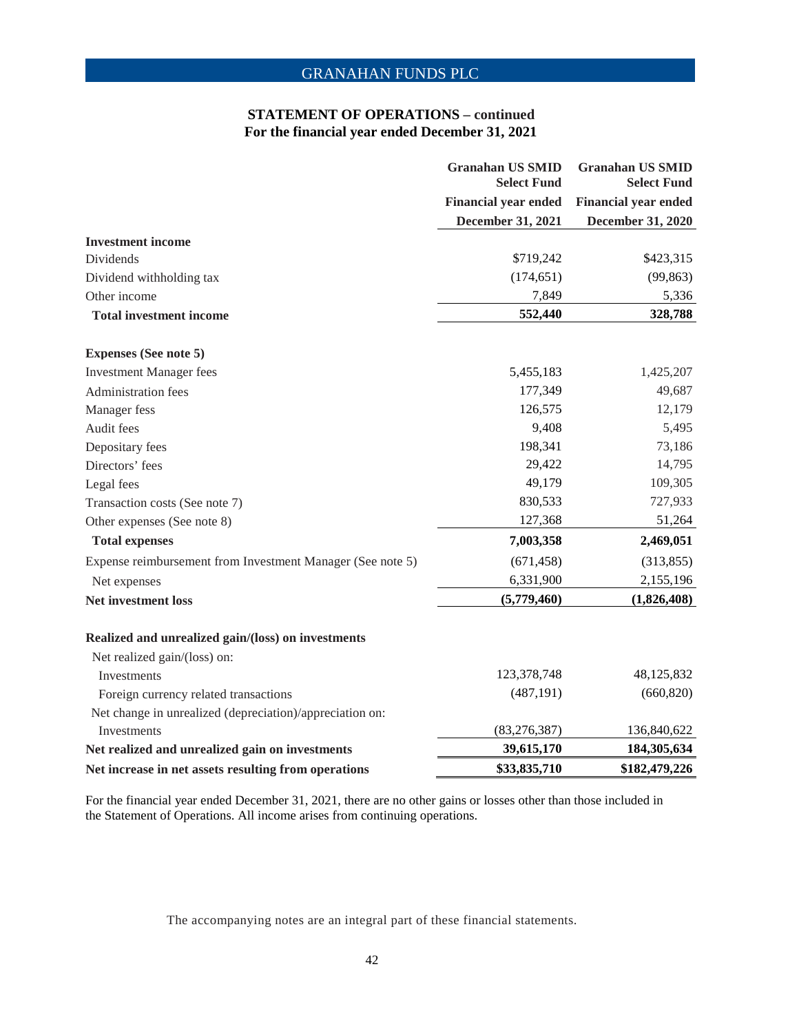GRANAHAN FUNDS PLC

## STATEMENT OF OPERATIONS – continued
### For the financial year ended December 31, 2021

| | Granahan US SMID Select Fund<br>Financial year ended<br>December 31, 2021 | Granahan US SMID Select Fund<br>Financial year ended<br>December 31, 2020 |
|---|---|---|
| **Investment income** | | |
| Dividends | $719,242 | $423,315 |
| Dividend withholding tax | (174,651) | (99,863) |
| Other income | 7,849 | 5,336 |
| **Total investment income** | **552,440** | **328,788** |
| | | |
| **Expenses (See note 5)** | | |
| Investment Manager fees | 5,455,183 | 1,425,207 |
| Administration fees | 177,349 | 49,687 |
| Manager fess | 126,575 | 12,179 |
| Audit fees | 9,408 | 5,495 |
| Depositary fees | 198,341 | 73,186 |
| Directors' fees | 29,422 | 14,795 |
| Legal fees | 49,179 | 109,305 |
| Transaction costs (See note 7) | 830,533 | 727,933 |
| Other expenses (See note 8) | 127,368 | 51,264 |
| **Total expenses** | **7,003,358** | **2,469,051** |
| Expense reimbursement from Investment Manager (See note 5) | (671,458) | (313,855) |
| Net expenses | 6,331,900 | 2,155,196 |
| **Net investment loss** | **(5,779,460)** | **(1,826,408)** |
| | | |
| **Realized and unrealized gain/(loss) on investments** | | |
| Net realized gain/(loss) on: | | |
| Investments | 123,378,748 | 48,125,832 |
| Foreign currency related transactions | (487,191) | (660,820) |
| Net change in unrealized (depreciation)/appreciation on: | | |
| Investments | (83,276,387) | 136,840,622 |
| **Net realized and unrealized gain on investments** | **39,615,170** | **184,305,634** |
| **Net increase in net assets resulting from operations** | **$33,835,710** | **$182,479,226** |

For the financial year ended December 31, 2021, there are no other gains or losses other than those included in the Statement of Operations. All income arises from continuing operations.

The accompanying notes are an integral part of these financial statements.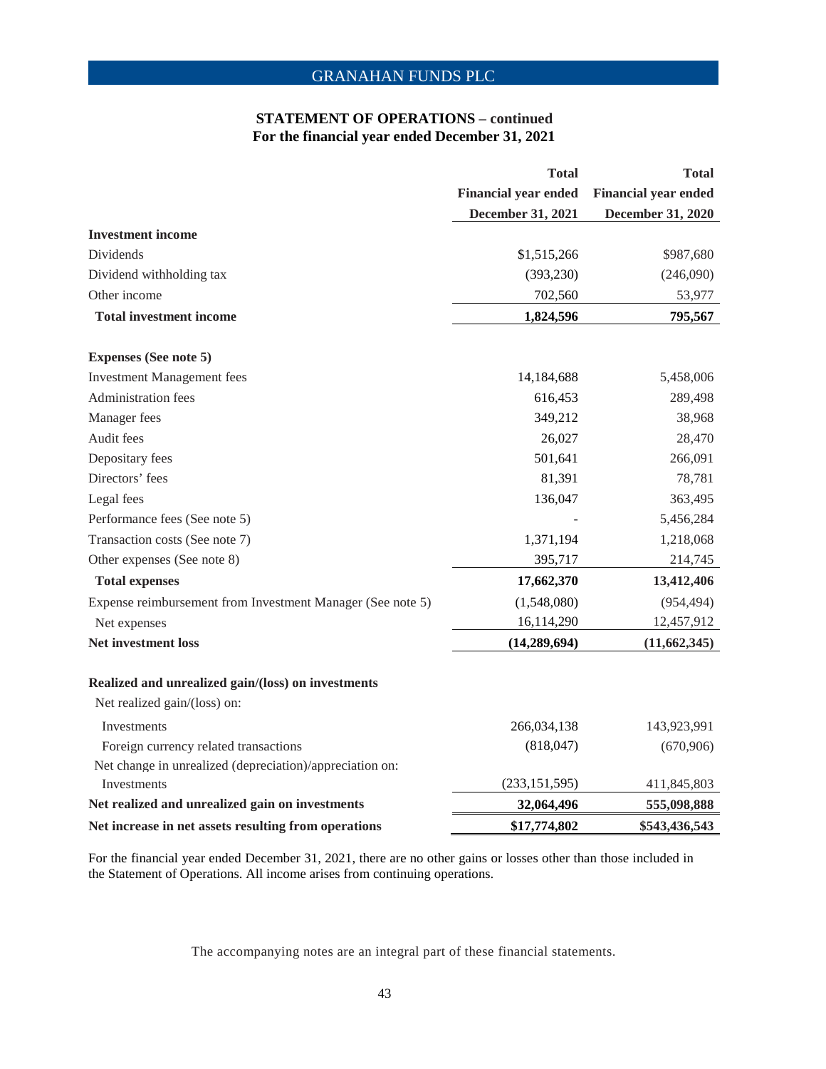## STATEMENT OF OPERATIONS – continued
**For the financial year ended December 31, 2021**

| | Total Financial year ended December 31, 2021 | Total Financial year ended December 31, 2020 |
|---|---|---|
| **Investment income** | | |
| Dividends | $1,515,266 | $987,680 |
| Dividend withholding tax | (393,230) | (246,090) |
| Other income | 702,560 | 53,977 |
| **Total investment income** | **1,824,596** | **795,567** |
| | | |
| **Expenses (See note 5)** | | |
| Investment Management fees | 14,184,688 | 5,458,006 |
| Administration fees | 616,453 | 289,498 |
| Manager fees | 349,212 | 38,968 |
| Audit fees | 26,027 | 28,470 |
| Depositary fees | 501,641 | 266,091 |
| Directors' fees | 81,391 | 78,781 |
| Legal fees | 136,047 | 363,495 |
| Performance fees (See note 5) | - | 5,456,284 |
| Transaction costs (See note 7) | 1,371,194 | 1,218,068 |
| Other expenses (See note 8) | 395,717 | 214,745 |
| **Total expenses** | **17,662,370** | **13,412,406** |
| Expense reimbursement from Investment Manager (See note 5) | (1,548,080) | (954,494) |
| Net expenses | 16,114,290 | 12,457,912 |
| **Net investment loss** | **(14,289,694)** | **(11,662,345)** |
| | | |
| **Realized and unrealized gain/(loss) on investments** | | |
| Net realized gain/(loss) on: | | |
| Investments | 266,034,138 | 143,923,991 |
| Foreign currency related transactions | (818,047) | (670,906) |
| Net change in unrealized (depreciation)/appreciation on: | | |
| Investments | (233,151,595) | 411,845,803 |
| **Net realized and unrealized gain on investments** | **32,064,496** | **555,098,888** |
| **Net increase in net assets resulting from operations** | **$17,774,802** | **$543,436,543** |

For the financial year ended December 31, 2021, there are no other gains or losses other than those included in the Statement of Operations. All income arises from continuing operations.

The accompanying notes are an integral part of these financial statements.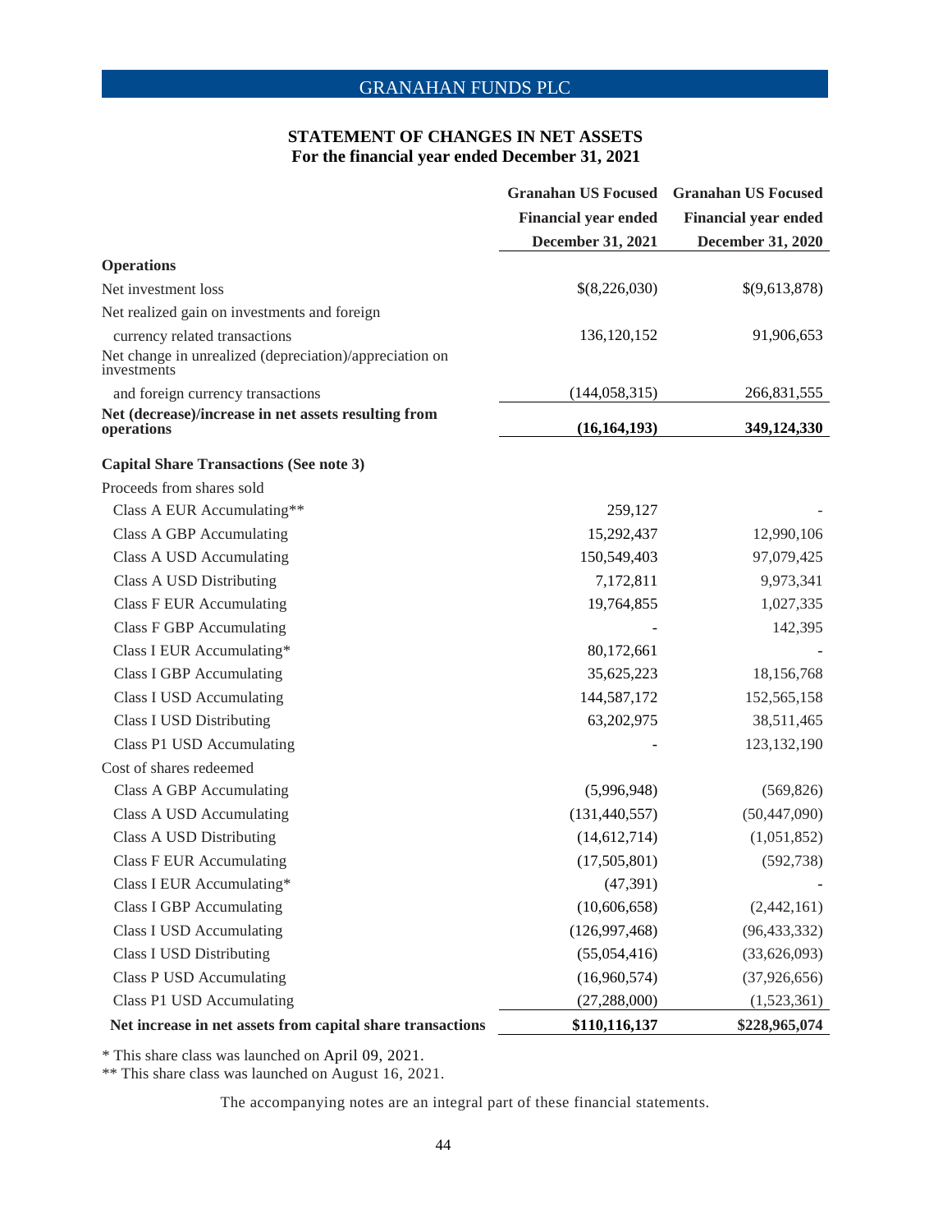# STATEMENT OF CHANGES IN NET ASSETS

## For the financial year ended December 31, 2021

| | Granahan US Focused Financial year ended December 31, 2021 | Granahan US Focused Financial year ended December 31, 2020 |
|---|---|---|
| **Operations** | | |
| Net investment loss | $(8,226,030) | $(9,613,878) |
| Net realized gain on investments and foreign currency related transactions | 136,120,152 | 91,906,653 |
| Net change in unrealized (depreciation)/appreciation on investments and foreign currency transactions | (144,058,315) | 266,831,555 |
| **Net (decrease)/increase in net assets resulting from operations** | **(16,164,193)** | **349,124,330** |
| **Capital Share Transactions (See note 3)** | | |
| Proceeds from shares sold | | |
| Class A EUR Accumulating** | 259,127 | - |
| Class A GBP Accumulating | 15,292,437 | 12,990,106 |
| Class A USD Accumulating | 150,549,403 | 97,079,425 |
| Class A USD Distributing | 7,172,811 | 9,973,341 |
| Class F EUR Accumulating | 19,764,855 | 1,027,335 |
| Class F GBP Accumulating | - | 142,395 |
| Class I EUR Accumulating* | 80,172,661 | - |
| Class I GBP Accumulating | 35,625,223 | 18,156,768 |
| Class I USD Accumulating | 144,587,172 | 152,565,158 |
| Class I USD Distributing | 63,202,975 | 38,511,465 |
| Class P1 USD Accumulating | - | 123,132,190 |
| Cost of shares redeemed | | |
| Class A GBP Accumulating | (5,996,948) | (569,826) |
| Class A USD Accumulating | (131,440,557) | (50,447,090) |
| Class A USD Distributing | (14,612,714) | (1,051,852) |
| Class F EUR Accumulating | (17,505,801) | (592,738) |
| Class I EUR Accumulating* | (47,391) | - |
| Class I GBP Accumulating | (10,606,658) | (2,442,161) |
| Class I USD Accumulating | (126,997,468) | (96,433,332) |
| Class I USD Distributing | (55,054,416) | (33,626,093) |
| Class P USD Accumulating | (16,960,574) | (37,926,656) |
| Class P1 USD Accumulating | (27,288,000) | (1,523,361) |
| **Net increase in net assets from capital share transactions** | **$110,116,137** | **$228,965,074** |

\* This share class was launched on April 09, 2021.
\** This share class was launched on August 16, 2021.

The accompanying notes are an integral part of these financial statements.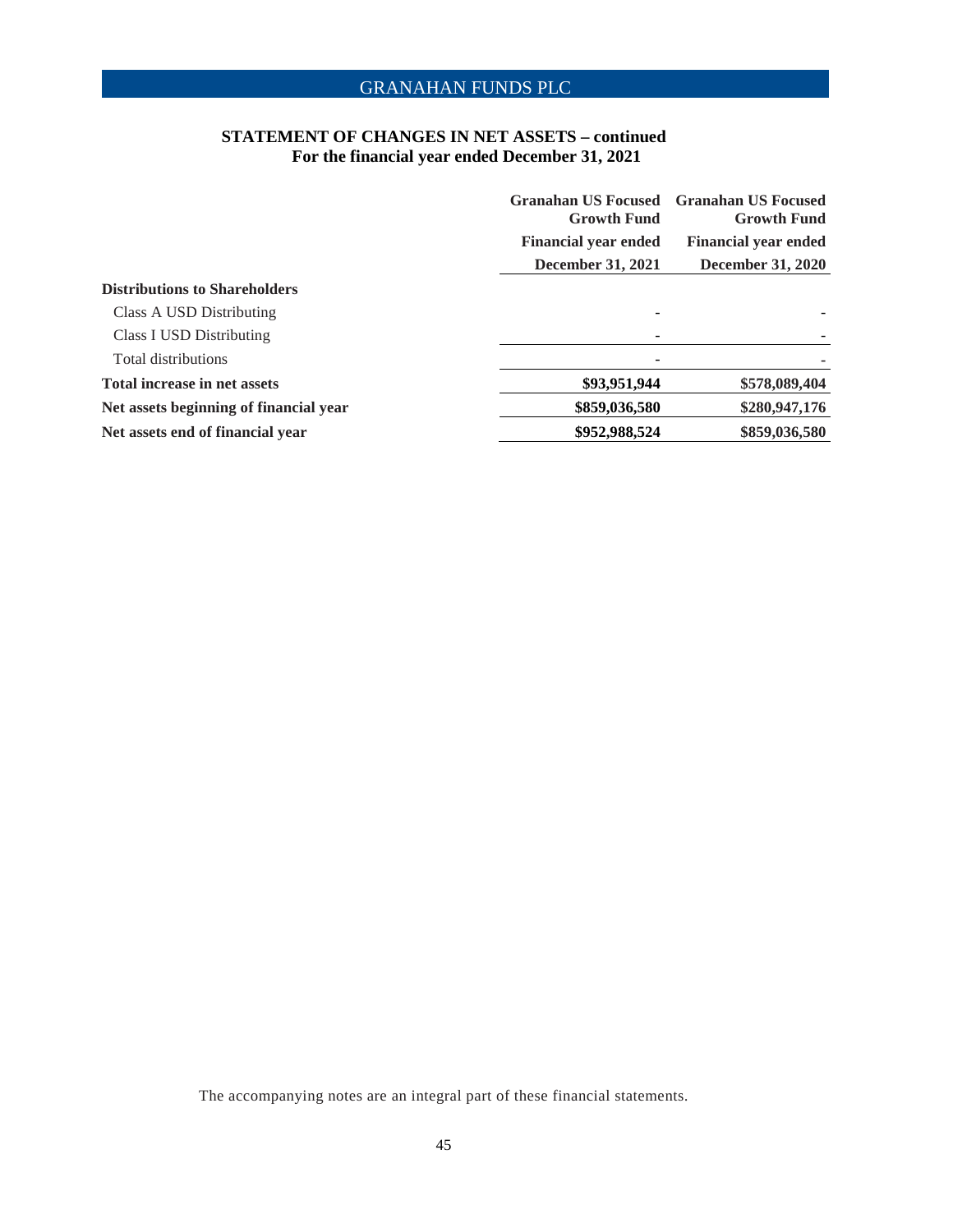## STATEMENT OF CHANGES IN NET ASSETS – continued
### For the financial year ended December 31, 2021

| | Granahan US Focused Growth Fund Financial year ended December 31, 2021 | Granahan US Focused Growth Fund Financial year ended December 31, 2020 |
|---|---|---|
| **Distributions to Shareholders** | | |
| Class A USD Distributing | - | - |
| Class I USD Distributing | - | - |
| Total distributions | - | - |
| **Total increase in net assets** | **\$93,951,944** | **\$578,089,404** |
| **Net assets beginning of financial year** | **\$859,036,580** | **\$280,947,176** |
| **Net assets end of financial year** | **\$952,988,524** | **\$859,036,580** |

The accompanying notes are an integral part of these financial statements.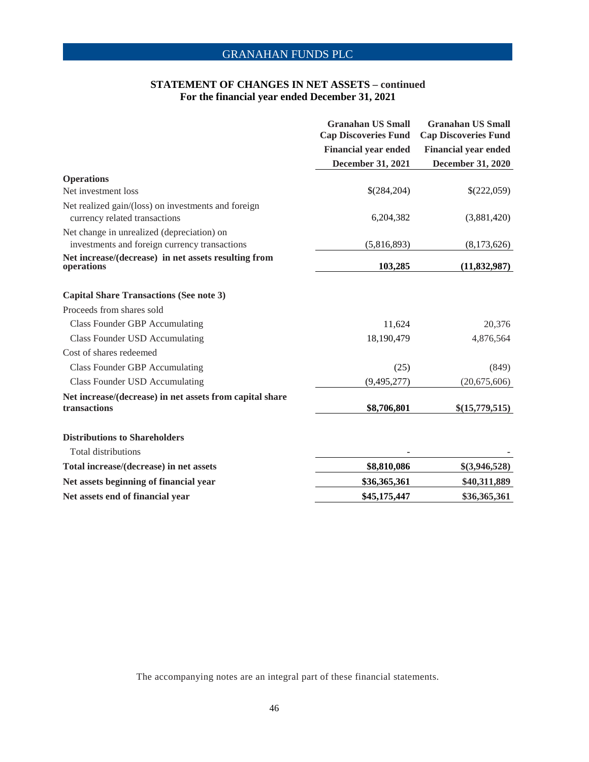## STATEMENT OF CHANGES IN NET ASSETS – continued
### For the financial year ended December 31, 2021

| | Granahan US Small Cap Discoveries Fund Financial year ended December 31, 2021 | Granahan US Small Cap Discoveries Fund Financial year ended December 31, 2020 |
|---|---|---|
| **Operations** | | |
| Net investment loss | $(284,204) | $(222,059) |
| Net realized gain/(loss) on investments and foreign currency related transactions | 6,204,382 | (3,881,420) |
| Net change in unrealized (depreciation) on investments and foreign currency transactions | (5,816,893) | (8,173,626) |
| **Net increase/(decrease) in net assets resulting from operations** | **103,285** | **(11,832,987)** |
| **Capital Share Transactions (See note 3)** | | |
| Proceeds from shares sold | | |
| Class Founder GBP Accumulating | 11,624 | 20,376 |
| Class Founder USD Accumulating | 18,190,479 | 4,876,564 |
| Cost of shares redeemed | | |
| Class Founder GBP Accumulating | (25) | (849) |
| Class Founder USD Accumulating | (9,495,277) | (20,675,606) |
| **Net increase/(decrease) in net assets from capital share transactions** | **$8,706,801** | **$(15,779,515)** |
| **Distributions to Shareholders** | | |
| Total distributions | - | - |
| **Total increase/(decrease) in net assets** | **$8,810,086** | **$(3,946,528)** |
| **Net assets beginning of financial year** | **$36,365,361** | **$40,311,889** |
| **Net assets end of financial year** | **$45,175,447** | **$36,365,361** |

The accompanying notes are an integral part of these financial statements.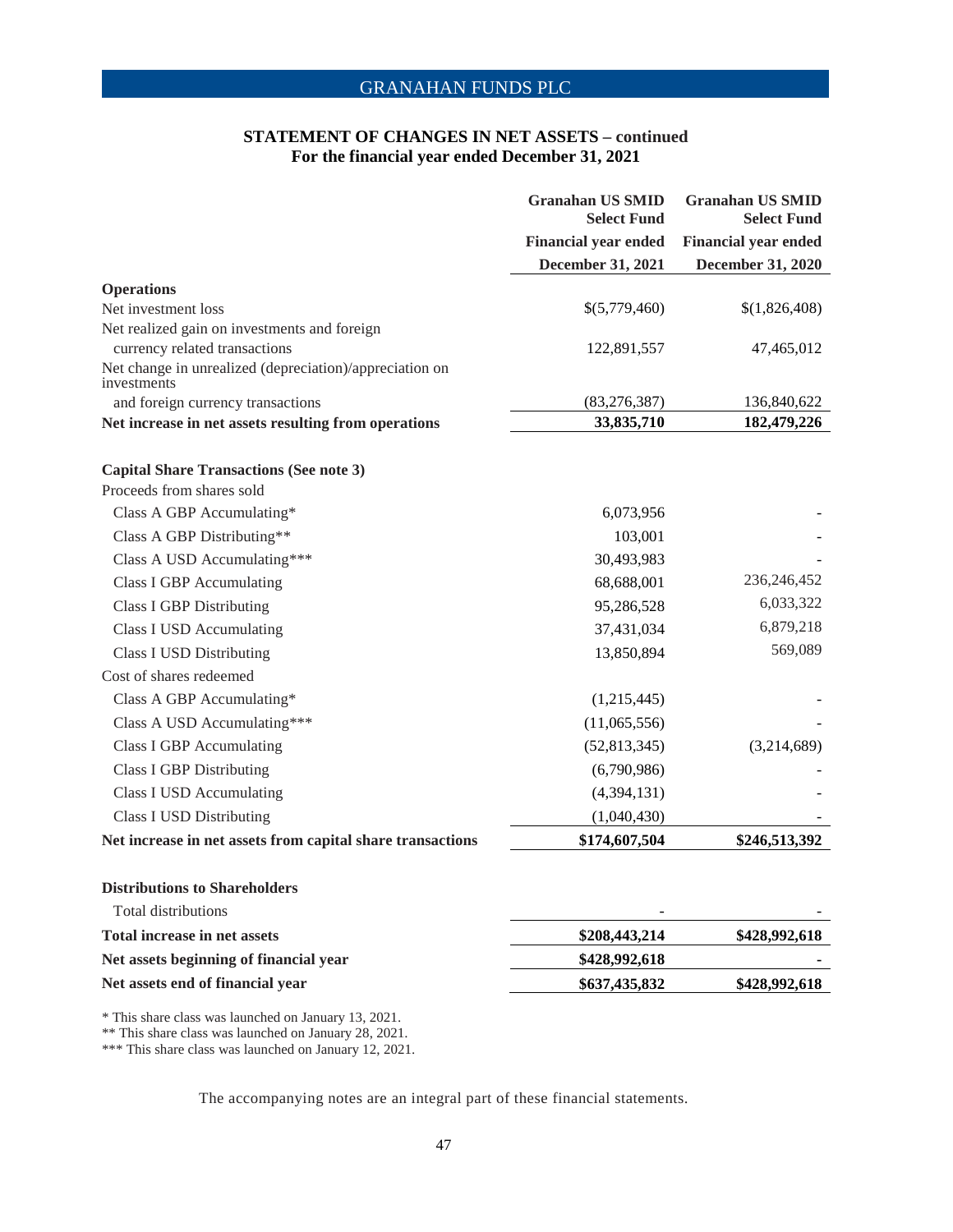## STATEMENT OF CHANGES IN NET ASSETS – continued
### For the financial year ended December 31, 2021

| | Granahan US SMID Select Fund Financial year ended December 31, 2021 | Granahan US SMID Select Fund Financial year ended December 31, 2020 |
|---|---|---|
| **Operations** | | |
| Net investment loss | $(5,779,460) | $(1,826,408) |
| Net realized gain on investments and foreign currency related transactions | 122,891,557 | 47,465,012 |
| Net change in unrealized (depreciation)/appreciation on investments and foreign currency transactions | (83,276,387) | 136,840,622 |
| **Net increase in net assets resulting from operations** | **33,835,710** | **182,479,226** |
| | | |
| **Capital Share Transactions (See note 3)** | | |
| Proceeds from shares sold | | |
| Class A GBP Accumulating* | 6,073,956 | - |
| Class A GBP Distributing** | 103,001 | - |
| Class A USD Accumulating*** | 30,493,983 | - |
| Class I GBP Accumulating | 68,688,001 | 236,246,452 |
| Class I GBP Distributing | 95,286,528 | 6,033,322 |
| Class I USD Accumulating | 37,431,034 | 6,879,218 |
| Class I USD Distributing | 13,850,894 | 569,089 |
| Cost of shares redeemed | | |
| Class A GBP Accumulating* | (1,215,445) | - |
| Class A USD Accumulating*** | (11,065,556) | - |
| Class I GBP Accumulating | (52,813,345) | (3,214,689) |
| Class I GBP Distributing | (6,790,986) | - |
| Class I USD Accumulating | (4,394,131) | - |
| Class I USD Distributing | (1,040,430) | - |
| **Net increase in net assets from capital share transactions** | **$174,607,504** | **$246,513,392** |
| | | |
| **Distributions to Shareholders** | | |
| Total distributions | - | - |
| **Total increase in net assets** | **$208,443,214** | **$428,992,618** |
| **Net assets beginning of financial year** | **$428,992,618** | **-** |
| **Net assets end of financial year** | **$637,435,832** | **$428,992,618** |

\* This share class was launched on January 13, 2021.
\*\* This share class was launched on January 28, 2021.
\*\*\* This share class was launched on January 12, 2021.

The accompanying notes are an integral part of these financial statements.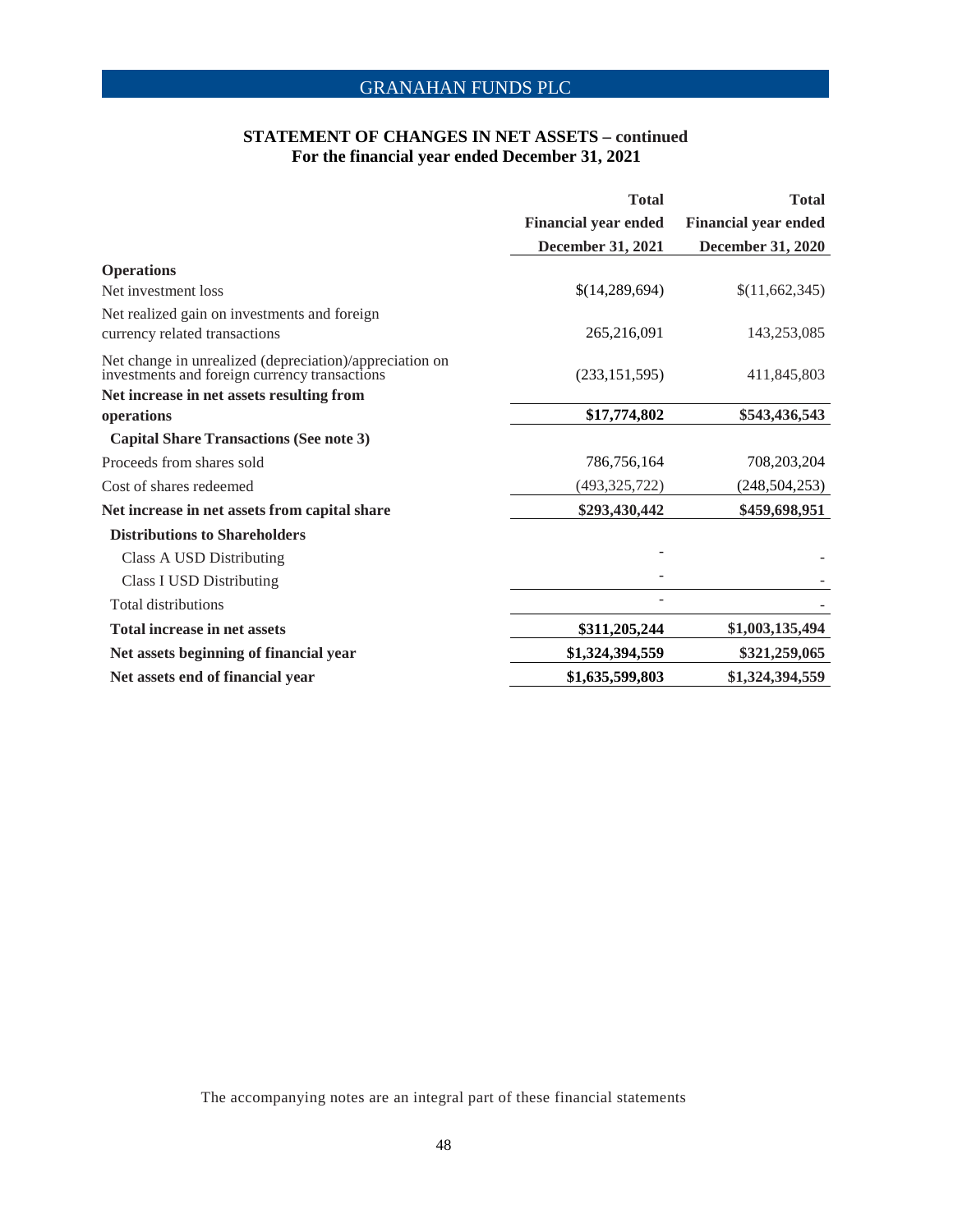## STATEMENT OF CHANGES IN NET ASSETS – continued
### For the financial year ended December 31, 2021

| | Total Financial year ended December 31, 2021 | Total Financial year ended December 31, 2020 |
|---|---|---|
| **Operations** | | |
| Net investment loss | $(14,289,694) | $(11,662,345) |
| Net realized gain on investments and foreign currency related transactions | 265,216,091 | 143,253,085 |
| Net change in unrealized (depreciation)/appreciation on investments and foreign currency transactions | (233,151,595) | 411,845,803 |
| **Net increase in net assets resulting from operations** | **$17,774,802** | **$543,436,543** |
| **Capital Share Transactions (See note 3)** | | |
| Proceeds from shares sold | 786,756,164 | 708,203,204 |
| Cost of shares redeemed | (493,325,722) | (248,504,253) |
| **Net increase in net assets from capital share** | **$293,430,442** | **$459,698,951** |
| **Distributions to Shareholders** | | |
| Class A USD Distributing | - | - |
| Class I USD Distributing | - | - |
| Total distributions | - | - |
| **Total increase in net assets** | **$311,205,244** | **$1,003,135,494** |
| **Net assets beginning of financial year** | **$1,324,394,559** | **$321,259,065** |
| **Net assets end of financial year** | **$1,635,599,803** | **$1,324,394,559** |

The accompanying notes are an integral part of these financial statements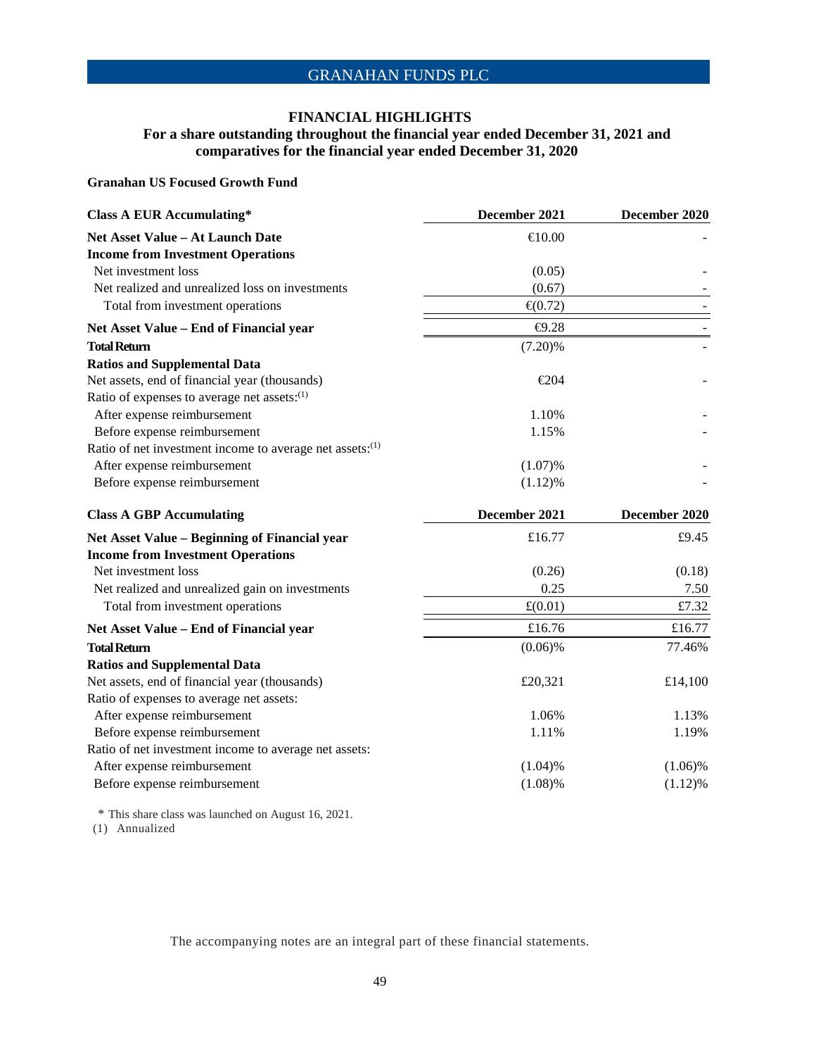## FINANCIAL HIGHLIGHTS

### For a share outstanding throughout the financial year ended December 31, 2021 and comparatives for the financial year ended December 31, 2020

**Granahan US Focused Growth Fund**

| Class A EUR Accumulating* | December 2021 | December 2020 |
|---|---|---|
| **Net Asset Value – At Launch Date** | €10.00 | - |
| **Income from Investment Operations** | | |
| Net investment loss | (0.05) | - |
| Net realized and unrealized loss on investments | (0.67) | - |
| Total from investment operations | €(0.72) | - |
| **Net Asset Value – End of Financial year** | €9.28 | - |
| **Total Return** | (7.20)% | - |
| **Ratios and Supplemental Data** | | |
| Net assets, end of financial year (thousands) | €204 | - |
| Ratio of expenses to average net assets:(1) | | |
| After expense reimbursement | 1.10% | - |
| Before expense reimbursement | 1.15% | - |
| Ratio of net investment income to average net assets:(1) | | |
| After expense reimbursement | (1.07)% | - |
| Before expense reimbursement | (1.12)% | - |

| Class A GBP Accumulating | December 2021 | December 2020 |
|---|---|---|
| **Net Asset Value – Beginning of Financial year** | £16.77 | £9.45 |
| **Income from Investment Operations** | | |
| Net investment loss | (0.26) | (0.18) |
| Net realized and unrealized gain on investments | 0.25 | 7.50 |
| Total from investment operations | £(0.01) | £7.32 |
| **Net Asset Value – End of Financial year** | £16.76 | £16.77 |
| **Total Return** | (0.06)% | 77.46% |
| **Ratios and Supplemental Data** | | |
| Net assets, end of financial year (thousands) | £20,321 | £14,100 |
| Ratio of expenses to average net assets: | | |
| After expense reimbursement | 1.06% | 1.13% |
| Before expense reimbursement | 1.11% | 1.19% |
| Ratio of net investment income to average net assets: | | |
| After expense reimbursement | (1.04)% | (1.06)% |
| Before expense reimbursement | (1.08)% | (1.12)% |

\* This share class was launched on August 16, 2021.

(1) Annualized

The accompanying notes are an integral part of these financial statements.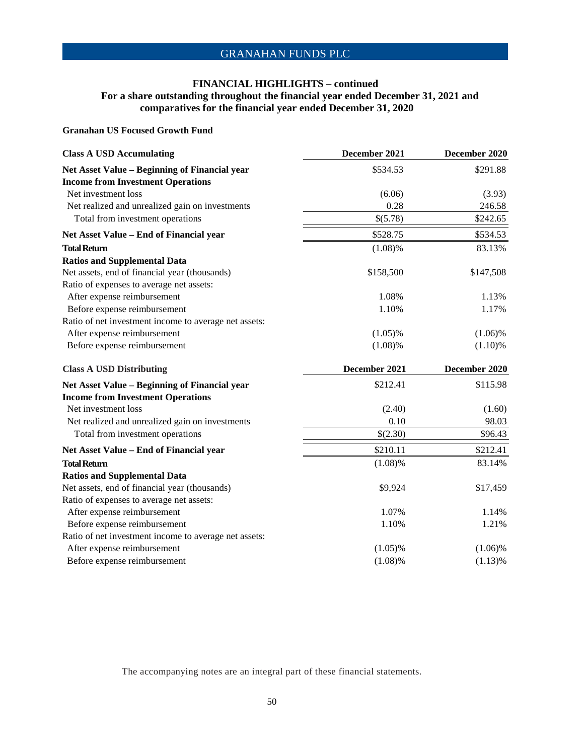## FINANCIAL HIGHLIGHTS – continued

**For a share outstanding throughout the financial year ended December 31, 2021 and comparatives for the financial year ended December 31, 2020**

**Granahan US Focused Growth Fund**

| **Class A USD Accumulating** | **December 2021** | **December 2020** |
|---|---|---|
| **Net Asset Value – Beginning of Financial year** | $534.53 | $291.88 |
| **Income from Investment Operations** | | |
| Net investment loss | (6.06) | (3.93) |
| Net realized and unrealized gain on investments | 0.28 | 246.58 |
| Total from investment operations | $(5.78) | $242.65 |
| **Net Asset Value – End of Financial year** | $528.75 | $534.53 |
| **Total Return** | (1.08)% | 83.13% |
| **Ratios and Supplemental Data** | | |
| Net assets, end of financial year (thousands) | $158,500 | $147,508 |
| Ratio of expenses to average net assets: | | |
| After expense reimbursement | 1.08% | 1.13% |
| Before expense reimbursement | 1.10% | 1.17% |
| Ratio of net investment income to average net assets: | | |
| After expense reimbursement | (1.05)% | (1.06)% |
| Before expense reimbursement | (1.08)% | (1.10)% |

| **Class A USD Distributing** | **December 2021** | **December 2020** |
|---|---|---|
| **Net Asset Value – Beginning of Financial year** | $212.41 | $115.98 |
| **Income from Investment Operations** | | |
| Net investment loss | (2.40) | (1.60) |
| Net realized and unrealized gain on investments | 0.10 | 98.03 |
| Total from investment operations | $(2.30) | $96.43 |
| **Net Asset Value – End of Financial year** | $210.11 | $212.41 |
| **Total Return** | (1.08)% | 83.14% |
| **Ratios and Supplemental Data** | | |
| Net assets, end of financial year (thousands) | $9,924 | $17,459 |
| Ratio of expenses to average net assets: | | |
| After expense reimbursement | 1.07% | 1.14% |
| Before expense reimbursement | 1.10% | 1.21% |
| Ratio of net investment income to average net assets: | | |
| After expense reimbursement | (1.05)% | (1.06)% |
| Before expense reimbursement | (1.08)% | (1.13)% |

The accompanying notes are an integral part of these financial statements.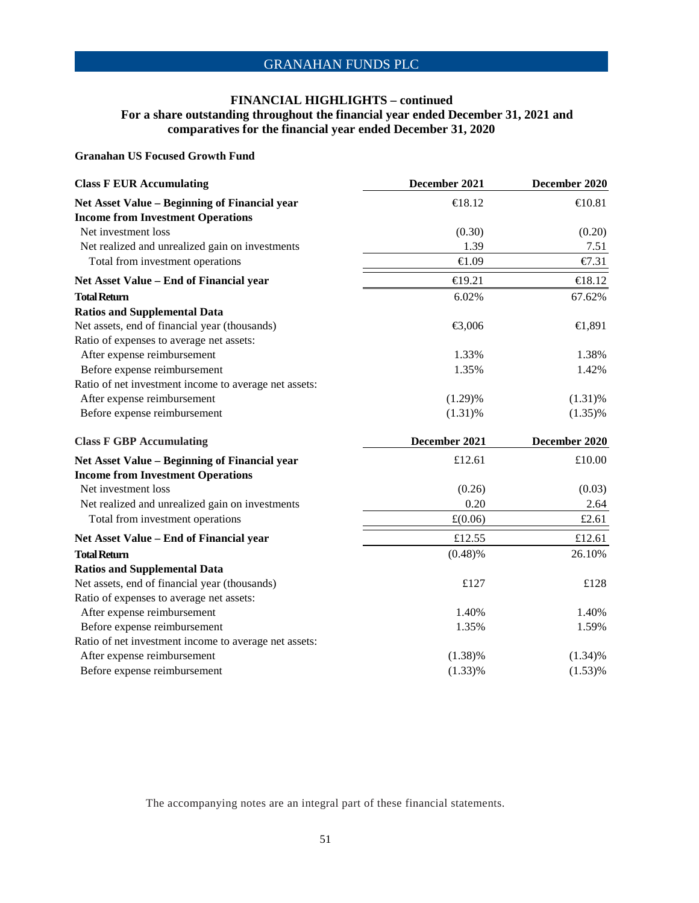## FINANCIAL HIGHLIGHTS – continued

### For a share outstanding throughout the financial year ended December 31, 2021 and comparatives for the financial year ended December 31, 2020

**Granahan US Focused Growth Fund**

| Class F EUR Accumulating | December 2021 | December 2020 |
|---|---|---|
| **Net Asset Value – Beginning of Financial year** | €18.12 | €10.81 |
| **Income from Investment Operations** | | |
| Net investment loss | (0.30) | (0.20) |
| Net realized and unrealized gain on investments | 1.39 | 7.51 |
| Total from investment operations | €1.09 | €7.31 |
| **Net Asset Value – End of Financial year** | €19.21 | €18.12 |
| **Total Return** | 6.02% | 67.62% |
| **Ratios and Supplemental Data** | | |
| Net assets, end of financial year (thousands) | €3,006 | €1,891 |
| Ratio of expenses to average net assets: | | |
| After expense reimbursement | 1.33% | 1.38% |
| Before expense reimbursement | 1.35% | 1.42% |
| Ratio of net investment income to average net assets: | | |
| After expense reimbursement | (1.29)% | (1.31)% |
| Before expense reimbursement | (1.31)% | (1.35)% |

| Class F GBP Accumulating | December 2021 | December 2020 |
|---|---|---|
| **Net Asset Value – Beginning of Financial year** | £12.61 | £10.00 |
| **Income from Investment Operations** | | |
| Net investment loss | (0.26) | (0.03) |
| Net realized and unrealized gain on investments | 0.20 | 2.64 |
| Total from investment operations | £(0.06) | £2.61 |
| **Net Asset Value – End of Financial year** | £12.55 | £12.61 |
| **Total Return** | (0.48)% | 26.10% |
| **Ratios and Supplemental Data** | | |
| Net assets, end of financial year (thousands) | £127 | £128 |
| Ratio of expenses to average net assets: | | |
| After expense reimbursement | 1.40% | 1.40% |
| Before expense reimbursement | 1.35% | 1.59% |
| Ratio of net investment income to average net assets: | | |
| After expense reimbursement | (1.38)% | (1.34)% |
| Before expense reimbursement | (1.33)% | (1.53)% |

The accompanying notes are an integral part of these financial statements.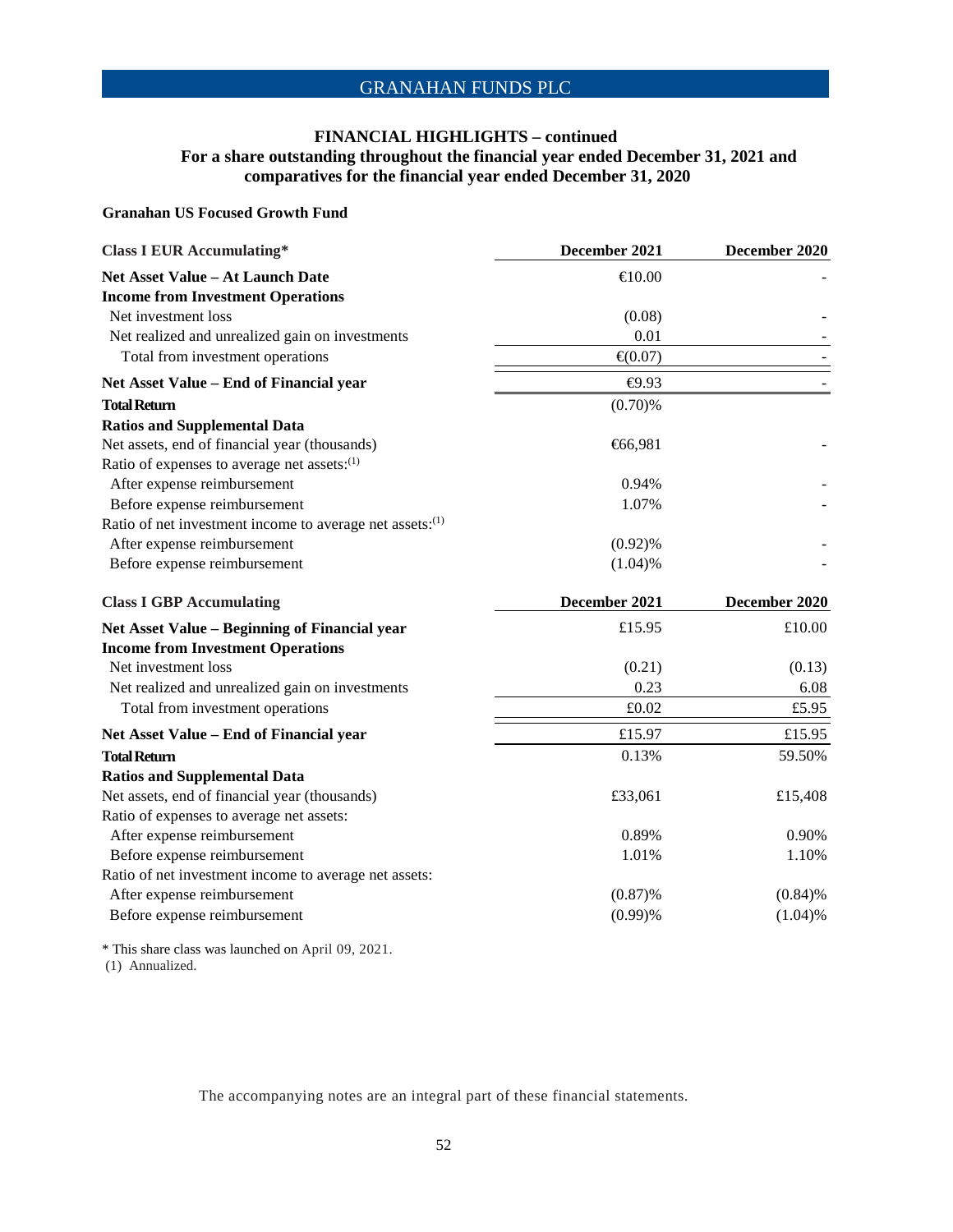## FINANCIAL HIGHLIGHTS – continued
### For a share outstanding throughout the financial year ended December 31, 2021 and comparatives for the financial year ended December 31, 2020

**Granahan US Focused Growth Fund**

| **Class I EUR Accumulating*** | **December 2021** | **December 2020** |
|---|---|---|
| **Net Asset Value – At Launch Date** | €10.00 | - |
| **Income from Investment Operations** | | |
| Net investment loss | (0.08) | - |
| Net realized and unrealized gain on investments | 0.01 | - |
| Total from investment operations | €(0.07) | - |
| **Net Asset Value – End of Financial year** | €9.93 | - |
| **Total Return** | (0.70)% | |
| **Ratios and Supplemental Data** | | |
| Net assets, end of financial year (thousands) | €66,981 | - |
| Ratio of expenses to average net assets:(1) | | |
| After expense reimbursement | 0.94% | - |
| Before expense reimbursement | 1.07% | - |
| Ratio of net investment income to average net assets:(1) | | |
| After expense reimbursement | (0.92)% | - |
| Before expense reimbursement | (1.04)% | - |

| **Class I GBP Accumulating** | **December 2021** | **December 2020** |
|---|---|---|
| **Net Asset Value – Beginning of Financial year** | £15.95 | £10.00 |
| **Income from Investment Operations** | | |
| Net investment loss | (0.21) | (0.13) |
| Net realized and unrealized gain on investments | 0.23 | 6.08 |
| Total from investment operations | £0.02 | £5.95 |
| **Net Asset Value – End of Financial year** | £15.97 | £15.95 |
| **Total Return** | 0.13% | 59.50% |
| **Ratios and Supplemental Data** | | |
| Net assets, end of financial year (thousands) | £33,061 | £15,408 |
| Ratio of expenses to average net assets: | | |
| After expense reimbursement | 0.89% | 0.90% |
| Before expense reimbursement | 1.01% | 1.10% |
| Ratio of net investment income to average net assets: | | |
| After expense reimbursement | (0.87)% | (0.84)% |
| Before expense reimbursement | (0.99)% | (1.04)% |

* This share class was launched on April 09, 2021.

(1) Annualized.

The accompanying notes are an integral part of these financial statements.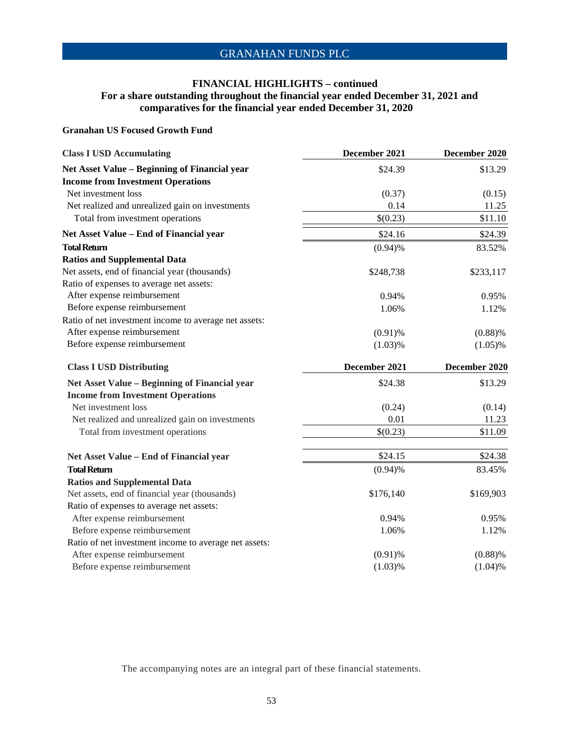# GRANAHAN FUNDS PLC

## FINANCIAL HIGHLIGHTS – continued
### For a share outstanding throughout the financial year ended December 31, 2021 and comparatives for the financial year ended December 31, 2020

**Granahan US Focused Growth Fund**

| **Class I USD Accumulating** | **December 2021** | **December 2020** |
|---|---|---|
| **Net Asset Value – Beginning of Financial year** | $24.39 | $13.29 |
| **Income from Investment Operations** | | |
| Net investment loss | (0.37) | (0.15) |
| Net realized and unrealized gain on investments | 0.14 | 11.25 |
| Total from investment operations | $(0.23) | $11.10 |
| **Net Asset Value – End of Financial year** | $24.16 | $24.39 |
| **Total Return** | (0.94)% | 83.52% |
| **Ratios and Supplemental Data** | | |
| Net assets, end of financial year (thousands) | $248,738 | $233,117 |
| Ratio of expenses to average net assets: | | |
| After expense reimbursement | 0.94% | 0.95% |
| Before expense reimbursement | 1.06% | 1.12% |
| Ratio of net investment income to average net assets: | | |
| After expense reimbursement | (0.91)% | (0.88)% |
| Before expense reimbursement | (1.03)% | (1.05)% |

| **Class I USD Distributing** | **December 2021** | **December 2020** |
|---|---|---|
| **Net Asset Value – Beginning of Financial year** | $24.38 | $13.29 |
| **Income from Investment Operations** | | |
| Net investment loss | (0.24) | (0.14) |
| Net realized and unrealized gain on investments | 0.01 | 11.23 |
| Total from investment operations | $(0.23) | $11.09 |
| **Net Asset Value – End of Financial year** | $24.15 | $24.38 |
| **Total Return** | (0.94)% | 83.45% |
| **Ratios and Supplemental Data** | | |
| Net assets, end of financial year (thousands) | $176,140 | $169,903 |
| Ratio of expenses to average net assets: | | |
| After expense reimbursement | 0.94% | 0.95% |
| Before expense reimbursement | 1.06% | 1.12% |
| Ratio of net investment income to average net assets: | | |
| After expense reimbursement | (0.91)% | (0.88)% |
| Before expense reimbursement | (1.03)% | (1.04)% |

The accompanying notes are an integral part of these financial statements.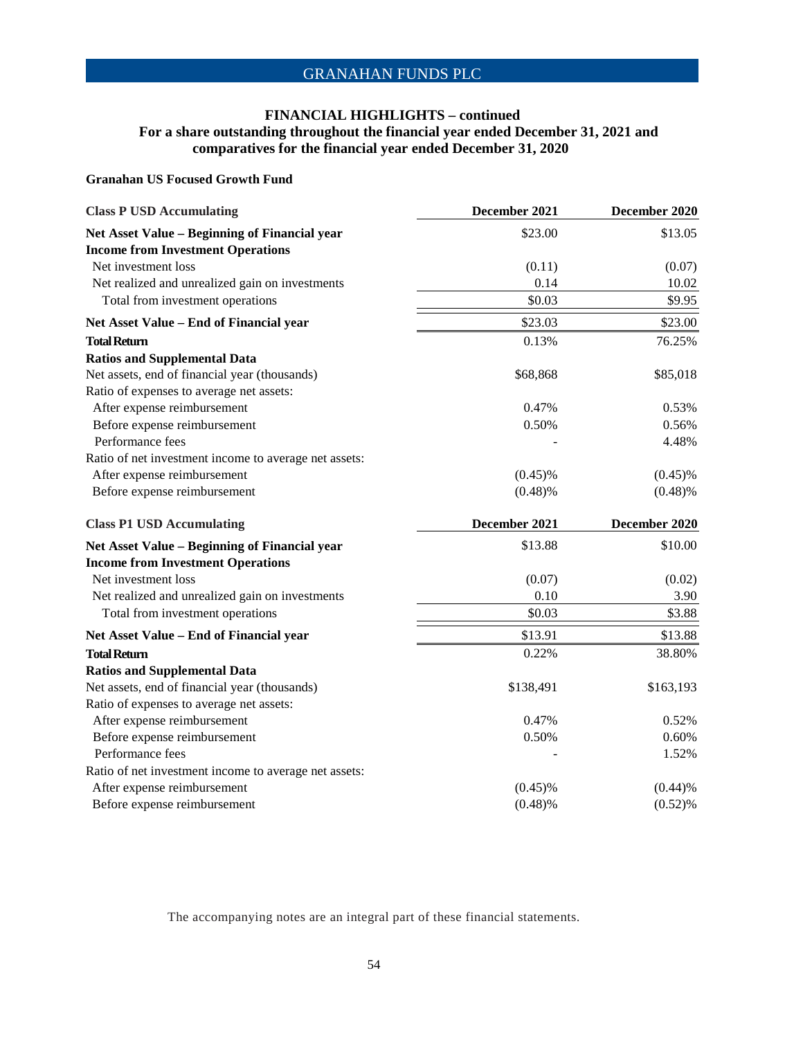# FINANCIAL HIGHLIGHTS – continued

## For a share outstanding throughout the financial year ended December 31, 2021 and comparatives for the financial year ended December 31, 2020

**Granahan US Focused Growth Fund**

| **Class P USD Accumulating** | **December 2021** | **December 2020** |
|---|---|---|
| **Net Asset Value – Beginning of Financial year** | $23.00 | $13.05 |
| **Income from Investment Operations** | | |
| Net investment loss | (0.11) | (0.07) |
| Net realized and unrealized gain on investments | 0.14 | 10.02 |
| Total from investment operations | $0.03 | $9.95 |
| **Net Asset Value – End of Financial year** | $23.03 | $23.00 |
| **Total Return** | 0.13% | 76.25% |
| **Ratios and Supplemental Data** | | |
| Net assets, end of financial year (thousands) | $68,868 | $85,018 |
| Ratio of expenses to average net assets: | | |
| After expense reimbursement | 0.47% | 0.53% |
| Before expense reimbursement | 0.50% | 0.56% |
| Performance fees | - | 4.48% |
| Ratio of net investment income to average net assets: | | |
| After expense reimbursement | (0.45)% | (0.45)% |
| Before expense reimbursement | (0.48)% | (0.48)% |

| **Class P1 USD Accumulating** | **December 2021** | **December 2020** |
|---|---|---|
| **Net Asset Value – Beginning of Financial year** | $13.88 | $10.00 |
| **Income from Investment Operations** | | |
| Net investment loss | (0.07) | (0.02) |
| Net realized and unrealized gain on investments | 0.10 | 3.90 |
| Total from investment operations | $0.03 | $3.88 |
| **Net Asset Value – End of Financial year** | $13.91 | $13.88 |
| **Total Return** | 0.22% | 38.80% |
| **Ratios and Supplemental Data** | | |
| Net assets, end of financial year (thousands) | $138,491 | $163,193 |
| Ratio of expenses to average net assets: | | |
| After expense reimbursement | 0.47% | 0.52% |
| Before expense reimbursement | 0.50% | 0.60% |
| Performance fees | - | 1.52% |
| Ratio of net investment income to average net assets: | | |
| After expense reimbursement | (0.45)% | (0.44)% |
| Before expense reimbursement | (0.48)% | (0.52)% |

The accompanying notes are an integral part of these financial statements.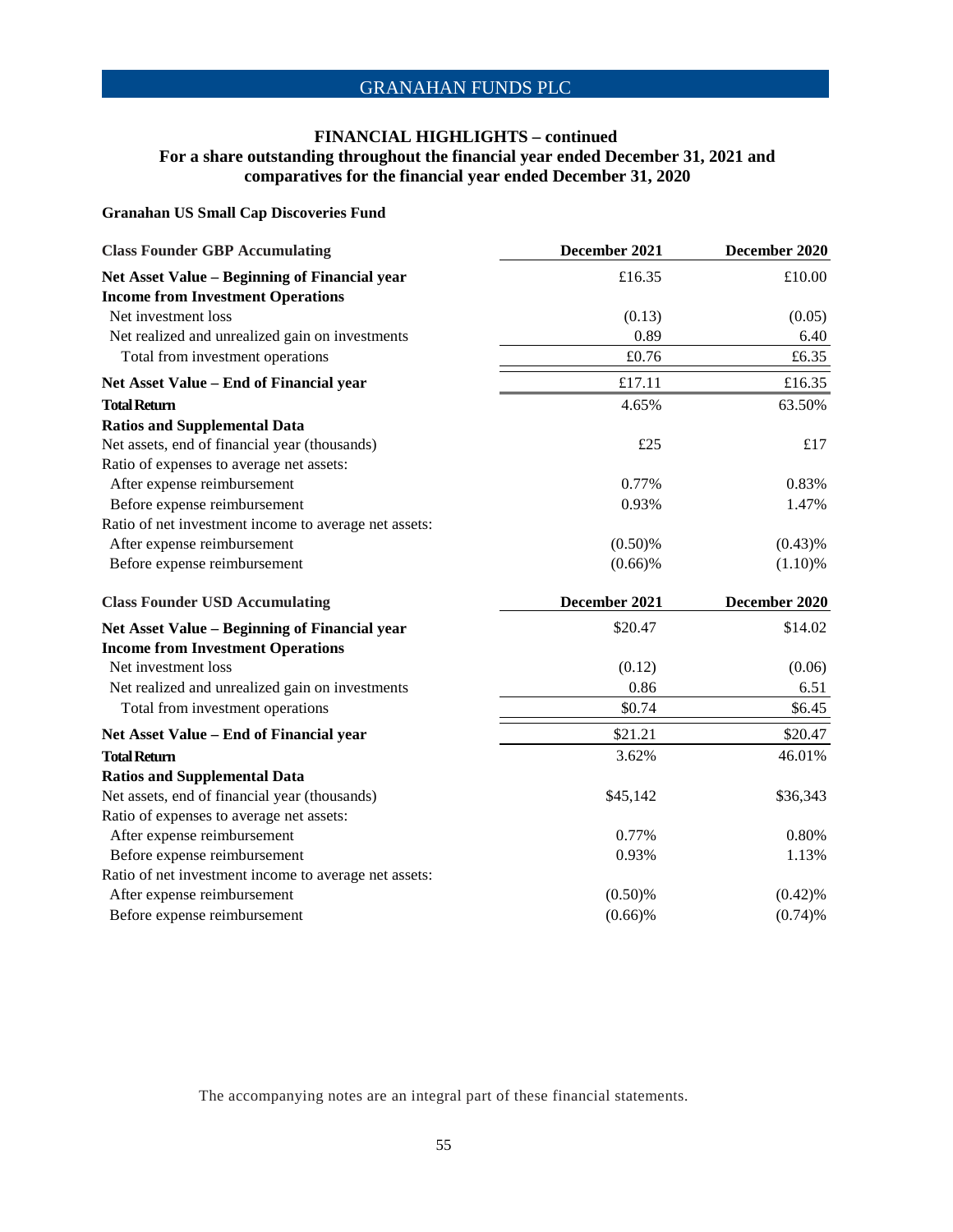## FINANCIAL HIGHLIGHTS – continued

### For a share outstanding throughout the financial year ended December 31, 2021 and comparatives for the financial year ended December 31, 2020

**Granahan US Small Cap Discoveries Fund**

| Class Founder GBP Accumulating | December 2021 | December 2020 |
|---|---|---|
| **Net Asset Value – Beginning of Financial year** | £16.35 | £10.00 |
| **Income from Investment Operations** | | |
| Net investment loss | (0.13) | (0.05) |
| Net realized and unrealized gain on investments | 0.89 | 6.40 |
| Total from investment operations | £0.76 | £6.35 |
| **Net Asset Value – End of Financial year** | £17.11 | £16.35 |
| **Total Return** | 4.65% | 63.50% |
| **Ratios and Supplemental Data** | | |
| Net assets, end of financial year (thousands) | £25 | £17 |
| Ratio of expenses to average net assets: | | |
| After expense reimbursement | 0.77% | 0.83% |
| Before expense reimbursement | 0.93% | 1.47% |
| Ratio of net investment income to average net assets: | | |
| After expense reimbursement | (0.50)% | (0.43)% |
| Before expense reimbursement | (0.66)% | (1.10)% |

| Class Founder USD Accumulating | December 2021 | December 2020 |
|---|---|---|
| **Net Asset Value – Beginning of Financial year** | $20.47 | $14.02 |
| **Income from Investment Operations** | | |
| Net investment loss | (0.12) | (0.06) |
| Net realized and unrealized gain on investments | 0.86 | 6.51 |
| Total from investment operations | $0.74 | $6.45 |
| **Net Asset Value – End of Financial year** | $21.21 | $20.47 |
| **Total Return** | 3.62% | 46.01% |
| **Ratios and Supplemental Data** | | |
| Net assets, end of financial year (thousands) | $45,142 | $36,343 |
| Ratio of expenses to average net assets: | | |
| After expense reimbursement | 0.77% | 0.80% |
| Before expense reimbursement | 0.93% | 1.13% |
| Ratio of net investment income to average net assets: | | |
| After expense reimbursement | (0.50)% | (0.42)% |
| Before expense reimbursement | (0.66)% | (0.74)% |

The accompanying notes are an integral part of these financial statements.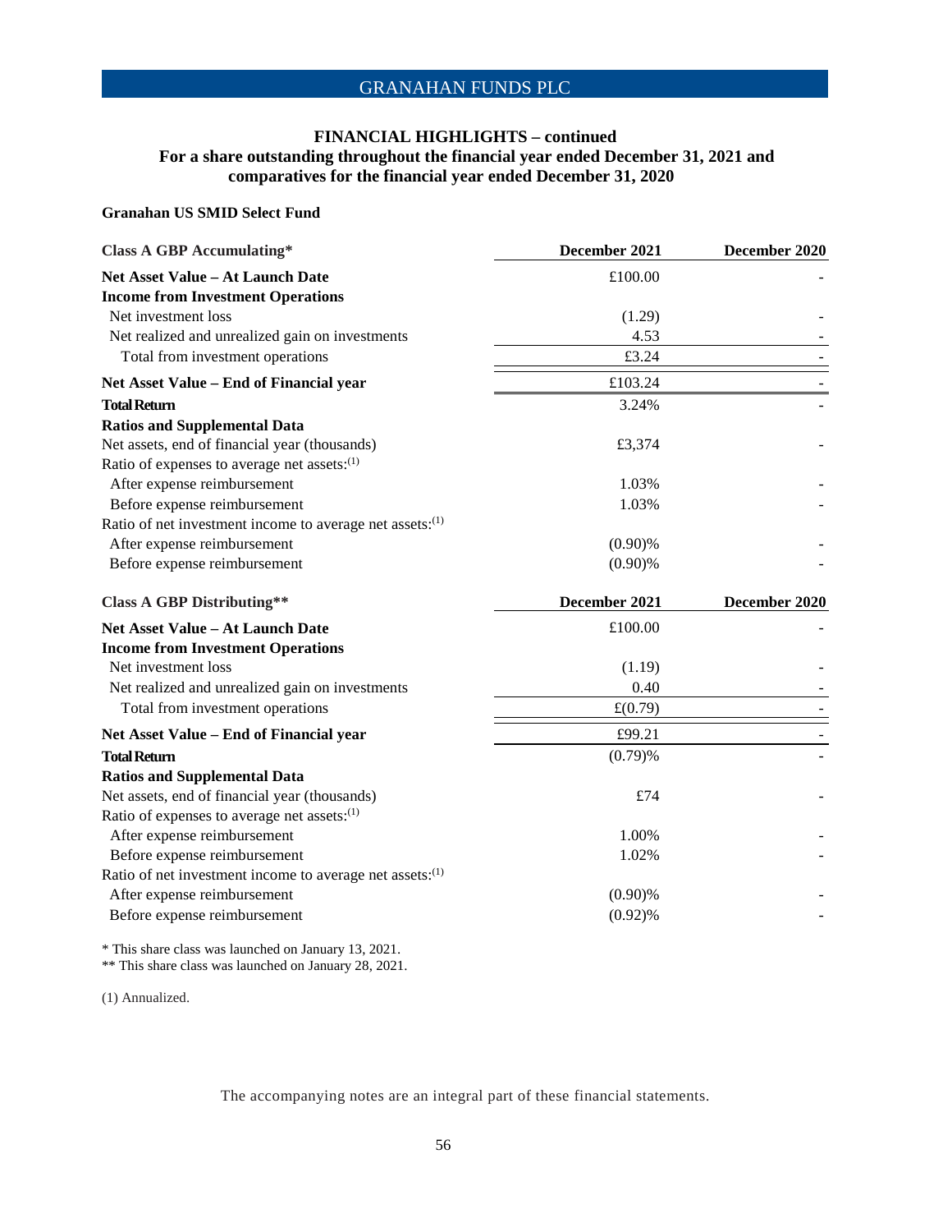# FINANCIAL HIGHLIGHTS – continued

## For a share outstanding throughout the financial year ended December 31, 2021 and comparatives for the financial year ended December 31, 2020

### Granahan US SMID Select Fund

| Class A GBP Accumulating* | December 2021 | December 2020 |
|---|---|---|
| **Net Asset Value – At Launch Date** | £100.00 | - |
| **Income from Investment Operations** | | |
| Net investment loss | (1.29) | - |
| Net realized and unrealized gain on investments | 4.53 | - |
| Total from investment operations | £3.24 | - |
| **Net Asset Value – End of Financial year** | £103.24 | - |
| **Total Return** | 3.24% | - |
| **Ratios and Supplemental Data** | | |
| Net assets, end of financial year (thousands) | £3,374 | - |
| Ratio of expenses to average net assets:(1) | | |
| After expense reimbursement | 1.03% | - |
| Before expense reimbursement | 1.03% | - |
| Ratio of net investment income to average net assets:(1) | | |
| After expense reimbursement | (0.90)% | - |
| Before expense reimbursement | (0.90)% | - |

| Class A GBP Distributing** | December 2021 | December 2020 |
|---|---|---|
| **Net Asset Value – At Launch Date** | £100.00 | - |
| **Income from Investment Operations** | | |
| Net investment loss | (1.19) | - |
| Net realized and unrealized gain on investments | 0.40 | - |
| Total from investment operations | £(0.79) | - |
| **Net Asset Value – End of Financial year** | £99.21 | - |
| **Total Return** | (0.79)% | - |
| **Ratios and Supplemental Data** | | |
| Net assets, end of financial year (thousands) | £74 | - |
| Ratio of expenses to average net assets:(1) | | |
| After expense reimbursement | 1.00% | - |
| Before expense reimbursement | 1.02% | - |
| Ratio of net investment income to average net assets:(1) | | |
| After expense reimbursement | (0.90)% | - |
| Before expense reimbursement | (0.92)% | - |

\* This share class was launched on January 13, 2021.
\*\* This share class was launched on January 28, 2021.

(1) Annualized.

The accompanying notes are an integral part of these financial statements.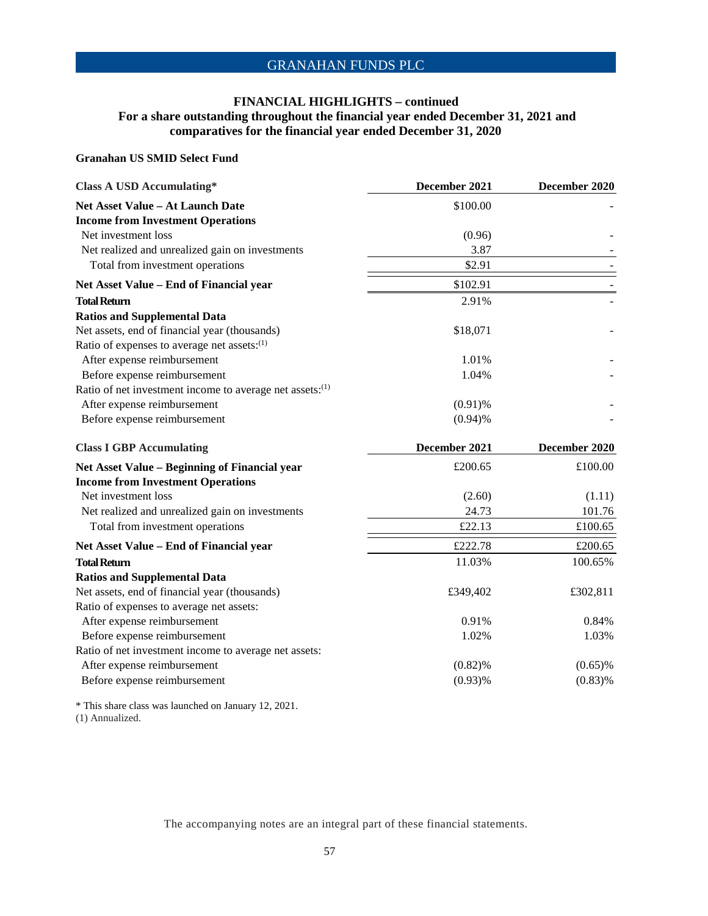## FINANCIAL HIGHLIGHTS – continued
### For a share outstanding throughout the financial year ended December 31, 2021 and comparatives for the financial year ended December 31, 2020

**Granahan US SMID Select Fund**

| **Class A USD Accumulating*** | **December 2021** | **December 2020** |
|---|---|---|
| **Net Asset Value – At Launch Date** | $100.00 | - |
| **Income from Investment Operations** | | |
| Net investment loss | (0.96) | - |
| Net realized and unrealized gain on investments | 3.87 | - |
| Total from investment operations | $2.91 | - |
| **Net Asset Value – End of Financial year** | $102.91 | - |
| **Total Return** | 2.91% | - |
| **Ratios and Supplemental Data** | | |
| Net assets, end of financial year (thousands) | $18,071 | - |
| Ratio of expenses to average net assets:(1) | | |
| After expense reimbursement | 1.01% | - |
| Before expense reimbursement | 1.04% | - |
| Ratio of net investment income to average net assets:(1) | | |
| After expense reimbursement | (0.91)% | - |
| Before expense reimbursement | (0.94)% | - |

| **Class I GBP Accumulating** | **December 2021** | **December 2020** |
|---|---|---|
| **Net Asset Value – Beginning of Financial year** | £200.65 | £100.00 |
| **Income from Investment Operations** | | |
| Net investment loss | (2.60) | (1.11) |
| Net realized and unrealized gain on investments | 24.73 | 101.76 |
| Total from investment operations | £22.13 | £100.65 |
| **Net Asset Value – End of Financial year** | £222.78 | £200.65 |
| **Total Return** | 11.03% | 100.65% |
| **Ratios and Supplemental Data** | | |
| Net assets, end of financial year (thousands) | £349,402 | £302,811 |
| Ratio of expenses to average net assets: | | |
| After expense reimbursement | 0.91% | 0.84% |
| Before expense reimbursement | 1.02% | 1.03% |
| Ratio of net investment income to average net assets: | | |
| After expense reimbursement | (0.82)% | (0.65)% |
| Before expense reimbursement | (0.93)% | (0.83)% |

\* This share class was launched on January 12, 2021.
(1) Annualized.

The accompanying notes are an integral part of these financial statements.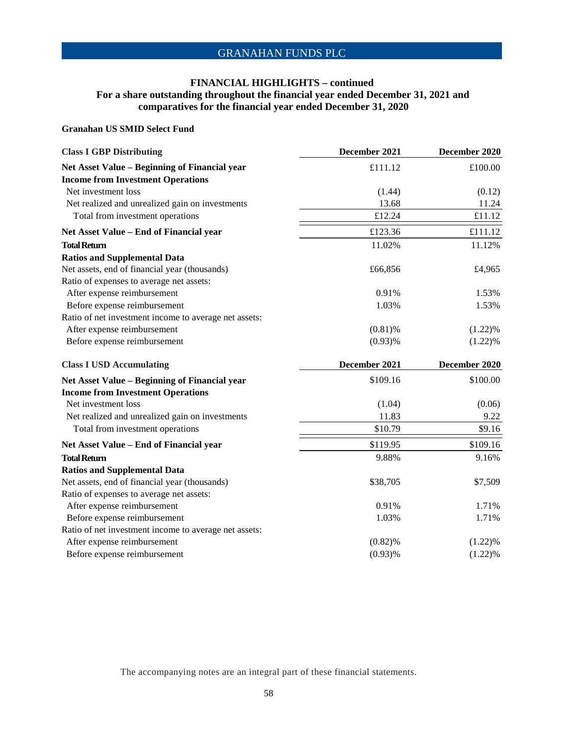## FINANCIAL HIGHLIGHTS – continued

### For a share outstanding throughout the financial year ended December 31, 2021 and comparatives for the financial year ended December 31, 2020

**Granahan US SMID Select Fund**

| **Class I GBP Distributing** | **December 2021** | **December 2020** |
|---|---|---|
| **Net Asset Value – Beginning of Financial year** | £111.12 | £100.00 |
| **Income from Investment Operations** | | |
| Net investment loss | (1.44) | (0.12) |
| Net realized and unrealized gain on investments | 13.68 | 11.24 |
| Total from investment operations | £12.24 | £11.12 |
| **Net Asset Value – End of Financial year** | £123.36 | £111.12 |
| **Total Return** | 11.02% | 11.12% |
| **Ratios and Supplemental Data** | | |
| Net assets, end of financial year (thousands) | £66,856 | £4,965 |
| Ratio of expenses to average net assets: | | |
| After expense reimbursement | 0.91% | 1.53% |
| Before expense reimbursement | 1.03% | 1.53% |
| Ratio of net investment income to average net assets: | | |
| After expense reimbursement | (0.81)% | (1.22)% |
| Before expense reimbursement | (0.93)% | (1.22)% |

| **Class I USD Accumulating** | **December 2021** | **December 2020** |
|---|---|---|
| **Net Asset Value – Beginning of Financial year** | $109.16 | $100.00 |
| **Income from Investment Operations** | | |
| Net investment loss | (1.04) | (0.06) |
| Net realized and unrealized gain on investments | 11.83 | 9.22 |
| Total from investment operations | $10.79 | $9.16 |
| **Net Asset Value – End of Financial year** | $119.95 | $109.16 |
| **Total Return** | 9.88% | 9.16% |
| **Ratios and Supplemental Data** | | |
| Net assets, end of financial year (thousands) | $38,705 | $7,509 |
| Ratio of expenses to average net assets: | | |
| After expense reimbursement | 0.91% | 1.71% |
| Before expense reimbursement | 1.03% | 1.71% |
| Ratio of net investment income to average net assets: | | |
| After expense reimbursement | (0.82)% | (1.22)% |
| Before expense reimbursement | (0.93)% | (1.22)% |

The accompanying notes are an integral part of these financial statements.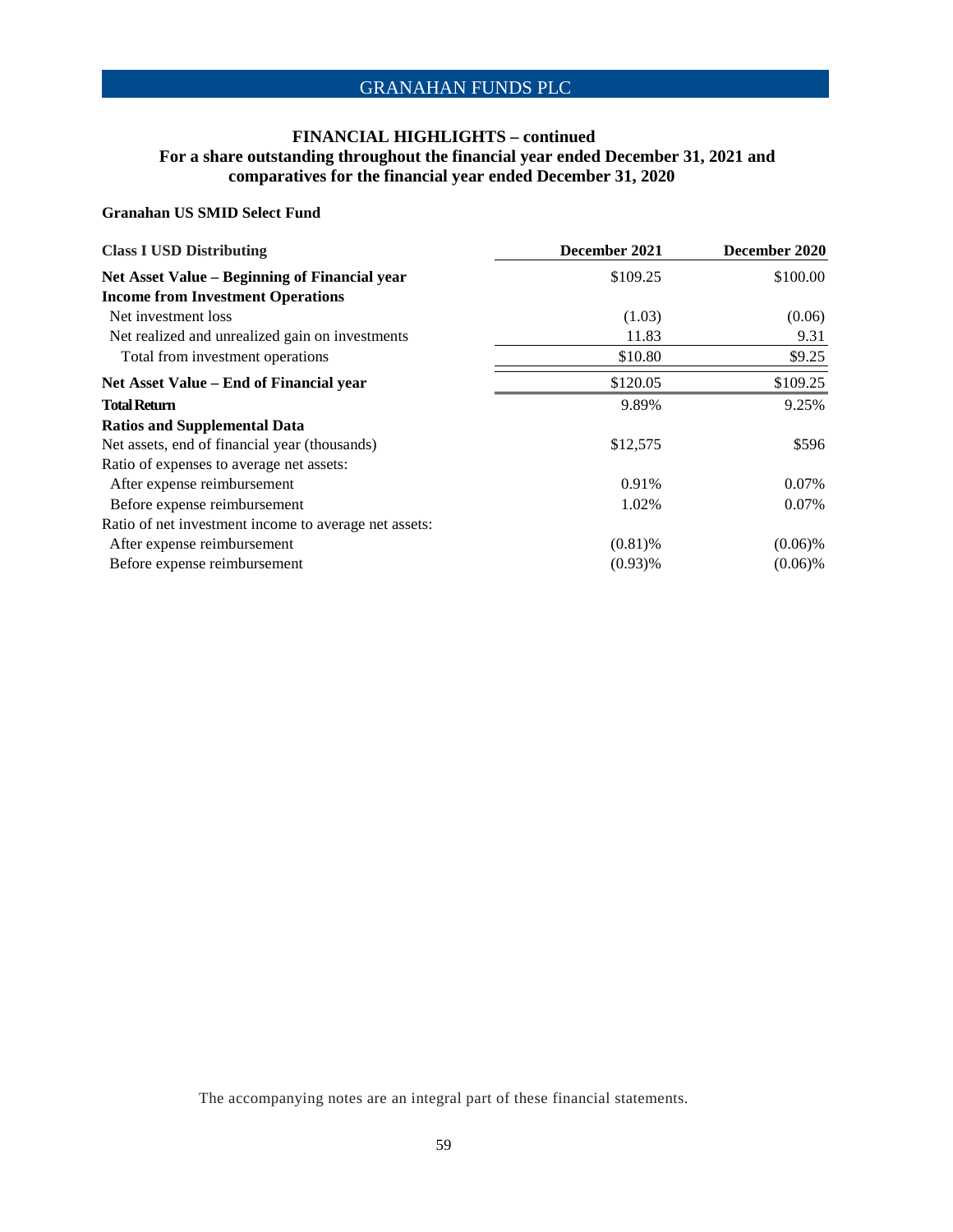## FINANCIAL HIGHLIGHTS – continued

**For a share outstanding throughout the financial year ended December 31, 2021 and comparatives for the financial year ended December 31, 2020**

**Granahan US SMID Select Fund**

| **Class I USD Distributing** | **December 2021** | **December 2020** |
|---|---|---|
| **Net Asset Value – Beginning of Financial year** | $109.25 | $100.00 |
| **Income from Investment Operations** | | |
| Net investment loss | (1.03) | (0.06) |
| Net realized and unrealized gain on investments | 11.83 | 9.31 |
| Total from investment operations | $10.80 | $9.25 |
| **Net Asset Value – End of Financial year** | $120.05 | $109.25 |
| **Total Return** | 9.89% | 9.25% |
| **Ratios and Supplemental Data** | | |
| Net assets, end of financial year (thousands) | $12,575 | $596 |
| Ratio of expenses to average net assets: | | |
| After expense reimbursement | 0.91% | 0.07% |
| Before expense reimbursement | 1.02% | 0.07% |
| Ratio of net investment income to average net assets: | | |
| After expense reimbursement | (0.81)% | (0.06)% |
| Before expense reimbursement | (0.93)% | (0.06)% |

The accompanying notes are an integral part of these financial statements.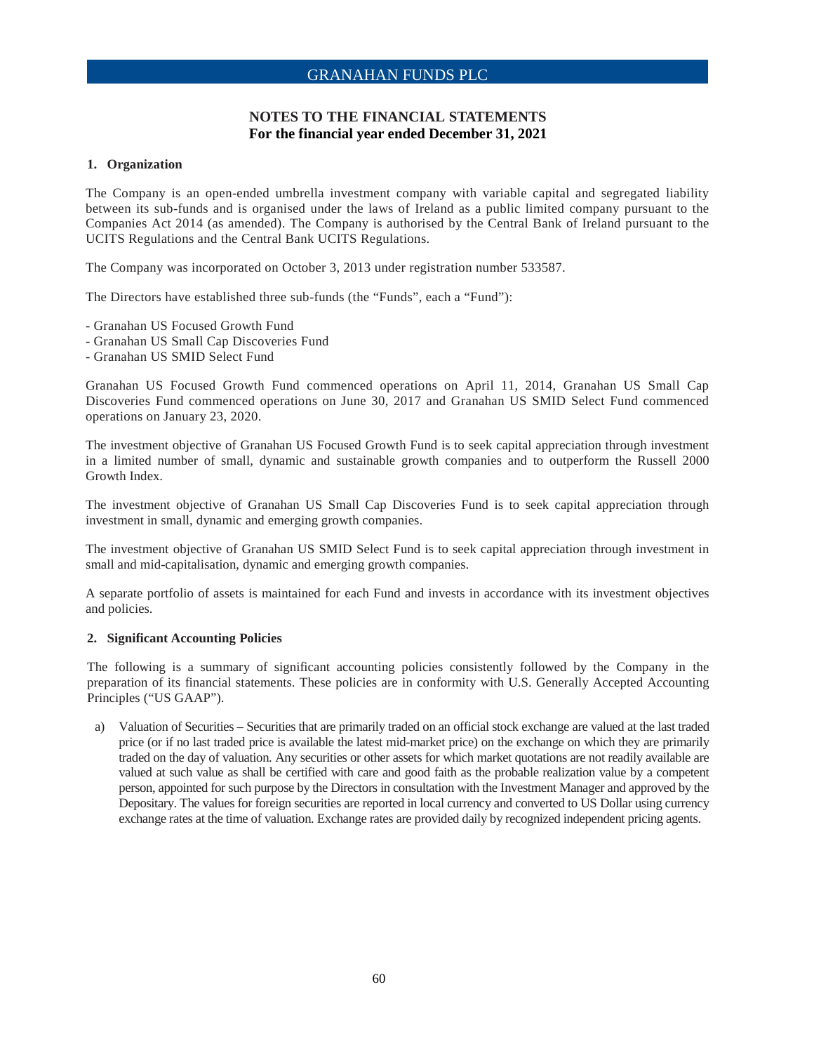## NOTES TO THE FINANCIAL STATEMENTS
### For the financial year ended December 31, 2021

**1. Organization**

The Company is an open-ended umbrella investment company with variable capital and segregated liability between its sub-funds and is organised under the laws of Ireland as a public limited company pursuant to the Companies Act 2014 (as amended). The Company is authorised by the Central Bank of Ireland pursuant to the UCITS Regulations and the Central Bank UCITS Regulations.

The Company was incorporated on October 3, 2013 under registration number 533587.

The Directors have established three sub-funds (the "Funds", each a "Fund"):

- Granahan US Focused Growth Fund
- Granahan US Small Cap Discoveries Fund
- Granahan US SMID Select Fund

Granahan US Focused Growth Fund commenced operations on April 11, 2014, Granahan US Small Cap Discoveries Fund commenced operations on June 30, 2017 and Granahan US SMID Select Fund commenced operations on January 23, 2020.

The investment objective of Granahan US Focused Growth Fund is to seek capital appreciation through investment in a limited number of small, dynamic and sustainable growth companies and to outperform the Russell 2000 Growth Index.

The investment objective of Granahan US Small Cap Discoveries Fund is to seek capital appreciation through investment in small, dynamic and emerging growth companies.

The investment objective of Granahan US SMID Select Fund is to seek capital appreciation through investment in small and mid-capitalisation, dynamic and emerging growth companies.

A separate portfolio of assets is maintained for each Fund and invests in accordance with its investment objectives and policies.

**2. Significant Accounting Policies**

The following is a summary of significant accounting policies consistently followed by the Company in the preparation of its financial statements. These policies are in conformity with U.S. Generally Accepted Accounting Principles ("US GAAP").

a) Valuation of Securities – Securities that are primarily traded on an official stock exchange are valued at the last traded price (or if no last traded price is available the latest mid-market price) on the exchange on which they are primarily traded on the day of valuation. Any securities or other assets for which market quotations are not readily available are valued at such value as shall be certified with care and good faith as the probable realization value by a competent person, appointed for such purpose by the Directors in consultation with the Investment Manager and approved by the Depositary. The values for foreign securities are reported in local currency and converted to US Dollar using currency exchange rates at the time of valuation. Exchange rates are provided daily by recognized independent pricing agents.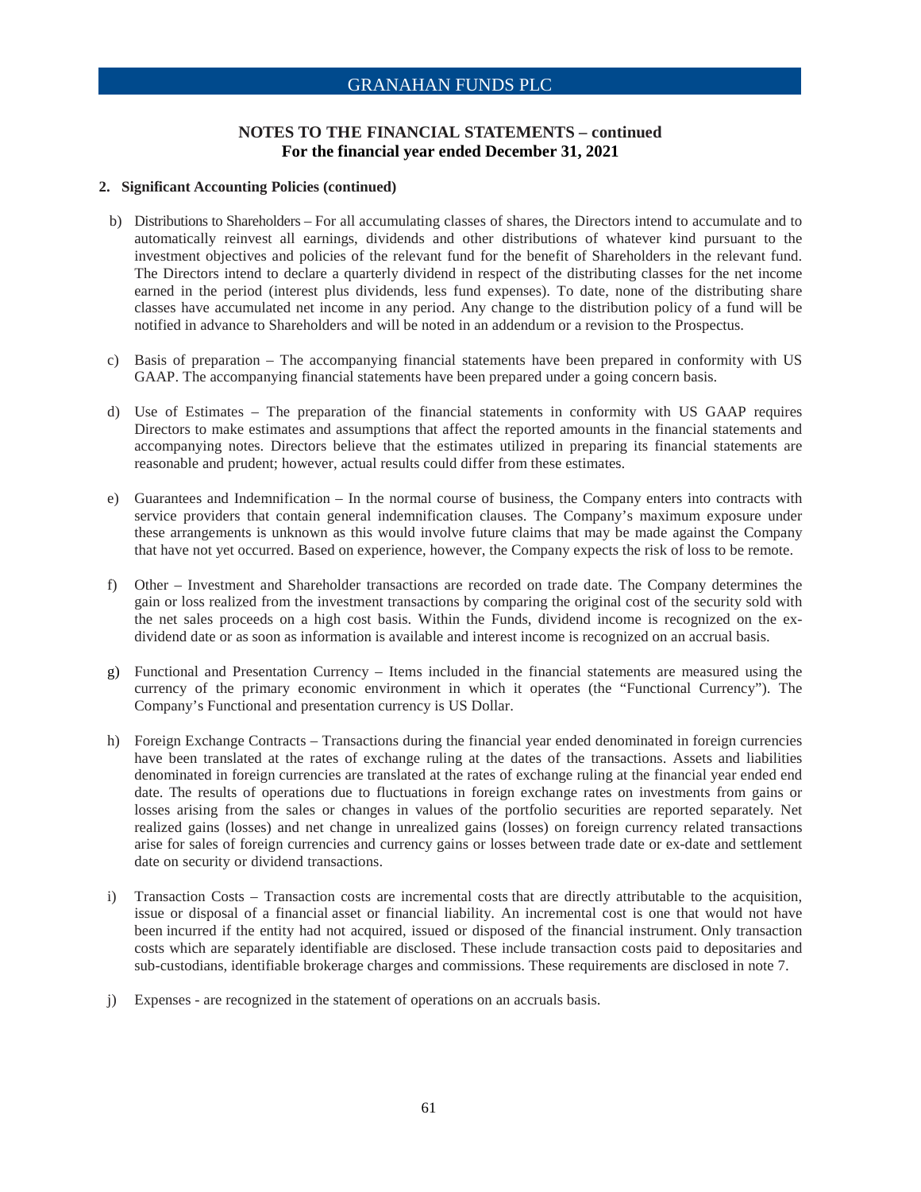## NOTES TO THE FINANCIAL STATEMENTS – continued
### For the financial year ended December 31, 2021

**2. Significant Accounting Policies (continued)**

b) Distributions to Shareholders – For all accumulating classes of shares, the Directors intend to accumulate and to automatically reinvest all earnings, dividends and other distributions of whatever kind pursuant to the investment objectives and policies of the relevant fund for the benefit of Shareholders in the relevant fund. The Directors intend to declare a quarterly dividend in respect of the distributing classes for the net income earned in the period (interest plus dividends, less fund expenses). To date, none of the distributing share classes have accumulated net income in any period. Any change to the distribution policy of a fund will be notified in advance to Shareholders and will be noted in an addendum or a revision to the Prospectus.

c) Basis of preparation – The accompanying financial statements have been prepared in conformity with US GAAP. The accompanying financial statements have been prepared under a going concern basis.

d) Use of Estimates – The preparation of the financial statements in conformity with US GAAP requires Directors to make estimates and assumptions that affect the reported amounts in the financial statements and accompanying notes. Directors believe that the estimates utilized in preparing its financial statements are reasonable and prudent; however, actual results could differ from these estimates.

e) Guarantees and Indemnification – In the normal course of business, the Company enters into contracts with service providers that contain general indemnification clauses. The Company's maximum exposure under these arrangements is unknown as this would involve future claims that may be made against the Company that have not yet occurred. Based on experience, however, the Company expects the risk of loss to be remote.

f) Other – Investment and Shareholder transactions are recorded on trade date. The Company determines the gain or loss realized from the investment transactions by comparing the original cost of the security sold with the net sales proceeds on a high cost basis. Within the Funds, dividend income is recognized on the ex-dividend date or as soon as information is available and interest income is recognized on an accrual basis.

g) Functional and Presentation Currency – Items included in the financial statements are measured using the currency of the primary economic environment in which it operates (the "Functional Currency"). The Company's Functional and presentation currency is US Dollar.

h) Foreign Exchange Contracts – Transactions during the financial year ended denominated in foreign currencies have been translated at the rates of exchange ruling at the dates of the transactions. Assets and liabilities denominated in foreign currencies are translated at the rates of exchange ruling at the financial year ended end date. The results of operations due to fluctuations in foreign exchange rates on investments from gains or losses arising from the sales or changes in values of the portfolio securities are reported separately. Net realized gains (losses) and net change in unrealized gains (losses) on foreign currency related transactions arise for sales of foreign currencies and currency gains or losses between trade date or ex-date and settlement date on security or dividend transactions.

i) Transaction Costs – Transaction costs are incremental costs that are directly attributable to the acquisition, issue or disposal of a financial asset or financial liability. An incremental cost is one that would not have been incurred if the entity had not acquired, issued or disposed of the financial instrument. Only transaction costs which are separately identifiable are disclosed. These include transaction costs paid to depositaries and sub-custodians, identifiable brokerage charges and commissions. These requirements are disclosed in note 7.

j) Expenses - are recognized in the statement of operations on an accruals basis.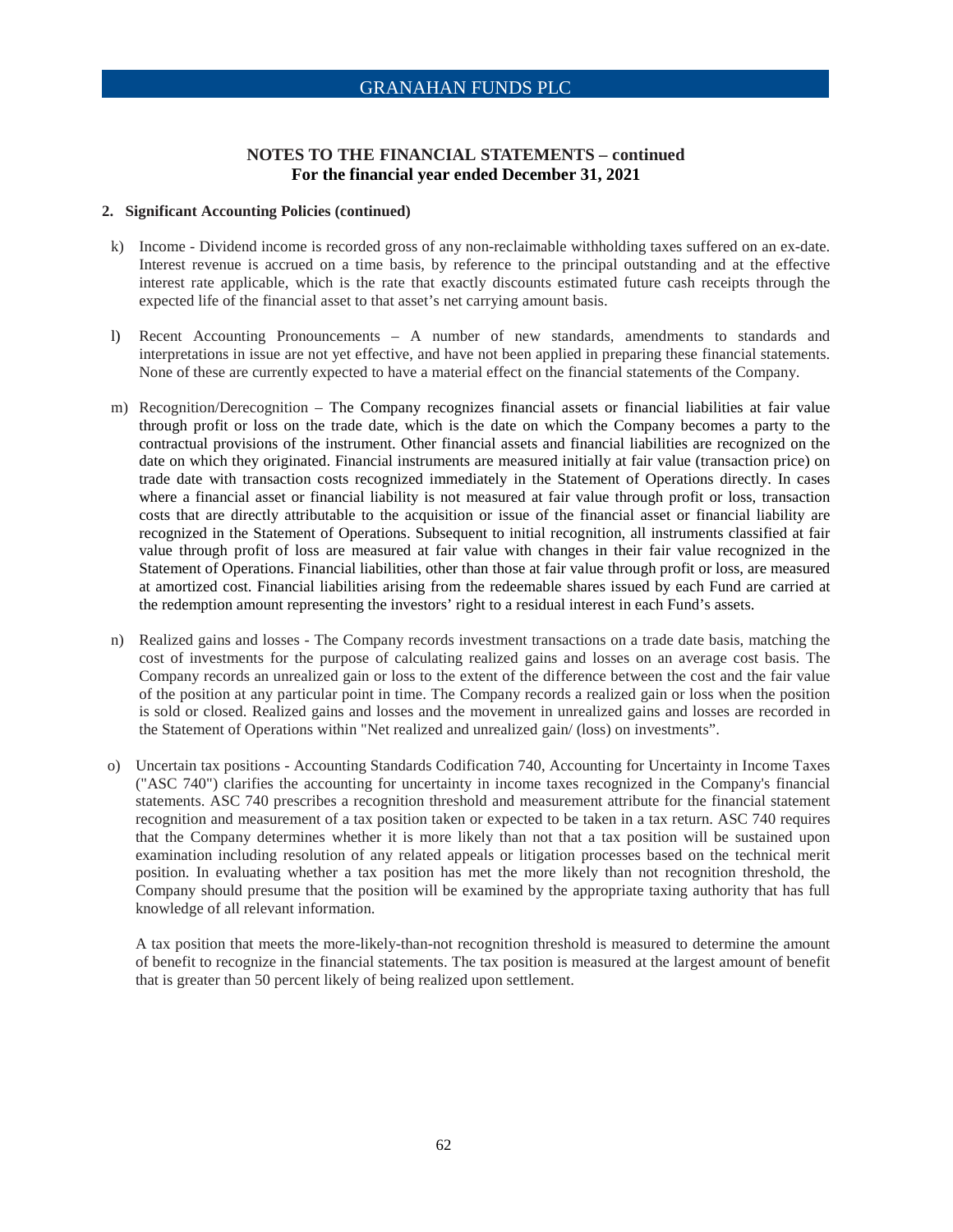## NOTES TO THE FINANCIAL STATEMENTS – continued
## For the financial year ended December 31, 2021

### 2. Significant Accounting Policies (continued)

k) Income - Dividend income is recorded gross of any non-reclaimable withholding taxes suffered on an ex-date. Interest revenue is accrued on a time basis, by reference to the principal outstanding and at the effective interest rate applicable, which is the rate that exactly discounts estimated future cash receipts through the expected life of the financial asset to that asset's net carrying amount basis.

l) Recent Accounting Pronouncements – A number of new standards, amendments to standards and interpretations in issue are not yet effective, and have not been applied in preparing these financial statements. None of these are currently expected to have a material effect on the financial statements of the Company.

m) Recognition/Derecognition – The Company recognizes financial assets or financial liabilities at fair value through profit or loss on the trade date, which is the date on which the Company becomes a party to the contractual provisions of the instrument. Other financial assets and financial liabilities are recognized on the date on which they originated. Financial instruments are measured initially at fair value (transaction price) on trade date with transaction costs recognized immediately in the Statement of Operations directly. In cases where a financial asset or financial liability is not measured at fair value through profit or loss, transaction costs that are directly attributable to the acquisition or issue of the financial asset or financial liability are recognized in the Statement of Operations. Subsequent to initial recognition, all instruments classified at fair value through profit of loss are measured at fair value with changes in their fair value recognized in the Statement of Operations. Financial liabilities, other than those at fair value through profit or loss, are measured at amortized cost. Financial liabilities arising from the redeemable shares issued by each Fund are carried at the redemption amount representing the investors' right to a residual interest in each Fund's assets.

n) Realized gains and losses - The Company records investment transactions on a trade date basis, matching the cost of investments for the purpose of calculating realized gains and losses on an average cost basis. The Company records an unrealized gain or loss to the extent of the difference between the cost and the fair value of the position at any particular point in time. The Company records a realized gain or loss when the position is sold or closed. Realized gains and losses and the movement in unrealized gains and losses are recorded in the Statement of Operations within "Net realized and unrealized gain/ (loss) on investments".

o) Uncertain tax positions - Accounting Standards Codification 740, Accounting for Uncertainty in Income Taxes ("ASC 740") clarifies the accounting for uncertainty in income taxes recognized in the Company's financial statements. ASC 740 prescribes a recognition threshold and measurement attribute for the financial statement recognition and measurement of a tax position taken or expected to be taken in a tax return. ASC 740 requires that the Company determines whether it is more likely than not that a tax position will be sustained upon examination including resolution of any related appeals or litigation processes based on the technical merit position. In evaluating whether a tax position has met the more likely than not recognition threshold, the Company should presume that the position will be examined by the appropriate taxing authority that has full knowledge of all relevant information.

   A tax position that meets the more-likely-than-not recognition threshold is measured to determine the amount of benefit to recognize in the financial statements. The tax position is measured at the largest amount of benefit that is greater than 50 percent likely of being realized upon settlement.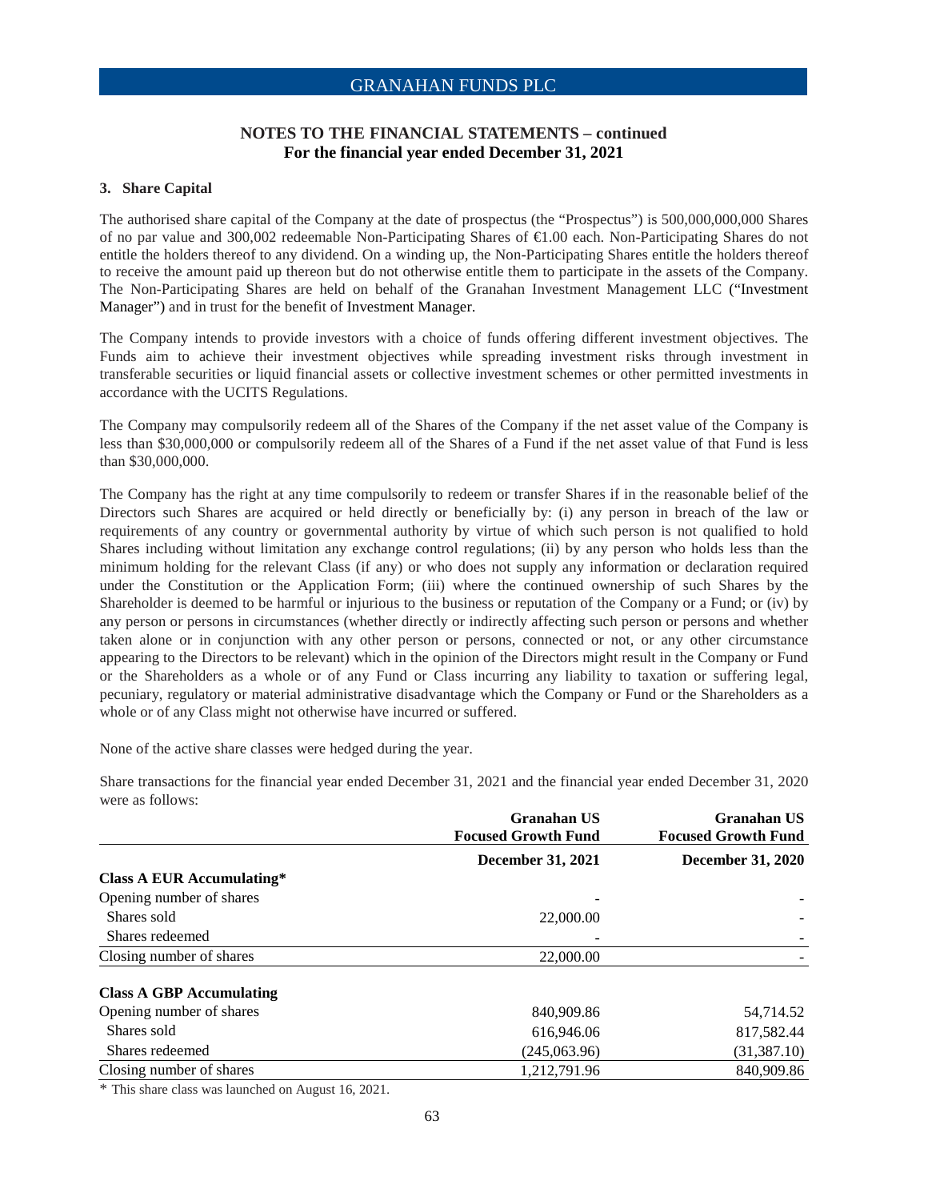## NOTES TO THE FINANCIAL STATEMENTS – continued
## For the financial year ended December 31, 2021

### 3. Share Capital

The authorised share capital of the Company at the date of prospectus (the "Prospectus") is 500,000,000,000 Shares of no par value and 300,002 redeemable Non-Participating Shares of €1.00 each. Non-Participating Shares do not entitle the holders thereof to any dividend. On a winding up, the Non-Participating Shares entitle the holders thereof to receive the amount paid up thereon but do not otherwise entitle them to participate in the assets of the Company. The Non-Participating Shares are held on behalf of the Granahan Investment Management LLC ("Investment Manager") and in trust for the benefit of Investment Manager.

The Company intends to provide investors with a choice of funds offering different investment objectives. The Funds aim to achieve their investment objectives while spreading investment risks through investment in transferable securities or liquid financial assets or collective investment schemes or other permitted investments in accordance with the UCITS Regulations.

The Company may compulsorily redeem all of the Shares of the Company if the net asset value of the Company is less than $30,000,000 or compulsorily redeem all of the Shares of a Fund if the net asset value of that Fund is less than $30,000,000.

The Company has the right at any time compulsorily to redeem or transfer Shares if in the reasonable belief of the Directors such Shares are acquired or held directly or beneficially by: (i) any person in breach of the law or requirements of any country or governmental authority by virtue of which such person is not qualified to hold Shares including without limitation any exchange control regulations; (ii) by any person who holds less than the minimum holding for the relevant Class (if any) or who does not supply any information or declaration required under the Constitution or the Application Form; (iii) where the continued ownership of such Shares by the Shareholder is deemed to be harmful or injurious to the business or reputation of the Company or a Fund; or (iv) by any person or persons in circumstances (whether directly or indirectly affecting such person or persons and whether taken alone or in conjunction with any other person or persons, connected or not, or any other circumstance appearing to the Directors to be relevant) which in the opinion of the Directors might result in the Company or Fund or the Shareholders as a whole or of any Fund or Class incurring any liability to taxation or suffering legal, pecuniary, regulatory or material administrative disadvantage which the Company or Fund or the Shareholders as a whole or of any Class might not otherwise have incurred or suffered.

None of the active share classes were hedged during the year.

Share transactions for the financial year ended December 31, 2021 and the financial year ended December 31, 2020 were as follows:

| | Granahan US Focused Growth Fund | Granahan US Focused Growth Fund |
|---|---|---|
| | December 31, 2021 | December 31, 2020 |
| **Class A EUR Accumulating*** | | |
| Opening number of shares | - | - |
| Shares sold | 22,000.00 | - |
| Shares redeemed | - | - |
| Closing number of shares | 22,000.00 | - |
| | | |
| **Class A GBP Accumulating** | | |
| Opening number of shares | 840,909.86 | 54,714.52 |
| Shares sold | 616,946.06 | 817,582.44 |
| Shares redeemed | (245,063.96) | (31,387.10) |
| Closing number of shares | 1,212,791.96 | 840,909.86 |

* This share class was launched on August 16, 2021.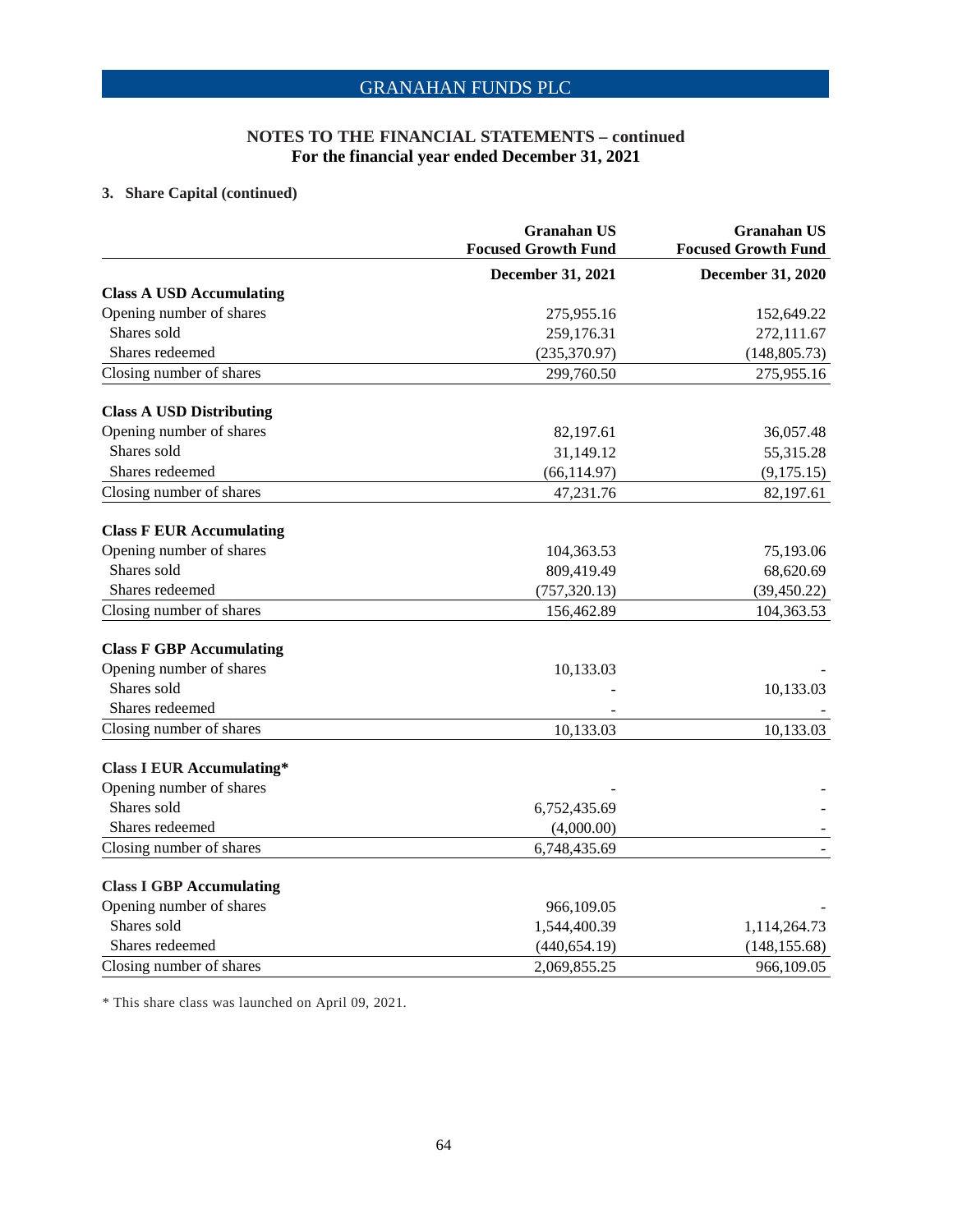## NOTES TO THE FINANCIAL STATEMENTS – continued
### For the financial year ended December 31, 2021

### 3. Share Capital (continued)

| | Granahan US Focused Growth Fund | Granahan US Focused Growth Fund |
|---|---|---|
| | **December 31, 2021** | **December 31, 2020** |
| **Class A USD Accumulating** | | |
| Opening number of shares | 275,955.16 | 152,649.22 |
| Shares sold | 259,176.31 | 272,111.67 |
| Shares redeemed | (235,370.97) | (148,805.73) |
| Closing number of shares | 299,760.50 | 275,955.16 |
| | | |
| **Class A USD Distributing** | | |
| Opening number of shares | 82,197.61 | 36,057.48 |
| Shares sold | 31,149.12 | 55,315.28 |
| Shares redeemed | (66,114.97) | (9,175.15) |
| Closing number of shares | 47,231.76 | 82,197.61 |
| | | |
| **Class F EUR Accumulating** | | |
| Opening number of shares | 104,363.53 | 75,193.06 |
| Shares sold | 809,419.49 | 68,620.69 |
| Shares redeemed | (757,320.13) | (39,450.22) |
| Closing number of shares | 156,462.89 | 104,363.53 |
| | | |
| **Class F GBP Accumulating** | | |
| Opening number of shares | 10,133.03 | - |
| Shares sold | - | 10,133.03 |
| Shares redeemed | - | - |
| Closing number of shares | 10,133.03 | 10,133.03 |
| | | |
| **Class I EUR Accumulating*** | | |
| Opening number of shares | - | - |
| Shares sold | 6,752,435.69 | - |
| Shares redeemed | (4,000.00) | - |
| Closing number of shares | 6,748,435.69 | - |
| | | |
| **Class I GBP Accumulating** | | |
| Opening number of shares | 966,109.05 | - |
| Shares sold | 1,544,400.39 | 1,114,264.73 |
| Shares redeemed | (440,654.19) | (148,155.68) |
| Closing number of shares | 2,069,855.25 | 966,109.05 |

\* This share class was launched on April 09, 2021.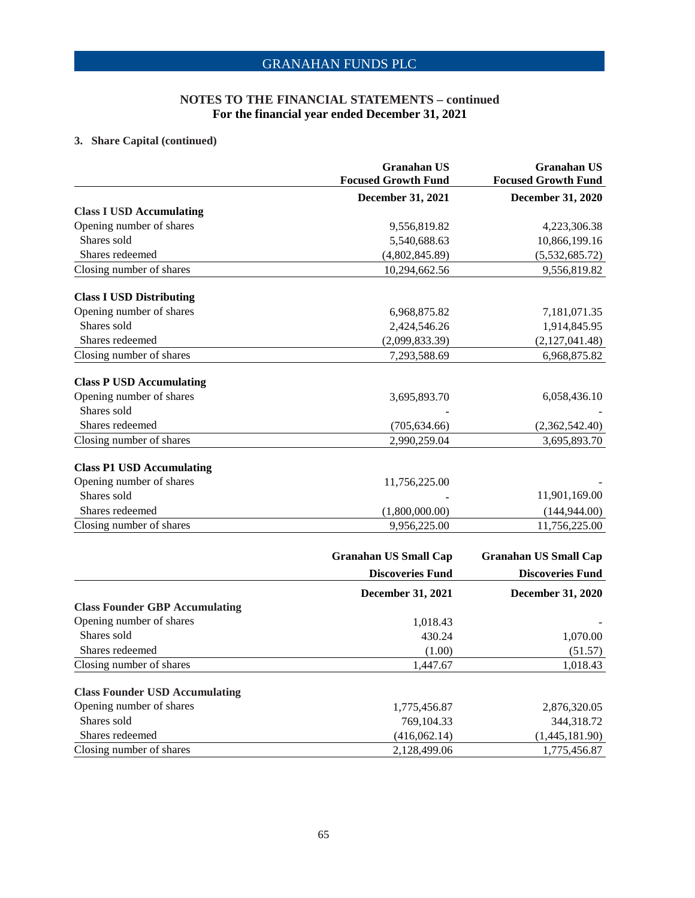# GRANAHAN FUNDS PLC

## NOTES TO THE FINANCIAL STATEMENTS – continued
## For the financial year ended December 31, 2021

### 3. Share Capital (continued)

| | Granahan US Focused Growth Fund | Granahan US Focused Growth Fund |
|---|---|---|
| | December 31, 2021 | December 31, 2020 |
| **Class I USD Accumulating** | | |
| Opening number of shares | 9,556,819.82 | 4,223,306.38 |
| Shares sold | 5,540,688.63 | 10,866,199.16 |
| Shares redeemed | (4,802,845.89) | (5,532,685.72) |
| Closing number of shares | 10,294,662.56 | 9,556,819.82 |
| **Class I USD Distributing** | | |
| Opening number of shares | 6,968,875.82 | 7,181,071.35 |
| Shares sold | 2,424,546.26 | 1,914,845.95 |
| Shares redeemed | (2,099,833.39) | (2,127,041.48) |
| Closing number of shares | 7,293,588.69 | 6,968,875.82 |
| **Class P USD Accumulating** | | |
| Opening number of shares | 3,695,893.70 | 6,058,436.10 |
| Shares sold | - | - |
| Shares redeemed | (705,634.66) | (2,362,542.40) |
| Closing number of shares | 2,990,259.04 | 3,695,893.70 |
| **Class P1 USD Accumulating** | | |
| Opening number of shares | 11,756,225.00 | - |
| Shares sold | - | 11,901,169.00 |
| Shares redeemed | (1,800,000.00) | (144,944.00) |
| Closing number of shares | 9,956,225.00 | 11,756,225.00 |

| | Granahan US Small Cap Discoveries Fund | Granahan US Small Cap Discoveries Fund |
|---|---|---|
| | December 31, 2021 | December 31, 2020 |
| **Class Founder GBP Accumulating** | | |
| Opening number of shares | 1,018.43 | - |
| Shares sold | 430.24 | 1,070.00 |
| Shares redeemed | (1.00) | (51.57) |
| Closing number of shares | 1,447.67 | 1,018.43 |
| **Class Founder USD Accumulating** | | |
| Opening number of shares | 1,775,456.87 | 2,876,320.05 |
| Shares sold | 769,104.33 | 344,318.72 |
| Shares redeemed | (416,062.14) | (1,445,181.90) |
| Closing number of shares | 2,128,499.06 | 1,775,456.87 |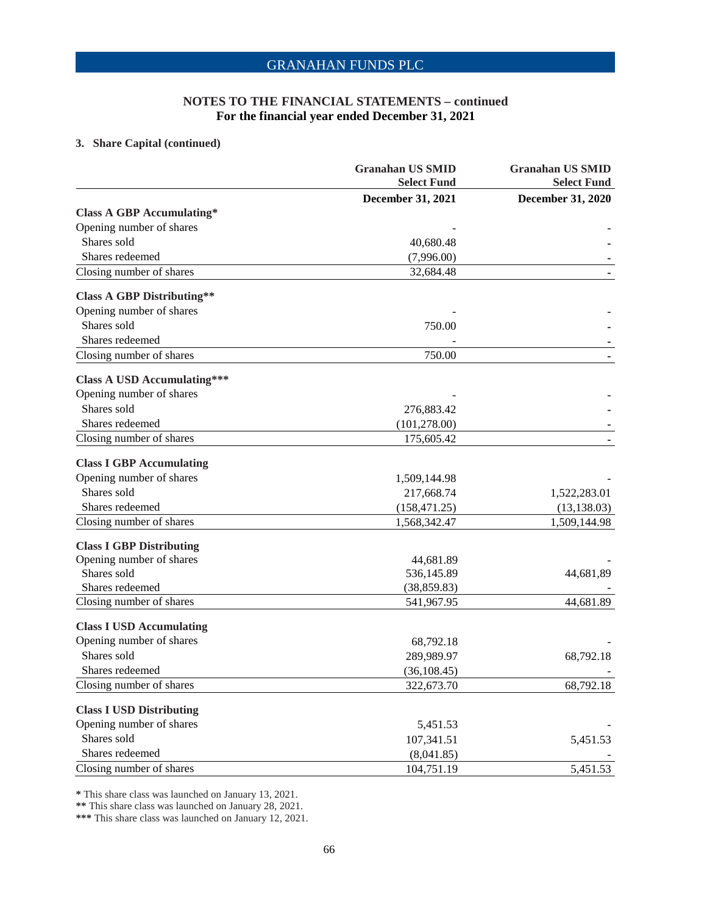## NOTES TO THE FINANCIAL STATEMENTS – continued
### For the financial year ended December 31, 2021

### 3. Share Capital (continued)

| | Granahan US SMID Select Fund | Granahan US SMID Select Fund |
|---|---|---|
| | December 31, 2021 | December 31, 2020 |
| **Class A GBP Accumulating*** | | |
| Opening number of shares | - | - |
| Shares sold | 40,680.48 | - |
| Shares redeemed | (7,996.00) | - |
| Closing number of shares | 32,684.48 | - |
| **Class A GBP Distributing**** | | |
| Opening number of shares | - | - |
| Shares sold | 750.00 | - |
| Shares redeemed | - | - |
| Closing number of shares | 750.00 | - |
| **Class A USD Accumulating***** | | |
| Opening number of shares | - | - |
| Shares sold | 276,883.42 | - |
| Shares redeemed | (101,278.00) | - |
| Closing number of shares | 175,605.42 | - |
| **Class I GBP Accumulating** | | |
| Opening number of shares | 1,509,144.98 | - |
| Shares sold | 217,668.74 | 1,522,283.01 |
| Shares redeemed | (158,471.25) | (13,138.03) |
| Closing number of shares | 1,568,342.47 | 1,509,144.98 |
| **Class I GBP Distributing** | | |
| Opening number of shares | 44,681.89 | - |
| Shares sold | 536,145.89 | 44,681,89 |
| Shares redeemed | (38,859.83) | - |
| Closing number of shares | 541,967.95 | 44,681.89 |
| **Class I USD Accumulating** | | |
| Opening number of shares | 68,792.18 | - |
| Shares sold | 289,989.97 | 68,792.18 |
| Shares redeemed | (36,108.45) | - |
| Closing number of shares | 322,673.70 | 68,792.18 |
| **Class I USD Distributing** | | |
| Opening number of shares | 5,451.53 | - |
| Shares sold | 107,341.51 | 5,451.53 |
| Shares redeemed | (8,041.85) | - |
| Closing number of shares | 104,751.19 | 5,451.53 |

\* This share class was launched on January 13, 2021.
\** This share class was launched on January 28, 2021.
\*** This share class was launched on January 12, 2021.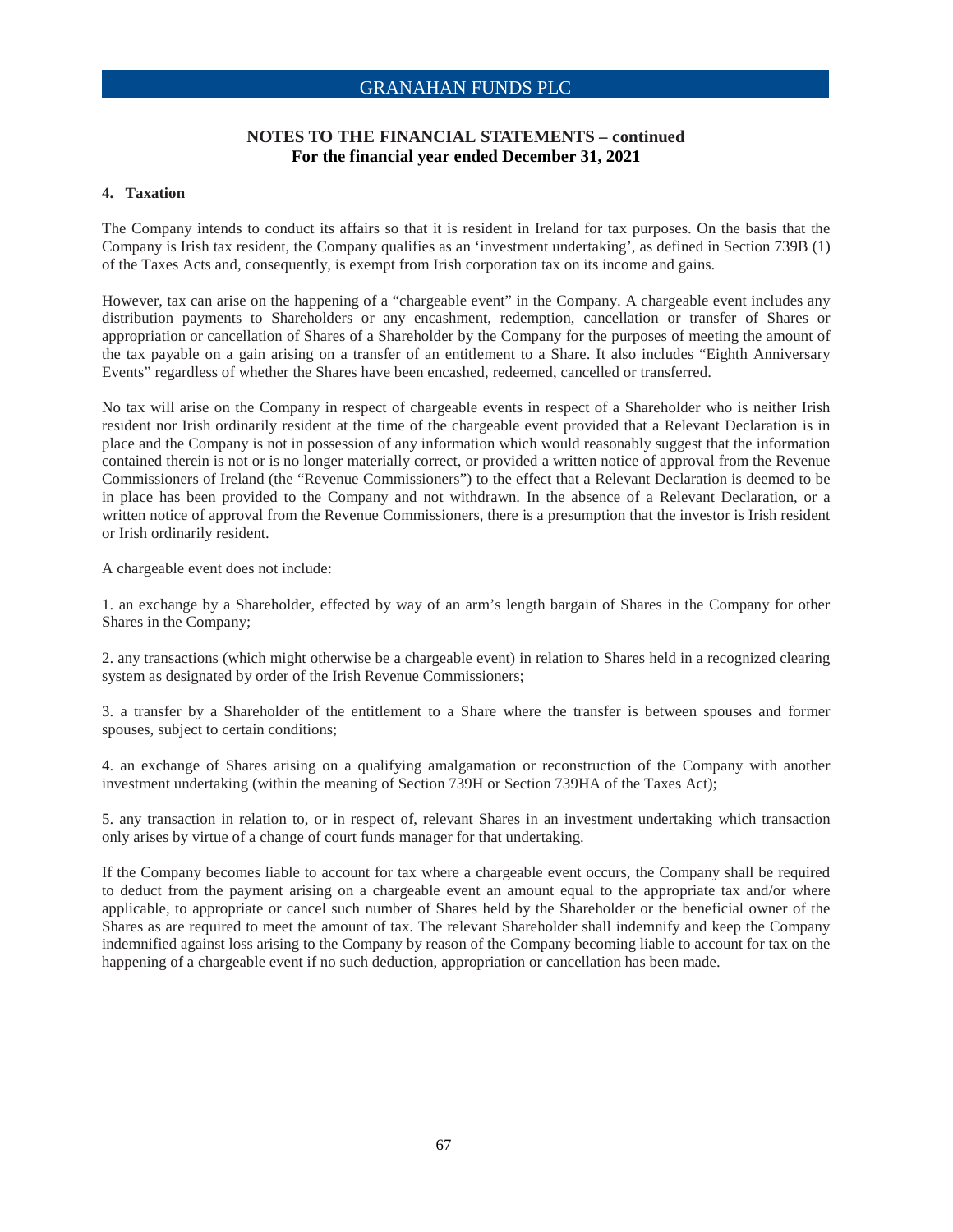## NOTES TO THE FINANCIAL STATEMENTS – continued
**For the financial year ended December 31, 2021**

### 4. Taxation

The Company intends to conduct its affairs so that it is resident in Ireland for tax purposes. On the basis that the Company is Irish tax resident, the Company qualifies as an 'investment undertaking', as defined in Section 739B (1) of the Taxes Acts and, consequently, is exempt from Irish corporation tax on its income and gains.

However, tax can arise on the happening of a "chargeable event" in the Company. A chargeable event includes any distribution payments to Shareholders or any encashment, redemption, cancellation or transfer of Shares or appropriation or cancellation of Shares of a Shareholder by the Company for the purposes of meeting the amount of the tax payable on a gain arising on a transfer of an entitlement to a Share. It also includes "Eighth Anniversary Events" regardless of whether the Shares have been encashed, redeemed, cancelled or transferred.

No tax will arise on the Company in respect of chargeable events in respect of a Shareholder who is neither Irish resident nor Irish ordinarily resident at the time of the chargeable event provided that a Relevant Declaration is in place and the Company is not in possession of any information which would reasonably suggest that the information contained therein is not or is no longer materially correct, or provided a written notice of approval from the Revenue Commissioners of Ireland (the "Revenue Commissioners") to the effect that a Relevant Declaration is deemed to be in place has been provided to the Company and not withdrawn. In the absence of a Relevant Declaration, or a written notice of approval from the Revenue Commissioners, there is a presumption that the investor is Irish resident or Irish ordinarily resident.

A chargeable event does not include:

1. an exchange by a Shareholder, effected by way of an arm's length bargain of Shares in the Company for other Shares in the Company;

2. any transactions (which might otherwise be a chargeable event) in relation to Shares held in a recognized clearing system as designated by order of the Irish Revenue Commissioners;

3. a transfer by a Shareholder of the entitlement to a Share where the transfer is between spouses and former spouses, subject to certain conditions;

4. an exchange of Shares arising on a qualifying amalgamation or reconstruction of the Company with another investment undertaking (within the meaning of Section 739H or Section 739HA of the Taxes Act);

5. any transaction in relation to, or in respect of, relevant Shares in an investment undertaking which transaction only arises by virtue of a change of court funds manager for that undertaking.

If the Company becomes liable to account for tax where a chargeable event occurs, the Company shall be required to deduct from the payment arising on a chargeable event an amount equal to the appropriate tax and/or where applicable, to appropriate or cancel such number of Shares held by the Shareholder or the beneficial owner of the Shares as are required to meet the amount of tax. The relevant Shareholder shall indemnify and keep the Company indemnified against loss arising to the Company by reason of the Company becoming liable to account for tax on the happening of a chargeable event if no such deduction, appropriation or cancellation has been made.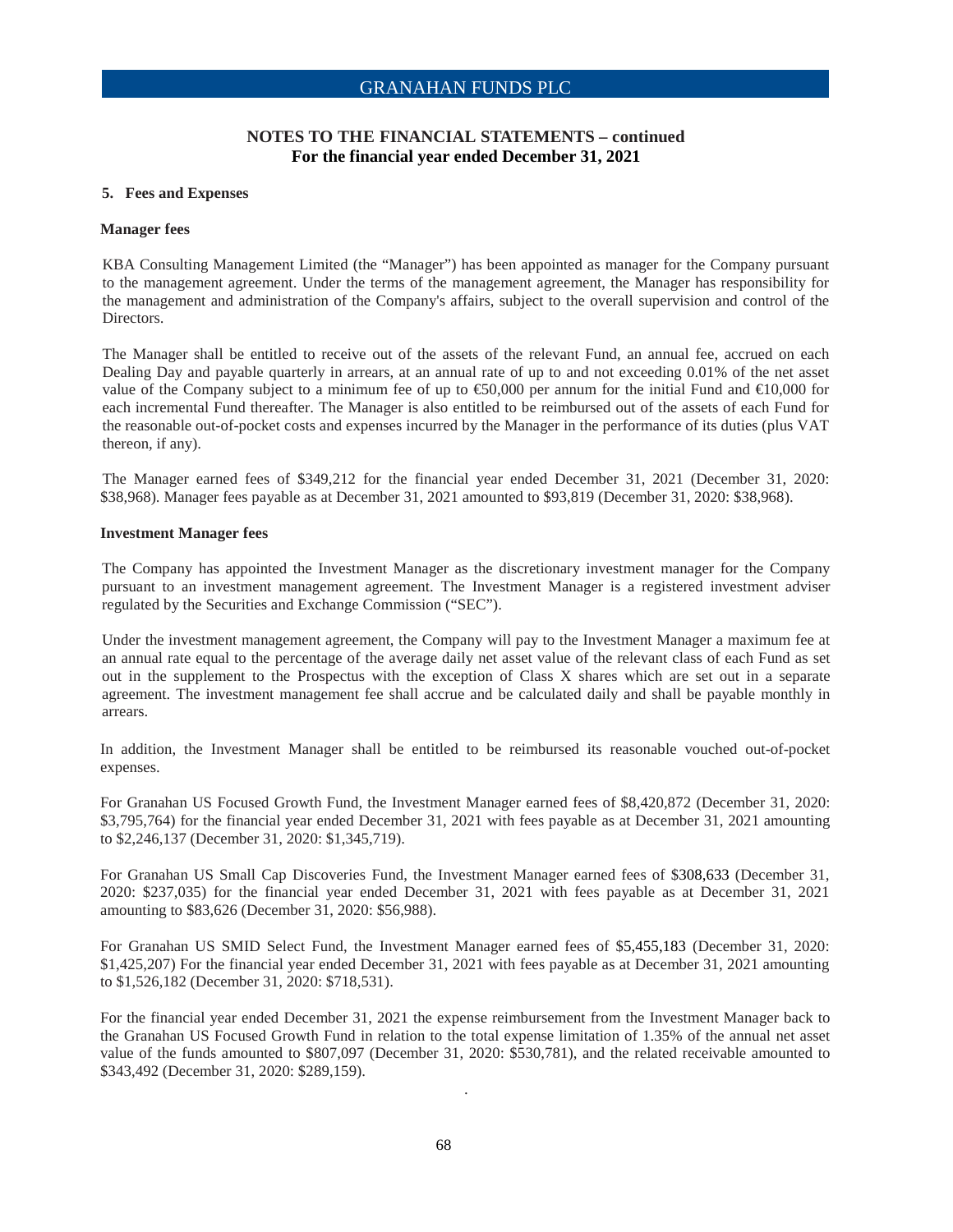## NOTES TO THE FINANCIAL STATEMENTS – continued
## For the financial year ended December 31, 2021

### 5. Fees and Expenses

**Manager fees**

KBA Consulting Management Limited (the "Manager") has been appointed as manager for the Company pursuant to the management agreement. Under the terms of the management agreement, the Manager has responsibility for the management and administration of the Company's affairs, subject to the overall supervision and control of the Directors.

The Manager shall be entitled to receive out of the assets of the relevant Fund, an annual fee, accrued on each Dealing Day and payable quarterly in arrears, at an annual rate of up to and not exceeding 0.01% of the net asset value of the Company subject to a minimum fee of up to €50,000 per annum for the initial Fund and €10,000 for each incremental Fund thereafter. The Manager is also entitled to be reimbursed out of the assets of each Fund for the reasonable out-of-pocket costs and expenses incurred by the Manager in the performance of its duties (plus VAT thereon, if any).

The Manager earned fees of $349,212 for the financial year ended December 31, 2021 (December 31, 2020: $38,968). Manager fees payable as at December 31, 2021 amounted to $93,819 (December 31, 2020: $38,968).

**Investment Manager fees**

The Company has appointed the Investment Manager as the discretionary investment manager for the Company pursuant to an investment management agreement. The Investment Manager is a registered investment adviser regulated by the Securities and Exchange Commission ("SEC").

Under the investment management agreement, the Company will pay to the Investment Manager a maximum fee at an annual rate equal to the percentage of the average daily net asset value of the relevant class of each Fund as set out in the supplement to the Prospectus with the exception of Class X shares which are set out in a separate agreement. The investment management fee shall accrue and be calculated daily and shall be payable monthly in arrears.

In addition, the Investment Manager shall be entitled to be reimbursed its reasonable vouched out-of-pocket expenses.

For Granahan US Focused Growth Fund, the Investment Manager earned fees of $8,420,872 (December 31, 2020: $3,795,764) for the financial year ended December 31, 2021 with fees payable as at December 31, 2021 amounting to $2,246,137 (December 31, 2020: $1,345,719).

For Granahan US Small Cap Discoveries Fund, the Investment Manager earned fees of $308,633 (December 31, 2020: $237,035) for the financial year ended December 31, 2021 with fees payable as at December 31, 2021 amounting to $83,626 (December 31, 2020: $56,988).

For Granahan US SMID Select Fund, the Investment Manager earned fees of $5,455,183 (December 31, 2020: $1,425,207) For the financial year ended December 31, 2021 with fees payable as at December 31, 2021 amounting to $1,526,182 (December 31, 2020: $718,531).

For the financial year ended December 31, 2021 the expense reimbursement from the Investment Manager back to the Granahan US Focused Growth Fund in relation to the total expense limitation of 1.35% of the annual net asset value of the funds amounted to $807,097 (December 31, 2020: $530,781), and the related receivable amounted to $343,492 (December 31, 2020: $289,159).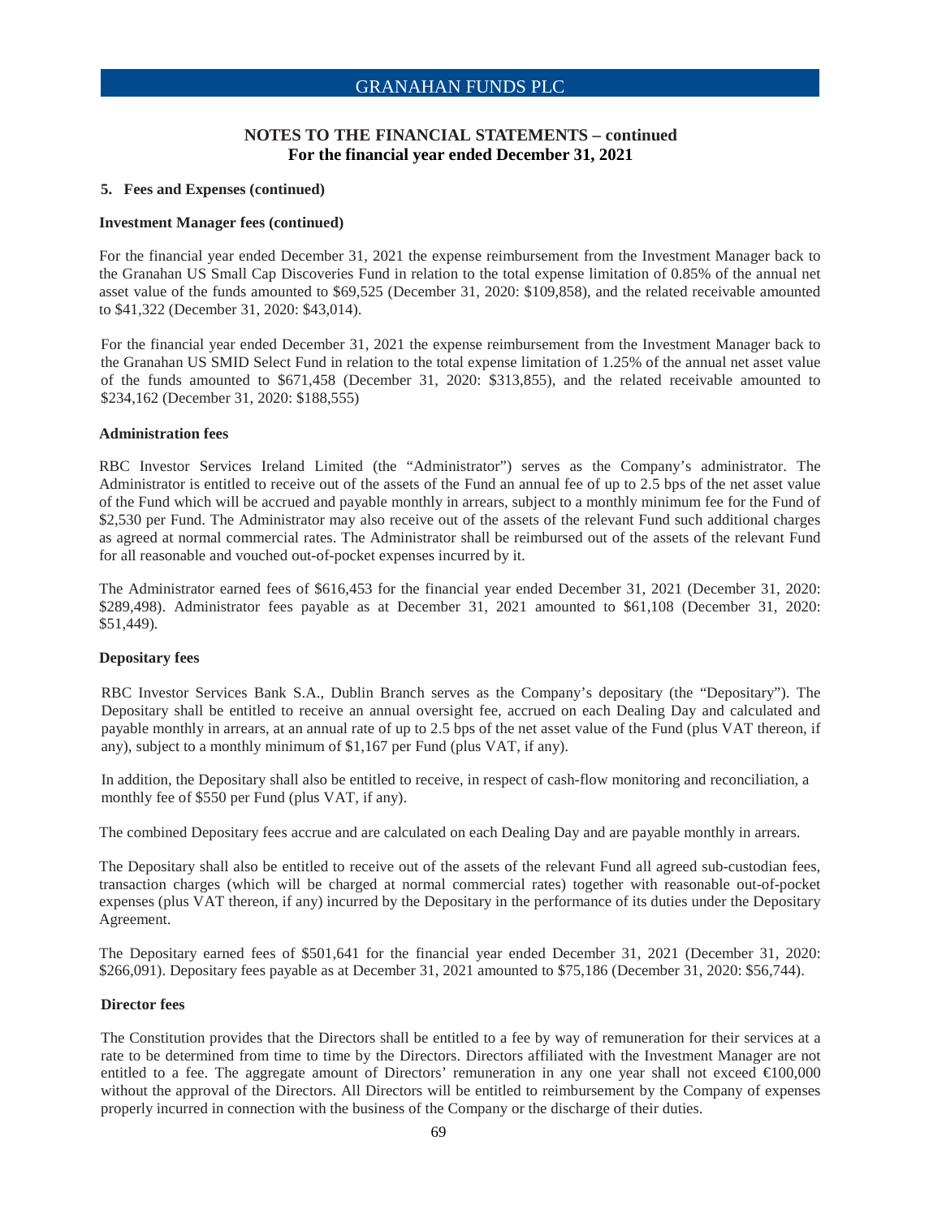## NOTES TO THE FINANCIAL STATEMENTS – continued
**For the financial year ended December 31, 2021**

### 5. Fees and Expenses (continued)

**Investment Manager fees (continued)**

For the financial year ended December 31, 2021 the expense reimbursement from the Investment Manager back to the Granahan US Small Cap Discoveries Fund in relation to the total expense limitation of 0.85% of the annual net asset value of the funds amounted to $69,525 (December 31, 2020: $109,858), and the related receivable amounted to $41,322 (December 31, 2020: $43,014).

For the financial year ended December 31, 2021 the expense reimbursement from the Investment Manager back to the Granahan US SMID Select Fund in relation to the total expense limitation of 1.25% of the annual net asset value of the funds amounted to $671,458 (December 31, 2020: $313,855), and the related receivable amounted to $234,162 (December 31, 2020: $188,555)

**Administration fees**

RBC Investor Services Ireland Limited (the "Administrator") serves as the Company's administrator. The Administrator is entitled to receive out of the assets of the Fund an annual fee of up to 2.5 bps of the net asset value of the Fund which will be accrued and payable monthly in arrears, subject to a monthly minimum fee for the Fund of $2,530 per Fund. The Administrator may also receive out of the assets of the relevant Fund such additional charges as agreed at normal commercial rates. The Administrator shall be reimbursed out of the assets of the relevant Fund for all reasonable and vouched out-of-pocket expenses incurred by it.

The Administrator earned fees of $616,453 for the financial year ended December 31, 2021 (December 31, 2020: $289,498). Administrator fees payable as at December 31, 2021 amounted to $61,108 (December 31, 2020: $51,449).

**Depositary fees**

RBC Investor Services Bank S.A., Dublin Branch serves as the Company's depositary (the "Depositary"). The Depositary shall be entitled to receive an annual oversight fee, accrued on each Dealing Day and calculated and payable monthly in arrears, at an annual rate of up to 2.5 bps of the net asset value of the Fund (plus VAT thereon, if any), subject to a monthly minimum of $1,167 per Fund (plus VAT, if any).

In addition, the Depositary shall also be entitled to receive, in respect of cash-flow monitoring and reconciliation, a monthly fee of $550 per Fund (plus VAT, if any).

The combined Depositary fees accrue and are calculated on each Dealing Day and are payable monthly in arrears.

The Depositary shall also be entitled to receive out of the assets of the relevant Fund all agreed sub-custodian fees, transaction charges (which will be charged at normal commercial rates) together with reasonable out-of-pocket expenses (plus VAT thereon, if any) incurred by the Depositary in the performance of its duties under the Depositary Agreement.

The Depositary earned fees of $501,641 for the financial year ended December 31, 2021 (December 31, 2020: $266,091). Depositary fees payable as at December 31, 2021 amounted to $75,186 (December 31, 2020: $56,744).

**Director fees**

The Constitution provides that the Directors shall be entitled to a fee by way of remuneration for their services at a rate to be determined from time to time by the Directors. Directors affiliated with the Investment Manager are not entitled to a fee. The aggregate amount of Directors' remuneration in any one year shall not exceed €100,000 without the approval of the Directors. All Directors will be entitled to reimbursement by the Company of expenses properly incurred in connection with the business of the Company or the discharge of their duties.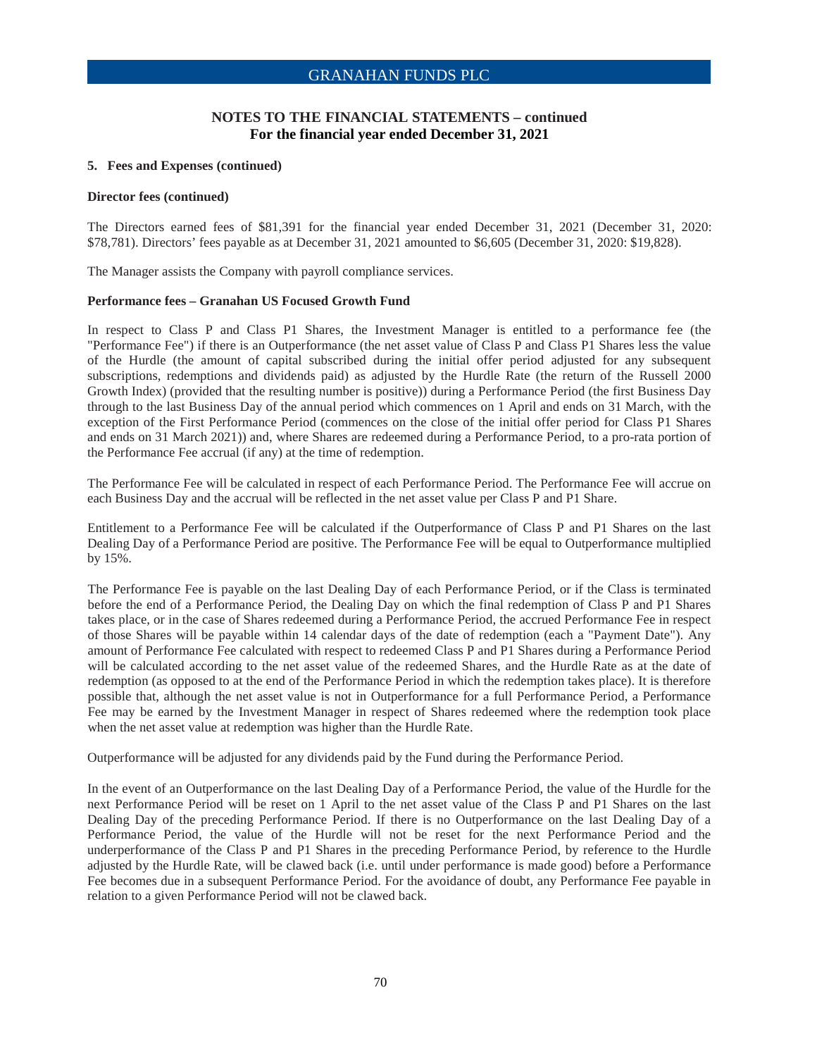## NOTES TO THE FINANCIAL STATEMENTS – continued
## For the financial year ended December 31, 2021

**5. Fees and Expenses (continued)**

**Director fees (continued)**

The Directors earned fees of $81,391 for the financial year ended December 31, 2021 (December 31, 2020: $78,781). Directors' fees payable as at December 31, 2021 amounted to $6,605 (December 31, 2020: $19,828).

The Manager assists the Company with payroll compliance services.

**Performance fees – Granahan US Focused Growth Fund**

In respect to Class P and Class P1 Shares, the Investment Manager is entitled to a performance fee (the "Performance Fee") if there is an Outperformance (the net asset value of Class P and Class P1 Shares less the value of the Hurdle (the amount of capital subscribed during the initial offer period adjusted for any subsequent subscriptions, redemptions and dividends paid) as adjusted by the Hurdle Rate (the return of the Russell 2000 Growth Index) (provided that the resulting number is positive)) during a Performance Period (the first Business Day through to the last Business Day of the annual period which commences on 1 April and ends on 31 March, with the exception of the First Performance Period (commences on the close of the initial offer period for Class P1 Shares and ends on 31 March 2021)) and, where Shares are redeemed during a Performance Period, to a pro-rata portion of the Performance Fee accrual (if any) at the time of redemption.

The Performance Fee will be calculated in respect of each Performance Period. The Performance Fee will accrue on each Business Day and the accrual will be reflected in the net asset value per Class P and P1 Share.

Entitlement to a Performance Fee will be calculated if the Outperformance of Class P and P1 Shares on the last Dealing Day of a Performance Period are positive. The Performance Fee will be equal to Outperformance multiplied by 15%.

The Performance Fee is payable on the last Dealing Day of each Performance Period, or if the Class is terminated before the end of a Performance Period, the Dealing Day on which the final redemption of Class P and P1 Shares takes place, or in the case of Shares redeemed during a Performance Period, the accrued Performance Fee in respect of those Shares will be payable within 14 calendar days of the date of redemption (each a "Payment Date"). Any amount of Performance Fee calculated with respect to redeemed Class P and P1 Shares during a Performance Period will be calculated according to the net asset value of the redeemed Shares, and the Hurdle Rate as at the date of redemption (as opposed to at the end of the Performance Period in which the redemption takes place). It is therefore possible that, although the net asset value is not in Outperformance for a full Performance Period, a Performance Fee may be earned by the Investment Manager in respect of Shares redeemed where the redemption took place when the net asset value at redemption was higher than the Hurdle Rate.

Outperformance will be adjusted for any dividends paid by the Fund during the Performance Period.

In the event of an Outperformance on the last Dealing Day of a Performance Period, the value of the Hurdle for the next Performance Period will be reset on 1 April to the net asset value of the Class P and P1 Shares on the last Dealing Day of the preceding Performance Period. If there is no Outperformance on the last Dealing Day of a Performance Period, the value of the Hurdle will not be reset for the next Performance Period and the underperformance of the Class P and P1 Shares in the preceding Performance Period, by reference to the Hurdle adjusted by the Hurdle Rate, will be clawed back (i.e. until under performance is made good) before a Performance Fee becomes due in a subsequent Performance Period. For the avoidance of doubt, any Performance Fee payable in relation to a given Performance Period will not be clawed back.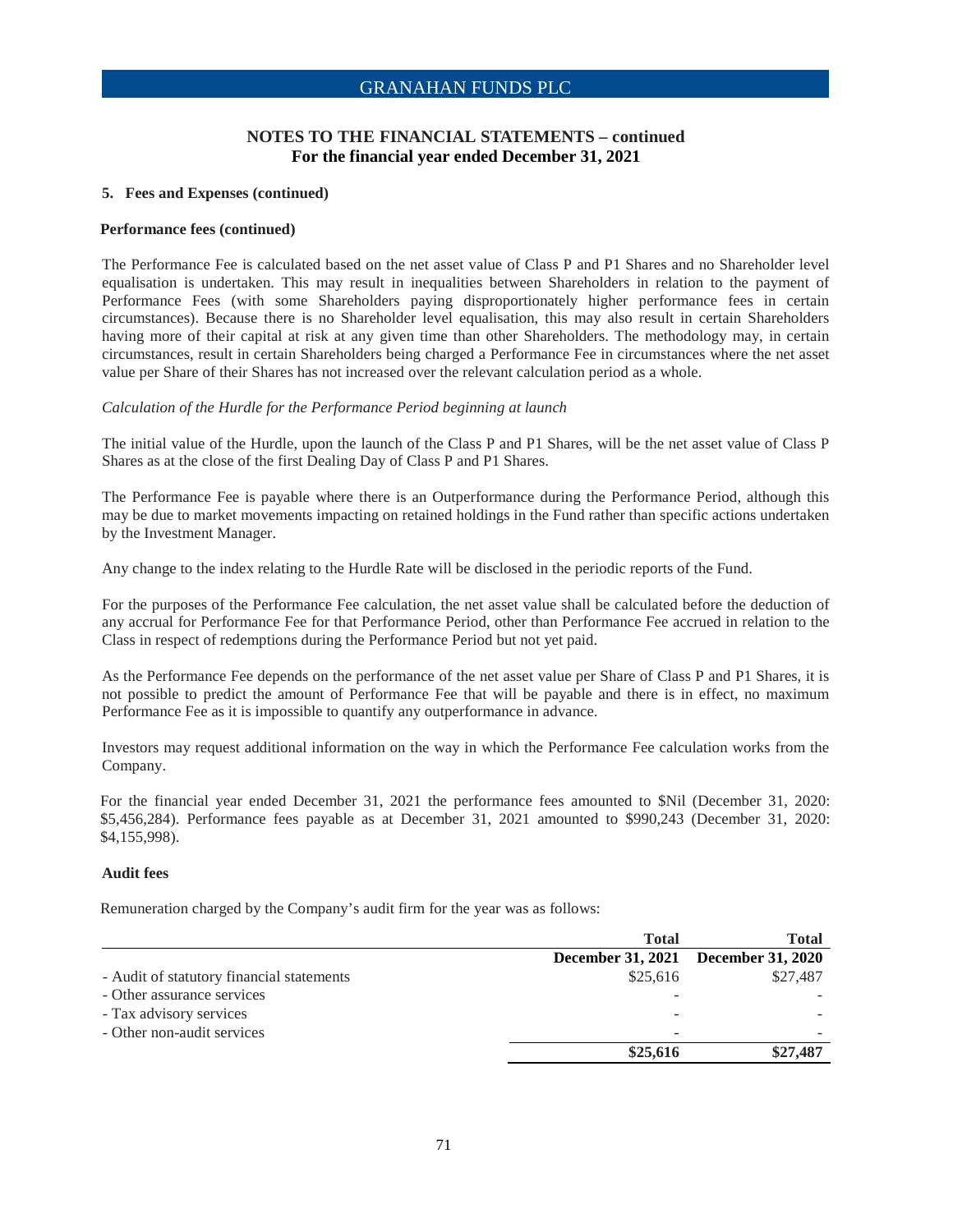# NOTES TO THE FINANCIAL STATEMENTS – continued
## For the financial year ended December 31, 2021

### 5. Fees and Expenses (continued)

#### Performance fees (continued)

The Performance Fee is calculated based on the net asset value of Class P and P1 Shares and no Shareholder level equalisation is undertaken. This may result in inequalities between Shareholders in relation to the payment of Performance Fees (with some Shareholders paying disproportionately higher performance fees in certain circumstances). Because there is no Shareholder level equalisation, this may also result in certain Shareholders having more of their capital at risk at any given time than other Shareholders. The methodology may, in certain circumstances, result in certain Shareholders being charged a Performance Fee in circumstances where the net asset value per Share of their Shares has not increased over the relevant calculation period as a whole.

*Calculation of the Hurdle for the Performance Period beginning at launch*

The initial value of the Hurdle, upon the launch of the Class P and P1 Shares, will be the net asset value of Class P Shares as at the close of the first Dealing Day of Class P and P1 Shares.

The Performance Fee is payable where there is an Outperformance during the Performance Period, although this may be due to market movements impacting on retained holdings in the Fund rather than specific actions undertaken by the Investment Manager.

Any change to the index relating to the Hurdle Rate will be disclosed in the periodic reports of the Fund.

For the purposes of the Performance Fee calculation, the net asset value shall be calculated before the deduction of any accrual for Performance Fee for that Performance Period, other than Performance Fee accrued in relation to the Class in respect of redemptions during the Performance Period but not yet paid.

As the Performance Fee depends on the performance of the net asset value per Share of Class P and P1 Shares, it is not possible to predict the amount of Performance Fee that will be payable and there is in effect, no maximum Performance Fee as it is impossible to quantify any outperformance in advance.

Investors may request additional information on the way in which the Performance Fee calculation works from the Company.

For the financial year ended December 31, 2021 the performance fees amounted to $Nil (December 31, 2020: $5,456,284). Performance fees payable as at December 31, 2021 amounted to $990,243 (December 31, 2020: $4,155,998).

#### Audit fees

Remuneration charged by the Company's audit firm for the year was as follows:

| | Total<br>December 31, 2021 | Total<br>December 31, 2020 |
|---|---|---|
| - Audit of statutory financial statements | $25,616 | $27,487 |
| - Other assurance services | - | - |
| - Tax advisory services | - | - |
| - Other non-audit services | - | - |
| | **$25,616** | **$27,487** |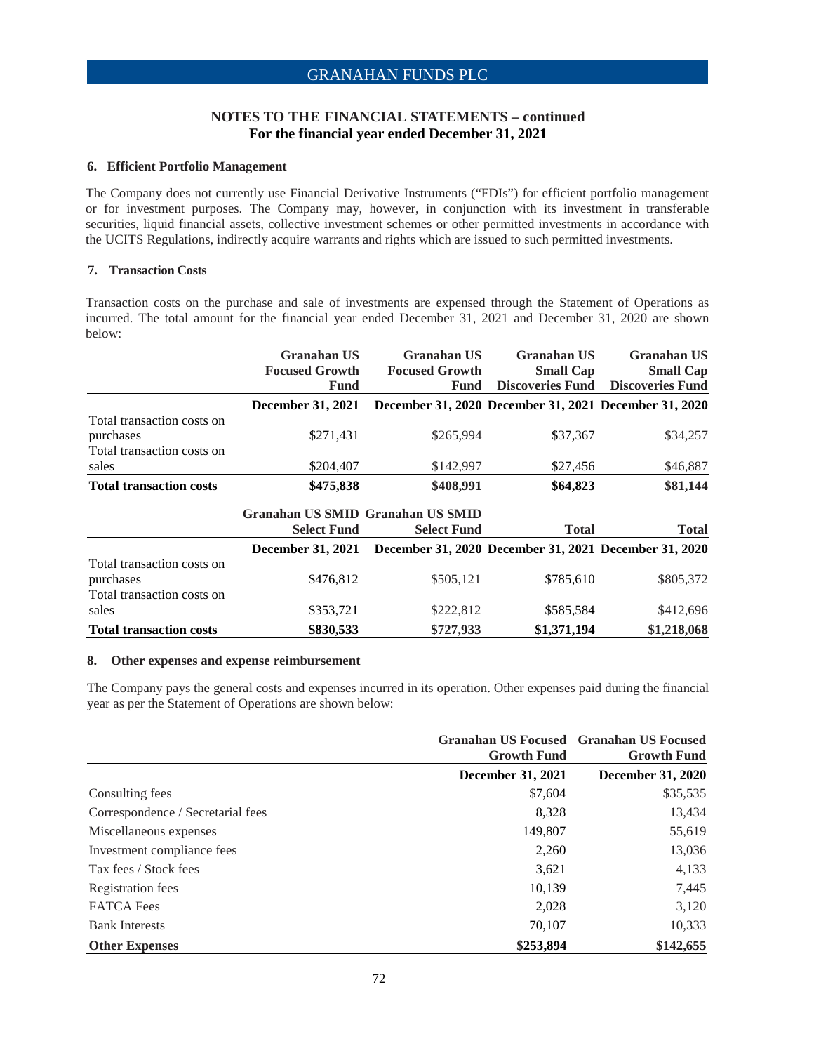## NOTES TO THE FINANCIAL STATEMENTS – continued
**For the financial year ended December 31, 2021**

### 6. Efficient Portfolio Management

The Company does not currently use Financial Derivative Instruments ("FDIs") for efficient portfolio management or for investment purposes. The Company may, however, in conjunction with its investment in transferable securities, liquid financial assets, collective investment schemes or other permitted investments in accordance with the UCITS Regulations, indirectly acquire warrants and rights which are issued to such permitted investments.

### 7. Transaction Costs

Transaction costs on the purchase and sale of investments are expensed through the Statement of Operations as incurred. The total amount for the financial year ended December 31, 2021 and December 31, 2020 are shown below:

| | Granahan US Focused Growth Fund | Granahan US Focused Growth Fund | Granahan US Small Cap Discoveries Fund | Granahan US Small Cap Discoveries Fund |
|---|---|---|---|---|
| | **December 31, 2021** | **December 31, 2020** | **December 31, 2021** | **December 31, 2020** |
| Total transaction costs on purchases | $271,431 | $265,994 | $37,367 | $34,257 |
| Total transaction costs on sales | $204,407 | $142,997 | $27,456 | $46,887 |
| **Total transaction costs** | **$475,838** | **$408,991** | **$64,823** | **$81,144** |

| | Granahan US SMID Select Fund | Granahan US SMID Select Fund | Total | Total |
|---|---|---|---|---|
| | **December 31, 2021** | **December 31, 2020** | **December 31, 2021** | **December 31, 2020** |
| Total transaction costs on purchases | $476,812 | $505,121 | $785,610 | $805,372 |
| Total transaction costs on sales | $353,721 | $222,812 | $585,584 | $412,696 |
| **Total transaction costs** | **$830,533** | **$727,933** | **$1,371,194** | **$1,218,068** |

### 8. Other expenses and expense reimbursement

The Company pays the general costs and expenses incurred in its operation. Other expenses paid during the financial year as per the Statement of Operations are shown below:

| | Granahan US Focused Growth Fund | Granahan US Focused Growth Fund |
|---|---|---|
| | **December 31, 2021** | **December 31, 2020** |
| Consulting fees | $7,604 | $35,535 |
| Correspondence / Secretarial fees | 8,328 | 13,434 |
| Miscellaneous expenses | 149,807 | 55,619 |
| Investment compliance fees | 2,260 | 13,036 |
| Tax fees / Stock fees | 3,621 | 4,133 |
| Registration fees | 10,139 | 7,445 |
| FATCA Fees | 2,028 | 3,120 |
| Bank Interests | 70,107 | 10,333 |
| **Other Expenses** | **$253,894** | **$142,655** |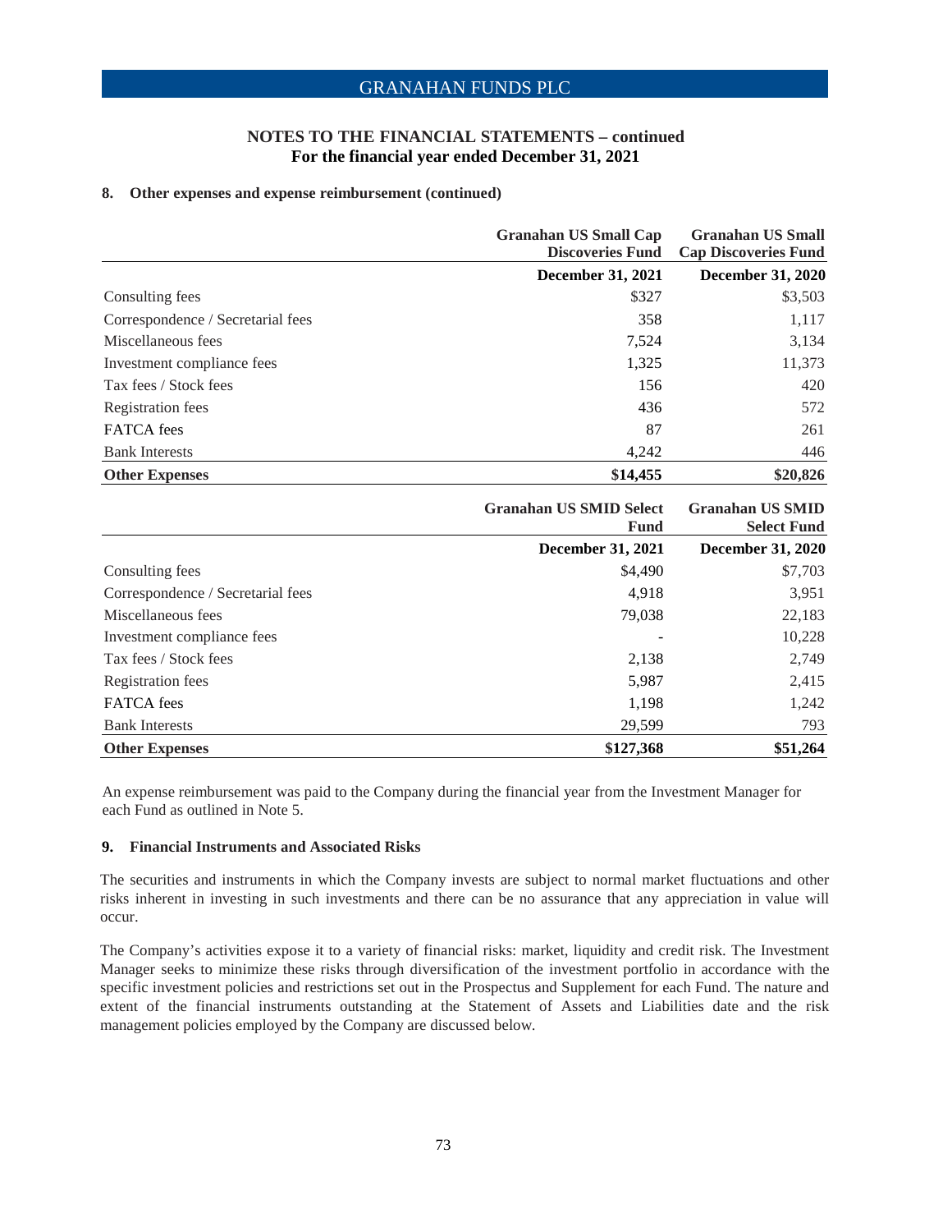## NOTES TO THE FINANCIAL STATEMENTS – continued
**For the financial year ended December 31, 2021**

### 8. Other expenses and expense reimbursement (continued)

| | Granahan US Small Cap Discoveries Fund | Granahan US Small Cap Discoveries Fund |
|---|---|---|
| | **December 31, 2021** | **December 31, 2020** |
| Consulting fees | $327 | $3,503 |
| Correspondence / Secretarial fees | 358 | 1,117 |
| Miscellaneous fees | 7,524 | 3,134 |
| Investment compliance fees | 1,325 | 11,373 |
| Tax fees / Stock fees | 156 | 420 |
| Registration fees | 436 | 572 |
| FATCA fees | 87 | 261 |
| Bank Interests | 4,242 | 446 |
| **Other Expenses** | **$14,455** | **$20,826** |

| | Granahan US SMID Select Fund | Granahan US SMID Select Fund |
|---|---|---|
| | **December 31, 2021** | **December 31, 2020** |
| Consulting fees | $4,490 | $7,703 |
| Correspondence / Secretarial fees | 4,918 | 3,951 |
| Miscellaneous fees | 79,038 | 22,183 |
| Investment compliance fees | - | 10,228 |
| Tax fees / Stock fees | 2,138 | 2,749 |
| Registration fees | 5,987 | 2,415 |
| FATCA fees | 1,198 | 1,242 |
| Bank Interests | 29,599 | 793 |
| **Other Expenses** | **$127,368** | **$51,264** |

An expense reimbursement was paid to the Company during the financial year from the Investment Manager for each Fund as outlined in Note 5.

### 9. Financial Instruments and Associated Risks

The securities and instruments in which the Company invests are subject to normal market fluctuations and other risks inherent in investing in such investments and there can be no assurance that any appreciation in value will occur.

The Company's activities expose it to a variety of financial risks: market, liquidity and credit risk. The Investment Manager seeks to minimize these risks through diversification of the investment portfolio in accordance with the specific investment policies and restrictions set out in the Prospectus and Supplement for each Fund. The nature and extent of the financial instruments outstanding at the Statement of Assets and Liabilities date and the risk management policies employed by the Company are discussed below.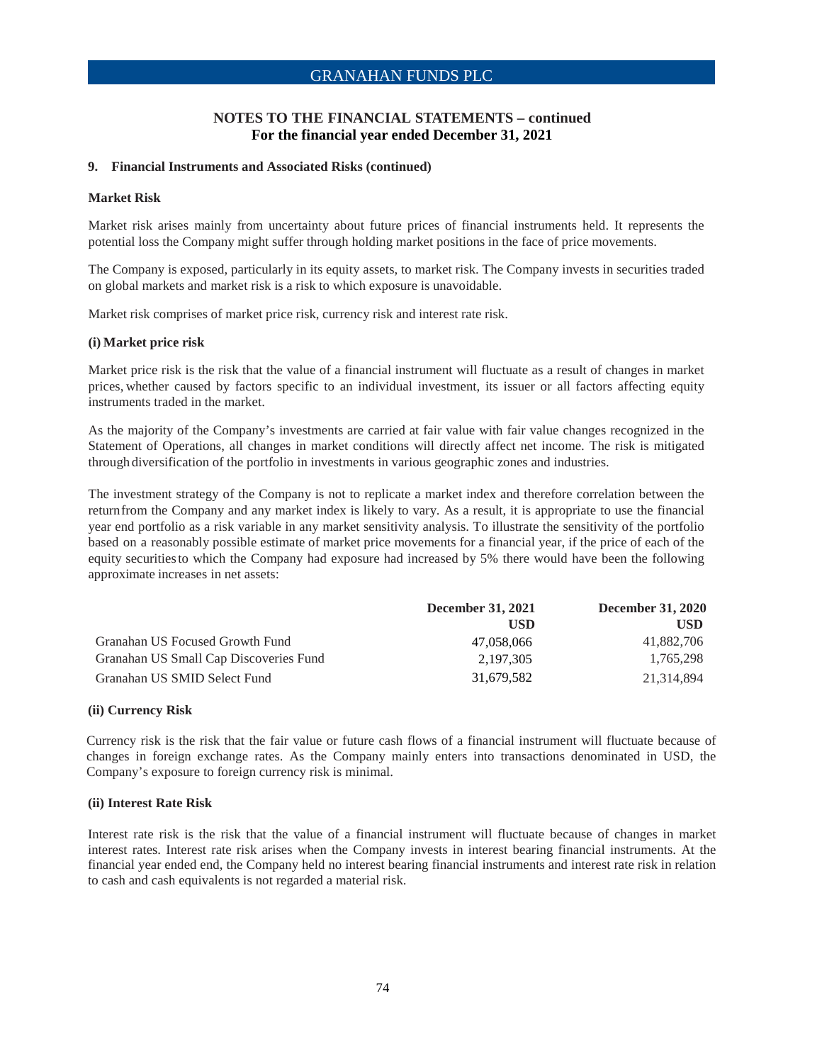## NOTES TO THE FINANCIAL STATEMENTS – continued
**For the financial year ended December 31, 2021**

### 9. Financial Instruments and Associated Risks (continued)

**Market Risk**

Market risk arises mainly from uncertainty about future prices of financial instruments held. It represents the potential loss the Company might suffer through holding market positions in the face of price movements.

The Company is exposed, particularly in its equity assets, to market risk. The Company invests in securities traded on global markets and market risk is a risk to which exposure is unavoidable.

Market risk comprises of market price risk, currency risk and interest rate risk.

**(i) Market price risk**

Market price risk is the risk that the value of a financial instrument will fluctuate as a result of changes in market prices, whether caused by factors specific to an individual investment, its issuer or all factors affecting equity instruments traded in the market.

As the majority of the Company's investments are carried at fair value with fair value changes recognized in the Statement of Operations, all changes in market conditions will directly affect net income. The risk is mitigated through diversification of the portfolio in investments in various geographic zones and industries.

The investment strategy of the Company is not to replicate a market index and therefore correlation between the return from the Company and any market index is likely to vary. As a result, it is appropriate to use the financial year end portfolio as a risk variable in any market sensitivity analysis. To illustrate the sensitivity of the portfolio based on a reasonably possible estimate of market price movements for a financial year, if the price of each of the equity securities to which the Company had exposure had increased by 5% there would have been the following approximate increases in net assets:

| | December 31, 2021 | December 31, 2020 |
|---|---|---|
| | USD | USD |
| Granahan US Focused Growth Fund | 47,058,066 | 41,882,706 |
| Granahan US Small Cap Discoveries Fund | 2,197,305 | 1,765,298 |
| Granahan US SMID Select Fund | 31,679,582 | 21,314,894 |

**(ii) Currency Risk**

Currency risk is the risk that the fair value or future cash flows of a financial instrument will fluctuate because of changes in foreign exchange rates. As the Company mainly enters into transactions denominated in USD, the Company's exposure to foreign currency risk is minimal.

**(ii) Interest Rate Risk**

Interest rate risk is the risk that the value of a financial instrument will fluctuate because of changes in market interest rates. Interest rate risk arises when the Company invests in interest bearing financial instruments. At the financial year ended end, the Company held no interest bearing financial instruments and interest rate risk in relation to cash and cash equivalents is not regarded a material risk.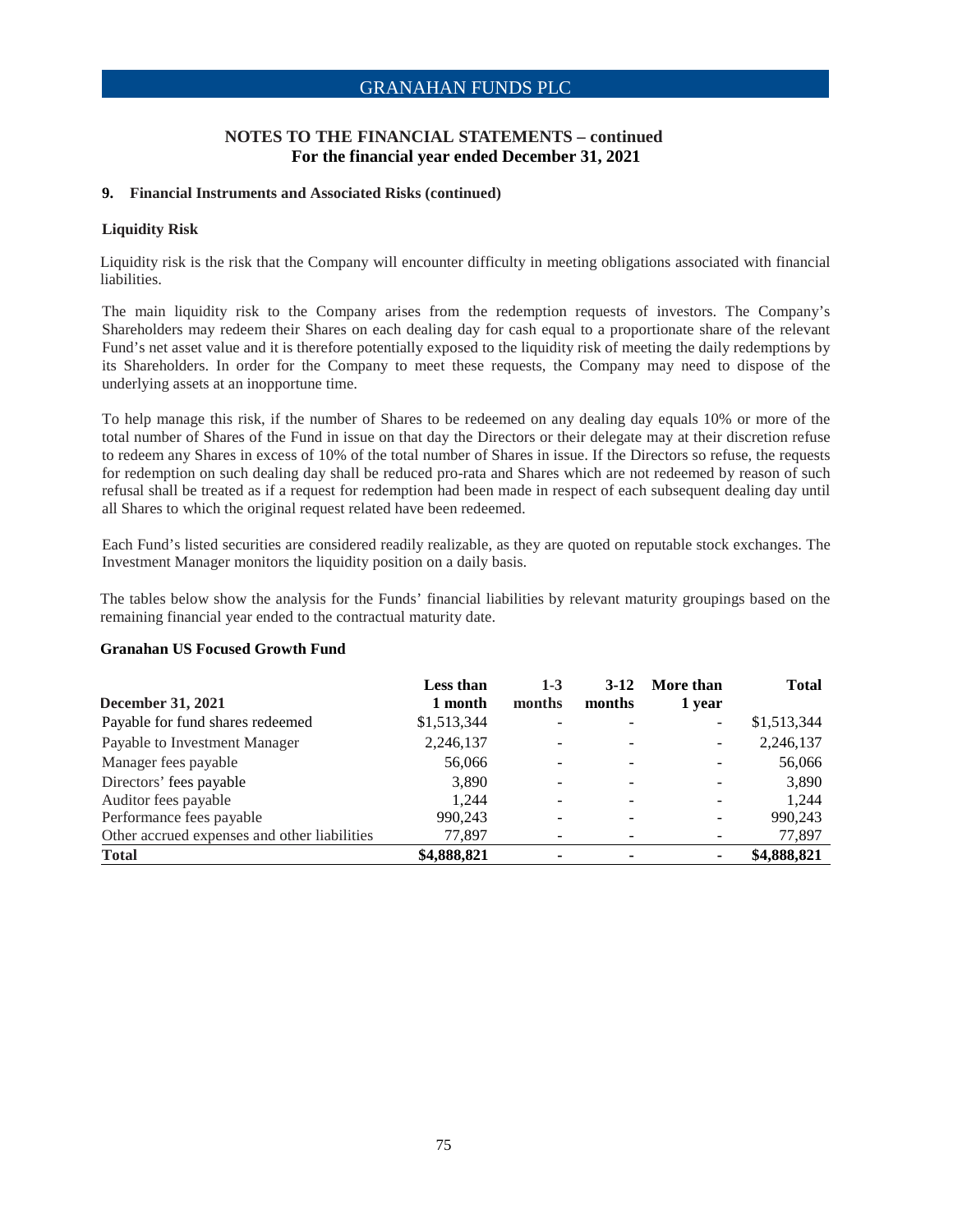# GRANAHAN FUNDS PLC

## NOTES TO THE FINANCIAL STATEMENTS – continued
## For the financial year ended December 31, 2021

### 9. Financial Instruments and Associated Risks (continued)

#### Liquidity Risk

Liquidity risk is the risk that the Company will encounter difficulty in meeting obligations associated with financial liabilities.

The main liquidity risk to the Company arises from the redemption requests of investors. The Company's Shareholders may redeem their Shares on each dealing day for cash equal to a proportionate share of the relevant Fund's net asset value and it is therefore potentially exposed to the liquidity risk of meeting the daily redemptions by its Shareholders. In order for the Company to meet these requests, the Company may need to dispose of the underlying assets at an inopportune time.

To help manage this risk, if the number of Shares to be redeemed on any dealing day equals 10% or more of the total number of Shares of the Fund in issue on that day the Directors or their delegate may at their discretion refuse to redeem any Shares in excess of 10% of the total number of Shares in issue. If the Directors so refuse, the requests for redemption on such dealing day shall be reduced pro-rata and Shares which are not redeemed by reason of such refusal shall be treated as if a request for redemption had been made in respect of each subsequent dealing day until all Shares to which the original request related have been redeemed.

Each Fund's listed securities are considered readily realizable, as they are quoted on reputable stock exchanges. The Investment Manager monitors the liquidity position on a daily basis.

The tables below show the analysis for the Funds' financial liabilities by relevant maturity groupings based on the remaining financial year ended to the contractual maturity date.

#### Granahan US Focused Growth Fund

| December 31, 2021 | Less than 1 month | 1-3 months | 3-12 months | More than 1 year | Total |
|---|---|---|---|---|---|
| Payable for fund shares redeemed | $1,513,344 | - | - | - | $1,513,344 |
| Payable to Investment Manager | 2,246,137 | - | - | - | 2,246,137 |
| Manager fees payable | 56,066 | - | - | - | 56,066 |
| Directors' fees payable | 3,890 | - | - | - | 3,890 |
| Auditor fees payable | 1,244 | - | - | - | 1,244 |
| Performance fees payable | 990,243 | - | - | - | 990,243 |
| Other accrued expenses and other liabilities | 77,897 | - | - | - | 77,897 |
| **Total** | **$4,888,821** | **-** | **-** | **-** | **$4,888,821** |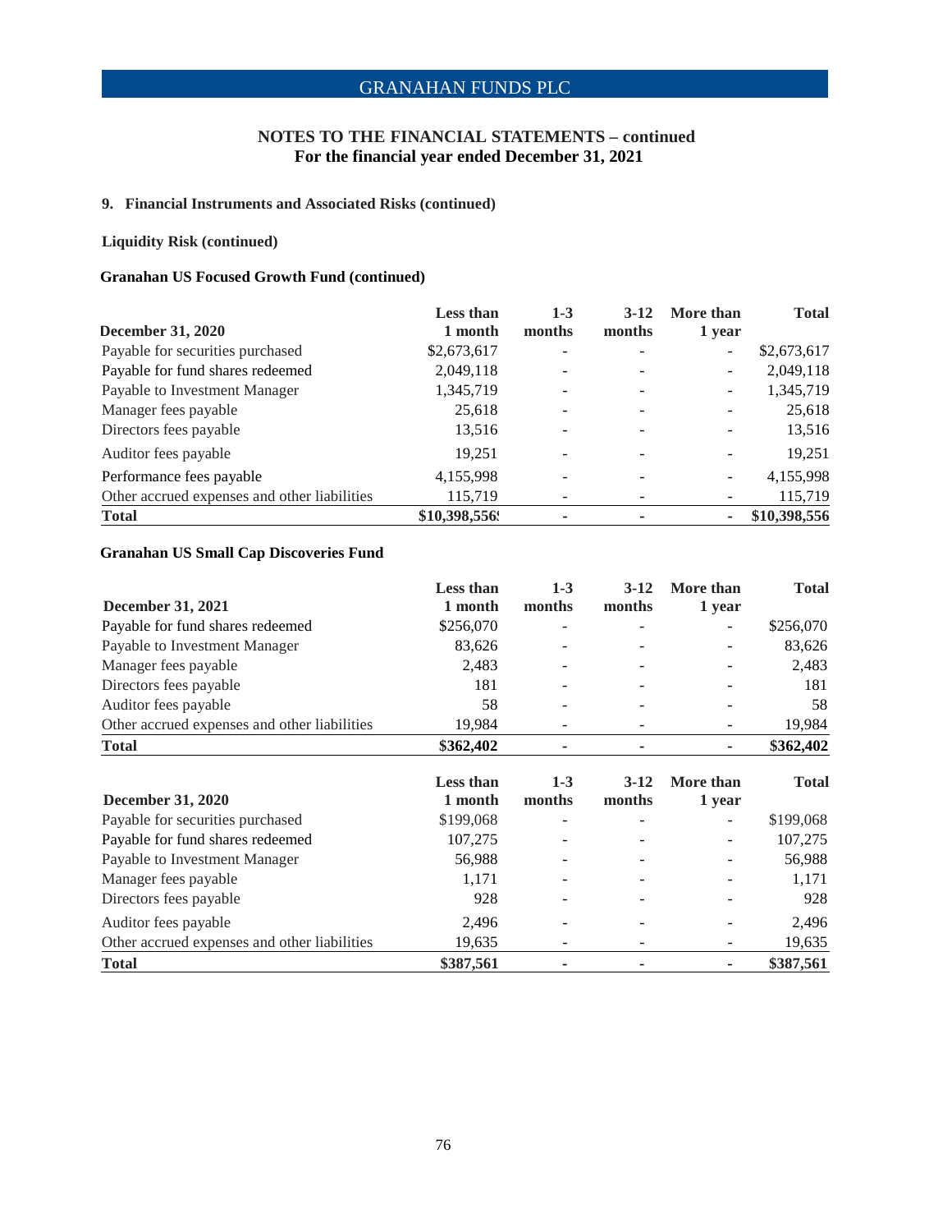## NOTES TO THE FINANCIAL STATEMENTS – continued
### For the financial year ended December 31, 2021

### 9. Financial Instruments and Associated Risks (continued)

**Liquidity Risk (continued)**

**Granahan US Focused Growth Fund (continued)**

| December 31, 2020 | Less than 1 month | 1-3 months | 3-12 months | More than 1 year | Total |
|---|---|---|---|---|---|
| Payable for securities purchased | $2,673,617 | - | - | - | $2,673,617 |
| Payable for fund shares redeemed | 2,049,118 | - | - | - | 2,049,118 |
| Payable to Investment Manager | 1,345,719 | - | - | - | 1,345,719 |
| Manager fees payable | 25,618 | - | - | - | 25,618 |
| Directors fees payable | 13,516 | - | - | - | 13,516 |
| Auditor fees payable | 19,251 | - | - | - | 19,251 |
| Performance fees payable | 4,155,998 | - | - | - | 4,155,998 |
| Other accrued expenses and other liabilities | 115,719 | - | - | - | 115,719 |
| **Total** | **$10,398,556** | **-** | **-** | **-** | **$10,398,556** |

**Granahan US Small Cap Discoveries Fund**

| December 31, 2021 | Less than 1 month | 1-3 months | 3-12 months | More than 1 year | Total |
|---|---|---|---|---|---|
| Payable for fund shares redeemed | $256,070 | - | - | - | $256,070 |
| Payable to Investment Manager | 83,626 | - | - | - | 83,626 |
| Manager fees payable | 2,483 | - | - | - | 2,483 |
| Directors fees payable | 181 | - | - | - | 181 |
| Auditor fees payable | 58 | - | - | - | 58 |
| Other accrued expenses and other liabilities | 19,984 | - | - | - | 19,984 |
| **Total** | **$362,402** | **-** | **-** | **-** | **$362,402** |

| December 31, 2020 | Less than 1 month | 1-3 months | 3-12 months | More than 1 year | Total |
|---|---|---|---|---|---|
| Payable for securities purchased | $199,068 | - | - | - | $199,068 |
| Payable for fund shares redeemed | 107,275 | - | - | - | 107,275 |
| Payable to Investment Manager | 56,988 | - | - | - | 56,988 |
| Manager fees payable | 1,171 | - | - | - | 1,171 |
| Directors fees payable | 928 | - | - | - | 928 |
| Auditor fees payable | 2,496 | - | - | - | 2,496 |
| Other accrued expenses and other liabilities | 19,635 | - | - | - | 19,635 |
| **Total** | **$387,561** | **-** | **-** | **-** | **$387,561** |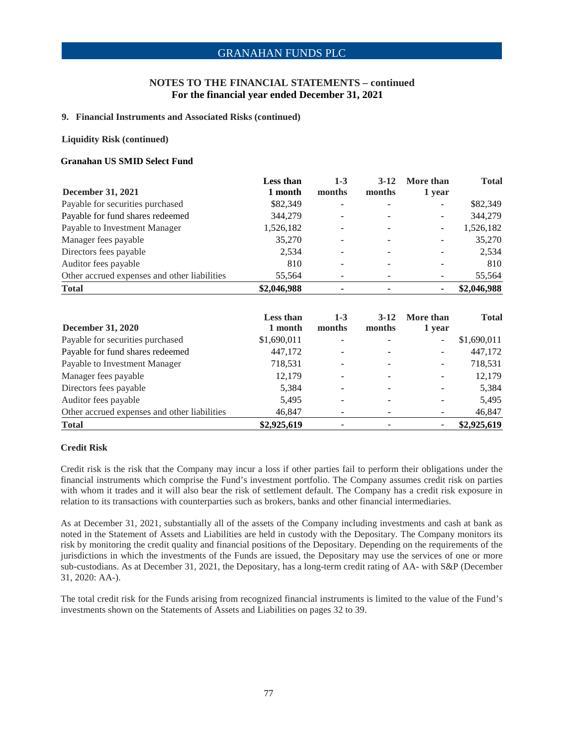## NOTES TO THE FINANCIAL STATEMENTS – continued
### For the financial year ended December 31, 2021

**9. Financial Instruments and Associated Risks (continued)**

**Liquidity Risk (continued)**

**Granahan US SMID Select Fund**

| December 31, 2021 | Less than 1 month | 1-3 months | 3-12 months | More than 1 year | Total |
|---|---|---|---|---|---|
| Payable for securities purchased | $82,349 | - | - | - | $82,349 |
| Payable for fund shares redeemed | 344,279 | - | - | - | 344,279 |
| Payable to Investment Manager | 1,526,182 | - | - | - | 1,526,182 |
| Manager fees payable | 35,270 | - | - | - | 35,270 |
| Directors fees payable | 2,534 | - | - | - | 2,534 |
| Auditor fees payable | 810 | - | - | - | 810 |
| Other accrued expenses and other liabilities | 55,564 | - | - | - | 55,564 |
| **Total** | **$2,046,988** | **-** | **-** | **-** | **$2,046,988** |

| December 31, 2020 | Less than 1 month | 1-3 months | 3-12 months | More than 1 year | Total |
|---|---|---|---|---|---|
| Payable for securities purchased | $1,690,011 | - | - | - | $1,690,011 |
| Payable for fund shares redeemed | 447,172 | - | - | - | 447,172 |
| Payable to Investment Manager | 718,531 | - | - | - | 718,531 |
| Manager fees payable | 12,179 | - | - | - | 12,179 |
| Directors fees payable | 5,384 | - | - | - | 5,384 |
| Auditor fees payable | 5,495 | - | - | - | 5,495 |
| Other accrued expenses and other liabilities | 46,847 | - | - | - | 46,847 |
| **Total** | **$2,925,619** | **-** | **-** | **-** | **$2,925,619** |

**Credit Risk**

Credit risk is the risk that the Company may incur a loss if other parties fail to perform their obligations under the financial instruments which comprise the Fund's investment portfolio. The Company assumes credit risk on parties with whom it trades and it will also bear the risk of settlement default. The Company has a credit risk exposure in relation to its transactions with counterparties such as brokers, banks and other financial intermediaries.

As at December 31, 2021, substantially all of the assets of the Company including investments and cash at bank as noted in the Statement of Assets and Liabilities are held in custody with the Depositary. The Company monitors its risk by monitoring the credit quality and financial positions of the Depositary. Depending on the requirements of the jurisdictions in which the investments of the Funds are issued, the Depositary may use the services of one or more sub-custodians. As at December 31, 2021, the Depositary, has a long-term credit rating of AA- with S&P (December 31, 2020: AA-).

The total credit risk for the Funds arising from recognized financial instruments is limited to the value of the Fund's investments shown on the Statements of Assets and Liabilities on pages 32 to 39.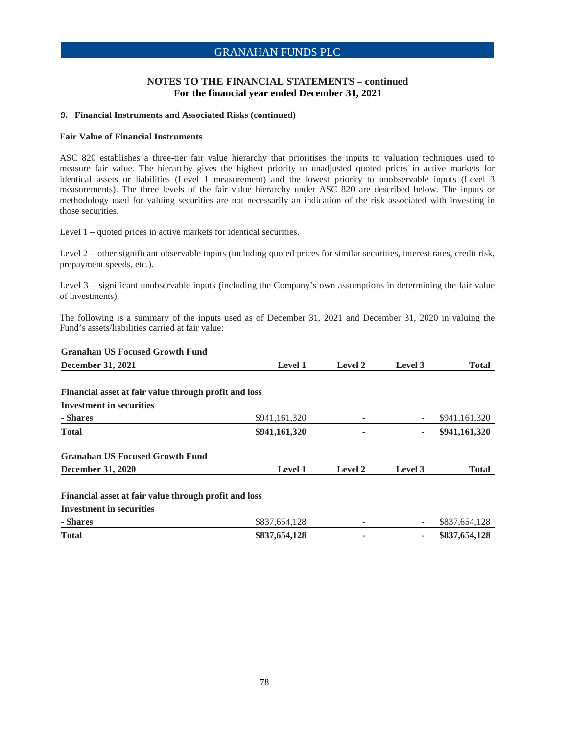## NOTES TO THE FINANCIAL STATEMENTS – continued
### For the financial year ended December 31, 2021

**9. Financial Instruments and Associated Risks (continued)**

**Fair Value of Financial Instruments**

ASC 820 establishes a three-tier fair value hierarchy that prioritises the inputs to valuation techniques used to measure fair value. The hierarchy gives the highest priority to unadjusted quoted prices in active markets for identical assets or liabilities (Level 1 measurement) and the lowest priority to unobservable inputs (Level 3 measurements). The three levels of the fair value hierarchy under ASC 820 are described below. The inputs or methodology used for valuing securities are not necessarily an indication of the risk associated with investing in those securities.

Level 1 – quoted prices in active markets for identical securities.

Level 2 – other significant observable inputs (including quoted prices for similar securities, interest rates, credit risk, prepayment speeds, etc.).

Level 3 – significant unobservable inputs (including the Company's own assumptions in determining the fair value of investments).

The following is a summary of the inputs used as of December 31, 2021 and December 31, 2020 in valuing the Fund's assets/liabilities carried at fair value:

| **Granahan US Focused Growth Fund**<br>**December 31, 2021** | **Level 1** | **Level 2** | **Level 3** | **Total** |
|---|---|---|---|---|
| **Financial asset at fair value through profit and loss** | | | | |
| **Investment in securities** | | | | |
| **- Shares** | $941,161,320 | - | - | $941,161,320 |
| **Total** | **$941,161,320** | **-** | **-** | **$941,161,320** |

| **Granahan US Focused Growth Fund**<br>**December 31, 2020** | **Level 1** | **Level 2** | **Level 3** | **Total** |
|---|---|---|---|---|
| **Financial asset at fair value through profit and loss** | | | | |
| **Investment in securities** | | | | |
| **- Shares** | $837,654,128 | - | - | $837,654,128 |
| **Total** | **$837,654,128** | **-** | **-** | **$837,654,128** |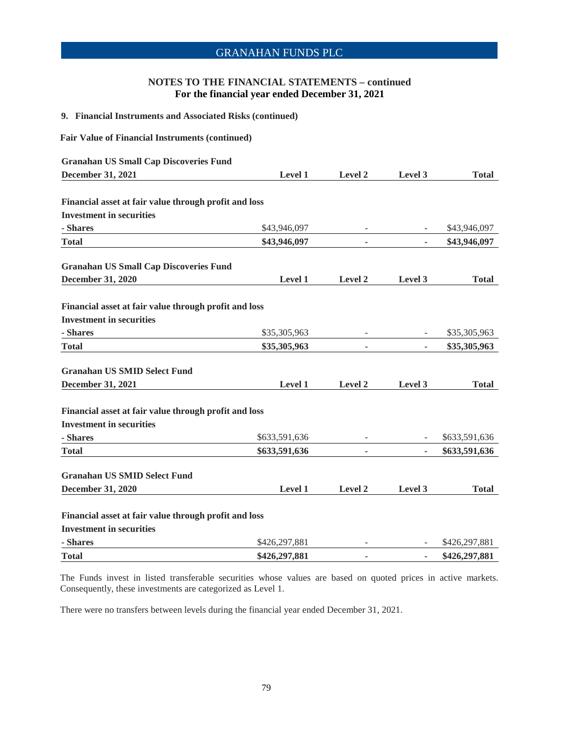## NOTES TO THE FINANCIAL STATEMENTS – continued
### For the financial year ended December 31, 2021

### 9. Financial Instruments and Associated Risks (continued)

**Fair Value of Financial Instruments (continued)**

**Granahan US Small Cap Discoveries Fund**

| December 31, 2021 | Level 1 | Level 2 | Level 3 | Total |
|---|---|---|---|---|
| **Financial asset at fair value through profit and loss** | | | | |
| **Investment in securities** | | | | |
| **- Shares** | $43,946,097 | - | - | $43,946,097 |
| **Total** | **$43,946,097** | **-** | **-** | **$43,946,097** |

**Granahan US Small Cap Discoveries Fund**

| December 31, 2020 | Level 1 | Level 2 | Level 3 | Total |
|---|---|---|---|---|
| **Financial asset at fair value through profit and loss** | | | | |
| **Investment in securities** | | | | |
| **- Shares** | $35,305,963 | - | - | $35,305,963 |
| **Total** | **$35,305,963** | **-** | **-** | **$35,305,963** |

**Granahan US SMID Select Fund**

| December 31, 2021 | Level 1 | Level 2 | Level 3 | Total |
|---|---|---|---|---|
| **Financial asset at fair value through profit and loss** | | | | |
| **Investment in securities** | | | | |
| **- Shares** | $633,591,636 | - | - | $633,591,636 |
| **Total** | **$633,591,636** | **-** | **-** | **$633,591,636** |

**Granahan US SMID Select Fund**

| December 31, 2020 | Level 1 | Level 2 | Level 3 | Total |
|---|---|---|---|---|
| **Financial asset at fair value through profit and loss** | | | | |
| **Investment in securities** | | | | |
| **- Shares** | $426,297,881 | - | - | $426,297,881 |
| **Total** | **$426,297,881** | **-** | **-** | **$426,297,881** |

The Funds invest in listed transferable securities whose values are based on quoted prices in active markets. Consequently, these investments are categorized as Level 1.

There were no transfers between levels during the financial year ended December 31, 2021.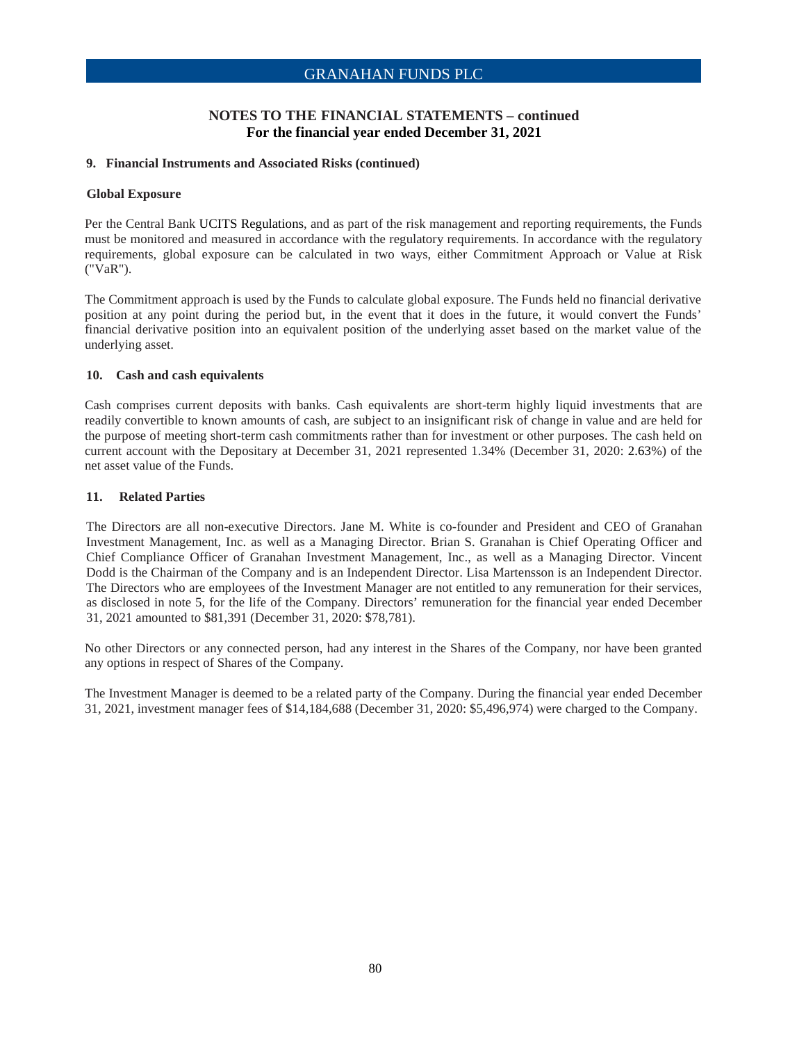## NOTES TO THE FINANCIAL STATEMENTS – continued
## For the financial year ended December 31, 2021

### 9. Financial Instruments and Associated Risks (continued)

**Global Exposure**

Per the Central Bank UCITS Regulations, and as part of the risk management and reporting requirements, the Funds must be monitored and measured in accordance with the regulatory requirements. In accordance with the regulatory requirements, global exposure can be calculated in two ways, either Commitment Approach or Value at Risk ("VaR").

The Commitment approach is used by the Funds to calculate global exposure. The Funds held no financial derivative position at any point during the period but, in the event that it does in the future, it would convert the Funds' financial derivative position into an equivalent position of the underlying asset based on the market value of the underlying asset.

### 10. Cash and cash equivalents

Cash comprises current deposits with banks. Cash equivalents are short-term highly liquid investments that are readily convertible to known amounts of cash, are subject to an insignificant risk of change in value and are held for the purpose of meeting short-term cash commitments rather than for investment or other purposes. The cash held on current account with the Depositary at December 31, 2021 represented 1.34% (December 31, 2020: 2.63%) of the net asset value of the Funds.

### 11. Related Parties

The Directors are all non-executive Directors. Jane M. White is co-founder and President and CEO of Granahan Investment Management, Inc. as well as a Managing Director. Brian S. Granahan is Chief Operating Officer and Chief Compliance Officer of Granahan Investment Management, Inc., as well as a Managing Director. Vincent Dodd is the Chairman of the Company and is an Independent Director. Lisa Martensson is an Independent Director. The Directors who are employees of the Investment Manager are not entitled to any remuneration for their services, as disclosed in note 5, for the life of the Company. Directors' remuneration for the financial year ended December 31, 2021 amounted to $81,391 (December 31, 2020: $78,781).

No other Directors or any connected person, had any interest in the Shares of the Company, nor have been granted any options in respect of Shares of the Company.

The Investment Manager is deemed to be a related party of the Company. During the financial year ended December 31, 2021, investment manager fees of $14,184,688 (December 31, 2020: $5,496,974) were charged to the Company.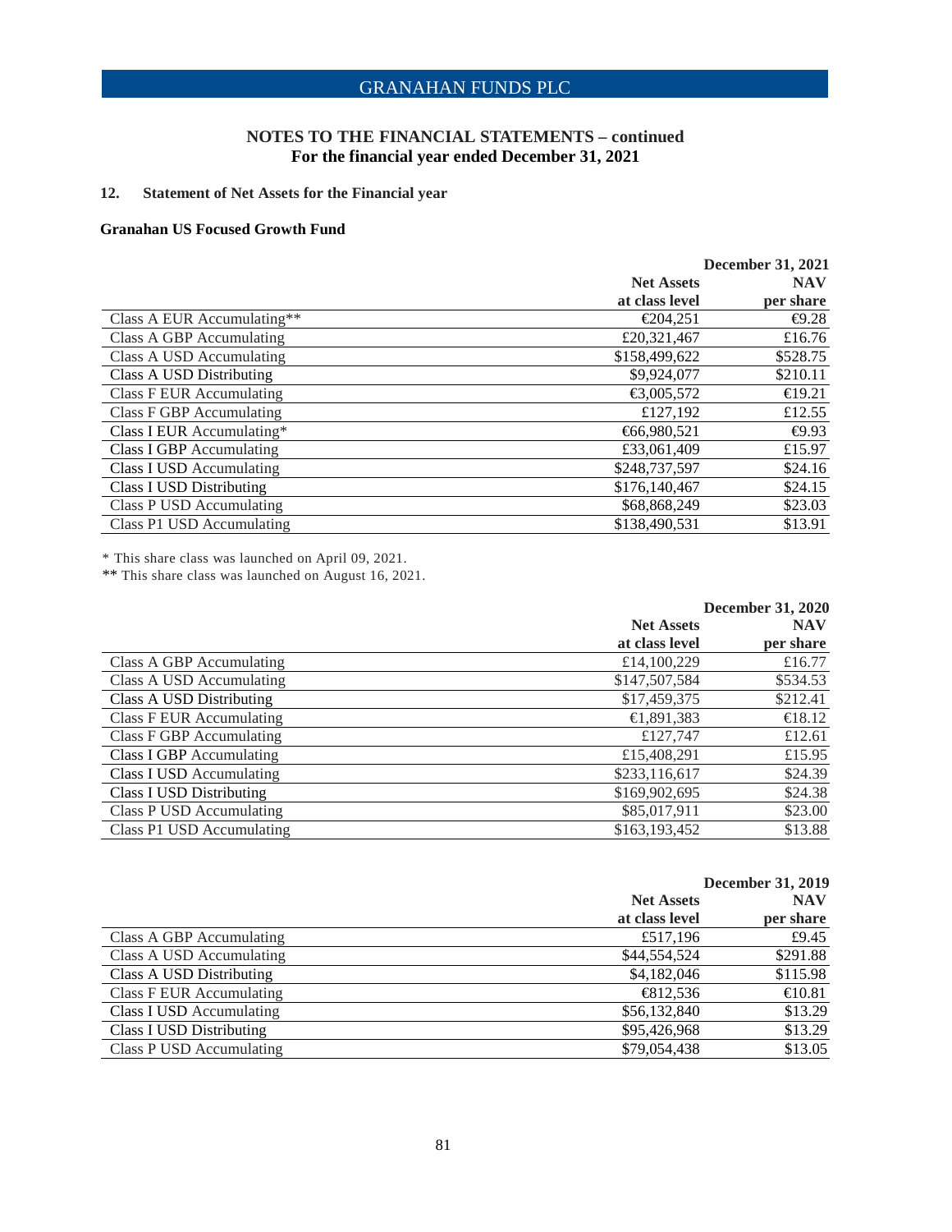# GRANAHAN FUNDS PLC

## NOTES TO THE FINANCIAL STATEMENTS – continued
## For the financial year ended December 31, 2021

### 12. Statement of Net Assets for the Financial year

**Granahan US Focused Growth Fund**

| | December 31, 2021 | |
|---|---|---|
| | **Net Assets at class level** | **NAV per share** |
| Class A EUR Accumulating** | €204,251 | €9.28 |
| Class A GBP Accumulating | £20,321,467 | £16.76 |
| Class A USD Accumulating | $158,499,622 | $528.75 |
| Class A USD Distributing | $9,924,077 | $210.11 |
| Class F EUR Accumulating | €3,005,572 | €19.21 |
| Class F GBP Accumulating | £127,192 | £12.55 |
| Class I EUR Accumulating* | €66,980,521 | €9.93 |
| Class I GBP Accumulating | £33,061,409 | £15.97 |
| Class I USD Accumulating | $248,737,597 | $24.16 |
| Class I USD Distributing | $176,140,467 | $24.15 |
| Class P USD Accumulating | $68,868,249 | $23.03 |
| Class P1 USD Accumulating | $138,490,531 | $13.91 |

* This share class was launched on April 09, 2021.
** This share class was launched on August 16, 2021.

| | December 31, 2020 | |
|---|---|---|
| | **Net Assets at class level** | **NAV per share** |
| Class A GBP Accumulating | £14,100,229 | £16.77 |
| Class A USD Accumulating | $147,507,584 | $534.53 |
| Class A USD Distributing | $17,459,375 | $212.41 |
| Class F EUR Accumulating | €1,891,383 | €18.12 |
| Class F GBP Accumulating | £127,747 | £12.61 |
| Class I GBP Accumulating | £15,408,291 | £15.95 |
| Class I USD Accumulating | $233,116,617 | $24.39 |
| Class I USD Distributing | $169,902,695 | $24.38 |
| Class P USD Accumulating | $85,017,911 | $23.00 |
| Class P1 USD Accumulating | $163,193,452 | $13.88 |

| | December 31, 2019 | |
|---|---|---|
| | **Net Assets at class level** | **NAV per share** |
| Class A GBP Accumulating | £517,196 | £9.45 |
| Class A USD Accumulating | $44,554,524 | $291.88 |
| Class A USD Distributing | $4,182,046 | $115.98 |
| Class F EUR Accumulating | €812,536 | €10.81 |
| Class I USD Accumulating | $56,132,840 | $13.29 |
| Class I USD Distributing | $95,426,968 | $13.29 |
| Class P USD Accumulating | $79,054,438 | $13.05 |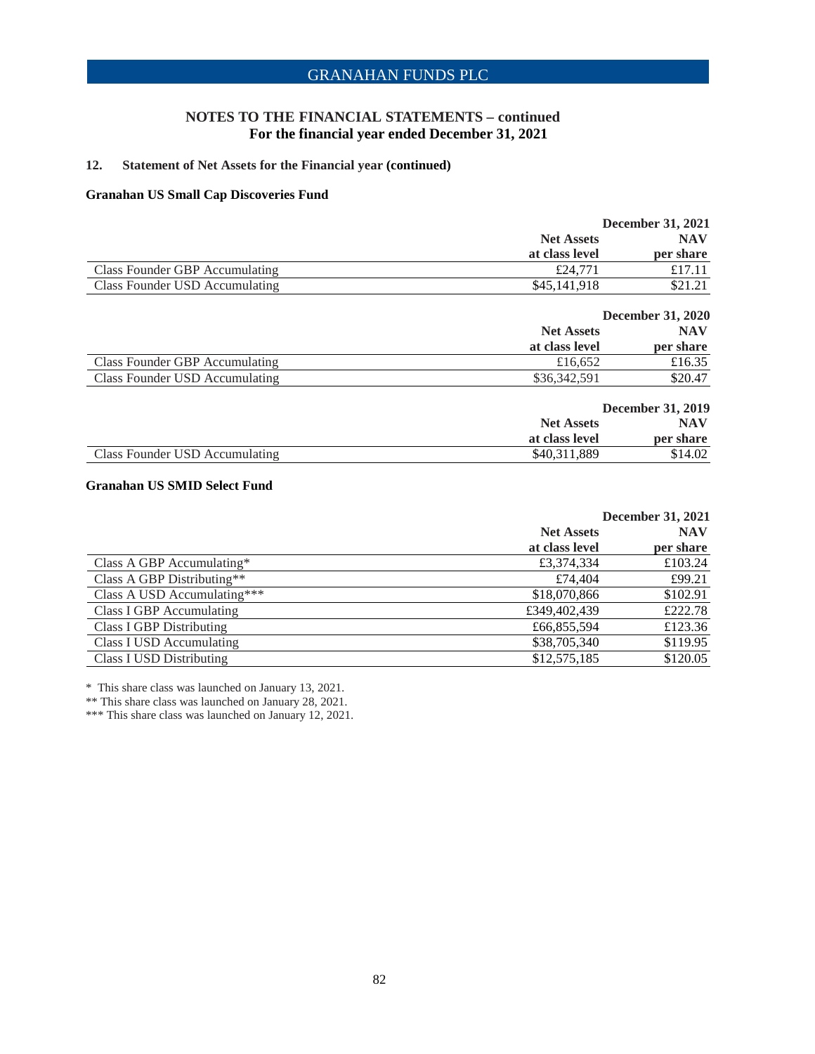## NOTES TO THE FINANCIAL STATEMENTS – continued
## For the financial year ended December 31, 2021

### 12. Statement of Net Assets for the Financial year (continued)

**Granahan US Small Cap Discoveries Fund**

| | December 31, 2021 | |
|---|---|---|
| | **Net Assets at class level** | **NAV per share** |
| Class Founder GBP Accumulating | £24,771 | £17.11 |
| Class Founder USD Accumulating | $45,141,918 | $21.21 |

| | December 31, 2020 | |
|---|---|---|
| | **Net Assets at class level** | **NAV per share** |
| Class Founder GBP Accumulating | £16,652 | £16.35 |
| Class Founder USD Accumulating | $36,342,591 | $20.47 |

| | December 31, 2019 | |
|---|---|---|
| | **Net Assets at class level** | **NAV per share** |
| Class Founder USD Accumulating | $40,311,889 | $14.02 |

**Granahan US SMID Select Fund**

| | December 31, 2021 | |
|---|---|---|
| | **Net Assets at class level** | **NAV per share** |
| Class A GBP Accumulating* | £3,374,334 | £103.24 |
| Class A GBP Distributing** | £74,404 | £99.21 |
| Class A USD Accumulating*** | $18,070,866 | $102.91 |
| Class I GBP Accumulating | £349,402,439 | £222.78 |
| Class I GBP Distributing | £66,855,594 | £123.36 |
| Class I USD Accumulating | $38,705,340 | $119.95 |
| Class I USD Distributing | $12,575,185 | $120.05 |

\* This share class was launched on January 13, 2021.

** This share class was launched on January 28, 2021.

*** This share class was launched on January 12, 2021.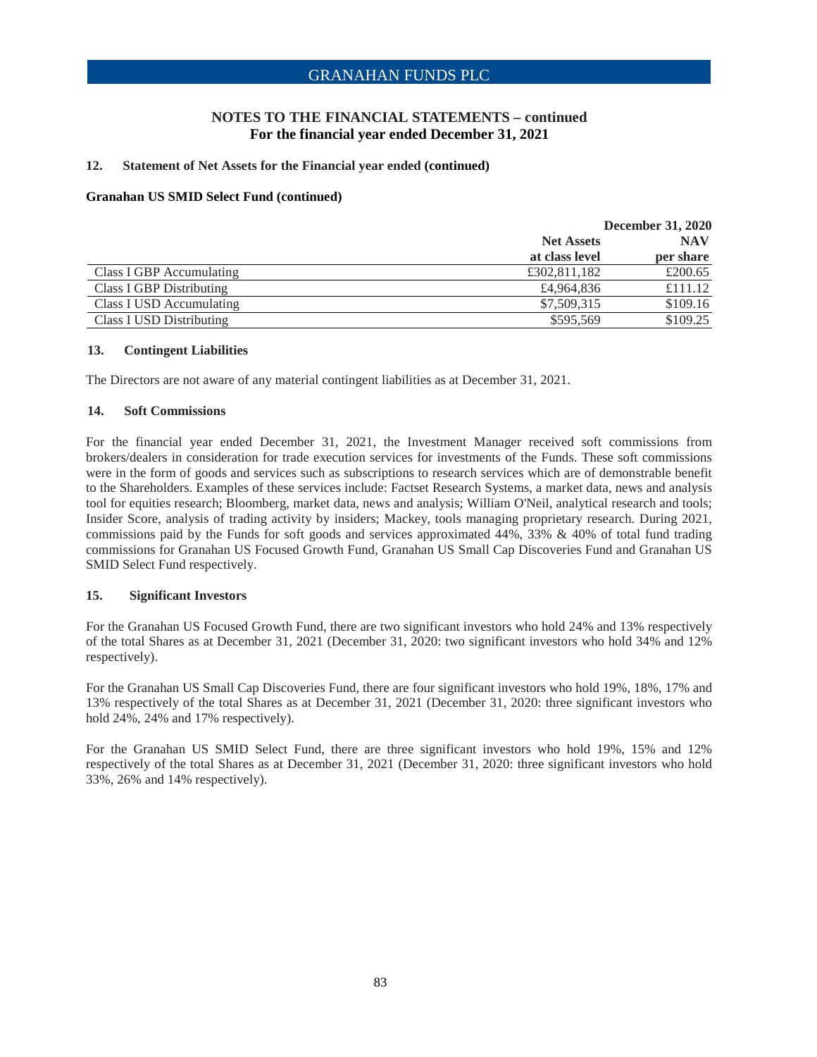## NOTES TO THE FINANCIAL STATEMENTS – continued
## For the financial year ended December 31, 2021

### 12. Statement of Net Assets for the Financial year ended (continued)

**Granahan US SMID Select Fund (continued)**

| | December 31, 2020 | |
|---|---|---|
| | **Net Assets at class level** | **NAV per share** |
| Class I GBP Accumulating | £302,811,182 | £200.65 |
| Class I GBP Distributing | £4,964,836 | £111.12 |
| Class I USD Accumulating | $7,509,315 | $109.16 |
| Class I USD Distributing | $595,569 | $109.25 |

### 13. Contingent Liabilities

The Directors are not aware of any material contingent liabilities as at December 31, 2021.

### 14. Soft Commissions

For the financial year ended December 31, 2021, the Investment Manager received soft commissions from brokers/dealers in consideration for trade execution services for investments of the Funds. These soft commissions were in the form of goods and services such as subscriptions to research services which are of demonstrable benefit to the Shareholders. Examples of these services include: Factset Research Systems, a market data, news and analysis tool for equities research; Bloomberg, market data, news and analysis; William O'Neil, analytical research and tools; Insider Score, analysis of trading activity by insiders; Mackey, tools managing proprietary research. During 2021, commissions paid by the Funds for soft goods and services approximated 44%, 33% & 40% of total fund trading commissions for Granahan US Focused Growth Fund, Granahan US Small Cap Discoveries Fund and Granahan US SMID Select Fund respectively.

### 15. Significant Investors

For the Granahan US Focused Growth Fund, there are two significant investors who hold 24% and 13% respectively of the total Shares as at December 31, 2021 (December 31, 2020: two significant investors who hold 34% and 12% respectively).

For the Granahan US Small Cap Discoveries Fund, there are four significant investors who hold 19%, 18%, 17% and 13% respectively of the total Shares as at December 31, 2021 (December 31, 2020: three significant investors who hold 24%, 24% and 17% respectively).

For the Granahan US SMID Select Fund, there are three significant investors who hold 19%, 15% and 12% respectively of the total Shares as at December 31, 2021 (December 31, 2020: three significant investors who hold 33%, 26% and 14% respectively).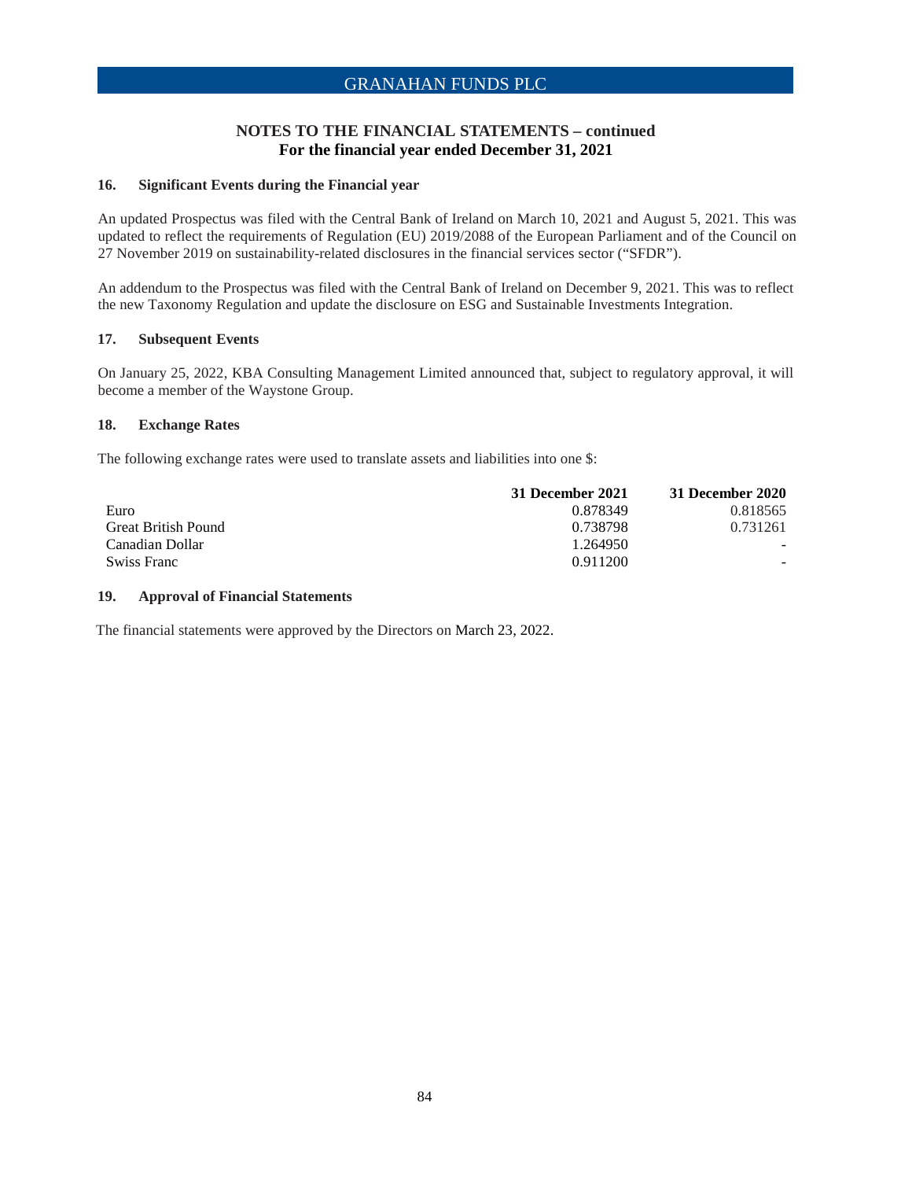## NOTES TO THE FINANCIAL STATEMENTS – continued
### For the financial year ended December 31, 2021

### 16. Significant Events during the Financial year

An updated Prospectus was filed with the Central Bank of Ireland on March 10, 2021 and August 5, 2021. This was updated to reflect the requirements of Regulation (EU) 2019/2088 of the European Parliament and of the Council on 27 November 2019 on sustainability-related disclosures in the financial services sector ("SFDR").

An addendum to the Prospectus was filed with the Central Bank of Ireland on December 9, 2021. This was to reflect the new Taxonomy Regulation and update the disclosure on ESG and Sustainable Investments Integration.

### 17. Subsequent Events

On January 25, 2022, KBA Consulting Management Limited announced that, subject to regulatory approval, it will become a member of the Waystone Group.

### 18. Exchange Rates

The following exchange rates were used to translate assets and liabilities into one $:

| | 31 December 2021 | 31 December 2020 |
|---|---|---|
| Euro | 0.878349 | 0.818565 |
| Great British Pound | 0.738798 | 0.731261 |
| Canadian Dollar | 1.264950 | - |
| Swiss Franc | 0.911200 | - |

### 19. Approval of Financial Statements

The financial statements were approved by the Directors on March 23, 2022.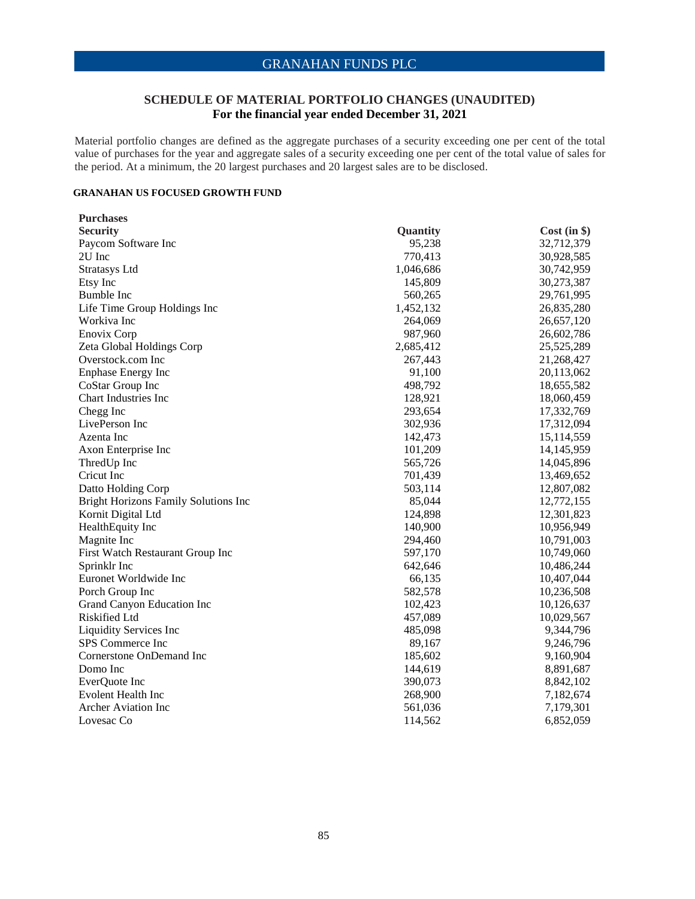# SCHEDULE OF MATERIAL PORTFOLIO CHANGES (UNAUDITED)

## For the financial year ended December 31, 2021

Material portfolio changes are defined as the aggregate purchases of a security exceeding one per cent of the total value of purchases for the year and aggregate sales of a security exceeding one per cent of the total value of sales for the period. At a minimum, the 20 largest purchases and 20 largest sales are to be disclosed.

### GRANAHAN US FOCUSED GROWTH FUND

**Purchases**

| **Security** | **Quantity** | **Cost (in $)** |
|---|---|---|
| Paycom Software Inc | 95,238 | 32,712,379 |
| 2U Inc | 770,413 | 30,928,585 |
| Stratasys Ltd | 1,046,686 | 30,742,959 |
| Etsy Inc | 145,809 | 30,273,387 |
| Bumble Inc | 560,265 | 29,761,995 |
| Life Time Group Holdings Inc | 1,452,132 | 26,835,280 |
| Workiva Inc | 264,069 | 26,657,120 |
| Enovix Corp | 987,960 | 26,602,786 |
| Zeta Global Holdings Corp | 2,685,412 | 25,525,289 |
| Overstock.com Inc | 267,443 | 21,268,427 |
| Enphase Energy Inc | 91,100 | 20,113,062 |
| CoStar Group Inc | 498,792 | 18,655,582 |
| Chart Industries Inc | 128,921 | 18,060,459 |
| Chegg Inc | 293,654 | 17,332,769 |
| LivePerson Inc | 302,936 | 17,312,094 |
| Azenta Inc | 142,473 | 15,114,559 |
| Axon Enterprise Inc | 101,209 | 14,145,959 |
| ThredUp Inc | 565,726 | 14,045,896 |
| Cricut Inc | 701,439 | 13,469,652 |
| Datto Holding Corp | 503,114 | 12,807,082 |
| Bright Horizons Family Solutions Inc | 85,044 | 12,772,155 |
| Kornit Digital Ltd | 124,898 | 12,301,823 |
| HealthEquity Inc | 140,900 | 10,956,949 |
| Magnite Inc | 294,460 | 10,791,003 |
| First Watch Restaurant Group Inc | 597,170 | 10,749,060 |
| Sprinklr Inc | 642,646 | 10,486,244 |
| Euronet Worldwide Inc | 66,135 | 10,407,044 |
| Porch Group Inc | 582,578 | 10,236,508 |
| Grand Canyon Education Inc | 102,423 | 10,126,637 |
| Riskified Ltd | 457,089 | 10,029,567 |
| Liquidity Services Inc | 485,098 | 9,344,796 |
| SPS Commerce Inc | 89,167 | 9,246,796 |
| Cornerstone OnDemand Inc | 185,602 | 9,160,904 |
| Domo Inc | 144,619 | 8,891,687 |
| EverQuote Inc | 390,073 | 8,842,102 |
| Evolent Health Inc | 268,900 | 7,182,674 |
| Archer Aviation Inc | 561,036 | 7,179,301 |
| Lovesac Co | 114,562 | 6,852,059 |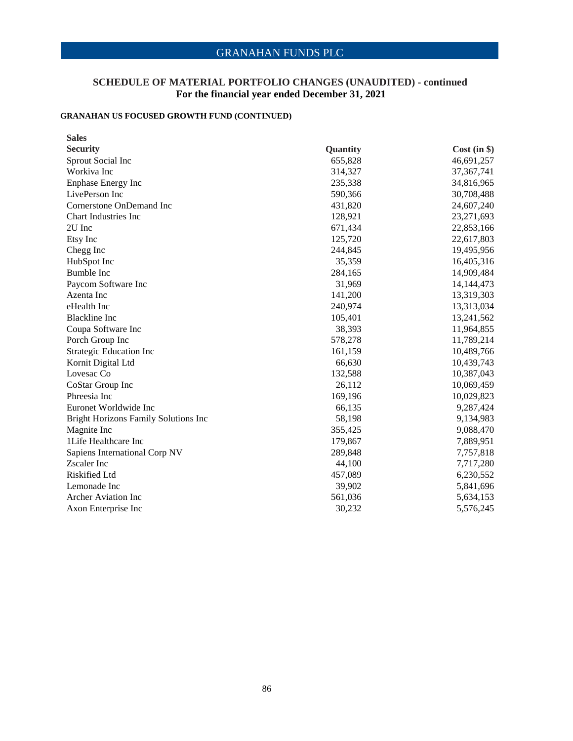# GRANAHAN FUNDS PLC

## SCHEDULE OF MATERIAL PORTFOLIO CHANGES (UNAUDITED) - continued
## For the financial year ended December 31, 2021

### GRANAHAN US FOCUSED GROWTH FUND (CONTINUED)

**Sales**

| Security | Quantity | Cost (in $) |
|---|---|---|
| Sprout Social Inc | 655,828 | 46,691,257 |
| Workiva Inc | 314,327 | 37,367,741 |
| Enphase Energy Inc | 235,338 | 34,816,965 |
| LivePerson Inc | 590,366 | 30,708,488 |
| Cornerstone OnDemand Inc | 431,820 | 24,607,240 |
| Chart Industries Inc | 128,921 | 23,271,693 |
| 2U Inc | 671,434 | 22,853,166 |
| Etsy Inc | 125,720 | 22,617,803 |
| Chegg Inc | 244,845 | 19,495,956 |
| HubSpot Inc | 35,359 | 16,405,316 |
| Bumble Inc | 284,165 | 14,909,484 |
| Paycom Software Inc | 31,969 | 14,144,473 |
| Azenta Inc | 141,200 | 13,319,303 |
| eHealth Inc | 240,974 | 13,313,034 |
| Blackline Inc | 105,401 | 13,241,562 |
| Coupa Software Inc | 38,393 | 11,964,855 |
| Porch Group Inc | 578,278 | 11,789,214 |
| Strategic Education Inc | 161,159 | 10,489,766 |
| Kornit Digital Ltd | 66,630 | 10,439,743 |
| Lovesac Co | 132,588 | 10,387,043 |
| CoStar Group Inc | 26,112 | 10,069,459 |
| Phreesia Inc | 169,196 | 10,029,823 |
| Euronet Worldwide Inc | 66,135 | 9,287,424 |
| Bright Horizons Family Solutions Inc | 58,198 | 9,134,983 |
| Magnite Inc | 355,425 | 9,088,470 |
| 1Life Healthcare Inc | 179,867 | 7,889,951 |
| Sapiens International Corp NV | 289,848 | 7,757,818 |
| Zscaler Inc | 44,100 | 7,717,280 |
| Riskified Ltd | 457,089 | 6,230,552 |
| Lemonade Inc | 39,902 | 5,841,696 |
| Archer Aviation Inc | 561,036 | 5,634,153 |
| Axon Enterprise Inc | 30,232 | 5,576,245 |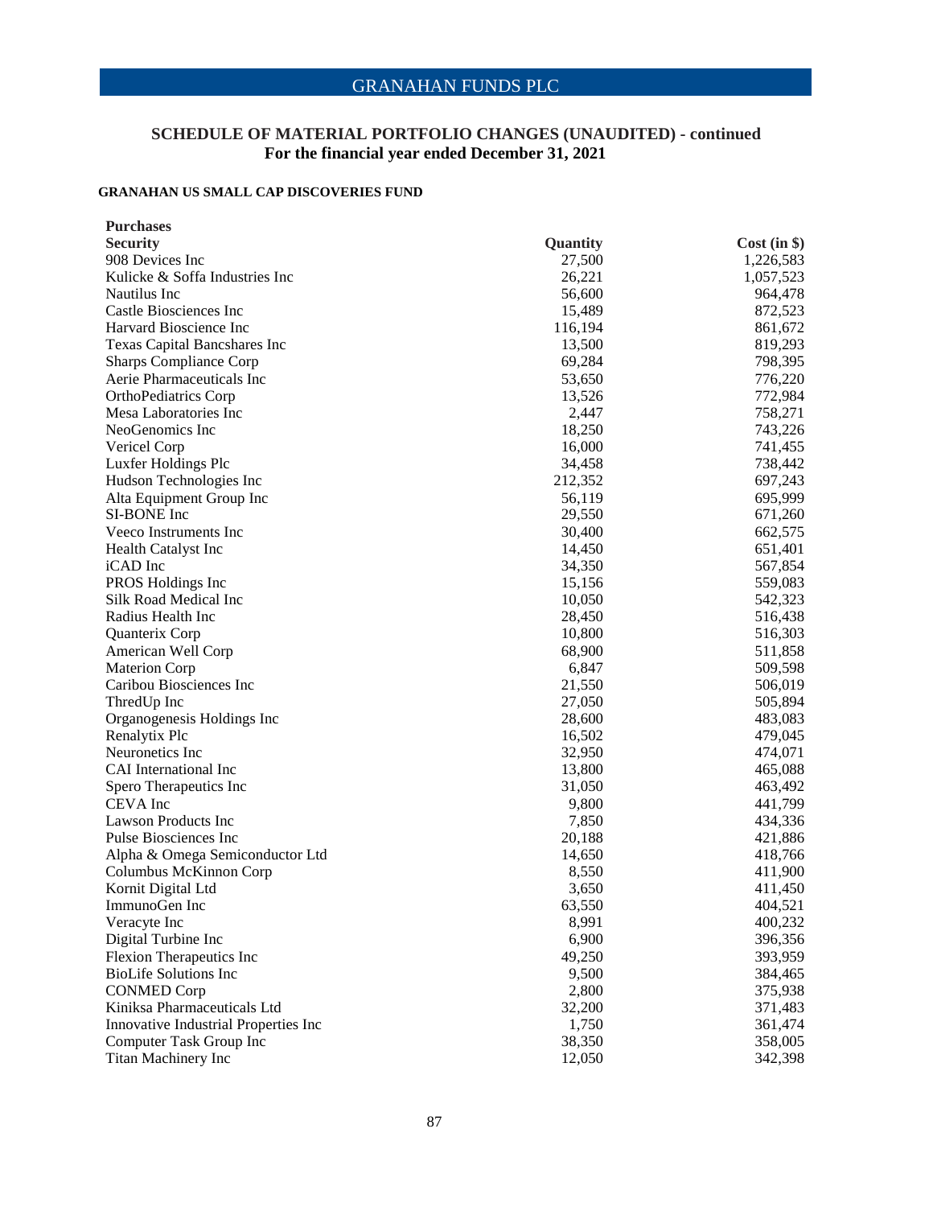## GRANAHAN FUNDS PLC

### SCHEDULE OF MATERIAL PORTFOLIO CHANGES (UNAUDITED) - continued
### For the financial year ended December 31, 2021

**GRANAHAN US SMALL CAP DISCOVERIES FUND**

**Purchases**

| Security | Quantity | Cost (in $) |
|---|---|---|
| 908 Devices Inc | 27,500 | 1,226,583 |
| Kulicke & Soffa Industries Inc | 26,221 | 1,057,523 |
| Nautilus Inc | 56,600 | 964,478 |
| Castle Biosciences Inc | 15,489 | 872,523 |
| Harvard Bioscience Inc | 116,194 | 861,672 |
| Texas Capital Bancshares Inc | 13,500 | 819,293 |
| Sharps Compliance Corp | 69,284 | 798,395 |
| Aerie Pharmaceuticals Inc | 53,650 | 776,220 |
| OrthoPediatrics Corp | 13,526 | 772,984 |
| Mesa Laboratories Inc | 2,447 | 758,271 |
| NeoGenomics Inc | 18,250 | 743,226 |
| Vericel Corp | 16,000 | 741,455 |
| Luxfer Holdings Plc | 34,458 | 738,442 |
| Hudson Technologies Inc | 212,352 | 697,243 |
| Alta Equipment Group Inc | 56,119 | 695,999 |
| SI-BONE Inc | 29,550 | 671,260 |
| Veeco Instruments Inc | 30,400 | 662,575 |
| Health Catalyst Inc | 14,450 | 651,401 |
| iCAD Inc | 34,350 | 567,854 |
| PROS Holdings Inc | 15,156 | 559,083 |
| Silk Road Medical Inc | 10,050 | 542,323 |
| Radius Health Inc | 28,450 | 516,438 |
| Quanterix Corp | 10,800 | 516,303 |
| American Well Corp | 68,900 | 511,858 |
| Materion Corp | 6,847 | 509,598 |
| Caribou Biosciences Inc | 21,550 | 506,019 |
| ThredUp Inc | 27,050 | 505,894 |
| Organogenesis Holdings Inc | 28,600 | 483,083 |
| Renalytix Plc | 16,502 | 479,045 |
| Neuronetics Inc | 32,950 | 474,071 |
| CAI International Inc | 13,800 | 465,088 |
| Spero Therapeutics Inc | 31,050 | 463,492 |
| CEVA Inc | 9,800 | 441,799 |
| Lawson Products Inc | 7,850 | 434,336 |
| Pulse Biosciences Inc | 20,188 | 421,886 |
| Alpha & Omega Semiconductor Ltd | 14,650 | 418,766 |
| Columbus McKinnon Corp | 8,550 | 411,900 |
| Kornit Digital Ltd | 3,650 | 411,450 |
| ImmunoGen Inc | 63,550 | 404,521 |
| Veracyte Inc | 8,991 | 400,232 |
| Digital Turbine Inc | 6,900 | 396,356 |
| Flexion Therapeutics Inc | 49,250 | 393,959 |
| BioLife Solutions Inc | 9,500 | 384,465 |
| CONMED Corp | 2,800 | 375,938 |
| Kiniksa Pharmaceuticals Ltd | 32,200 | 371,483 |
| Innovative Industrial Properties Inc | 1,750 | 361,474 |
| Computer Task Group Inc | 38,350 | 358,005 |
| Titan Machinery Inc | 12,050 | 342,398 |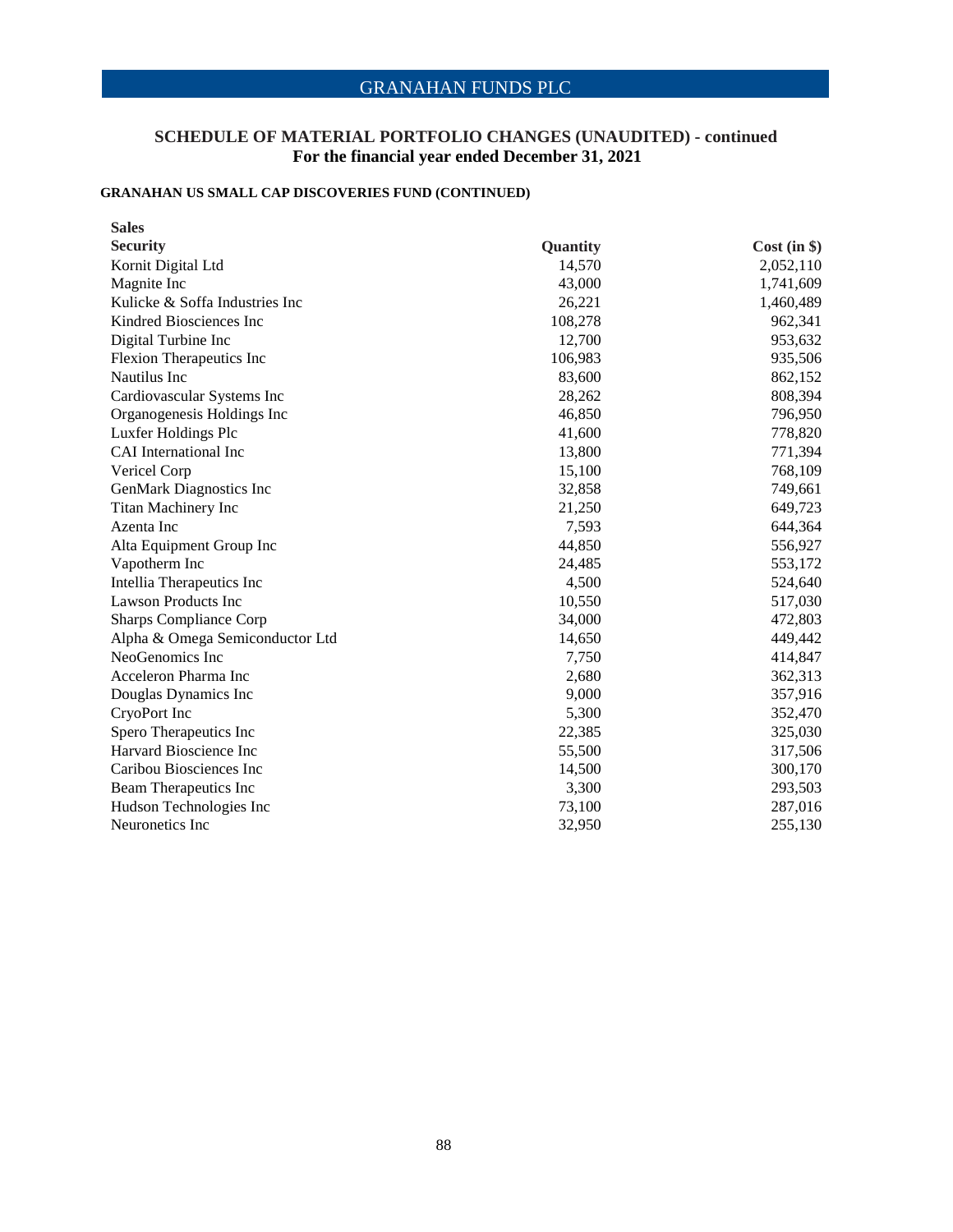## SCHEDULE OF MATERIAL PORTFOLIO CHANGES (UNAUDITED) - continued
### For the financial year ended December 31, 2021

#### GRANAHAN US SMALL CAP DISCOVERIES FUND (CONTINUED)

**Sales**

| Security | Quantity | Cost (in $) |
|---|---|---|
| Kornit Digital Ltd | 14,570 | 2,052,110 |
| Magnite Inc | 43,000 | 1,741,609 |
| Kulicke & Soffa Industries Inc | 26,221 | 1,460,489 |
| Kindred Biosciences Inc | 108,278 | 962,341 |
| Digital Turbine Inc | 12,700 | 953,632 |
| Flexion Therapeutics Inc | 106,983 | 935,506 |
| Nautilus Inc | 83,600 | 862,152 |
| Cardiovascular Systems Inc | 28,262 | 808,394 |
| Organogenesis Holdings Inc | 46,850 | 796,950 |
| Luxfer Holdings Plc | 41,600 | 778,820 |
| CAI International Inc | 13,800 | 771,394 |
| Vericel Corp | 15,100 | 768,109 |
| GenMark Diagnostics Inc | 32,858 | 749,661 |
| Titan Machinery Inc | 21,250 | 649,723 |
| Azenta Inc | 7,593 | 644,364 |
| Alta Equipment Group Inc | 44,850 | 556,927 |
| Vapotherm Inc | 24,485 | 553,172 |
| Intellia Therapeutics Inc | 4,500 | 524,640 |
| Lawson Products Inc | 10,550 | 517,030 |
| Sharps Compliance Corp | 34,000 | 472,803 |
| Alpha & Omega Semiconductor Ltd | 14,650 | 449,442 |
| NeoGenomics Inc | 7,750 | 414,847 |
| Acceleron Pharma Inc | 2,680 | 362,313 |
| Douglas Dynamics Inc | 9,000 | 357,916 |
| CryoPort Inc | 5,300 | 352,470 |
| Spero Therapeutics Inc | 22,385 | 325,030 |
| Harvard Bioscience Inc | 55,500 | 317,506 |
| Caribou Biosciences Inc | 14,500 | 300,170 |
| Beam Therapeutics Inc | 3,300 | 293,503 |
| Hudson Technologies Inc | 73,100 | 287,016 |
| Neuronetics Inc | 32,950 | 255,130 |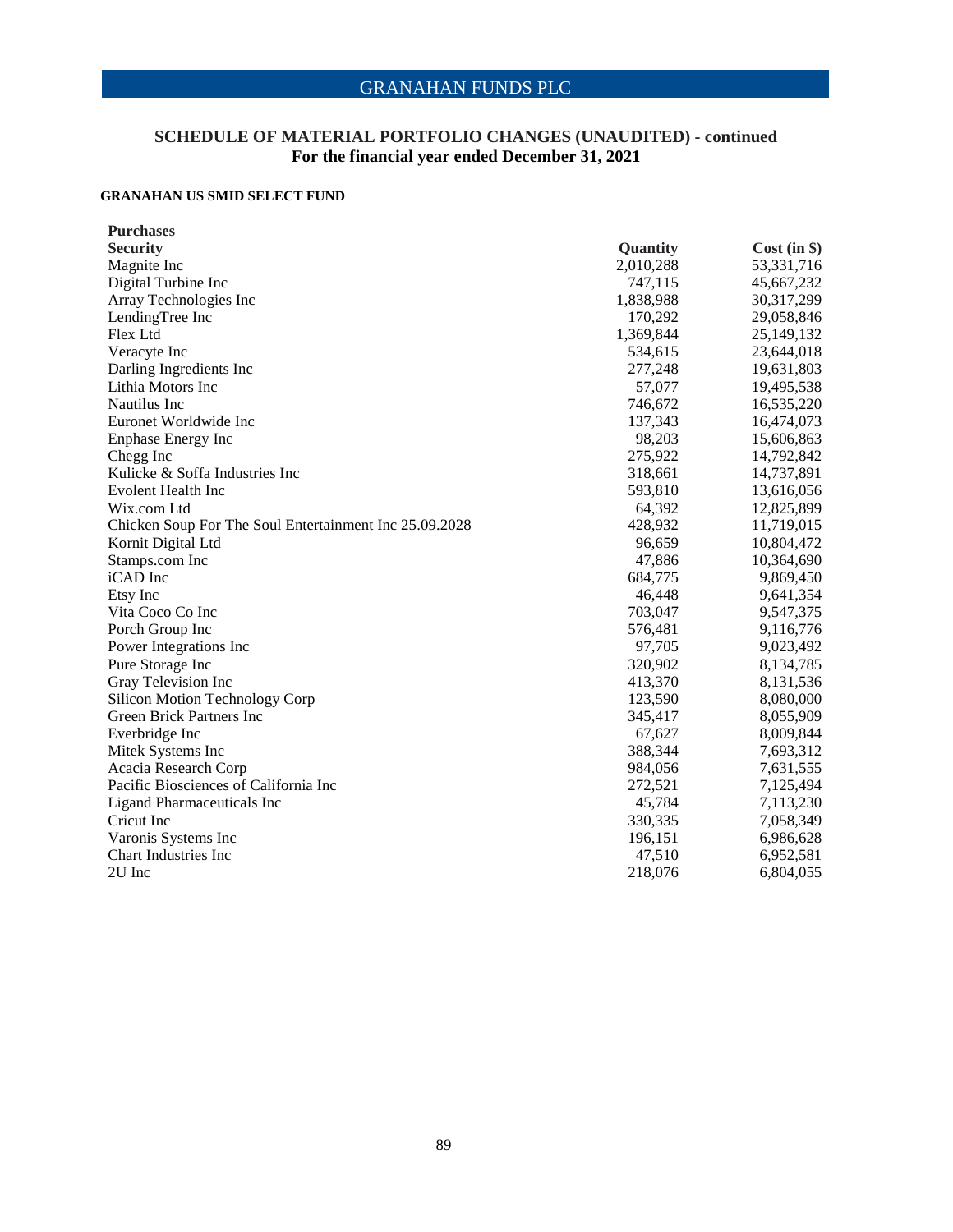# GRANAHAN FUNDS PLC

## SCHEDULE OF MATERIAL PORTFOLIO CHANGES (UNAUDITED) - continued
## For the financial year ended December 31, 2021

### GRANAHAN US SMID SELECT FUND

**Purchases**

| Security | Quantity | Cost (in $) |
|---|---|---|
| Magnite Inc | 2,010,288 | 53,331,716 |
| Digital Turbine Inc | 747,115 | 45,667,232 |
| Array Technologies Inc | 1,838,988 | 30,317,299 |
| LendingTree Inc | 170,292 | 29,058,846 |
| Flex Ltd | 1,369,844 | 25,149,132 |
| Veracyte Inc | 534,615 | 23,644,018 |
| Darling Ingredients Inc | 277,248 | 19,631,803 |
| Lithia Motors Inc | 57,077 | 19,495,538 |
| Nautilus Inc | 746,672 | 16,535,220 |
| Euronet Worldwide Inc | 137,343 | 16,474,073 |
| Enphase Energy Inc | 98,203 | 15,606,863 |
| Chegg Inc | 275,922 | 14,792,842 |
| Kulicke & Soffa Industries Inc | 318,661 | 14,737,891 |
| Evolent Health Inc | 593,810 | 13,616,056 |
| Wix.com Ltd | 64,392 | 12,825,899 |
| Chicken Soup For The Soul Entertainment Inc 25.09.2028 | 428,932 | 11,719,015 |
| Kornit Digital Ltd | 96,659 | 10,804,472 |
| Stamps.com Inc | 47,886 | 10,364,690 |
| iCAD Inc | 684,775 | 9,869,450 |
| Etsy Inc | 46,448 | 9,641,354 |
| Vita Coco Co Inc | 703,047 | 9,547,375 |
| Porch Group Inc | 576,481 | 9,116,776 |
| Power Integrations Inc | 97,705 | 9,023,492 |
| Pure Storage Inc | 320,902 | 8,134,785 |
| Gray Television Inc | 413,370 | 8,131,536 |
| Silicon Motion Technology Corp | 123,590 | 8,080,000 |
| Green Brick Partners Inc | 345,417 | 8,055,909 |
| Everbridge Inc | 67,627 | 8,009,844 |
| Mitek Systems Inc | 388,344 | 7,693,312 |
| Acacia Research Corp | 984,056 | 7,631,555 |
| Pacific Biosciences of California Inc | 272,521 | 7,125,494 |
| Ligand Pharmaceuticals Inc | 45,784 | 7,113,230 |
| Cricut Inc | 330,335 | 7,058,349 |
| Varonis Systems Inc | 196,151 | 6,986,628 |
| Chart Industries Inc | 47,510 | 6,952,581 |
| 2U Inc | 218,076 | 6,804,055 |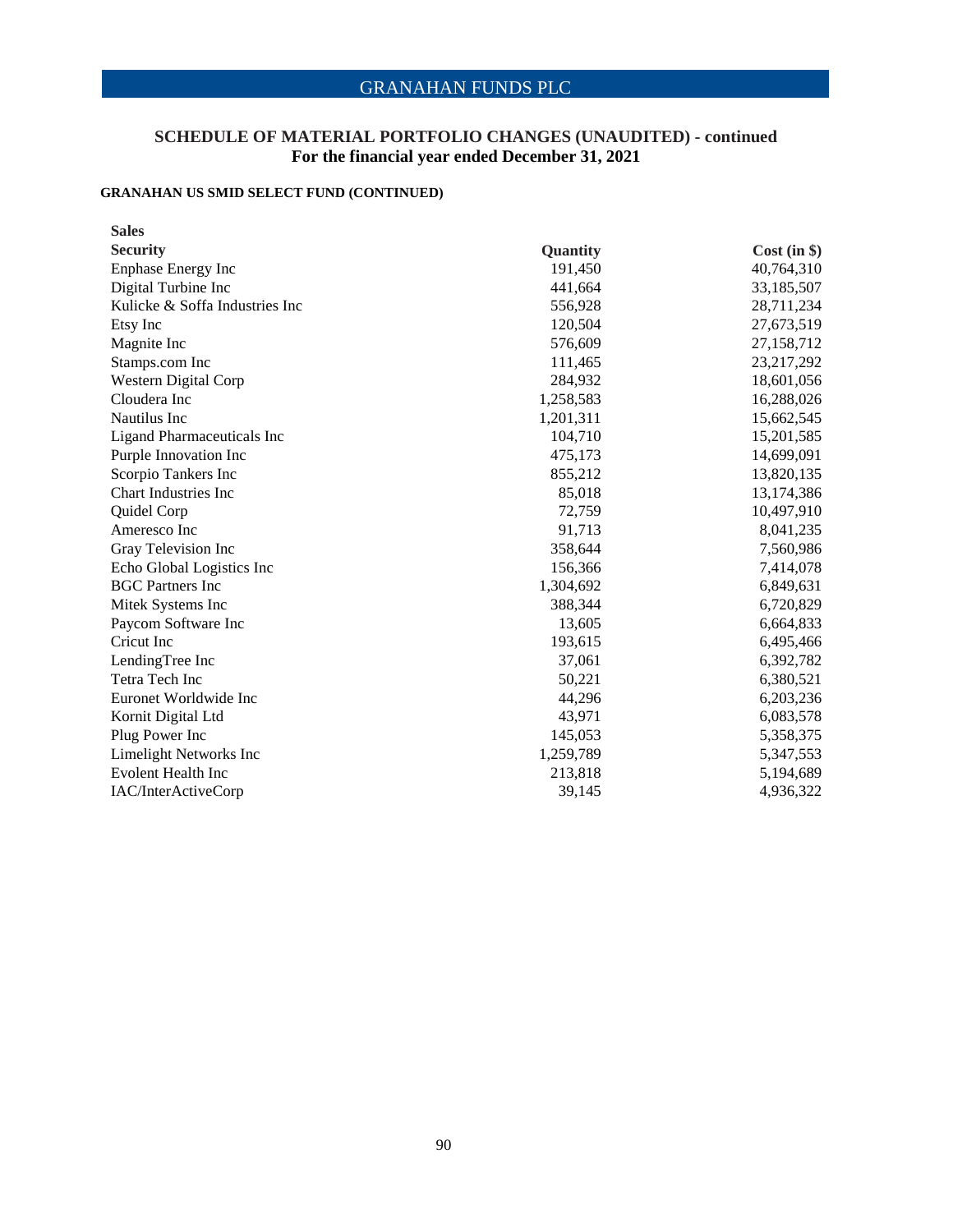## SCHEDULE OF MATERIAL PORTFOLIO CHANGES (UNAUDITED) - continued
## For the financial year ended December 31, 2021

### GRANAHAN US SMID SELECT FUND (CONTINUED)

**Sales**

| Security | Quantity | Cost (in $) |
|---|---|---|
| Enphase Energy Inc | 191,450 | 40,764,310 |
| Digital Turbine Inc | 441,664 | 33,185,507 |
| Kulicke & Soffa Industries Inc | 556,928 | 28,711,234 |
| Etsy Inc | 120,504 | 27,673,519 |
| Magnite Inc | 576,609 | 27,158,712 |
| Stamps.com Inc | 111,465 | 23,217,292 |
| Western Digital Corp | 284,932 | 18,601,056 |
| Cloudera Inc | 1,258,583 | 16,288,026 |
| Nautilus Inc | 1,201,311 | 15,662,545 |
| Ligand Pharmaceuticals Inc | 104,710 | 15,201,585 |
| Purple Innovation Inc | 475,173 | 14,699,091 |
| Scorpio Tankers Inc | 855,212 | 13,820,135 |
| Chart Industries Inc | 85,018 | 13,174,386 |
| Quidel Corp | 72,759 | 10,497,910 |
| Ameresco Inc | 91,713 | 8,041,235 |
| Gray Television Inc | 358,644 | 7,560,986 |
| Echo Global Logistics Inc | 156,366 | 7,414,078 |
| BGC Partners Inc | 1,304,692 | 6,849,631 |
| Mitek Systems Inc | 388,344 | 6,720,829 |
| Paycom Software Inc | 13,605 | 6,664,833 |
| Cricut Inc | 193,615 | 6,495,466 |
| LendingTree Inc | 37,061 | 6,392,782 |
| Tetra Tech Inc | 50,221 | 6,380,521 |
| Euronet Worldwide Inc | 44,296 | 6,203,236 |
| Kornit Digital Ltd | 43,971 | 6,083,578 |
| Plug Power Inc | 145,053 | 5,358,375 |
| Limelight Networks Inc | 1,259,789 | 5,347,553 |
| Evolent Health Inc | 213,818 | 5,194,689 |
| IAC/InterActiveCorp | 39,145 | 4,936,322 |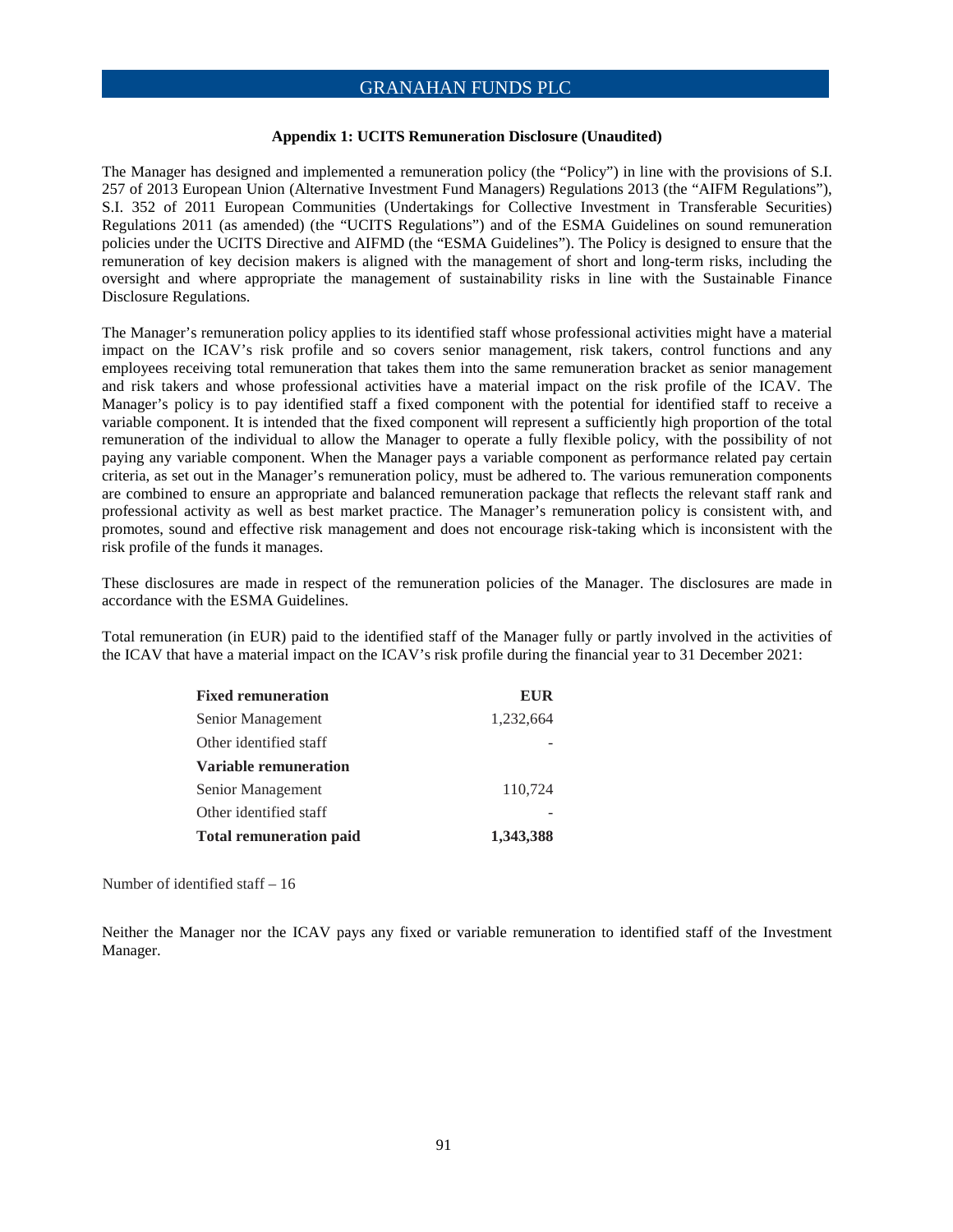## Appendix 1: UCITS Remuneration Disclosure (Unaudited)

The Manager has designed and implemented a remuneration policy (the "Policy") in line with the provisions of S.I. 257 of 2013 European Union (Alternative Investment Fund Managers) Regulations 2013 (the "AIFM Regulations"), S.I. 352 of 2011 European Communities (Undertakings for Collective Investment in Transferable Securities) Regulations 2011 (as amended) (the "UCITS Regulations") and of the ESMA Guidelines on sound remuneration policies under the UCITS Directive and AIFMD (the "ESMA Guidelines"). The Policy is designed to ensure that the remuneration of key decision makers is aligned with the management of short and long-term risks, including the oversight and where appropriate the management of sustainability risks in line with the Sustainable Finance Disclosure Regulations.

The Manager's remuneration policy applies to its identified staff whose professional activities might have a material impact on the ICAV's risk profile and so covers senior management, risk takers, control functions and any employees receiving total remuneration that takes them into the same remuneration bracket as senior management and risk takers and whose professional activities have a material impact on the risk profile of the ICAV. The Manager's policy is to pay identified staff a fixed component with the potential for identified staff to receive a variable component. It is intended that the fixed component will represent a sufficiently high proportion of the total remuneration of the individual to allow the Manager to operate a fully flexible policy, with the possibility of not paying any variable component. When the Manager pays a variable component as performance related pay certain criteria, as set out in the Manager's remuneration policy, must be adhered to. The various remuneration components are combined to ensure an appropriate and balanced remuneration package that reflects the relevant staff rank and professional activity as well as best market practice. The Manager's remuneration policy is consistent with, and promotes, sound and effective risk management and does not encourage risk-taking which is inconsistent with the risk profile of the funds it manages.

These disclosures are made in respect of the remuneration policies of the Manager. The disclosures are made in accordance with the ESMA Guidelines.

Total remuneration (in EUR) paid to the identified staff of the Manager fully or partly involved in the activities of the ICAV that have a material impact on the ICAV's risk profile during the financial year to 31 December 2021:

| **Fixed remuneration** | **EUR** |
|---|---|
| Senior Management | 1,232,664 |
| Other identified staff | - |
| **Variable remuneration** | |
| Senior Management | 110,724 |
| Other identified staff | - |
| **Total remuneration paid** | **1,343,388** |

Number of identified staff – 16

Neither the Manager nor the ICAV pays any fixed or variable remuneration to identified staff of the Investment Manager.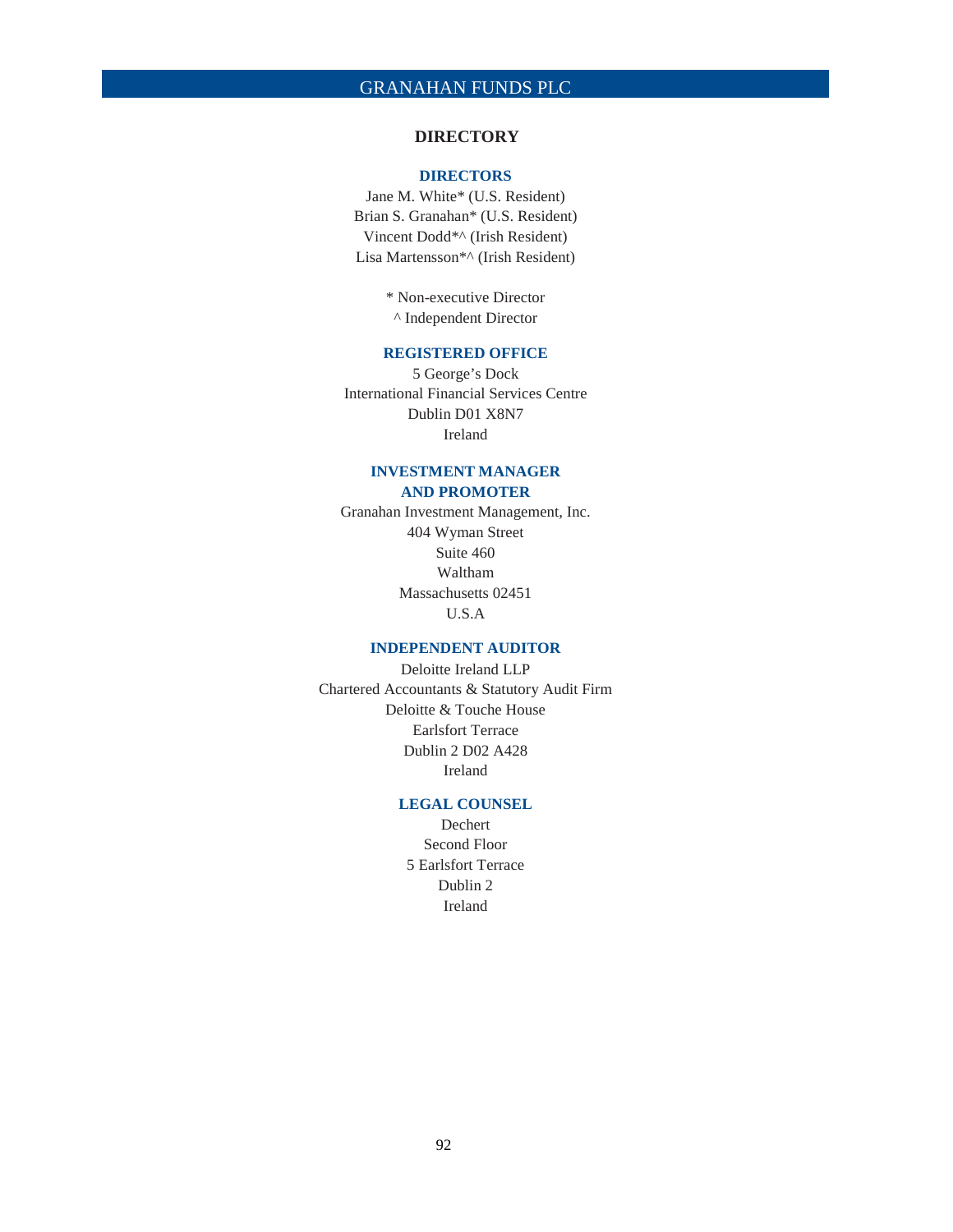# DIRECTORY

## DIRECTORS

Jane M. White* (U.S. Resident)
Brian S. Granahan* (U.S. Resident)
Vincent Dodd*^ (Irish Resident)
Lisa Martensson*^ (Irish Resident)

* Non-executive Director
^ Independent Director

## REGISTERED OFFICE

5 George's Dock
International Financial Services Centre
Dublin D01 X8N7
Ireland

## INVESTMENT MANAGER AND PROMOTER

Granahan Investment Management, Inc.
404 Wyman Street
Suite 460
Waltham
Massachusetts 02451
U.S.A

## INDEPENDENT AUDITOR

Deloitte Ireland LLP
Chartered Accountants & Statutory Audit Firm
Deloitte & Touche House
Earlsfort Terrace
Dublin 2 D02 A428
Ireland

## LEGAL COUNSEL

Dechert
Second Floor
5 Earlsfort Terrace
Dublin 2
Ireland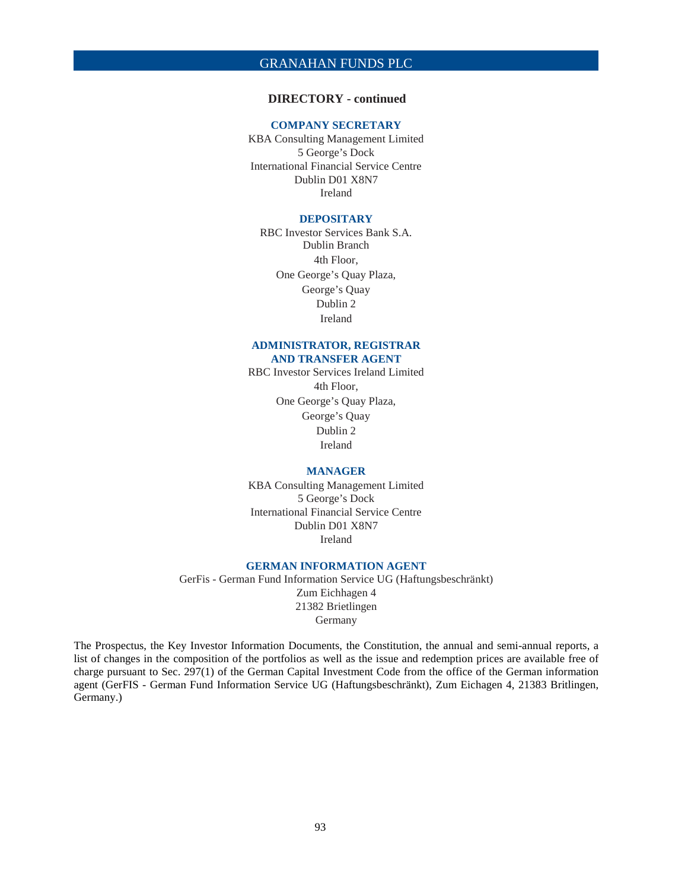## DIRECTORY - continued

### COMPANY SECRETARY

KBA Consulting Management Limited
5 George's Dock
International Financial Service Centre
Dublin D01 X8N7
Ireland

### DEPOSITARY

RBC Investor Services Bank S.A.
Dublin Branch
4th Floor,
One George's Quay Plaza,
George's Quay
Dublin 2
Ireland

### ADMINISTRATOR, REGISTRAR AND TRANSFER AGENT

RBC Investor Services Ireland Limited
4th Floor,
One George's Quay Plaza,
George's Quay
Dublin 2
Ireland

### MANAGER

KBA Consulting Management Limited
5 George's Dock
International Financial Service Centre
Dublin D01 X8N7
Ireland

### GERMAN INFORMATION AGENT

GerFis - German Fund Information Service UG (Haftungsbeschränkt)
Zum Eichhagen 4
21382 Brietlingen
Germany

The Prospectus, the Key Investor Information Documents, the Constitution, the annual and semi-annual reports, a list of changes in the composition of the portfolios as well as the issue and redemption prices are available free of charge pursuant to Sec. 297(1) of the German Capital Investment Code from the office of the German information agent (GerFIS - German Fund Information Service UG (Haftungsbeschränkt), Zum Eichagen 4, 21383 Britlingen, Germany.)